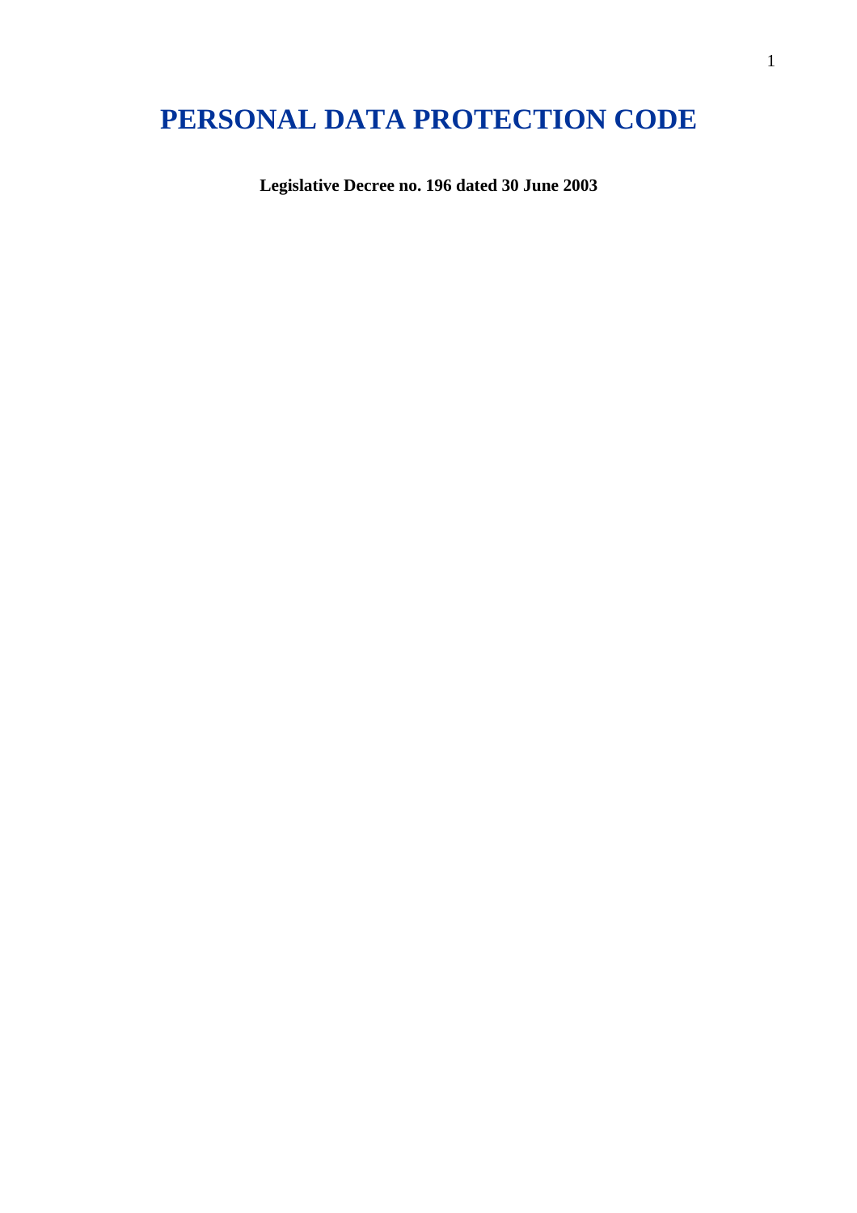# PERSONAL DATA PROTECTION CODE

**Legislative Decree no. 196 dated 30 June 2003**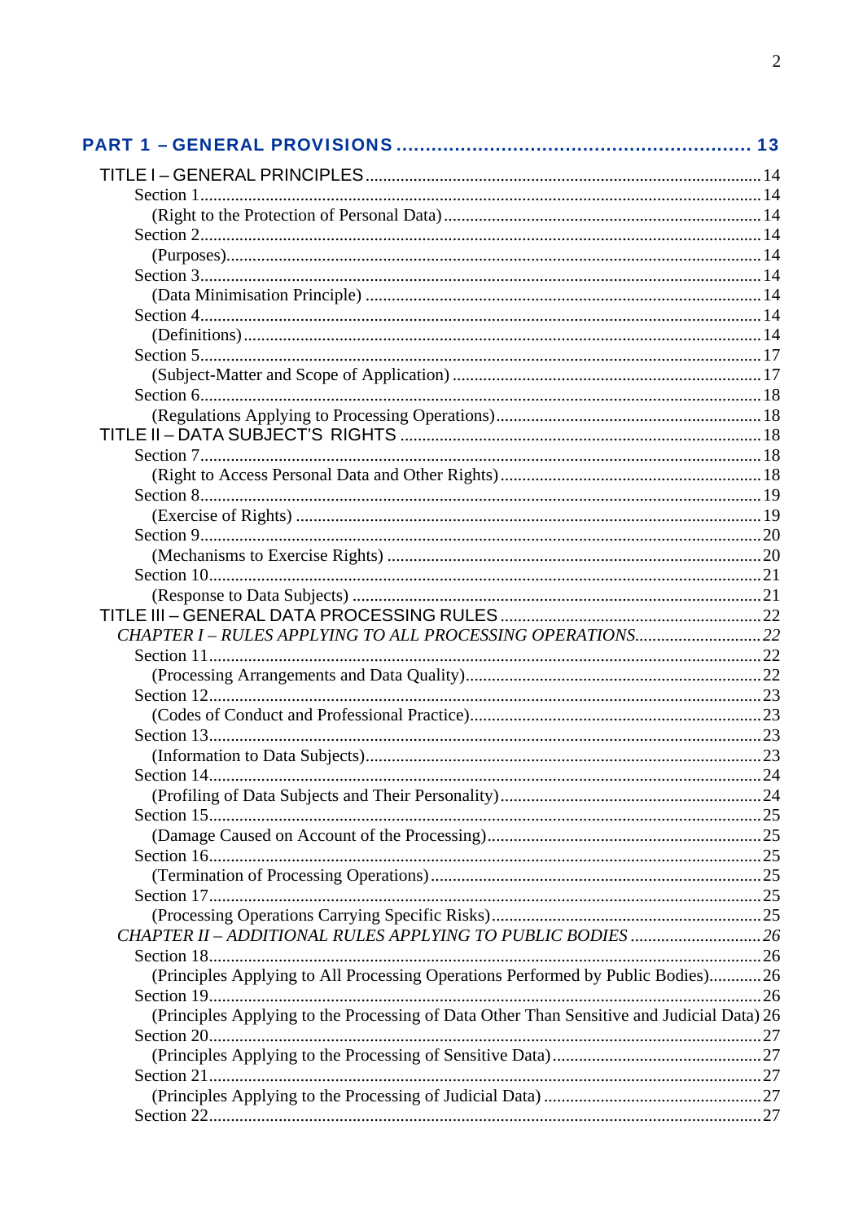**PART 1 – GENERAL PROVISIONS ............................................................ 13**

TITLE I – GENERAL PRINCIPLES .......................................................................... 14

Section 1 ................................................................................................................ 14

(Right to the Protection of Personal Data) ......................................................... 14

Section 2 ................................................................................................................ 14

(Purposes) ........................................................................................................... 14

Section 3 ................................................................................................................ 14

(Data Minimisation Principle) ............................................................................ 14

Section 4 ................................................................................................................ 14

(Definitions) ....................................................................................................... 14

Section 5 ................................................................................................................ 17

(Subject-Matter and Scope of Application) ....................................................... 17

Section 6 ................................................................................................................ 18

(Regulations Applying to Processing Operations) ............................................. 18

TITLE II – DATA SUBJECT'S RIGHTS ................................................................... 18

Section 7 ................................................................................................................ 18

(Right to Access Personal Data and Other Rights) ............................................ 18

Section 8 ................................................................................................................ 19

(Exercise of Rights) ........................................................................................... 19

Section 9 ................................................................................................................ 20

(Mechanisms to Exercise Rights) ...................................................................... 20

Section 10 .............................................................................................................. 21

(Response to Data Subjects) .............................................................................. 21

TITLE III – GENERAL DATA PROCESSING RULES ............................................ 22

*CHAPTER I – RULES APPLYING TO ALL PROCESSING OPERATIONS ............................ 22*

Section 11 .............................................................................................................. 22

(Processing Arrangements and Data Quality) .................................................... 22

Section 12 .............................................................................................................. 23

(Codes of Conduct and Professional Practice) ................................................... 23

Section 13 .............................................................................................................. 23

(Information to Data Subjects) ........................................................................... 23

Section 14 .............................................................................................................. 24

(Profiling of Data Subjects and Their Personality) ............................................ 24

Section 15 .............................................................................................................. 25

(Damage Caused on Account of the Processing) ............................................... 25

Section 16 .............................................................................................................. 25

(Termination of Processing Operations) ............................................................ 25

Section 17 .............................................................................................................. 25

(Processing Operations Carrying Specific Risks) .............................................. 25

*CHAPTER II – ADDITIONAL RULES APPLYING TO PUBLIC BODIES ............................ 26*

Section 18 .............................................................................................................. 26

(Principles Applying to All Processing Operations Performed by Public Bodies) ............ 26

Section 19 .............................................................................................................. 26

(Principles Applying to the Processing of Data Other Than Sensitive and Judicial Data) 26

Section 20 .............................................................................................................. 27

(Principles Applying to the Processing of Sensitive Data) ................................. 27

Section 21 .............................................................................................................. 27

(Principles Applying to the Processing of Judicial Data) .................................. 27

Section 22 .............................................................................................................. 27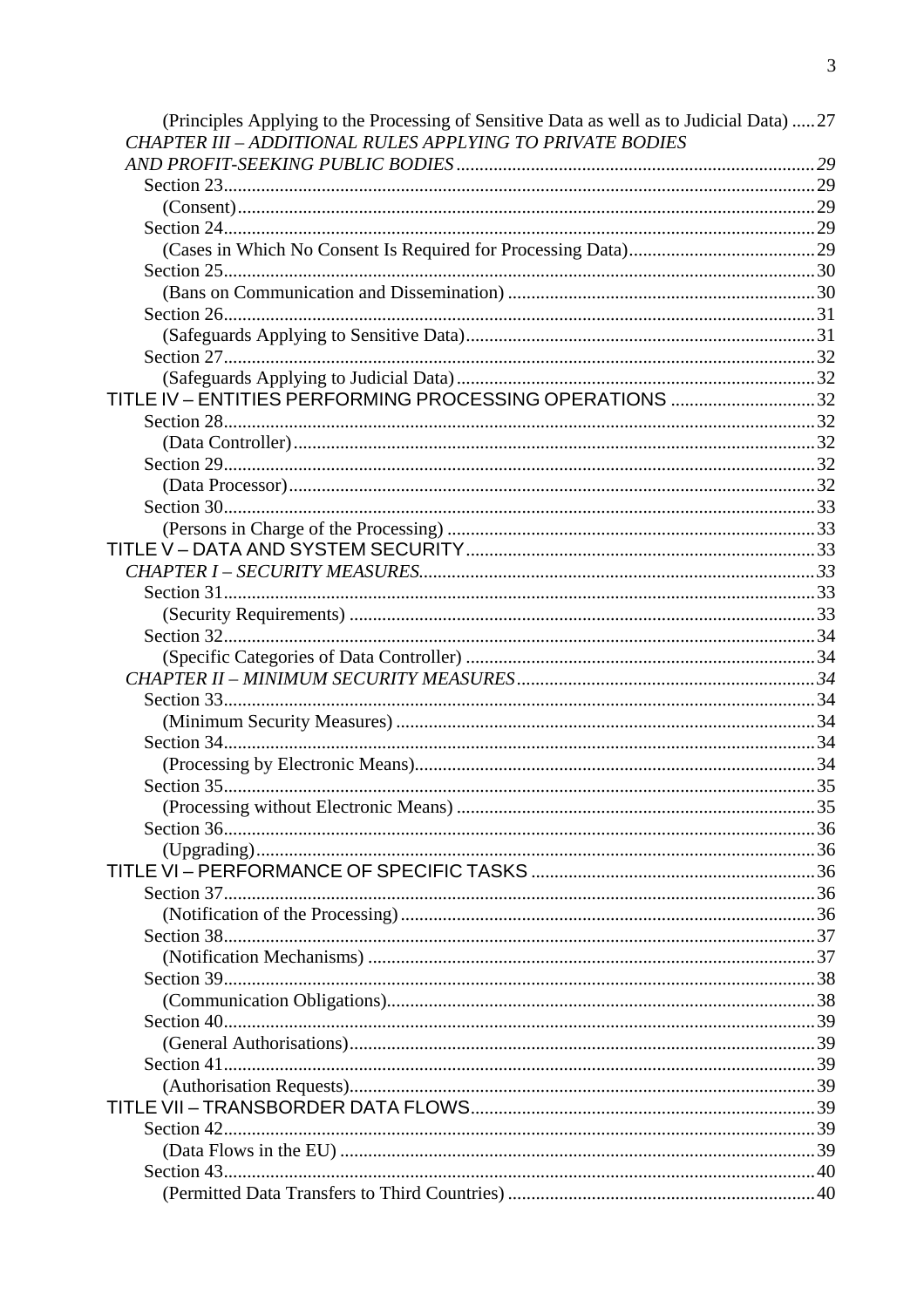(Principles Applying to the Processing of Sensitive Data as well as to Judicial Data) ..... 27

*CHAPTER III – ADDITIONAL RULES APPLYING TO PRIVATE BODIES AND PROFIT-SEEKING PUBLIC BODIES* ..... *29*

Section 23 ..... 29

(Consent) ..... 29

Section 24 ..... 29

(Cases in Which No Consent Is Required for Processing Data) ..... 29

Section 25 ..... 30

(Bans on Communication and Dissemination) ..... 30

Section 26 ..... 31

(Safeguards Applying to Sensitive Data) ..... 31

Section 27 ..... 32

(Safeguards Applying to Judicial Data) ..... 32

TITLE IV – ENTITIES PERFORMING PROCESSING OPERATIONS ..... 32

Section 28 ..... 32

(Data Controller) ..... 32

Section 29 ..... 32

(Data Processor) ..... 32

Section 30 ..... 33

(Persons in Charge of the Processing) ..... 33

TITLE V – DATA AND SYSTEM SECURITY ..... 33

*CHAPTER I – SECURITY MEASURES* ..... *33*

Section 31 ..... 33

(Security Requirements) ..... 33

Section 32 ..... 34

(Specific Categories of Data Controller) ..... 34

*CHAPTER II – MINIMUM SECURITY MEASURES* ..... *34*

Section 33 ..... 34

(Minimum Security Measures) ..... 34

Section 34 ..... 34

(Processing by Electronic Means) ..... 34

Section 35 ..... 35

(Processing without Electronic Means) ..... 35

Section 36 ..... 36

(Upgrading) ..... 36

TITLE VI – PERFORMANCE OF SPECIFIC TASKS ..... 36

Section 37 ..... 36

(Notification of the Processing) ..... 36

Section 38 ..... 37

(Notification Mechanisms) ..... 37

Section 39 ..... 38

(Communication Obligations) ..... 38

Section 40 ..... 39

(General Authorisations) ..... 39

Section 41 ..... 39

(Authorisation Requests) ..... 39

TITLE VII – TRANSBORDER DATA FLOWS ..... 39

Section 42 ..... 39

(Data Flows in the EU) ..... 39

Section 43 ..... 40

(Permitted Data Transfers to Third Countries) ..... 40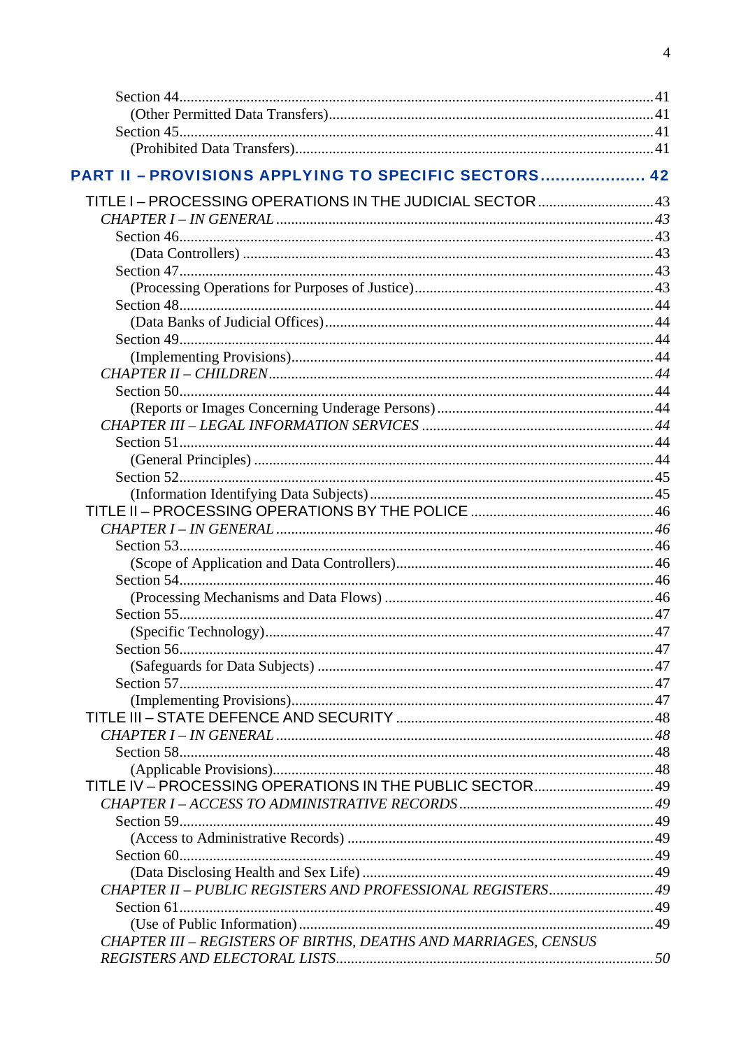Section 44 .......... 41
(Other Permitted Data Transfers) .......... 41
Section 45 .......... 41
(Prohibited Data Transfers) .......... 41

**PART II – PROVISIONS APPLYING TO SPECIFIC SECTORS .......... 42**

TITLE I – PROCESSING OPERATIONS IN THE JUDICIAL SECTOR .......... 43
*CHAPTER I – IN GENERAL .......... 43*
Section 46 .......... 43
(Data Controllers) .......... 43
Section 47 .......... 43
(Processing Operations for Purposes of Justice) .......... 43
Section 48 .......... 44
(Data Banks of Judicial Offices) .......... 44
Section 49 .......... 44
(Implementing Provisions) .......... 44
*CHAPTER II – CHILDREN .......... 44*
Section 50 .......... 44
(Reports or Images Concerning Underage Persons) .......... 44
*CHAPTER III – LEGAL INFORMATION SERVICES .......... 44*
Section 51 .......... 44
(General Principles) .......... 44
Section 52 .......... 45
(Information Identifying Data Subjects) .......... 45
TITLE II – PROCESSING OPERATIONS BY THE POLICE .......... 46
*CHAPTER I – IN GENERAL .......... 46*
Section 53 .......... 46
(Scope of Application and Data Controllers) .......... 46
Section 54 .......... 46
(Processing Mechanisms and Data Flows) .......... 46
Section 55 .......... 47
(Specific Technology) .......... 47
Section 56 .......... 47
(Safeguards for Data Subjects) .......... 47
Section 57 .......... 47
(Implementing Provisions) .......... 47
TITLE III – STATE DEFENCE AND SECURITY .......... 48
*CHAPTER I – IN GENERAL .......... 48*
Section 58 .......... 48
(Applicable Provisions) .......... 48
TITLE IV – PROCESSING OPERATIONS IN THE PUBLIC SECTOR .......... 49
*CHAPTER I – ACCESS TO ADMINISTRATIVE RECORDS .......... 49*
Section 59 .......... 49
(Access to Administrative Records) .......... 49
Section 60 .......... 49
(Data Disclosing Health and Sex Life) .......... 49
*CHAPTER II – PUBLIC REGISTERS AND PROFESSIONAL REGISTERS .......... 49*
Section 61 .......... 49
(Use of Public Information) .......... 49
*CHAPTER III – REGISTERS OF BIRTHS, DEATHS AND MARRIAGES, CENSUS REGISTERS AND ELECTORAL LISTS .......... 50*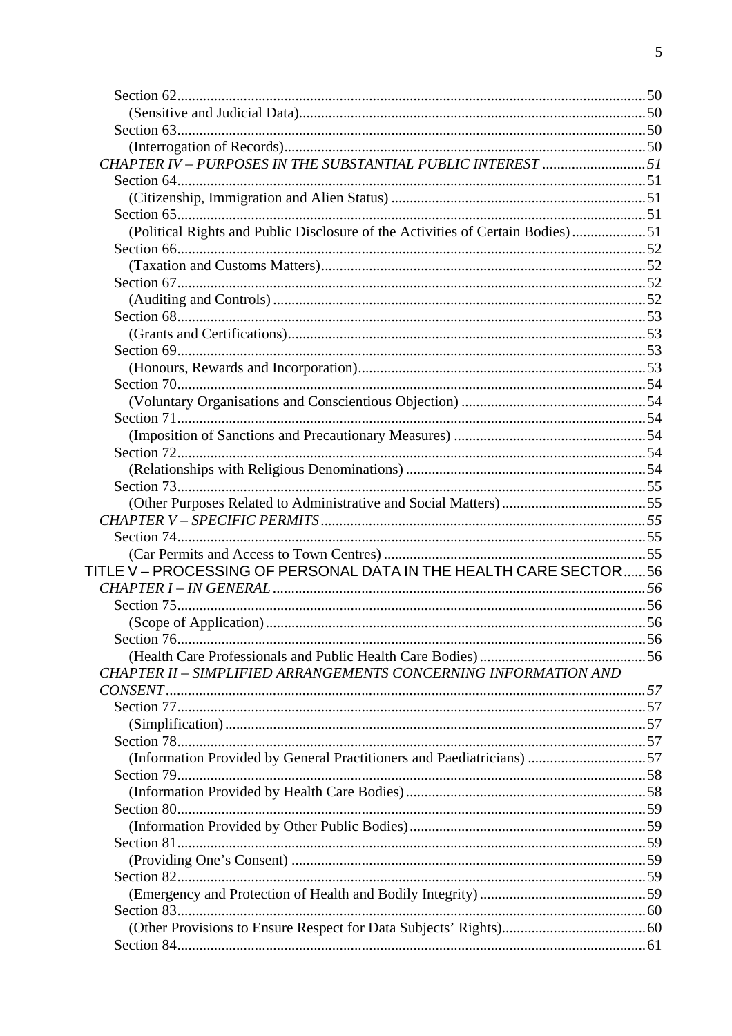Section 62 .......... 50
(Sensitive and Judicial Data) .......... 50
Section 63 .......... 50
(Interrogation of Records) .......... 50
*CHAPTER IV – PURPOSES IN THE SUBSTANTIAL PUBLIC INTEREST* .......... *51*
Section 64 .......... 51
(Citizenship, Immigration and Alien Status) .......... 51
Section 65 .......... 51
(Political Rights and Public Disclosure of the Activities of Certain Bodies) .......... 51
Section 66 .......... 52
(Taxation and Customs Matters) .......... 52
Section 67 .......... 52
(Auditing and Controls) .......... 52
Section 68 .......... 53
(Grants and Certifications) .......... 53
Section 69 .......... 53
(Honours, Rewards and Incorporation) .......... 53
Section 70 .......... 54
(Voluntary Organisations and Conscientious Objection) .......... 54
Section 71 .......... 54
(Imposition of Sanctions and Precautionary Measures) .......... 54
Section 72 .......... 54
(Relationships with Religious Denominations) .......... 54
Section 73 .......... 55
(Other Purposes Related to Administrative and Social Matters) .......... 55
*CHAPTER V – SPECIFIC PERMITS* .......... *55*
Section 74 .......... 55
(Car Permits and Access to Town Centres) .......... 55
TITLE V – PROCESSING OF PERSONAL DATA IN THE HEALTH CARE SECTOR .......... 56
*CHAPTER I – IN GENERAL* .......... *56*
Section 75 .......... 56
(Scope of Application) .......... 56
Section 76 .......... 56
(Health Care Professionals and Public Health Care Bodies) .......... 56
*CHAPTER II – SIMPLIFIED ARRANGEMENTS CONCERNING INFORMATION AND CONSENT* .......... *57*
Section 77 .......... 57
(Simplification) .......... 57
Section 78 .......... 57
(Information Provided by General Practitioners and Paediatricians) .......... 57
Section 79 .......... 58
(Information Provided by Health Care Bodies) .......... 58
Section 80 .......... 59
(Information Provided by Other Public Bodies) .......... 59
Section 81 .......... 59
(Providing One's Consent) .......... 59
Section 82 .......... 59
(Emergency and Protection of Health and Bodily Integrity) .......... 59
Section 83 .......... 60
(Other Provisions to Ensure Respect for Data Subjects' Rights) .......... 60
Section 84 .......... 61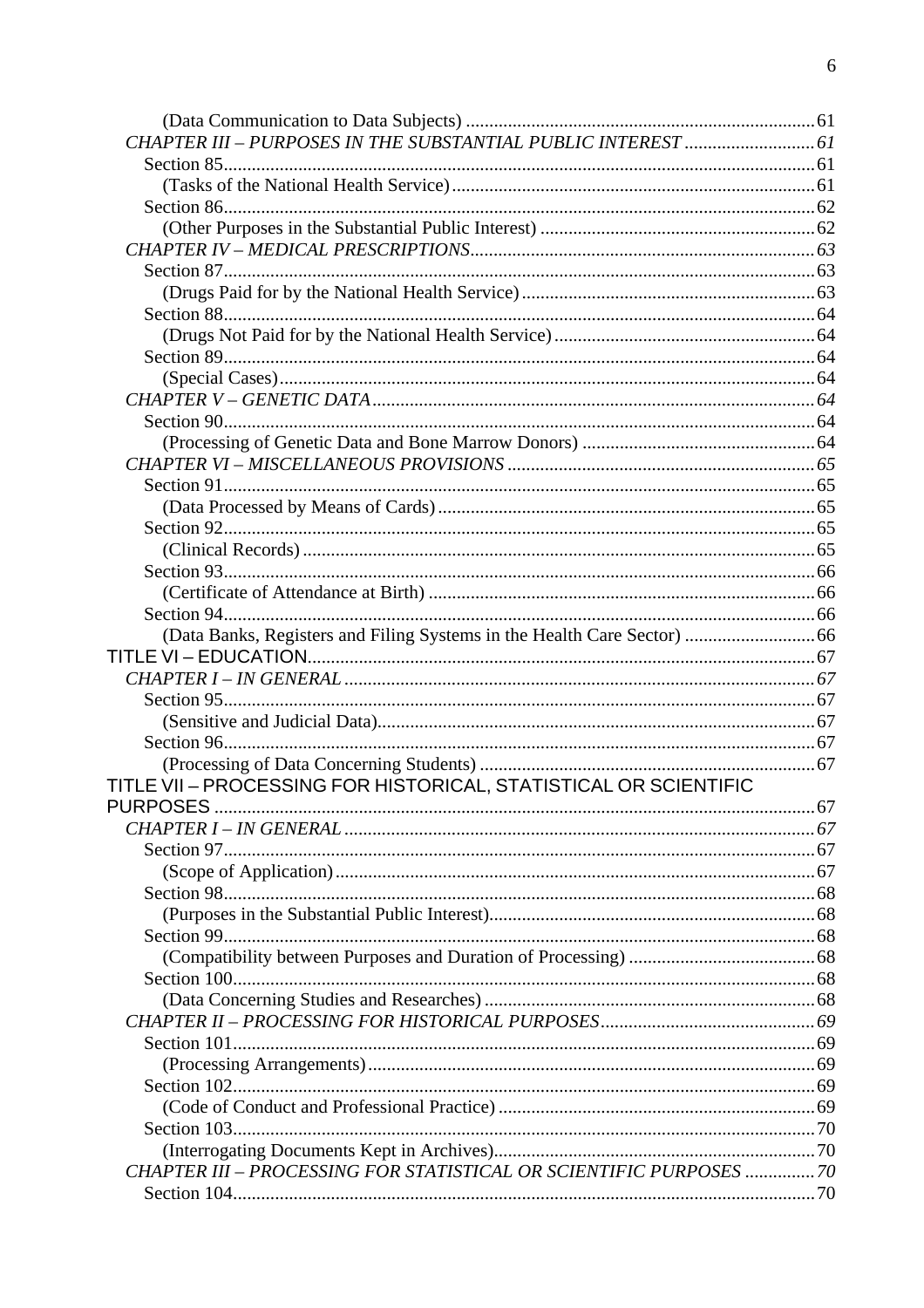(Data Communication to Data Subjects) ... 61

*CHAPTER III – PURPOSES IN THE SUBSTANTIAL PUBLIC INTEREST* ... *61*

Section 85 ... 61

(Tasks of the National Health Service) ... 61

Section 86 ... 62

(Other Purposes in the Substantial Public Interest) ... 62

*CHAPTER IV – MEDICAL PRESCRIPTIONS* ... *63*

Section 87 ... 63

(Drugs Paid for by the National Health Service) ... 63

Section 88 ... 64

(Drugs Not Paid for by the National Health Service) ... 64

Section 89 ... 64

(Special Cases) ... 64

*CHAPTER V – GENETIC DATA* ... *64*

Section 90 ... 64

(Processing of Genetic Data and Bone Marrow Donors) ... 64

*CHAPTER VI – MISCELLANEOUS PROVISIONS* ... *65*

Section 91 ... 65

(Data Processed by Means of Cards) ... 65

Section 92 ... 65

(Clinical Records) ... 65

Section 93 ... 66

(Certificate of Attendance at Birth) ... 66

Section 94 ... 66

(Data Banks, Registers and Filing Systems in the Health Care Sector) ... 66

TITLE VI – EDUCATION ... 67

*CHAPTER I – IN GENERAL* ... *67*

Section 95 ... 67

(Sensitive and Judicial Data) ... 67

Section 96 ... 67

(Processing of Data Concerning Students) ... 67

TITLE VII – PROCESSING FOR HISTORICAL, STATISTICAL OR SCIENTIFIC PURPOSES ... 67

*CHAPTER I – IN GENERAL* ... *67*

Section 97 ... 67

(Scope of Application) ... 67

Section 98 ... 68

(Purposes in the Substantial Public Interest) ... 68

Section 99 ... 68

(Compatibility between Purposes and Duration of Processing) ... 68

Section 100 ... 68

(Data Concerning Studies and Researches) ... 68

*CHAPTER II – PROCESSING FOR HISTORICAL PURPOSES* ... *69*

Section 101 ... 69

(Processing Arrangements) ... 69

Section 102 ... 69

(Code of Conduct and Professional Practice) ... 69

Section 103 ... 70

(Interrogating Documents Kept in Archives) ... 70

*CHAPTER III – PROCESSING FOR STATISTICAL OR SCIENTIFIC PURPOSES* ... *70*

Section 104 ... 70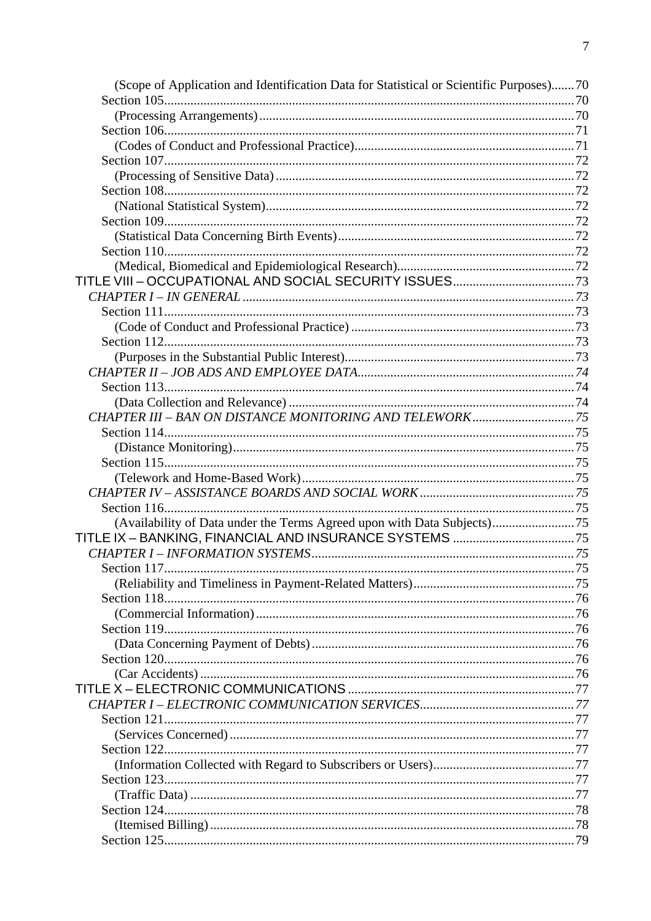(Scope of Application and Identification Data for Statistical or Scientific Purposes) ....... 70
Section 105 ....... 70
(Processing Arrangements) ....... 70
Section 106 ....... 71
(Codes of Conduct and Professional Practice) ....... 71
Section 107 ....... 72
(Processing of Sensitive Data) ....... 72
Section 108 ....... 72
(National Statistical System) ....... 72
Section 109 ....... 72
(Statistical Data Concerning Birth Events) ....... 72
Section 110 ....... 72
(Medical, Biomedical and Epidemiological Research) ....... 72
TITLE VIII – OCCUPATIONAL AND SOCIAL SECURITY ISSUES ....... 73
*CHAPTER I – IN GENERAL ....... 73*
Section 111 ....... 73
(Code of Conduct and Professional Practice) ....... 73
Section 112 ....... 73
(Purposes in the Substantial Public Interest) ....... 73
*CHAPTER II – JOB ADS AND EMPLOYEE DATA ....... 74*
Section 113 ....... 74
(Data Collection and Relevance) ....... 74
*CHAPTER III – BAN ON DISTANCE MONITORING AND TELEWORK ....... 75*
Section 114 ....... 75
(Distance Monitoring) ....... 75
Section 115 ....... 75
(Telework and Home-Based Work) ....... 75
*CHAPTER IV – ASSISTANCE BOARDS AND SOCIAL WORK ....... 75*
Section 116 ....... 75
(Availability of Data under the Terms Agreed upon with Data Subjects) ....... 75
TITLE IX – BANKING, FINANCIAL AND INSURANCE SYSTEMS ....... 75
*CHAPTER I – INFORMATION SYSTEMS ....... 75*
Section 117 ....... 75
(Reliability and Timeliness in Payment-Related Matters) ....... 75
Section 118 ....... 76
(Commercial Information) ....... 76
Section 119 ....... 76
(Data Concerning Payment of Debts) ....... 76
Section 120 ....... 76
(Car Accidents) ....... 76
TITLE X – ELECTRONIC COMMUNICATIONS ....... 77
*CHAPTER I – ELECTRONIC COMMUNICATION SERVICES ....... 77*
Section 121 ....... 77
(Services Concerned) ....... 77
Section 122 ....... 77
(Information Collected with Regard to Subscribers or Users) ....... 77
Section 123 ....... 77
(Traffic Data) ....... 77
Section 124 ....... 78
(Itemised Billing) ....... 78
Section 125 ....... 79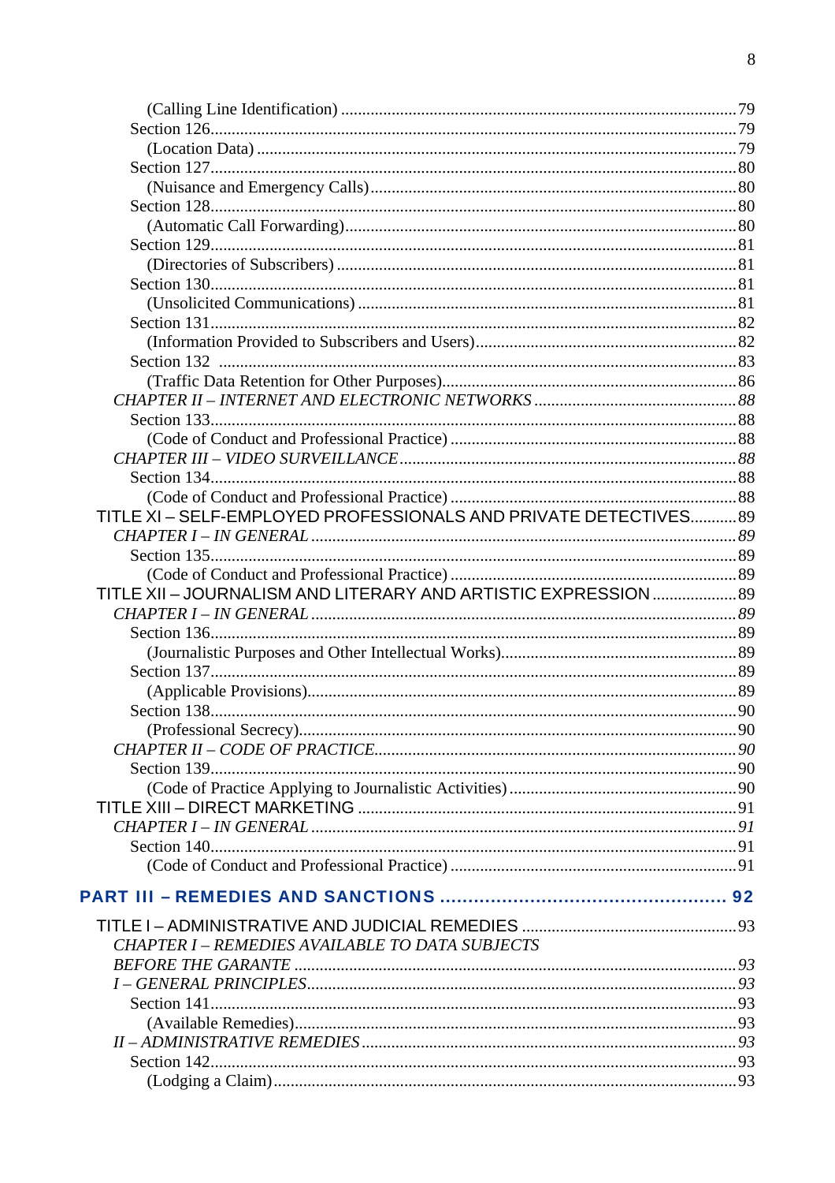(Calling Line Identification) ........................................................................ 79
Section 126 ................................................................................................ 79
(Location Data) .......................................................................................... 79
Section 127 ................................................................................................ 80
(Nuisance and Emergency Calls) ............................................................... 80
Section 128 ................................................................................................ 80
(Automatic Call Forwarding) ..................................................................... 80
Section 129 ................................................................................................ 81
(Directories of Subscribers) ....................................................................... 81
Section 130 ................................................................................................ 81
(Unsolicited Communications) .................................................................. 81
Section 131 ................................................................................................ 82
(Information Provided to Subscribers and Users) ...................................... 82
Section 132 ................................................................................................ 83
(Traffic Data Retention for Other Purposes) .............................................. 86
*CHAPTER II – INTERNET AND ELECTRONIC NETWORKS ............................ 88*
Section 133 ................................................................................................ 88
(Code of Conduct and Professional Practice) ............................................. 88
*CHAPTER III – VIDEO SURVEILLANCE ........................................................ 88*
Section 134 ................................................................................................ 88
(Code of Conduct and Professional Practice) ............................................. 88
TITLE XI – SELF-EMPLOYED PROFESSIONALS AND PRIVATE DETECTIVES ........... 89
*CHAPTER I – IN GENERAL ............................................................................ 89*
Section 135 ................................................................................................ 89
(Code of Conduct and Professional Practice) ............................................. 89
TITLE XII – JOURNALISM AND LITERARY AND ARTISTIC EXPRESSION ................... 89
*CHAPTER I – IN GENERAL ............................................................................ 89*
Section 136 ................................................................................................ 89
(Journalistic Purposes and Other Intellectual Works) ................................ 89
Section 137 ................................................................................................ 89
(Applicable Provisions) .............................................................................. 89
Section 138 ................................................................................................ 90
(Professional Secrecy) ................................................................................ 90
*CHAPTER II – CODE OF PRACTICE ............................................................... 90*
Section 139 ................................................................................................ 90
(Code of Practice Applying to Journalistic Activities) ................................ 90
TITLE XIII – DIRECT MARKETING .................................................................... 91
*CHAPTER I – IN GENERAL ............................................................................ 91*
Section 140 ................................................................................................ 91
(Code of Conduct and Professional Practice) ............................................. 91

**PART III – REMEDIES AND SANCTIONS ................................................ 92**

TITLE I – ADMINISTRATIVE AND JUDICIAL REMEDIES ...................................... 93
*CHAPTER I – REMEDIES AVAILABLE TO DATA SUBJECTS BEFORE THE GARANTE ........................................................................................ 93*
*I – GENERAL PRINCIPLES .............................................................................. 93*
Section 141 ................................................................................................ 93
(Available Remedies) .................................................................................. 93
*II – ADMINISTRATIVE REMEDIES ................................................................... 93*
Section 142 ................................................................................................ 93
(Lodging a Claim) ...................................................................................... 93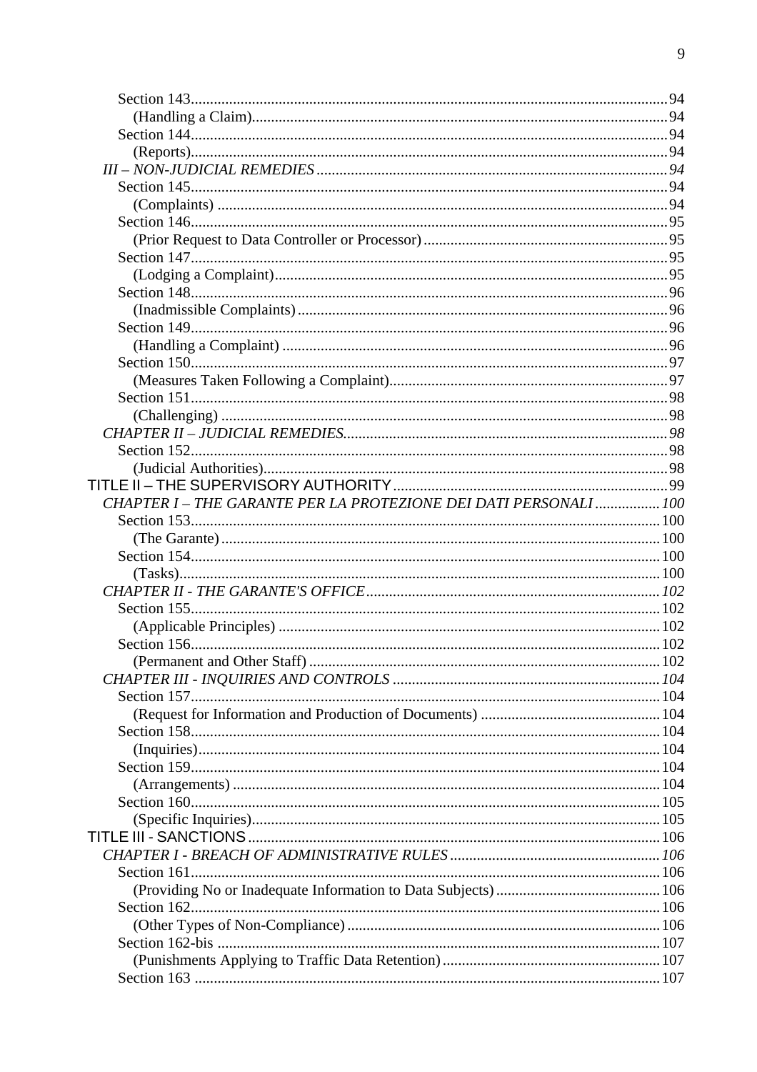Section 143 .......... 94
(Handling a Claim) .......... 94
Section 144 .......... 94
(Reports) .......... 94
*III – NON-JUDICIAL REMEDIES* .......... *94*
Section 145 .......... 94
(Complaints) .......... 94
Section 146 .......... 95
(Prior Request to Data Controller or Processor) .......... 95
Section 147 .......... 95
(Lodging a Complaint) .......... 95
Section 148 .......... 96
(Inadmissible Complaints) .......... 96
Section 149 .......... 96
(Handling a Complaint) .......... 96
Section 150 .......... 97
(Measures Taken Following a Complaint) .......... 97
Section 151 .......... 98
(Challenging) .......... 98
*CHAPTER II – JUDICIAL REMEDIES* .......... *98*
Section 152 .......... 98
(Judicial Authorities) .......... 98
TITLE II – THE SUPERVISORY AUTHORITY .......... 99
*CHAPTER I – THE GARANTE PER LA PROTEZIONE DEI DATI PERSONALI* .......... *100*
Section 153 .......... 100
(The Garante) .......... 100
Section 154 .......... 100
(Tasks) .......... 100
*CHAPTER II - THE GARANTE'S OFFICE* .......... *102*
Section 155 .......... 102
(Applicable Principles) .......... 102
Section 156 .......... 102
(Permanent and Other Staff) .......... 102
*CHAPTER III - INQUIRIES AND CONTROLS* .......... *104*
Section 157 .......... 104
(Request for Information and Production of Documents) .......... 104
Section 158 .......... 104
(Inquiries) .......... 104
Section 159 .......... 104
(Arrangements) .......... 104
Section 160 .......... 105
(Specific Inquiries) .......... 105
TITLE III - SANCTIONS .......... 106
*CHAPTER I - BREACH OF ADMINISTRATIVE RULES* .......... *106*
Section 161 .......... 106
(Providing No or Inadequate Information to Data Subjects) .......... 106
Section 162 .......... 106
(Other Types of Non-Compliance) .......... 106
Section 162-bis .......... 107
(Punishments Applying to Traffic Data Retention) .......... 107
Section 163 .......... 107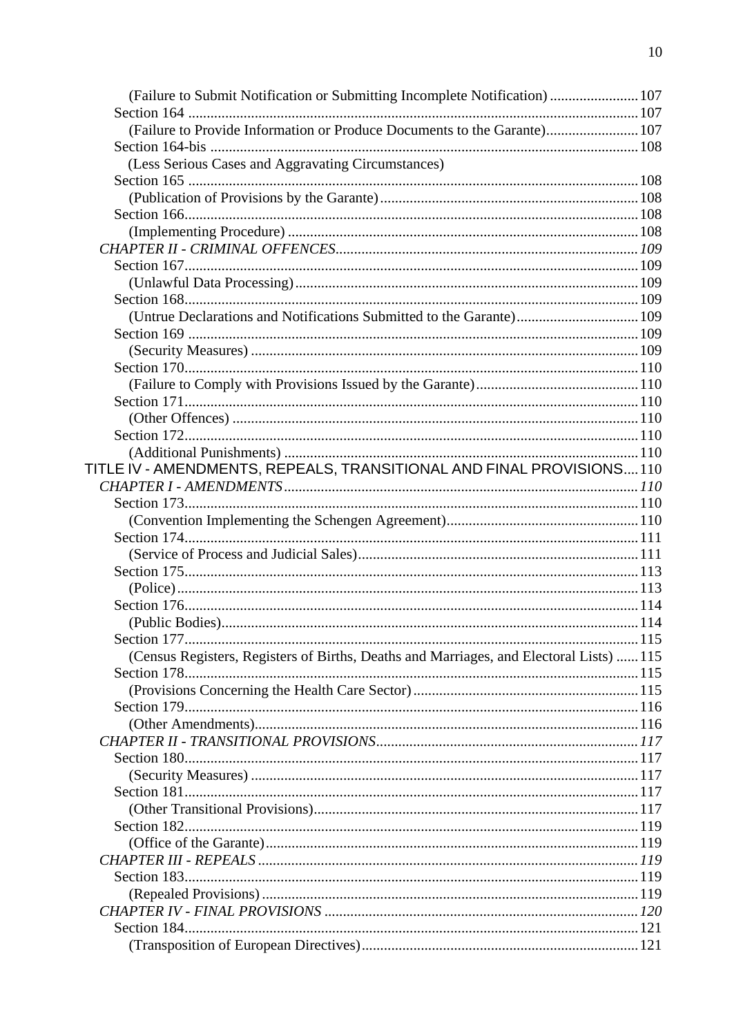(Failure to Submit Notification or Submitting Incomplete Notification) ........................ 107
Section 164 ......................................................................................................... 107
(Failure to Provide Information or Produce Documents to the Garante)......................... 107
Section 164-bis .................................................................................................. 108
(Less Serious Cases and Aggravating Circumstances)
Section 165 ........................................................................................................ 108
(Publication of Provisions by the Garante)..................................................................... 108
Section 166......................................................................................................... 108
(Implementing Procedure) ............................................................................................ 108
*CHAPTER II - CRIMINAL OFFENCES.................................................................................. 109*
Section 167......................................................................................................... 109
(Unlawful Data Processing)............................................................................................ 109
Section 168......................................................................................................... 109
(Untrue Declarations and Notifications Submitted to the Garante)................................ 109
Section 169 ........................................................................................................ 109
(Security Measures) ....................................................................................................... 109
Section 170......................................................................................................... 110
(Failure to Comply with Provisions Issued by the Garante)............................................ 110
Section 171......................................................................................................... 110
(Other Offences) ............................................................................................................ 110
Section 172......................................................................................................... 110
(Additional Punishments) .............................................................................................. 110

TITLE IV - AMENDMENTS, REPEALS, TRANSITIONAL AND FINAL PROVISIONS.... 110

*CHAPTER I - AMENDMENTS............................................................................................. 110*
Section 173......................................................................................................... 110
(Convention Implementing the Schengen Agreement)................................................... 110
Section 174......................................................................................................... 111
(Service of Process and Judicial Sales)........................................................................... 111
Section 175......................................................................................................... 113
(Police).......................................................................................................................... 113
Section 176......................................................................................................... 114
(Public Bodies)............................................................................................................... 114
Section 177......................................................................................................... 115
(Census Registers, Registers of Births, Deaths and Marriages, and Electoral Lists) ...... 115
Section 178......................................................................................................... 115
(Provisions Concerning the Health Care Sector)............................................................ 115
Section 179......................................................................................................... 116
(Other Amendments)...................................................................................................... 116
*CHAPTER II - TRANSITIONAL PROVISIONS...................................................................... 117*
Section 180......................................................................................................... 117
(Security Measures) ....................................................................................................... 117
Section 181......................................................................................................... 117
(Other Transitional Provisions)...................................................................................... 117
Section 182......................................................................................................... 119
(Office of the Garante)................................................................................................... 119
*CHAPTER III - REPEALS .................................................................................................... 119*
Section 183......................................................................................................... 119
(Repealed Provisions) .................................................................................................... 119
*CHAPTER IV - FINAL PROVISIONS ................................................................................... 120*
Section 184......................................................................................................... 121
(Transposition of European Directives).......................................................................... 121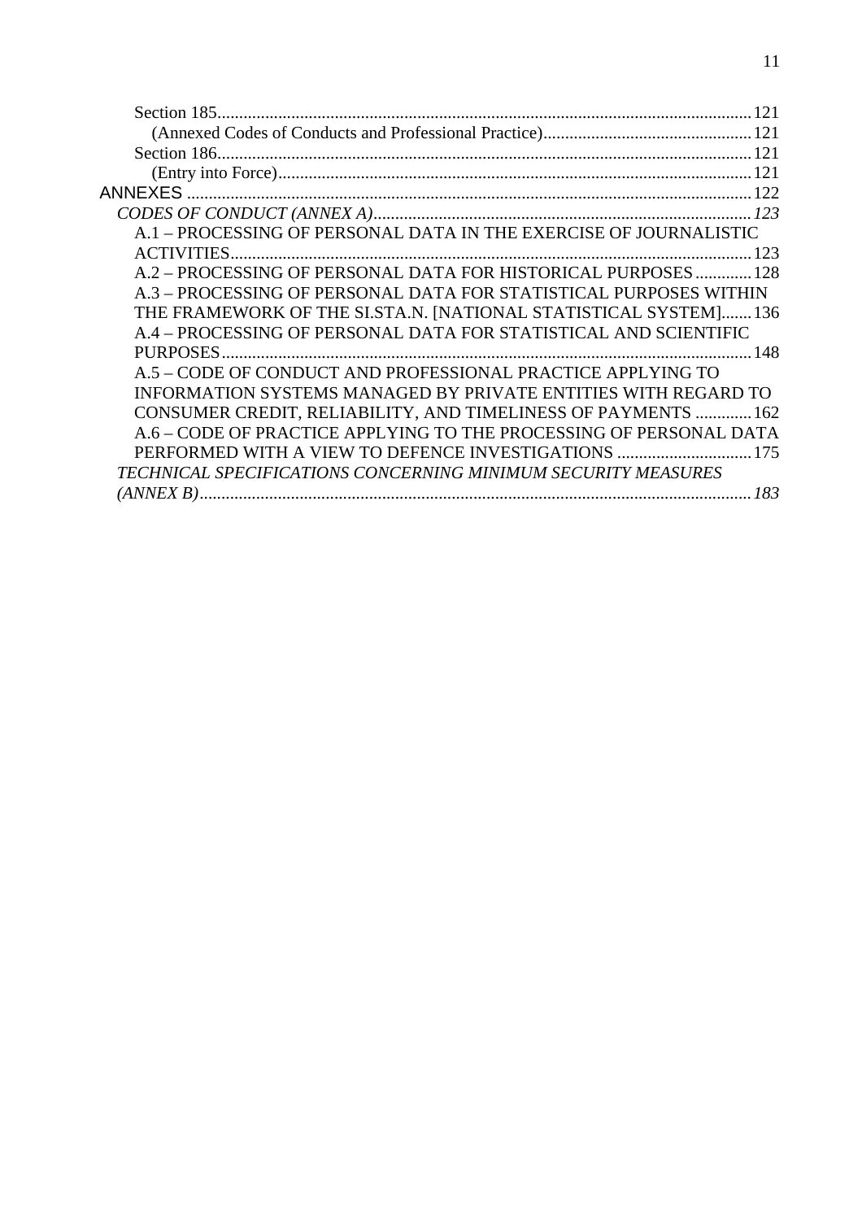Section 185 ........ 121

(Annexed Codes of Conducts and Professional Practice) ........ 121

Section 186 ........ 121

(Entry into Force) ........ 121

ANNEXES ........ 122

*CODES OF CONDUCT (ANNEX A) ........ 123*

A.1 – PROCESSING OF PERSONAL DATA IN THE EXERCISE OF JOURNALISTIC ACTIVITIES ........ 123

A.2 – PROCESSING OF PERSONAL DATA FOR HISTORICAL PURPOSES ........ 128

A.3 – PROCESSING OF PERSONAL DATA FOR STATISTICAL PURPOSES WITHIN THE FRAMEWORK OF THE SI.STA.N. [NATIONAL STATISTICAL SYSTEM] ........ 136

A.4 – PROCESSING OF PERSONAL DATA FOR STATISTICAL AND SCIENTIFIC PURPOSES ........ 148

A.5 – CODE OF CONDUCT AND PROFESSIONAL PRACTICE APPLYING TO INFORMATION SYSTEMS MANAGED BY PRIVATE ENTITIES WITH REGARD TO CONSUMER CREDIT, RELIABILITY, AND TIMELINESS OF PAYMENTS ........ 162

A.6 – CODE OF PRACTICE APPLYING TO THE PROCESSING OF PERSONAL DATA PERFORMED WITH A VIEW TO DEFENCE INVESTIGATIONS ........ 175

*TECHNICAL SPECIFICATIONS CONCERNING MINIMUM SECURITY MEASURES (ANNEX B) ........ 183*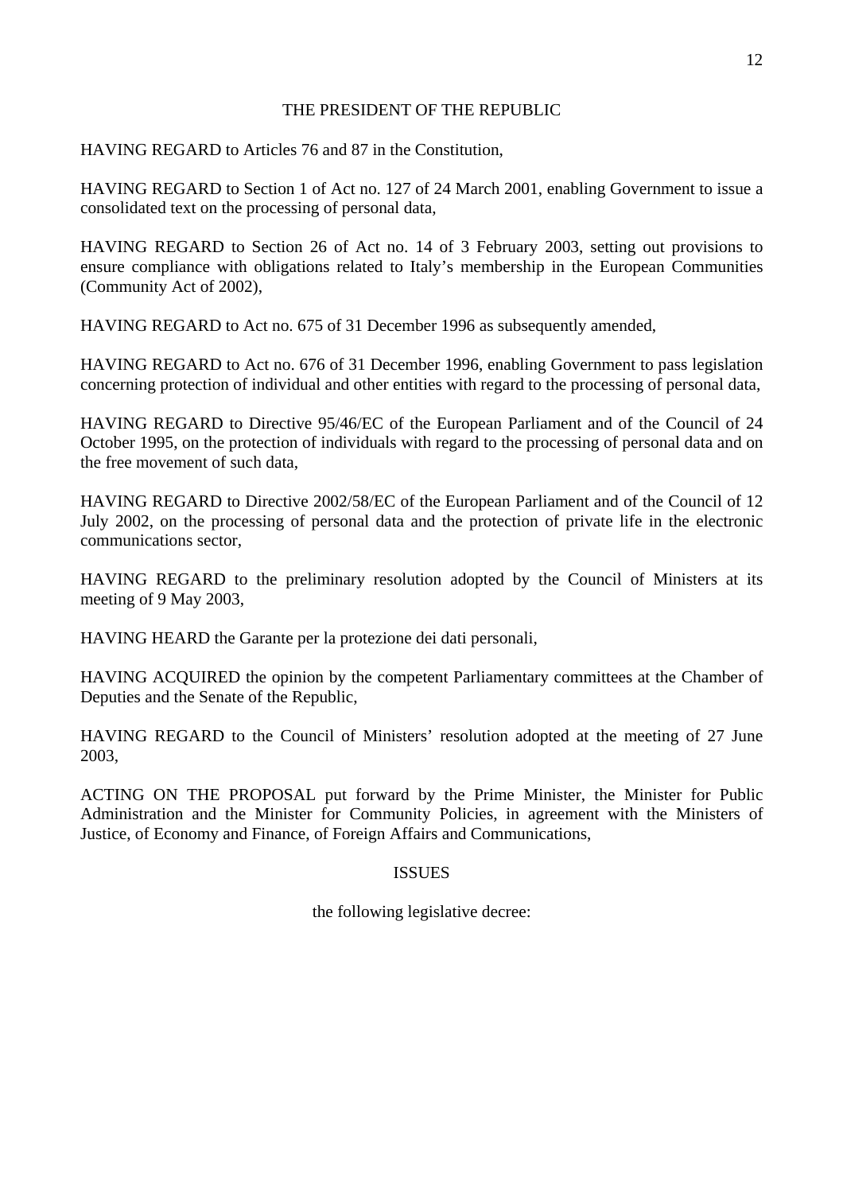THE PRESIDENT OF THE REPUBLIC

HAVING REGARD to Articles 76 and 87 in the Constitution,

HAVING REGARD to Section 1 of Act no. 127 of 24 March 2001, enabling Government to issue a consolidated text on the processing of personal data,

HAVING REGARD to Section 26 of Act no. 14 of 3 February 2003, setting out provisions to ensure compliance with obligations related to Italy's membership in the European Communities (Community Act of 2002),

HAVING REGARD to Act no. 675 of 31 December 1996 as subsequently amended,

HAVING REGARD to Act no. 676 of 31 December 1996, enabling Government to pass legislation concerning protection of individual and other entities with regard to the processing of personal data,

HAVING REGARD to Directive 95/46/EC of the European Parliament and of the Council of 24 October 1995, on the protection of individuals with regard to the processing of personal data and on the free movement of such data,

HAVING REGARD to Directive 2002/58/EC of the European Parliament and of the Council of 12 July 2002, on the processing of personal data and the protection of private life in the electronic communications sector,

HAVING REGARD to the preliminary resolution adopted by the Council of Ministers at its meeting of 9 May 2003,

HAVING HEARD the Garante per la protezione dei dati personali,

HAVING ACQUIRED the opinion by the competent Parliamentary committees at the Chamber of Deputies and the Senate of the Republic,

HAVING REGARD to the Council of Ministers' resolution adopted at the meeting of 27 June 2003,

ACTING ON THE PROPOSAL put forward by the Prime Minister, the Minister for Public Administration and the Minister for Community Policies, in agreement with the Ministers of Justice, of Economy and Finance, of Foreign Affairs and Communications,

ISSUES

the following legislative decree: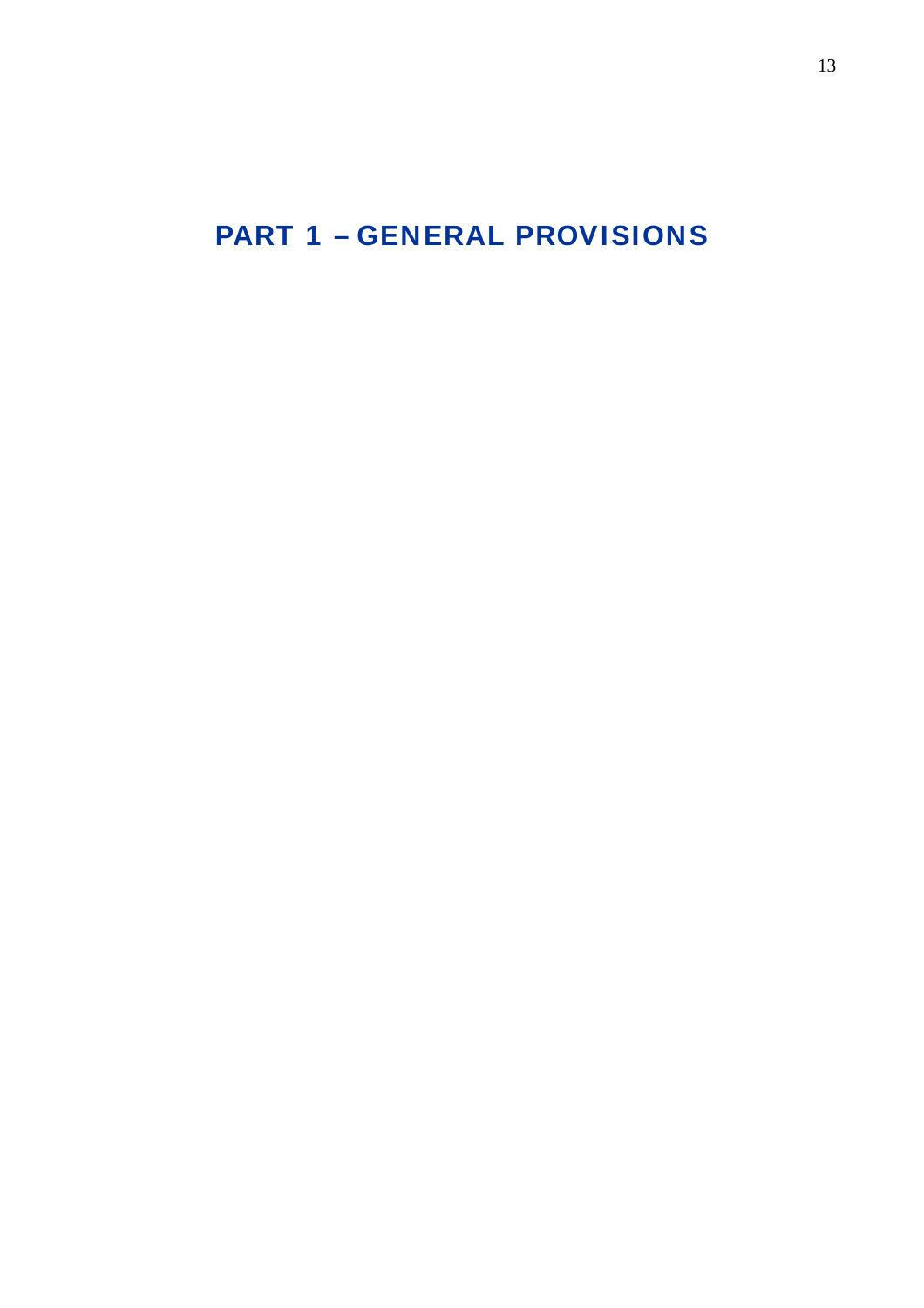# PART 1 – GENERAL PROVISIONS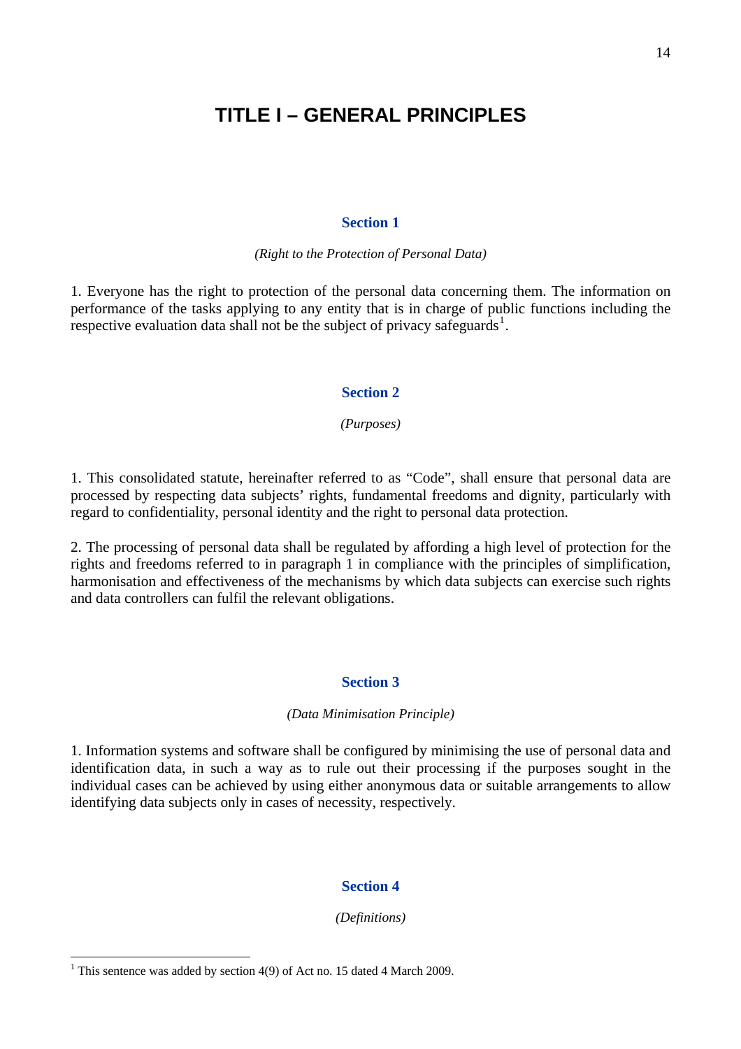# TITLE I – GENERAL PRINCIPLES

## Section 1

*(Right to the Protection of Personal Data)*

1. Everyone has the right to protection of the personal data concerning them. The information on performance of the tasks applying to any entity that is in charge of public functions including the respective evaluation data shall not be the subject of privacy safeguards[1].

## Section 2

*(Purposes)*

1. This consolidated statute, hereinafter referred to as "Code", shall ensure that personal data are processed by respecting data subjects' rights, fundamental freedoms and dignity, particularly with regard to confidentiality, personal identity and the right to personal data protection.

2. The processing of personal data shall be regulated by affording a high level of protection for the rights and freedoms referred to in paragraph 1 in compliance with the principles of simplification, harmonisation and effectiveness of the mechanisms by which data subjects can exercise such rights and data controllers can fulfil the relevant obligations.

## Section 3

*(Data Minimisation Principle)*

1. Information systems and software shall be configured by minimising the use of personal data and identification data, in such a way as to rule out their processing if the purposes sought in the individual cases can be achieved by using either anonymous data or suitable arrangements to allow identifying data subjects only in cases of necessity, respectively.

## Section 4

*(Definitions)*

---

[1] This sentence was added by section 4(9) of Act no. 15 dated 4 March 2009.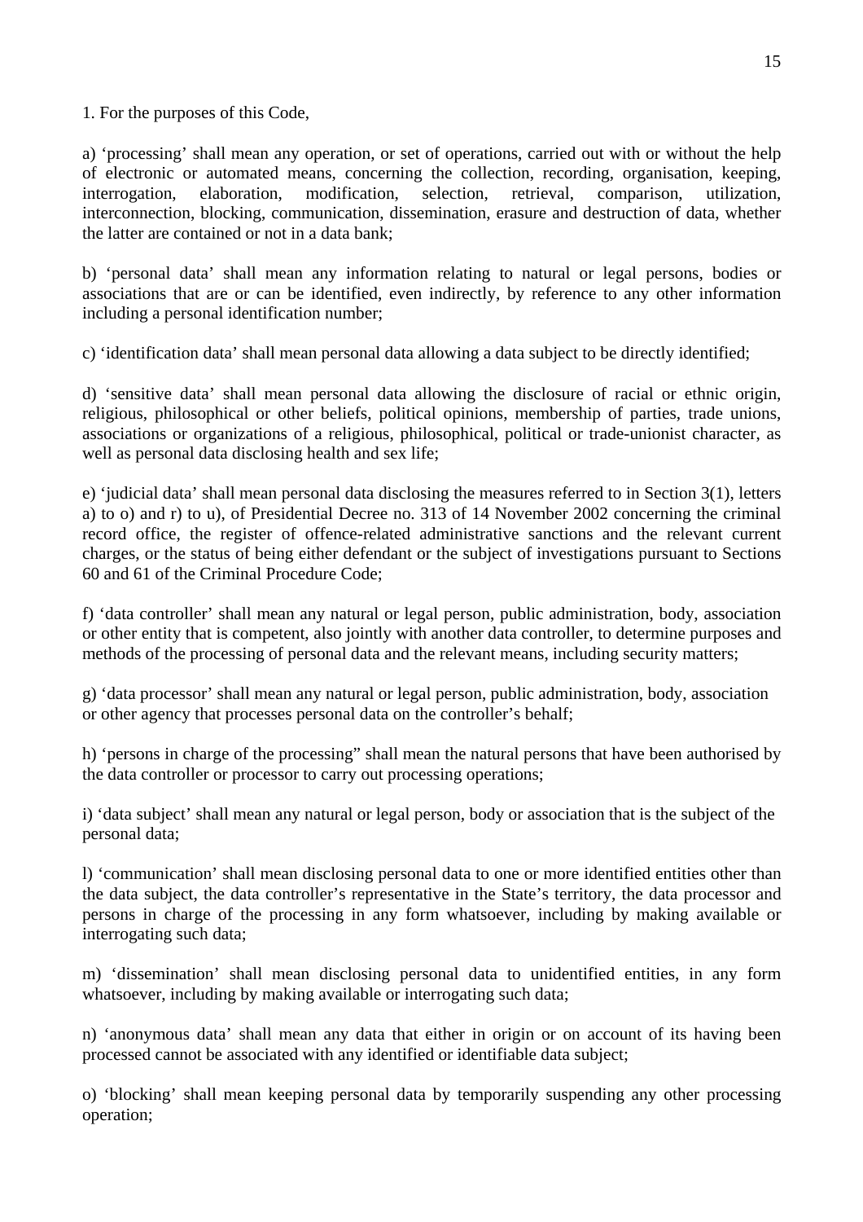1. For the purposes of this Code,

a) ‘processing’ shall mean any operation, or set of operations, carried out with or without the help of electronic or automated means, concerning the collection, recording, organisation, keeping, interrogation, elaboration, modification, selection, retrieval, comparison, utilization, interconnection, blocking, communication, dissemination, erasure and destruction of data, whether the latter are contained or not in a data bank;

b) ‘personal data’ shall mean any information relating to natural or legal persons, bodies or associations that are or can be identified, even indirectly, by reference to any other information including a personal identification number;

c) ‘identification data’ shall mean personal data allowing a data subject to be directly identified;

d) ‘sensitive data’ shall mean personal data allowing the disclosure of racial or ethnic origin, religious, philosophical or other beliefs, political opinions, membership of parties, trade unions, associations or organizations of a religious, philosophical, political or trade-unionist character, as well as personal data disclosing health and sex life;

e) ‘judicial data’ shall mean personal data disclosing the measures referred to in Section 3(1), letters a) to o) and r) to u), of Presidential Decree no. 313 of 14 November 2002 concerning the criminal record office, the register of offence-related administrative sanctions and the relevant current charges, or the status of being either defendant or the subject of investigations pursuant to Sections 60 and 61 of the Criminal Procedure Code;

f) ‘data controller’ shall mean any natural or legal person, public administration, body, association or other entity that is competent, also jointly with another data controller, to determine purposes and methods of the processing of personal data and the relevant means, including security matters;

g) ‘data processor’ shall mean any natural or legal person, public administration, body, association or other agency that processes personal data on the controller’s behalf;

h) ‘persons in charge of the processing” shall mean the natural persons that have been authorised by the data controller or processor to carry out processing operations;

i) ‘data subject’ shall mean any natural or legal person, body or association that is the subject of the personal data;

l) ‘communication’ shall mean disclosing personal data to one or more identified entities other than the data subject, the data controller’s representative in the State’s territory, the data processor and persons in charge of the processing in any form whatsoever, including by making available or interrogating such data;

m) ‘dissemination’ shall mean disclosing personal data to unidentified entities, in any form whatsoever, including by making available or interrogating such data;

n) ‘anonymous data’ shall mean any data that either in origin or on account of its having been processed cannot be associated with any identified or identifiable data subject;

o) ‘blocking’ shall mean keeping personal data by temporarily suspending any other processing operation;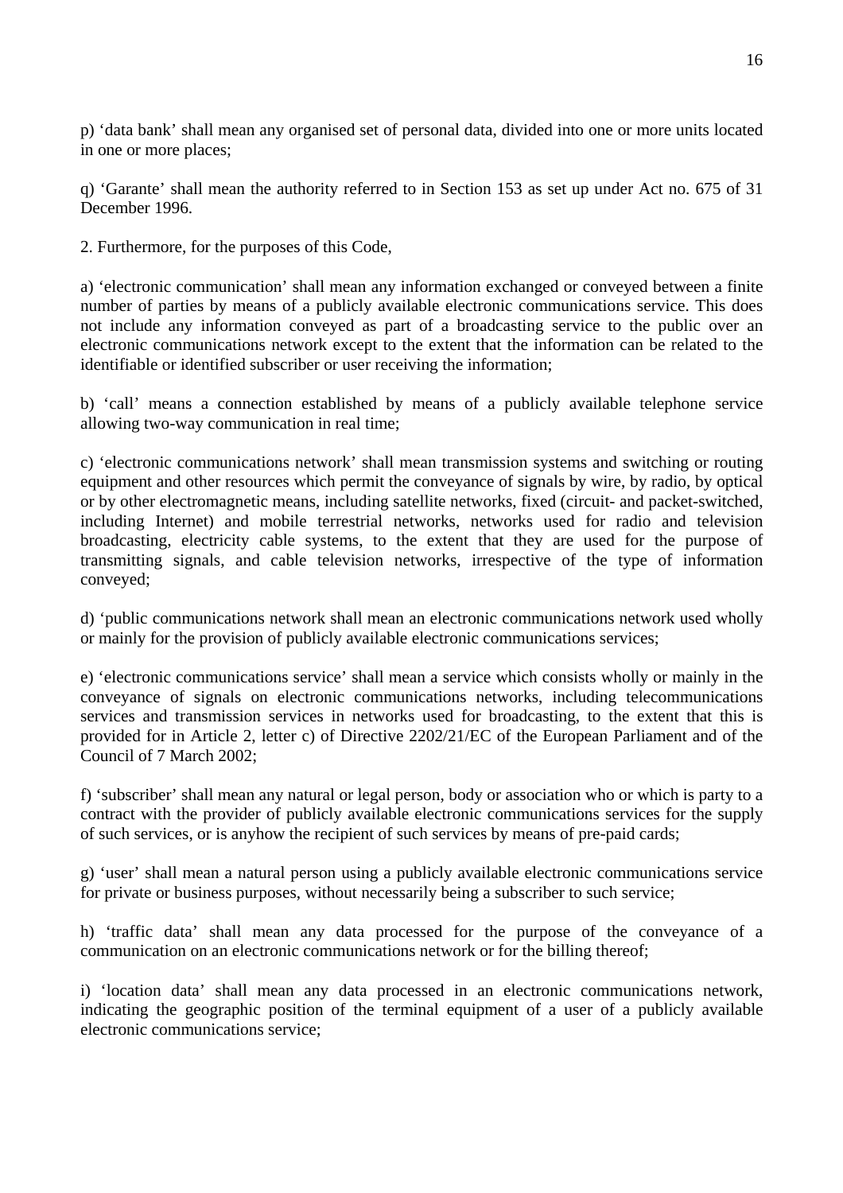p) ‘data bank’ shall mean any organised set of personal data, divided into one or more units located in one or more places;

q) ‘Garante’ shall mean the authority referred to in Section 153 as set up under Act no. 675 of 31 December 1996.

2. Furthermore, for the purposes of this Code,

a) ‘electronic communication’ shall mean any information exchanged or conveyed between a finite number of parties by means of a publicly available electronic communications service. This does not include any information conveyed as part of a broadcasting service to the public over an electronic communications network except to the extent that the information can be related to the identifiable or identified subscriber or user receiving the information;

b) ‘call’ means a connection established by means of a publicly available telephone service allowing two-way communication in real time;

c) ‘electronic communications network’ shall mean transmission systems and switching or routing equipment and other resources which permit the conveyance of signals by wire, by radio, by optical or by other electromagnetic means, including satellite networks, fixed (circuit- and packet-switched, including Internet) and mobile terrestrial networks, networks used for radio and television broadcasting, electricity cable systems, to the extent that they are used for the purpose of transmitting signals, and cable television networks, irrespective of the type of information conveyed;

d) ‘public communications network shall mean an electronic communications network used wholly or mainly for the provision of publicly available electronic communications services;

e) ‘electronic communications service’ shall mean a service which consists wholly or mainly in the conveyance of signals on electronic communications networks, including telecommunications services and transmission services in networks used for broadcasting, to the extent that this is provided for in Article 2, letter c) of Directive 2202/21/EC of the European Parliament and of the Council of 7 March 2002;

f) ‘subscriber’ shall mean any natural or legal person, body or association who or which is party to a contract with the provider of publicly available electronic communications services for the supply of such services, or is anyhow the recipient of such services by means of pre-paid cards;

g) ‘user’ shall mean a natural person using a publicly available electronic communications service for private or business purposes, without necessarily being a subscriber to such service;

h) ‘traffic data’ shall mean any data processed for the purpose of the conveyance of a communication on an electronic communications network or for the billing thereof;

i) ‘location data’ shall mean any data processed in an electronic communications network, indicating the geographic position of the terminal equipment of a user of a publicly available electronic communications service;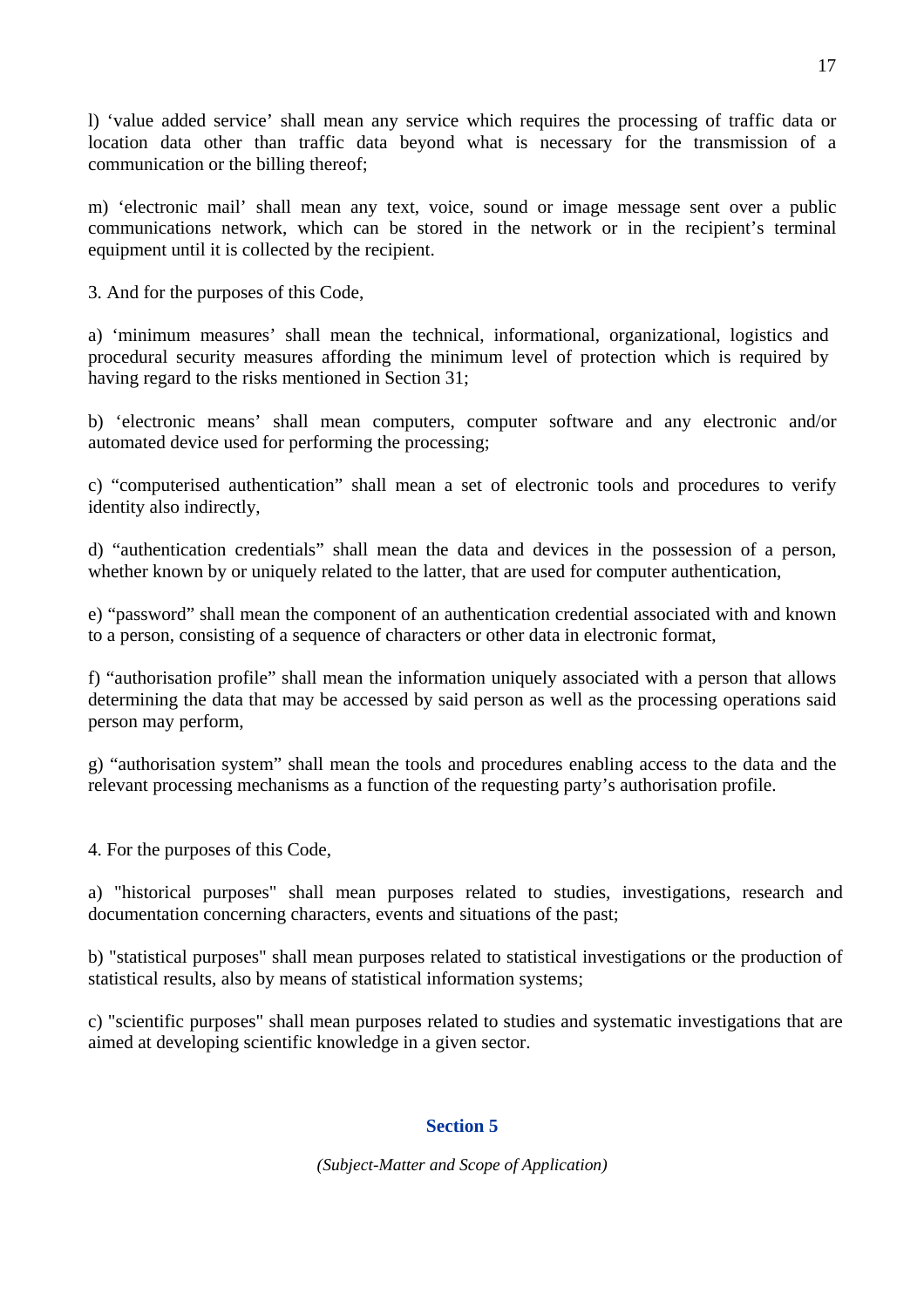l) ‘value added service’ shall mean any service which requires the processing of traffic data or location data other than traffic data beyond what is necessary for the transmission of a communication or the billing thereof;

m) ‘electronic mail’ shall mean any text, voice, sound or image message sent over a public communications network, which can be stored in the network or in the recipient’s terminal equipment until it is collected by the recipient.

3. And for the purposes of this Code,

a) ‘minimum measures’ shall mean the technical, informational, organizational, logistics and procedural security measures affording the minimum level of protection which is required by having regard to the risks mentioned in Section 31;

b) ‘electronic means’ shall mean computers, computer software and any electronic and/or automated device used for performing the processing;

c) “computerised authentication” shall mean a set of electronic tools and procedures to verify identity also indirectly,

d) “authentication credentials” shall mean the data and devices in the possession of a person, whether known by or uniquely related to the latter, that are used for computer authentication,

e) “password” shall mean the component of an authentication credential associated with and known to a person, consisting of a sequence of characters or other data in electronic format,

f) “authorisation profile” shall mean the information uniquely associated with a person that allows determining the data that may be accessed by said person as well as the processing operations said person may perform,

g) “authorisation system” shall mean the tools and procedures enabling access to the data and the relevant processing mechanisms as a function of the requesting party’s authorisation profile.

4. For the purposes of this Code,

a) "historical purposes" shall mean purposes related to studies, investigations, research and documentation concerning characters, events and situations of the past;

b) "statistical purposes" shall mean purposes related to statistical investigations or the production of statistical results, also by means of statistical information systems;

c) "scientific purposes" shall mean purposes related to studies and systematic investigations that are aimed at developing scientific knowledge in a given sector.

## Section 5

*(Subject-Matter and Scope of Application)*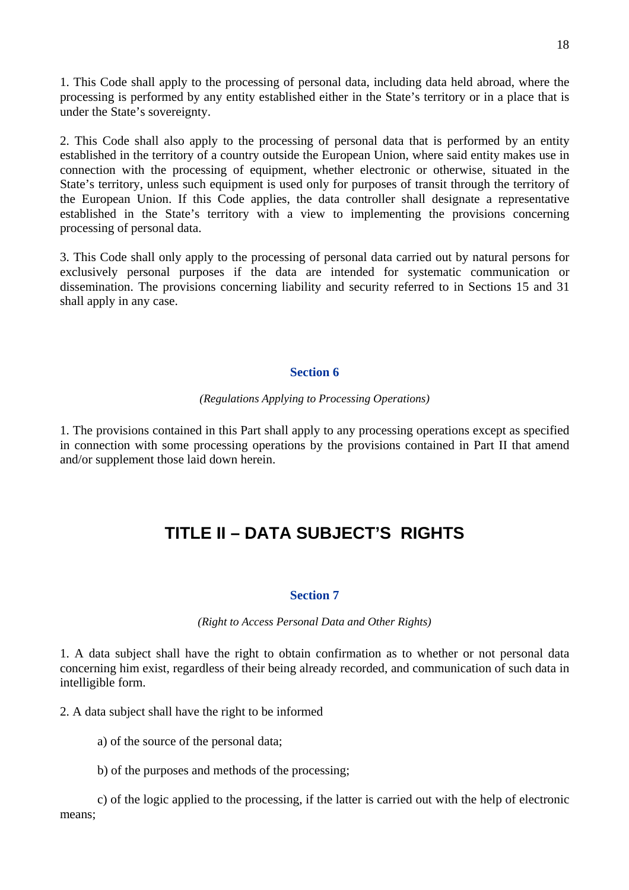1. This Code shall apply to the processing of personal data, including data held abroad, where the processing is performed by any entity established either in the State's territory or in a place that is under the State's sovereignty.

2. This Code shall also apply to the processing of personal data that is performed by an entity established in the territory of a country outside the European Union, where said entity makes use in connection with the processing of equipment, whether electronic or otherwise, situated in the State's territory, unless such equipment is used only for purposes of transit through the territory of the European Union. If this Code applies, the data controller shall designate a representative established in the State's territory with a view to implementing the provisions concerning processing of personal data.

3. This Code shall only apply to the processing of personal data carried out by natural persons for exclusively personal purposes if the data are intended for systematic communication or dissemination. The provisions concerning liability and security referred to in Sections 15 and 31 shall apply in any case.

### Section 6

*(Regulations Applying to Processing Operations)*

1. The provisions contained in this Part shall apply to any processing operations except as specified in connection with some processing operations by the provisions contained in Part II that amend and/or supplement those laid down herein.

## TITLE II – DATA SUBJECT'S RIGHTS

### Section 7

*(Right to Access Personal Data and Other Rights)*

1. A data subject shall have the right to obtain confirmation as to whether or not personal data concerning him exist, regardless of their being already recorded, and communication of such data in intelligible form.

2. A data subject shall have the right to be informed

a) of the source of the personal data;

b) of the purposes and methods of the processing;

c) of the logic applied to the processing, if the latter is carried out with the help of electronic means;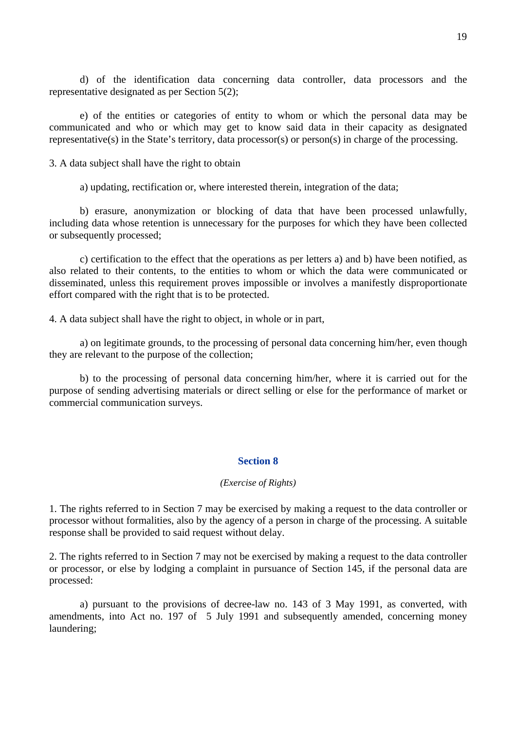d) of the identification data concerning data controller, data processors and the representative designated as per Section 5(2);

e) of the entities or categories of entity to whom or which the personal data may be communicated and who or which may get to know said data in their capacity as designated representative(s) in the State's territory, data processor(s) or person(s) in charge of the processing.

3. A data subject shall have the right to obtain

a) updating, rectification or, where interested therein, integration of the data;

b) erasure, anonymization or blocking of data that have been processed unlawfully, including data whose retention is unnecessary for the purposes for which they have been collected or subsequently processed;

c) certification to the effect that the operations as per letters a) and b) have been notified, as also related to their contents, to the entities to whom or which the data were communicated or disseminated, unless this requirement proves impossible or involves a manifestly disproportionate effort compared with the right that is to be protected.

4. A data subject shall have the right to object, in whole or in part,

a) on legitimate grounds, to the processing of personal data concerning him/her, even though they are relevant to the purpose of the collection;

b) to the processing of personal data concerning him/her, where it is carried out for the purpose of sending advertising materials or direct selling or else for the performance of market or commercial communication surveys.

## Section 8

*(Exercise of Rights)*

1. The rights referred to in Section 7 may be exercised by making a request to the data controller or processor without formalities, also by the agency of a person in charge of the processing. A suitable response shall be provided to said request without delay.

2. The rights referred to in Section 7 may not be exercised by making a request to the data controller or processor, or else by lodging a complaint in pursuance of Section 145, if the personal data are processed:

a) pursuant to the provisions of decree-law no. 143 of 3 May 1991, as converted, with amendments, into Act no. 197 of 5 July 1991 and subsequently amended, concerning money laundering;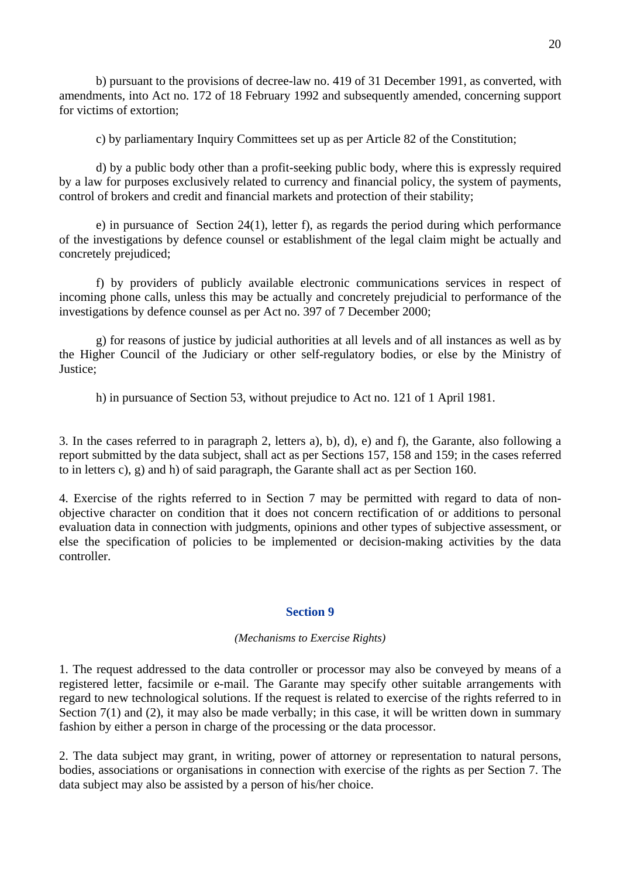b) pursuant to the provisions of decree-law no. 419 of 31 December 1991, as converted, with amendments, into Act no. 172 of 18 February 1992 and subsequently amended, concerning support for victims of extortion;

c) by parliamentary Inquiry Committees set up as per Article 82 of the Constitution;

d) by a public body other than a profit-seeking public body, where this is expressly required by a law for purposes exclusively related to currency and financial policy, the system of payments, control of brokers and credit and financial markets and protection of their stability;

e) in pursuance of Section 24(1), letter f), as regards the period during which performance of the investigations by defence counsel or establishment of the legal claim might be actually and concretely prejudiced;

f) by providers of publicly available electronic communications services in respect of incoming phone calls, unless this may be actually and concretely prejudicial to performance of the investigations by defence counsel as per Act no. 397 of 7 December 2000;

g) for reasons of justice by judicial authorities at all levels and of all instances as well as by the Higher Council of the Judiciary or other self-regulatory bodies, or else by the Ministry of Justice;

h) in pursuance of Section 53, without prejudice to Act no. 121 of 1 April 1981.

3. In the cases referred to in paragraph 2, letters a), b), d), e) and f), the Garante, also following a report submitted by the data subject, shall act as per Sections 157, 158 and 159; in the cases referred to in letters c), g) and h) of said paragraph, the Garante shall act as per Section 160.

4. Exercise of the rights referred to in Section 7 may be permitted with regard to data of non-objective character on condition that it does not concern rectification of or additions to personal evaluation data in connection with judgments, opinions and other types of subjective assessment, or else the specification of policies to be implemented or decision-making activities by the data controller.

## Section 9

*(Mechanisms to Exercise Rights)*

1. The request addressed to the data controller or processor may also be conveyed by means of a registered letter, facsimile or e-mail. The Garante may specify other suitable arrangements with regard to new technological solutions. If the request is related to exercise of the rights referred to in Section 7(1) and (2), it may also be made verbally; in this case, it will be written down in summary fashion by either a person in charge of the processing or the data processor.

2. The data subject may grant, in writing, power of attorney or representation to natural persons, bodies, associations or organisations in connection with exercise of the rights as per Section 7. The data subject may also be assisted by a person of his/her choice.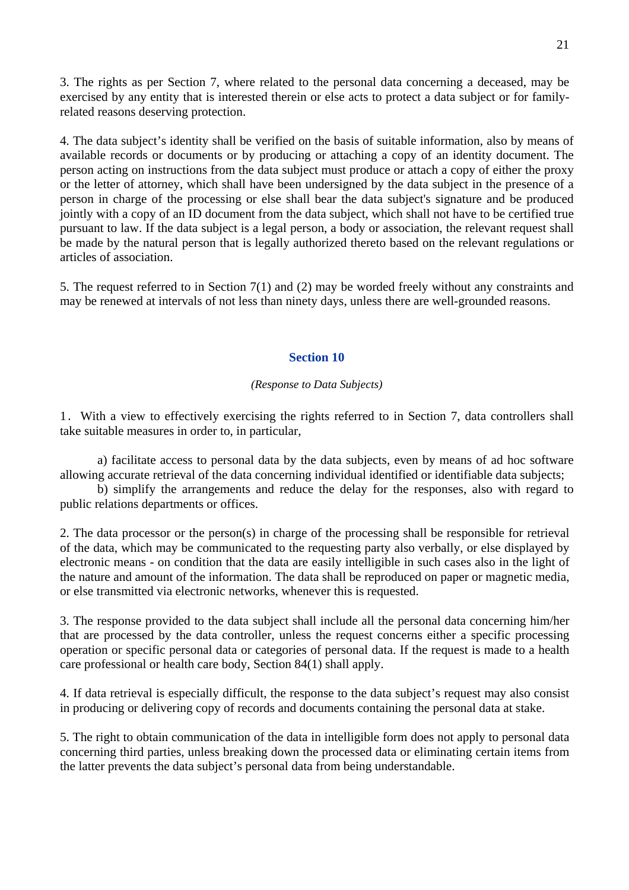3. The rights as per Section 7, where related to the personal data concerning a deceased, may be exercised by any entity that is interested therein or else acts to protect a data subject or for family-related reasons deserving protection.

4. The data subject's identity shall be verified on the basis of suitable information, also by means of available records or documents or by producing or attaching a copy of an identity document. The person acting on instructions from the data subject must produce or attach a copy of either the proxy or the letter of attorney, which shall have been undersigned by the data subject in the presence of a person in charge of the processing or else shall bear the data subject's signature and be produced jointly with a copy of an ID document from the data subject, which shall not have to be certified true pursuant to law. If the data subject is a legal person, a body or association, the relevant request shall be made by the natural person that is legally authorized thereto based on the relevant regulations or articles of association.

5. The request referred to in Section 7(1) and (2) may be worded freely without any constraints and may be renewed at intervals of not less than ninety days, unless there are well-grounded reasons.

## Section 10

*(Response to Data Subjects)*

1. With a view to effectively exercising the rights referred to in Section 7, data controllers shall take suitable measures in order to, in particular,

a) facilitate access to personal data by the data subjects, even by means of ad hoc software allowing accurate retrieval of the data concerning individual identified or identifiable data subjects;
b) simplify the arrangements and reduce the delay for the responses, also with regard to public relations departments or offices.

2. The data processor or the person(s) in charge of the processing shall be responsible for retrieval of the data, which may be communicated to the requesting party also verbally, or else displayed by electronic means - on condition that the data are easily intelligible in such cases also in the light of the nature and amount of the information. The data shall be reproduced on paper or magnetic media, or else transmitted via electronic networks, whenever this is requested.

3. The response provided to the data subject shall include all the personal data concerning him/her that are processed by the data controller, unless the request concerns either a specific processing operation or specific personal data or categories of personal data. If the request is made to a health care professional or health care body, Section 84(1) shall apply.

4. If data retrieval is especially difficult, the response to the data subject's request may also consist in producing or delivering copy of records and documents containing the personal data at stake.

5. The right to obtain communication of the data in intelligible form does not apply to personal data concerning third parties, unless breaking down the processed data or eliminating certain items from the latter prevents the data subject's personal data from being understandable.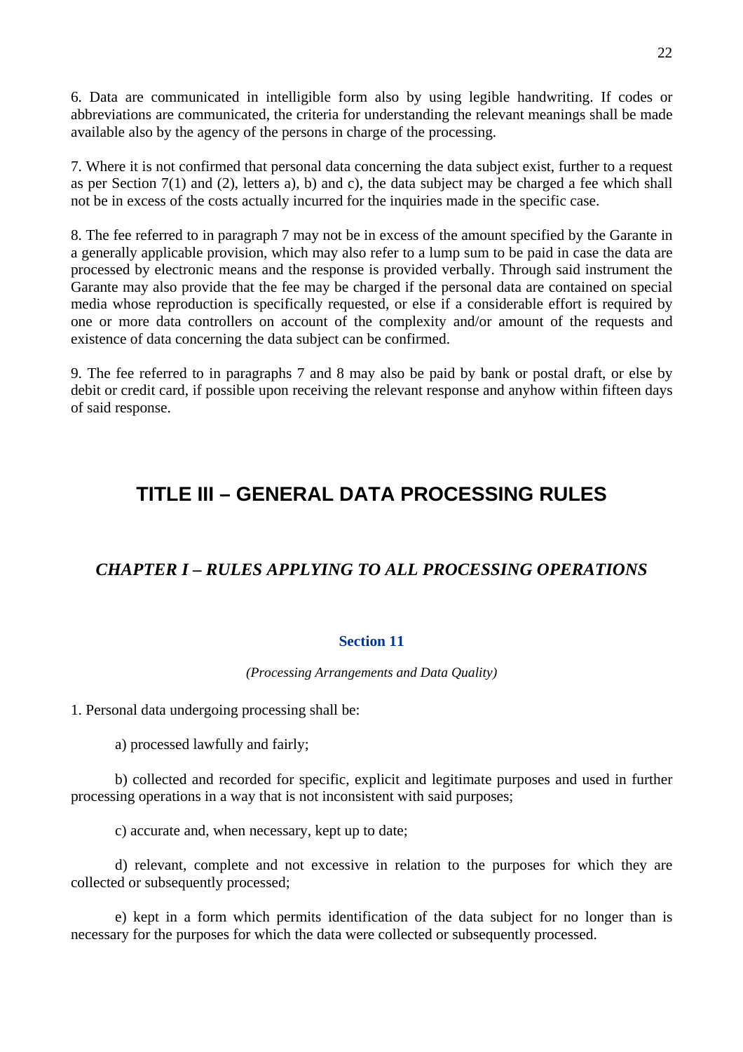6. Data are communicated in intelligible form also by using legible handwriting. If codes or abbreviations are communicated, the criteria for understanding the relevant meanings shall be made available also by the agency of the persons in charge of the processing.

7. Where it is not confirmed that personal data concerning the data subject exist, further to a request as per Section 7(1) and (2), letters a), b) and c), the data subject may be charged a fee which shall not be in excess of the costs actually incurred for the inquiries made in the specific case.

8. The fee referred to in paragraph 7 may not be in excess of the amount specified by the Garante in a generally applicable provision, which may also refer to a lump sum to be paid in case the data are processed by electronic means and the response is provided verbally. Through said instrument the Garante may also provide that the fee may be charged if the personal data are contained on special media whose reproduction is specifically requested, or else if a considerable effort is required by one or more data controllers on account of the complexity and/or amount of the requests and existence of data concerning the data subject can be confirmed.

9. The fee referred to in paragraphs 7 and 8 may also be paid by bank or postal draft, or else by debit or credit card, if possible upon receiving the relevant response and anyhow within fifteen days of said response.

# TITLE III – GENERAL DATA PROCESSING RULES

## *CHAPTER I – RULES APPLYING TO ALL PROCESSING OPERATIONS*

### Section 11

*(Processing Arrangements and Data Quality)*

1. Personal data undergoing processing shall be:

a) processed lawfully and fairly;

b) collected and recorded for specific, explicit and legitimate purposes and used in further processing operations in a way that is not inconsistent with said purposes;

c) accurate and, when necessary, kept up to date;

d) relevant, complete and not excessive in relation to the purposes for which they are collected or subsequently processed;

e) kept in a form which permits identification of the data subject for no longer than is necessary for the purposes for which the data were collected or subsequently processed.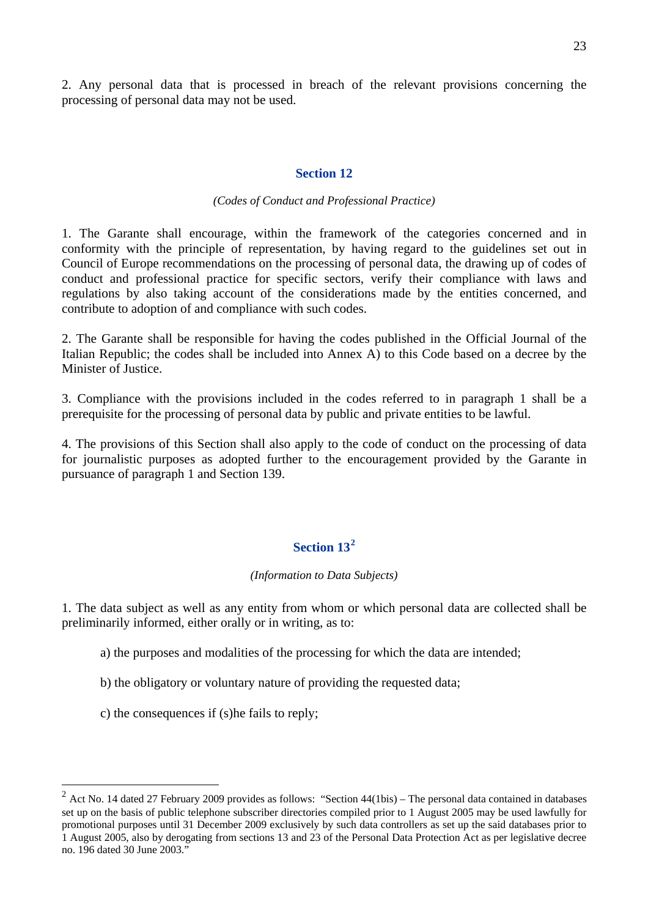2. Any personal data that is processed in breach of the relevant provisions concerning the processing of personal data may not be used.

## Section 12

*(Codes of Conduct and Professional Practice)*

1. The Garante shall encourage, within the framework of the categories concerned and in conformity with the principle of representation, by having regard to the guidelines set out in Council of Europe recommendations on the processing of personal data, the drawing up of codes of conduct and professional practice for specific sectors, verify their compliance with laws and regulations by also taking account of the considerations made by the entities concerned, and contribute to adoption of and compliance with such codes.

2. The Garante shall be responsible for having the codes published in the Official Journal of the Italian Republic; the codes shall be included into Annex A) to this Code based on a decree by the Minister of Justice.

3. Compliance with the provisions included in the codes referred to in paragraph 1 shall be a prerequisite for the processing of personal data by public and private entities to be lawful.

4. The provisions of this Section shall also apply to the code of conduct on the processing of data for journalistic purposes as adopted further to the encouragement provided by the Garante in pursuance of paragraph 1 and Section 139.

## Section 13[2]

*(Information to Data Subjects)*

1. The data subject as well as any entity from whom or which personal data are collected shall be preliminarily informed, either orally or in writing, as to:

a) the purposes and modalities of the processing for which the data are intended;

b) the obligatory or voluntary nature of providing the requested data;

c) the consequences if (s)he fails to reply;

---

[2] Act No. 14 dated 27 February 2009 provides as follows: "Section 44(1bis) – The personal data contained in databases set up on the basis of public telephone subscriber directories compiled prior to 1 August 2005 may be used lawfully for promotional purposes until 31 December 2009 exclusively by such data controllers as set up the said databases prior to 1 August 2005, also by derogating from sections 13 and 23 of the Personal Data Protection Act as per legislative decree no. 196 dated 30 June 2003."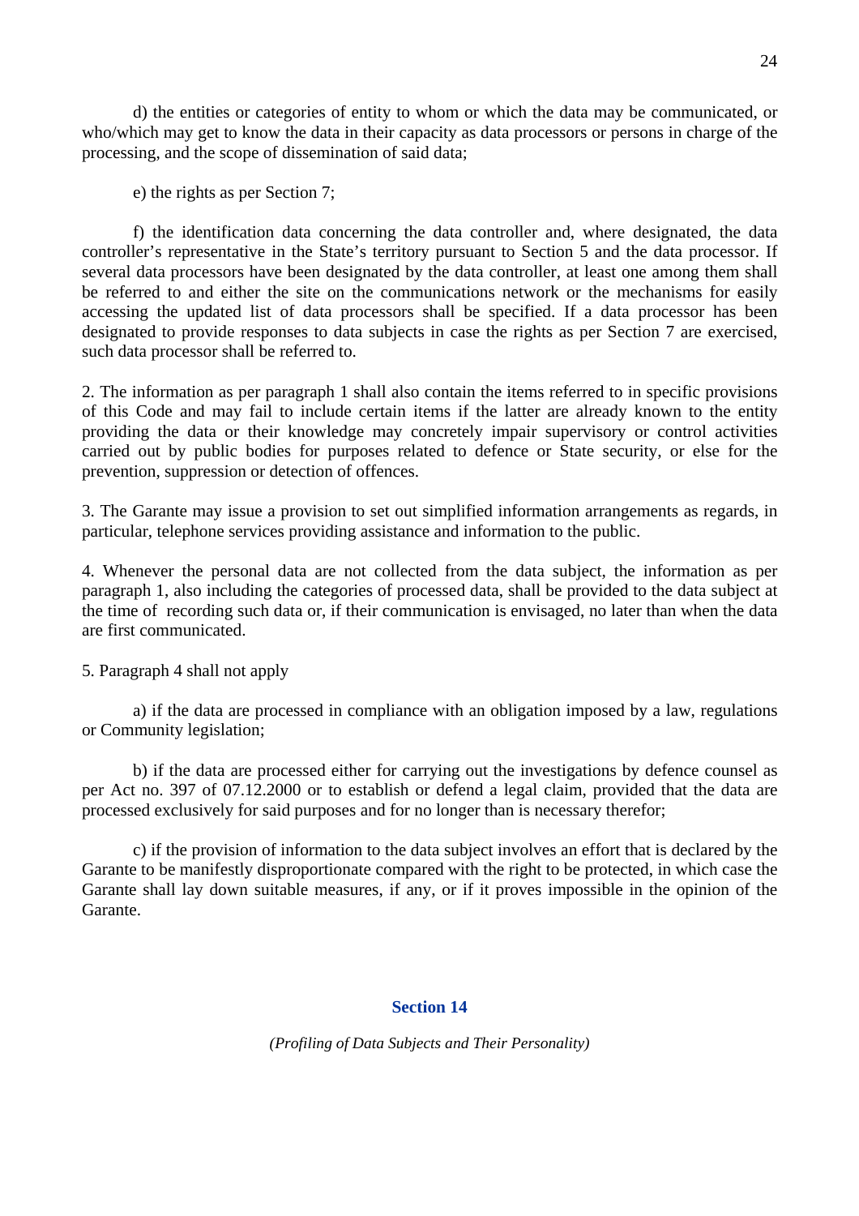d) the entities or categories of entity to whom or which the data may be communicated, or who/which may get to know the data in their capacity as data processors or persons in charge of the processing, and the scope of dissemination of said data;

e) the rights as per Section 7;

f) the identification data concerning the data controller and, where designated, the data controller's representative in the State's territory pursuant to Section 5 and the data processor. If several data processors have been designated by the data controller, at least one among them shall be referred to and either the site on the communications network or the mechanisms for easily accessing the updated list of data processors shall be specified. If a data processor has been designated to provide responses to data subjects in case the rights as per Section 7 are exercised, such data processor shall be referred to.

2. The information as per paragraph 1 shall also contain the items referred to in specific provisions of this Code and may fail to include certain items if the latter are already known to the entity providing the data or their knowledge may concretely impair supervisory or control activities carried out by public bodies for purposes related to defence or State security, or else for the prevention, suppression or detection of offences.

3. The Garante may issue a provision to set out simplified information arrangements as regards, in particular, telephone services providing assistance and information to the public.

4. Whenever the personal data are not collected from the data subject, the information as per paragraph 1, also including the categories of processed data, shall be provided to the data subject at the time of recording such data or, if their communication is envisaged, no later than when the data are first communicated.

5. Paragraph 4 shall not apply

a) if the data are processed in compliance with an obligation imposed by a law, regulations or Community legislation;

b) if the data are processed either for carrying out the investigations by defence counsel as per Act no. 397 of 07.12.2000 or to establish or defend a legal claim, provided that the data are processed exclusively for said purposes and for no longer than is necessary therefor;

c) if the provision of information to the data subject involves an effort that is declared by the Garante to be manifestly disproportionate compared with the right to be protected, in which case the Garante shall lay down suitable measures, if any, or if it proves impossible in the opinion of the Garante.

## Section 14

*(Profiling of Data Subjects and Their Personality)*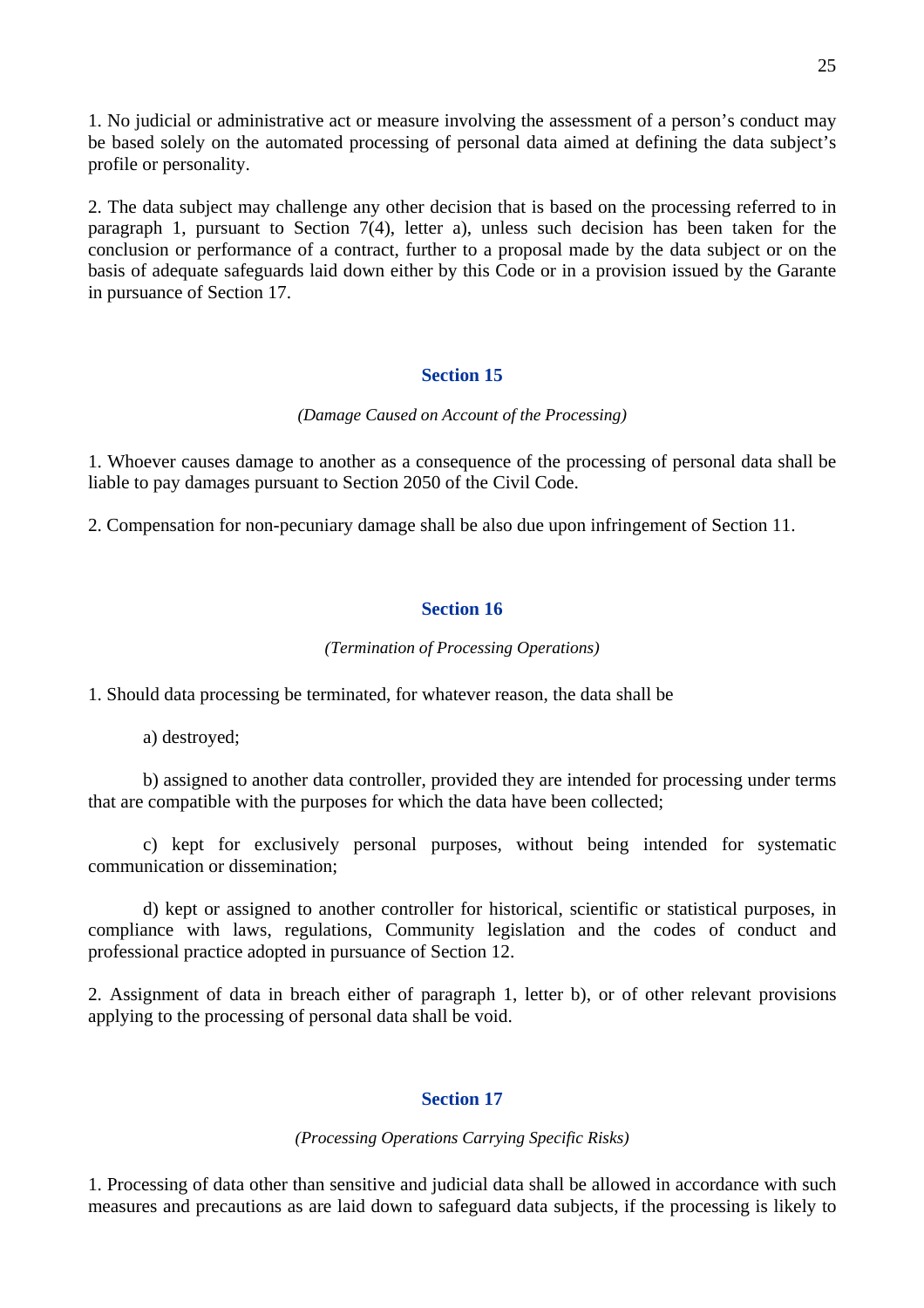1. No judicial or administrative act or measure involving the assessment of a person’s conduct may be based solely on the automated processing of personal data aimed at defining the data subject’s profile or personality.

2. The data subject may challenge any other decision that is based on the processing referred to in paragraph 1, pursuant to Section 7(4), letter a), unless such decision has been taken for the conclusion or performance of a contract, further to a proposal made by the data subject or on the basis of adequate safeguards laid down either by this Code or in a provision issued by the Garante in pursuance of Section 17.

## Section 15

*(Damage Caused on Account of the Processing)*

1. Whoever causes damage to another as a consequence of the processing of personal data shall be liable to pay damages pursuant to Section 2050 of the Civil Code.

2. Compensation for non-pecuniary damage shall be also due upon infringement of Section 11.

## Section 16

*(Termination of Processing Operations)*

1. Should data processing be terminated, for whatever reason, the data shall be

a) destroyed;

b) assigned to another data controller, provided they are intended for processing under terms that are compatible with the purposes for which the data have been collected;

c) kept for exclusively personal purposes, without being intended for systematic communication or dissemination;

d) kept or assigned to another controller for historical, scientific or statistical purposes, in compliance with laws, regulations, Community legislation and the codes of conduct and professional practice adopted in pursuance of Section 12.

2. Assignment of data in breach either of paragraph 1, letter b), or of other relevant provisions applying to the processing of personal data shall be void.

## Section 17

*(Processing Operations Carrying Specific Risks)*

1. Processing of data other than sensitive and judicial data shall be allowed in accordance with such measures and precautions as are laid down to safeguard data subjects, if the processing is likely to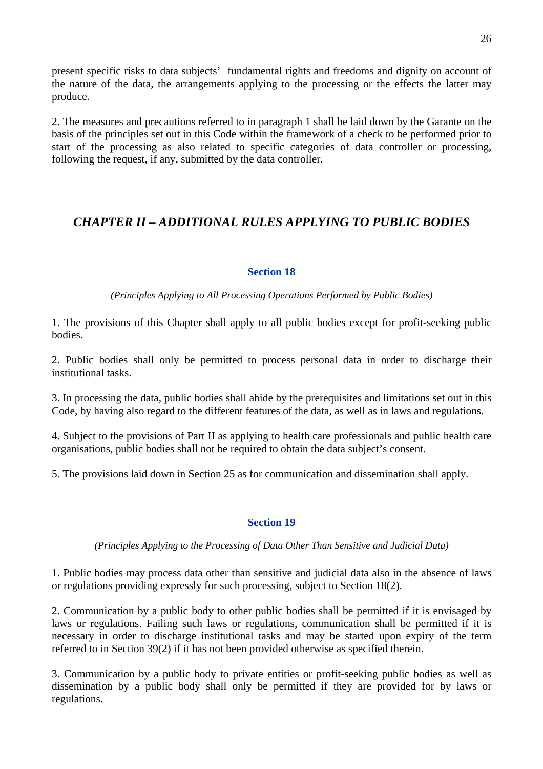present specific risks to data subjects' fundamental rights and freedoms and dignity on account of the nature of the data, the arrangements applying to the processing or the effects the latter may produce.

2. The measures and precautions referred to in paragraph 1 shall be laid down by the Garante on the basis of the principles set out in this Code within the framework of a check to be performed prior to start of the processing as also related to specific categories of data controller or processing, following the request, if any, submitted by the data controller.

## *CHAPTER II – ADDITIONAL RULES APPLYING TO PUBLIC BODIES*

### Section 18

*(Principles Applying to All Processing Operations Performed by Public Bodies)*

1. The provisions of this Chapter shall apply to all public bodies except for profit-seeking public bodies.

2. Public bodies shall only be permitted to process personal data in order to discharge their institutional tasks.

3. In processing the data, public bodies shall abide by the prerequisites and limitations set out in this Code, by having also regard to the different features of the data, as well as in laws and regulations.

4. Subject to the provisions of Part II as applying to health care professionals and public health care organisations, public bodies shall not be required to obtain the data subject's consent.

5. The provisions laid down in Section 25 as for communication and dissemination shall apply.

### Section 19

*(Principles Applying to the Processing of Data Other Than Sensitive and Judicial Data)*

1. Public bodies may process data other than sensitive and judicial data also in the absence of laws or regulations providing expressly for such processing, subject to Section 18(2).

2. Communication by a public body to other public bodies shall be permitted if it is envisaged by laws or regulations. Failing such laws or regulations, communication shall be permitted if it is necessary in order to discharge institutional tasks and may be started upon expiry of the term referred to in Section 39(2) if it has not been provided otherwise as specified therein.

3. Communication by a public body to private entities or profit-seeking public bodies as well as dissemination by a public body shall only be permitted if they are provided for by laws or regulations.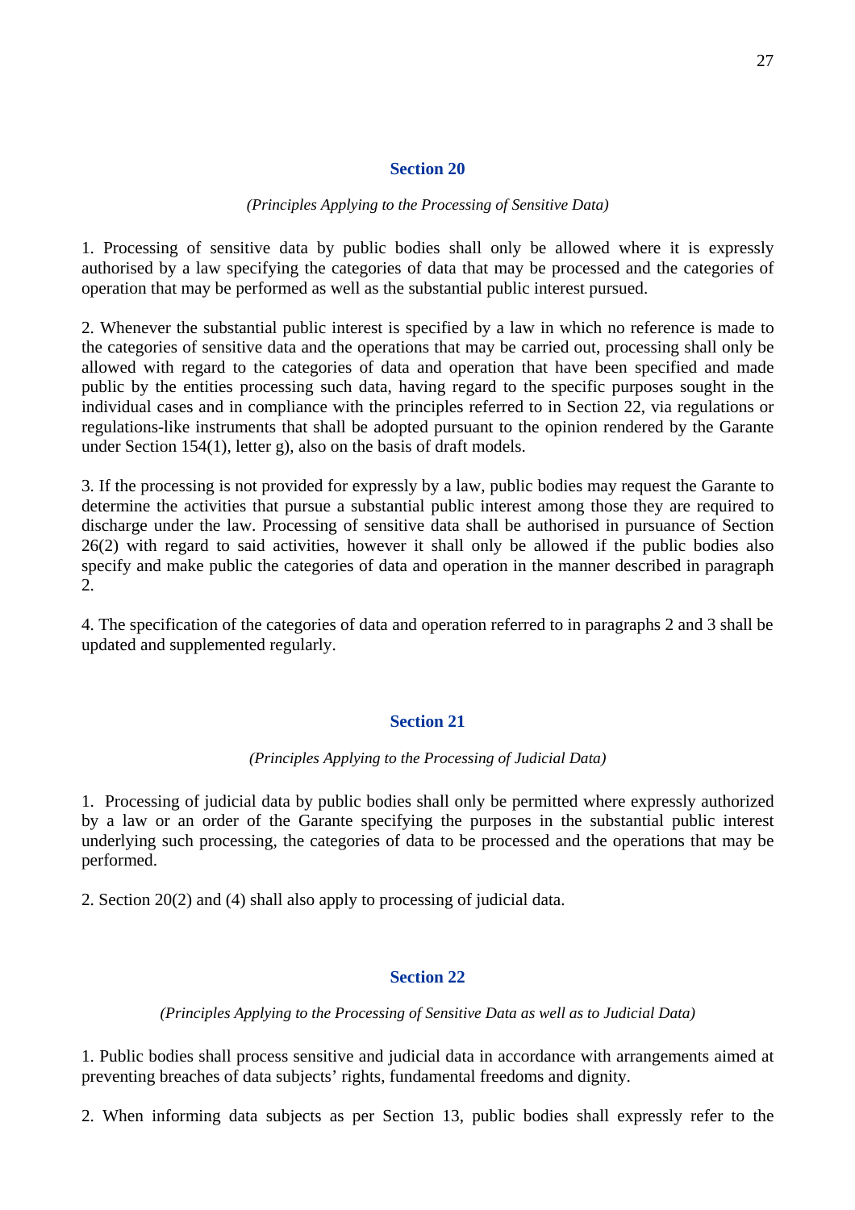## Section 20

*(Principles Applying to the Processing of Sensitive Data)*

1. Processing of sensitive data by public bodies shall only be allowed where it is expressly authorised by a law specifying the categories of data that may be processed and the categories of operation that may be performed as well as the substantial public interest pursued.

2. Whenever the substantial public interest is specified by a law in which no reference is made to the categories of sensitive data and the operations that may be carried out, processing shall only be allowed with regard to the categories of data and operation that have been specified and made public by the entities processing such data, having regard to the specific purposes sought in the individual cases and in compliance with the principles referred to in Section 22, via regulations or regulations-like instruments that shall be adopted pursuant to the opinion rendered by the Garante under Section 154(1), letter g), also on the basis of draft models.

3. If the processing is not provided for expressly by a law, public bodies may request the Garante to determine the activities that pursue a substantial public interest among those they are required to discharge under the law. Processing of sensitive data shall be authorised in pursuance of Section 26(2) with regard to said activities, however it shall only be allowed if the public bodies also specify and make public the categories of data and operation in the manner described in paragraph 2.

4. The specification of the categories of data and operation referred to in paragraphs 2 and 3 shall be updated and supplemented regularly.

## Section 21

*(Principles Applying to the Processing of Judicial Data)*

1. Processing of judicial data by public bodies shall only be permitted where expressly authorized by a law or an order of the Garante specifying the purposes in the substantial public interest underlying such processing, the categories of data to be processed and the operations that may be performed.

2. Section 20(2) and (4) shall also apply to processing of judicial data.

## Section 22

*(Principles Applying to the Processing of Sensitive Data as well as to Judicial Data)*

1. Public bodies shall process sensitive and judicial data in accordance with arrangements aimed at preventing breaches of data subjects' rights, fundamental freedoms and dignity.

2. When informing data subjects as per Section 13, public bodies shall expressly refer to the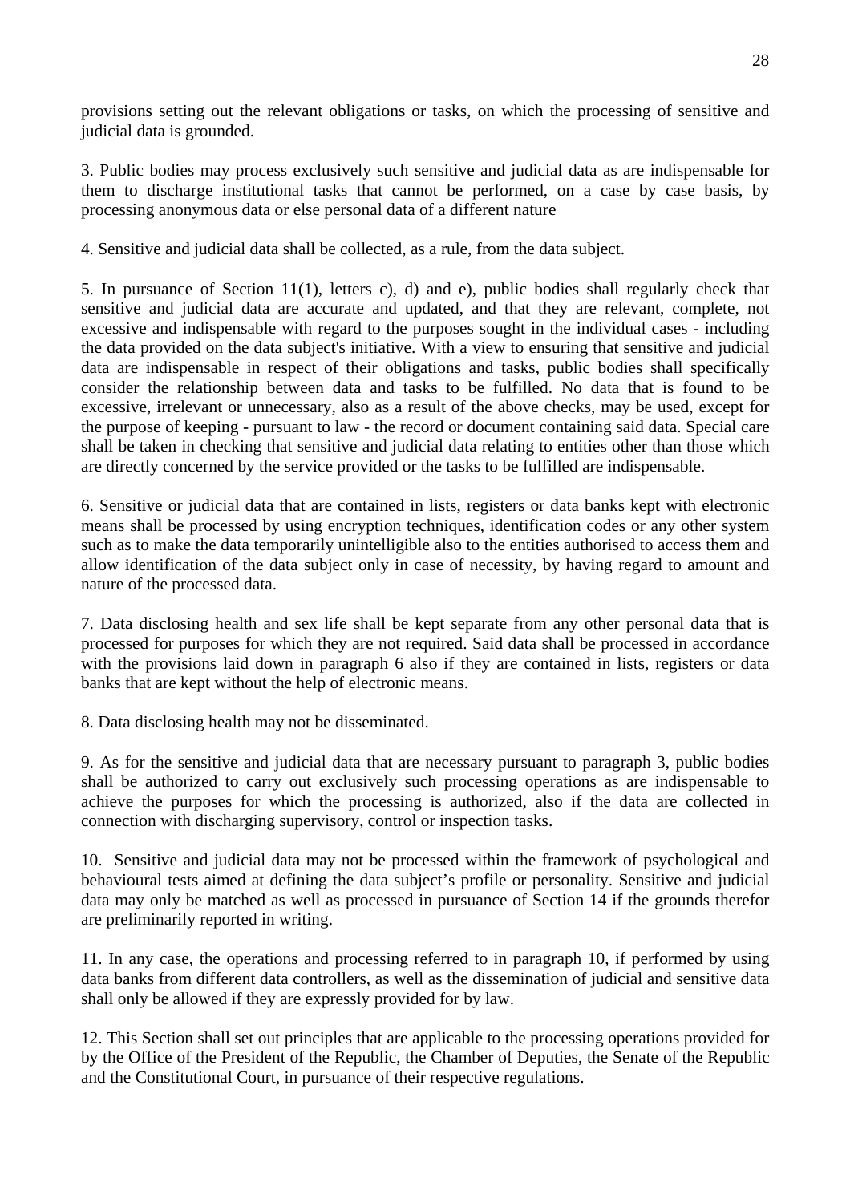provisions setting out the relevant obligations or tasks, on which the processing of sensitive and judicial data is grounded.

3. Public bodies may process exclusively such sensitive and judicial data as are indispensable for them to discharge institutional tasks that cannot be performed, on a case by case basis, by processing anonymous data or else personal data of a different nature

4. Sensitive and judicial data shall be collected, as a rule, from the data subject.

5. In pursuance of Section 11(1), letters c), d) and e), public bodies shall regularly check that sensitive and judicial data are accurate and updated, and that they are relevant, complete, not excessive and indispensable with regard to the purposes sought in the individual cases - including the data provided on the data subject's initiative. With a view to ensuring that sensitive and judicial data are indispensable in respect of their obligations and tasks, public bodies shall specifically consider the relationship between data and tasks to be fulfilled. No data that is found to be excessive, irrelevant or unnecessary, also as a result of the above checks, may be used, except for the purpose of keeping - pursuant to law - the record or document containing said data. Special care shall be taken in checking that sensitive and judicial data relating to entities other than those which are directly concerned by the service provided or the tasks to be fulfilled are indispensable.

6. Sensitive or judicial data that are contained in lists, registers or data banks kept with electronic means shall be processed by using encryption techniques, identification codes or any other system such as to make the data temporarily unintelligible also to the entities authorised to access them and allow identification of the data subject only in case of necessity, by having regard to amount and nature of the processed data.

7. Data disclosing health and sex life shall be kept separate from any other personal data that is processed for purposes for which they are not required. Said data shall be processed in accordance with the provisions laid down in paragraph 6 also if they are contained in lists, registers or data banks that are kept without the help of electronic means.

8. Data disclosing health may not be disseminated.

9. As for the sensitive and judicial data that are necessary pursuant to paragraph 3, public bodies shall be authorized to carry out exclusively such processing operations as are indispensable to achieve the purposes for which the processing is authorized, also if the data are collected in connection with discharging supervisory, control or inspection tasks.

10. Sensitive and judicial data may not be processed within the framework of psychological and behavioural tests aimed at defining the data subject's profile or personality. Sensitive and judicial data may only be matched as well as processed in pursuance of Section 14 if the grounds therefor are preliminarily reported in writing.

11. In any case, the operations and processing referred to in paragraph 10, if performed by using data banks from different data controllers, as well as the dissemination of judicial and sensitive data shall only be allowed if they are expressly provided for by law.

12. This Section shall set out principles that are applicable to the processing operations provided for by the Office of the President of the Republic, the Chamber of Deputies, the Senate of the Republic and the Constitutional Court, in pursuance of their respective regulations.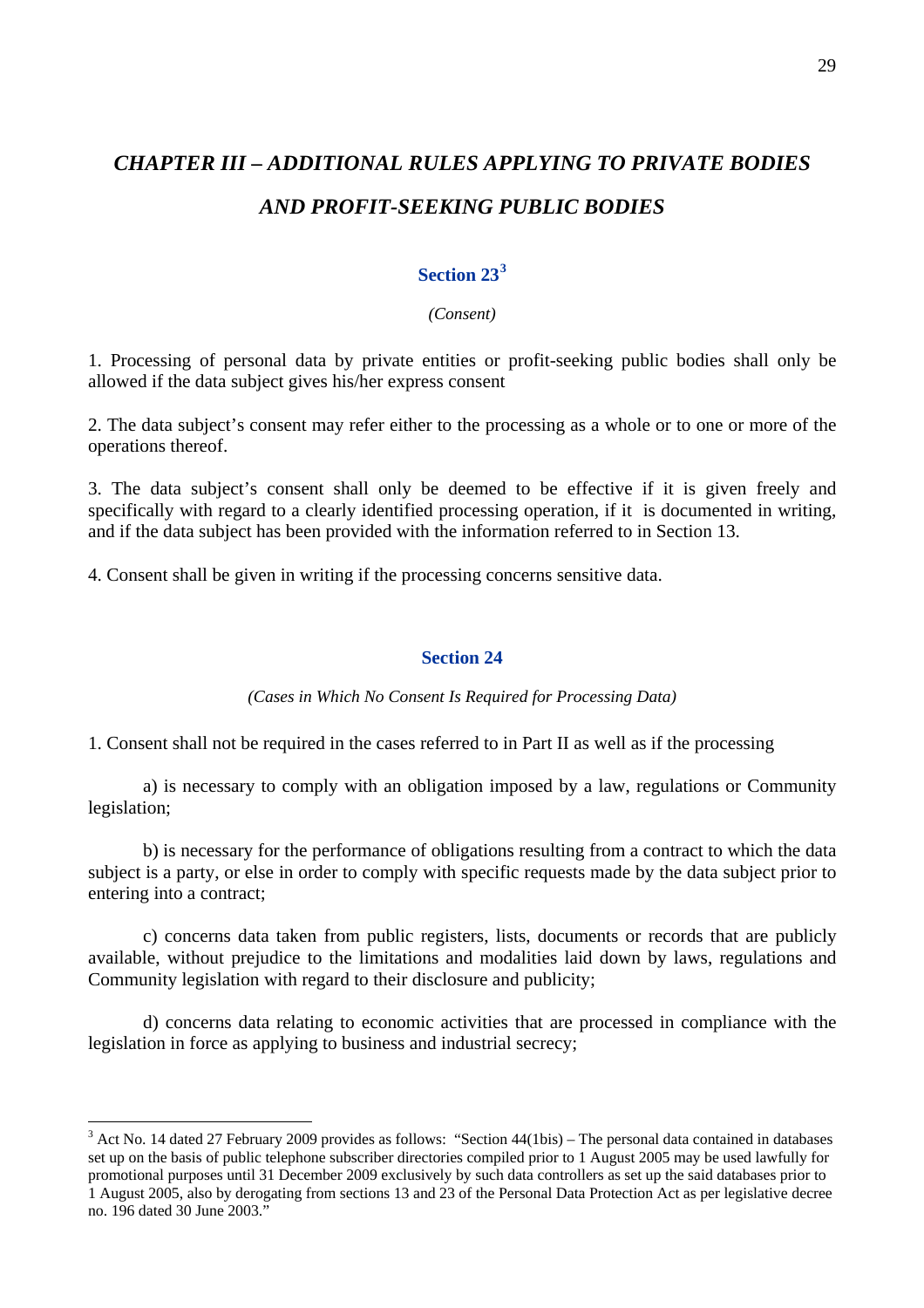# *CHAPTER III – ADDITIONAL RULES APPLYING TO PRIVATE BODIES AND PROFIT-SEEKING PUBLIC BODIES*

## Section 23[3]

*(Consent)*

1. Processing of personal data by private entities or profit-seeking public bodies shall only be allowed if the data subject gives his/her express consent

2. The data subject's consent may refer either to the processing as a whole or to one or more of the operations thereof.

3. The data subject's consent shall only be deemed to be effective if it is given freely and specifically with regard to a clearly identified processing operation, if it is documented in writing, and if the data subject has been provided with the information referred to in Section 13.

4. Consent shall be given in writing if the processing concerns sensitive data.

## Section 24

*(Cases in Which No Consent Is Required for Processing Data)*

1. Consent shall not be required in the cases referred to in Part II as well as if the processing

a) is necessary to comply with an obligation imposed by a law, regulations or Community legislation;

b) is necessary for the performance of obligations resulting from a contract to which the data subject is a party, or else in order to comply with specific requests made by the data subject prior to entering into a contract;

c) concerns data taken from public registers, lists, documents or records that are publicly available, without prejudice to the limitations and modalities laid down by laws, regulations and Community legislation with regard to their disclosure and publicity;

d) concerns data relating to economic activities that are processed in compliance with the legislation in force as applying to business and industrial secrecy;

---

[3] Act No. 14 dated 27 February 2009 provides as follows: "Section 44(1bis) – The personal data contained in databases set up on the basis of public telephone subscriber directories compiled prior to 1 August 2005 may be used lawfully for promotional purposes until 31 December 2009 exclusively by such data controllers as set up the said databases prior to 1 August 2005, also by derogating from sections 13 and 23 of the Personal Data Protection Act as per legislative decree no. 196 dated 30 June 2003."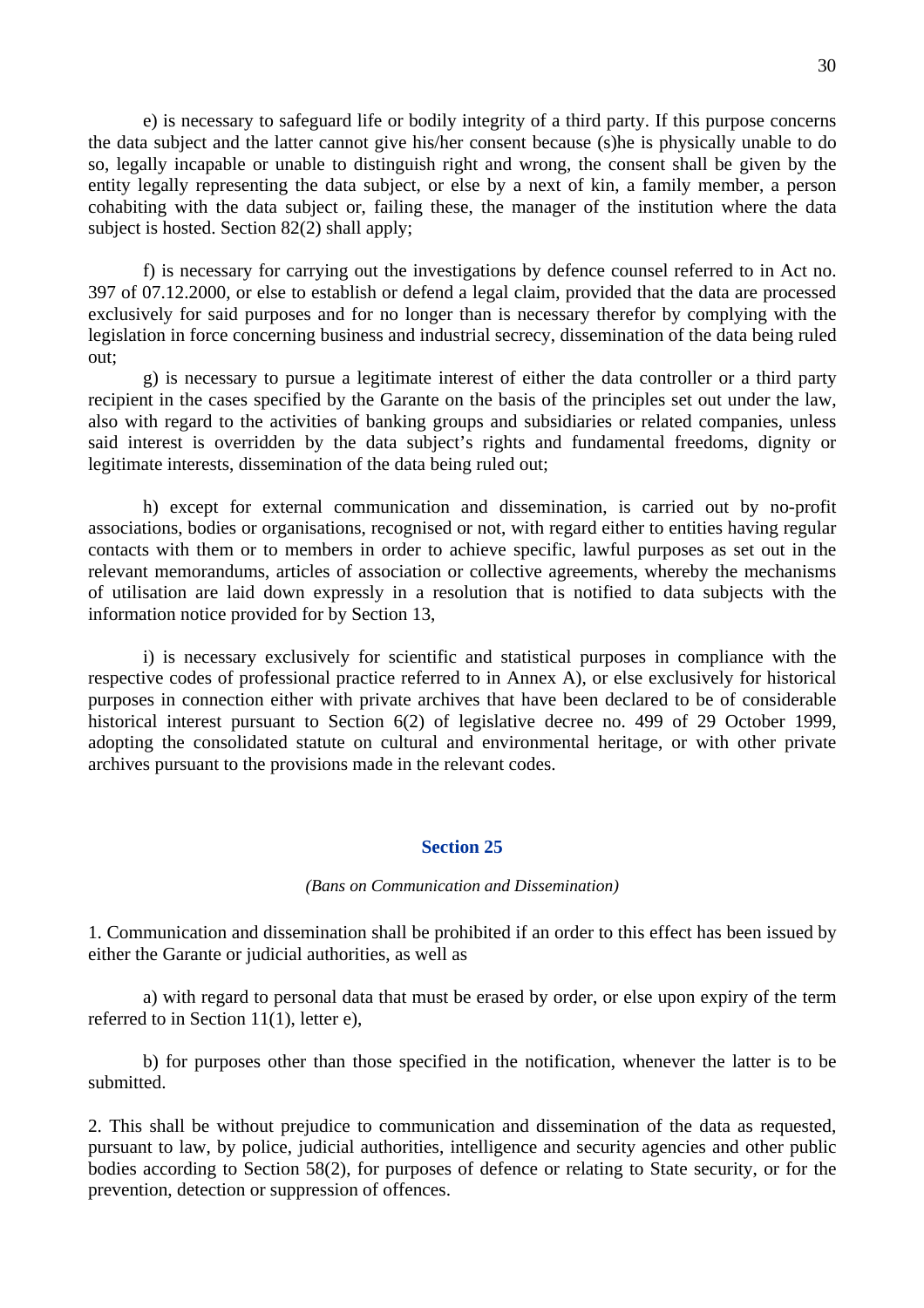e) is necessary to safeguard life or bodily integrity of a third party. If this purpose concerns the data subject and the latter cannot give his/her consent because (s)he is physically unable to do so, legally incapable or unable to distinguish right and wrong, the consent shall be given by the entity legally representing the data subject, or else by a next of kin, a family member, a person cohabiting with the data subject or, failing these, the manager of the institution where the data subject is hosted. Section 82(2) shall apply;

f) is necessary for carrying out the investigations by defence counsel referred to in Act no. 397 of 07.12.2000, or else to establish or defend a legal claim, provided that the data are processed exclusively for said purposes and for no longer than is necessary therefor by complying with the legislation in force concerning business and industrial secrecy, dissemination of the data being ruled out;

g) is necessary to pursue a legitimate interest of either the data controller or a third party recipient in the cases specified by the Garante on the basis of the principles set out under the law, also with regard to the activities of banking groups and subsidiaries or related companies, unless said interest is overridden by the data subject's rights and fundamental freedoms, dignity or legitimate interests, dissemination of the data being ruled out;

h) except for external communication and dissemination, is carried out by no-profit associations, bodies or organisations, recognised or not, with regard either to entities having regular contacts with them or to members in order to achieve specific, lawful purposes as set out in the relevant memorandums, articles of association or collective agreements, whereby the mechanisms of utilisation are laid down expressly in a resolution that is notified to data subjects with the information notice provided for by Section 13,

i) is necessary exclusively for scientific and statistical purposes in compliance with the respective codes of professional practice referred to in Annex A), or else exclusively for historical purposes in connection either with private archives that have been declared to be of considerable historical interest pursuant to Section 6(2) of legislative decree no. 499 of 29 October 1999, adopting the consolidated statute on cultural and environmental heritage, or with other private archives pursuant to the provisions made in the relevant codes.

## Section 25

*(Bans on Communication and Dissemination)*

1. Communication and dissemination shall be prohibited if an order to this effect has been issued by either the Garante or judicial authorities, as well as

a) with regard to personal data that must be erased by order, or else upon expiry of the term referred to in Section 11(1), letter e),

b) for purposes other than those specified in the notification, whenever the latter is to be submitted.

2. This shall be without prejudice to communication and dissemination of the data as requested, pursuant to law, by police, judicial authorities, intelligence and security agencies and other public bodies according to Section 58(2), for purposes of defence or relating to State security, or for the prevention, detection or suppression of offences.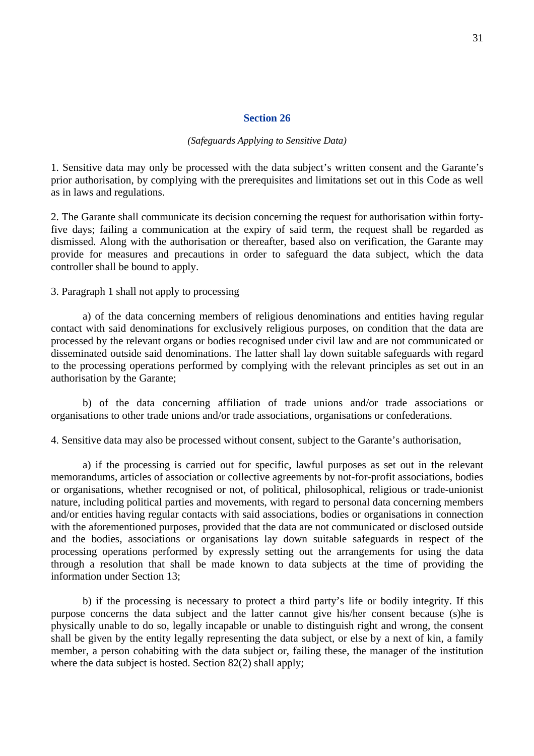## Section 26

*(Safeguards Applying to Sensitive Data)*

1. Sensitive data may only be processed with the data subject's written consent and the Garante's prior authorisation, by complying with the prerequisites and limitations set out in this Code as well as in laws and regulations.

2. The Garante shall communicate its decision concerning the request for authorisation within forty-five days; failing a communication at the expiry of said term, the request shall be regarded as dismissed. Along with the authorisation or thereafter, based also on verification, the Garante may provide for measures and precautions in order to safeguard the data subject, which the data controller shall be bound to apply.

3. Paragraph 1 shall not apply to processing

a) of the data concerning members of religious denominations and entities having regular contact with said denominations for exclusively religious purposes, on condition that the data are processed by the relevant organs or bodies recognised under civil law and are not communicated or disseminated outside said denominations. The latter shall lay down suitable safeguards with regard to the processing operations performed by complying with the relevant principles as set out in an authorisation by the Garante;

b) of the data concerning affiliation of trade unions and/or trade associations or organisations to other trade unions and/or trade associations, organisations or confederations.

4. Sensitive data may also be processed without consent, subject to the Garante's authorisation,

a) if the processing is carried out for specific, lawful purposes as set out in the relevant memorandums, articles of association or collective agreements by not-for-profit associations, bodies or organisations, whether recognised or not, of political, philosophical, religious or trade-unionist nature, including political parties and movements, with regard to personal data concerning members and/or entities having regular contacts with said associations, bodies or organisations in connection with the aforementioned purposes, provided that the data are not communicated or disclosed outside and the bodies, associations or organisations lay down suitable safeguards in respect of the processing operations performed by expressly setting out the arrangements for using the data through a resolution that shall be made known to data subjects at the time of providing the information under Section 13;

b) if the processing is necessary to protect a third party's life or bodily integrity. If this purpose concerns the data subject and the latter cannot give his/her consent because (s)he is physically unable to do so, legally incapable or unable to distinguish right and wrong, the consent shall be given by the entity legally representing the data subject, or else by a next of kin, a family member, a person cohabiting with the data subject or, failing these, the manager of the institution where the data subject is hosted. Section 82(2) shall apply;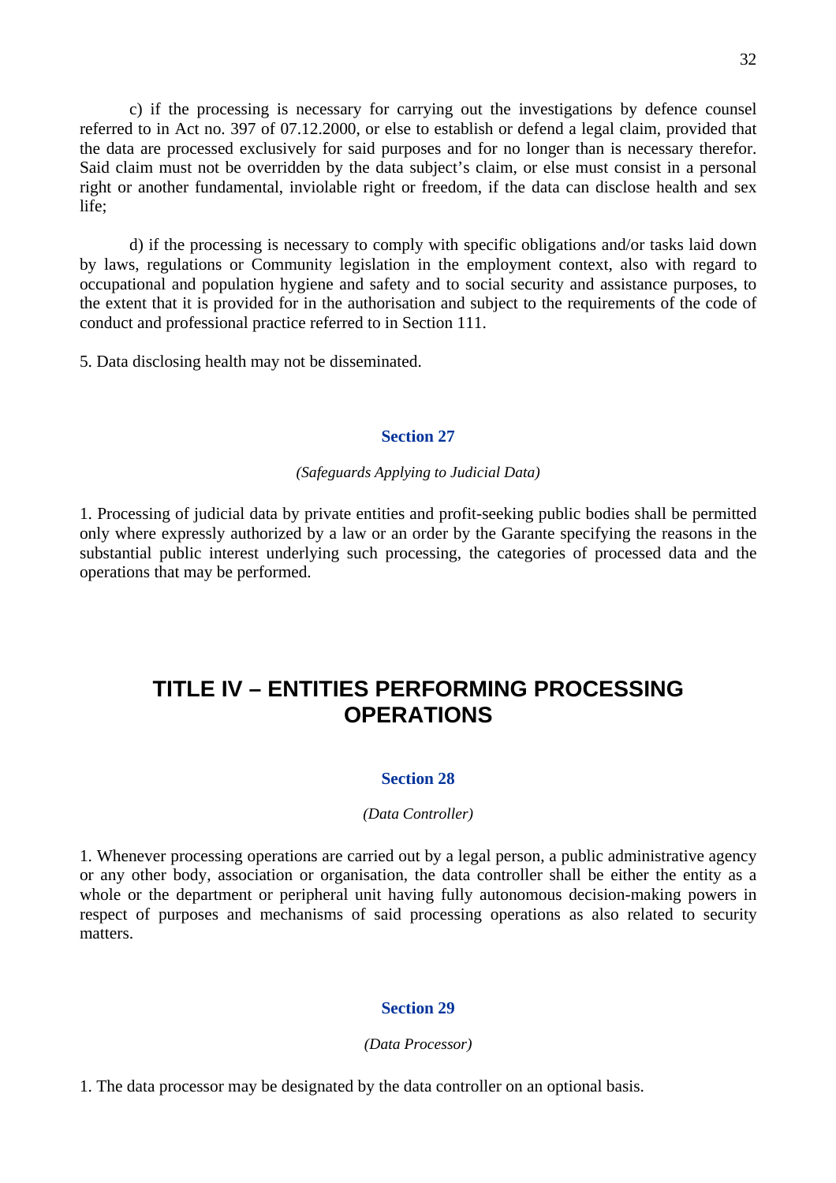c) if the processing is necessary for carrying out the investigations by defence counsel referred to in Act no. 397 of 07.12.2000, or else to establish or defend a legal claim, provided that the data are processed exclusively for said purposes and for no longer than is necessary therefor. Said claim must not be overridden by the data subject's claim, or else must consist in a personal right or another fundamental, inviolable right or freedom, if the data can disclose health and sex life;

d) if the processing is necessary to comply with specific obligations and/or tasks laid down by laws, regulations or Community legislation in the employment context, also with regard to occupational and population hygiene and safety and to social security and assistance purposes, to the extent that it is provided for in the authorisation and subject to the requirements of the code of conduct and professional practice referred to in Section 111.

5. Data disclosing health may not be disseminated.

### Section 27

*(Safeguards Applying to Judicial Data)*

1. Processing of judicial data by private entities and profit-seeking public bodies shall be permitted only where expressly authorized by a law or an order by the Garante specifying the reasons in the substantial public interest underlying such processing, the categories of processed data and the operations that may be performed.

## TITLE IV – ENTITIES PERFORMING PROCESSING OPERATIONS

### Section 28

*(Data Controller)*

1. Whenever processing operations are carried out by a legal person, a public administrative agency or any other body, association or organisation, the data controller shall be either the entity as a whole or the department or peripheral unit having fully autonomous decision-making powers in respect of purposes and mechanisms of said processing operations as also related to security matters.

### Section 29

*(Data Processor)*

1. The data processor may be designated by the data controller on an optional basis.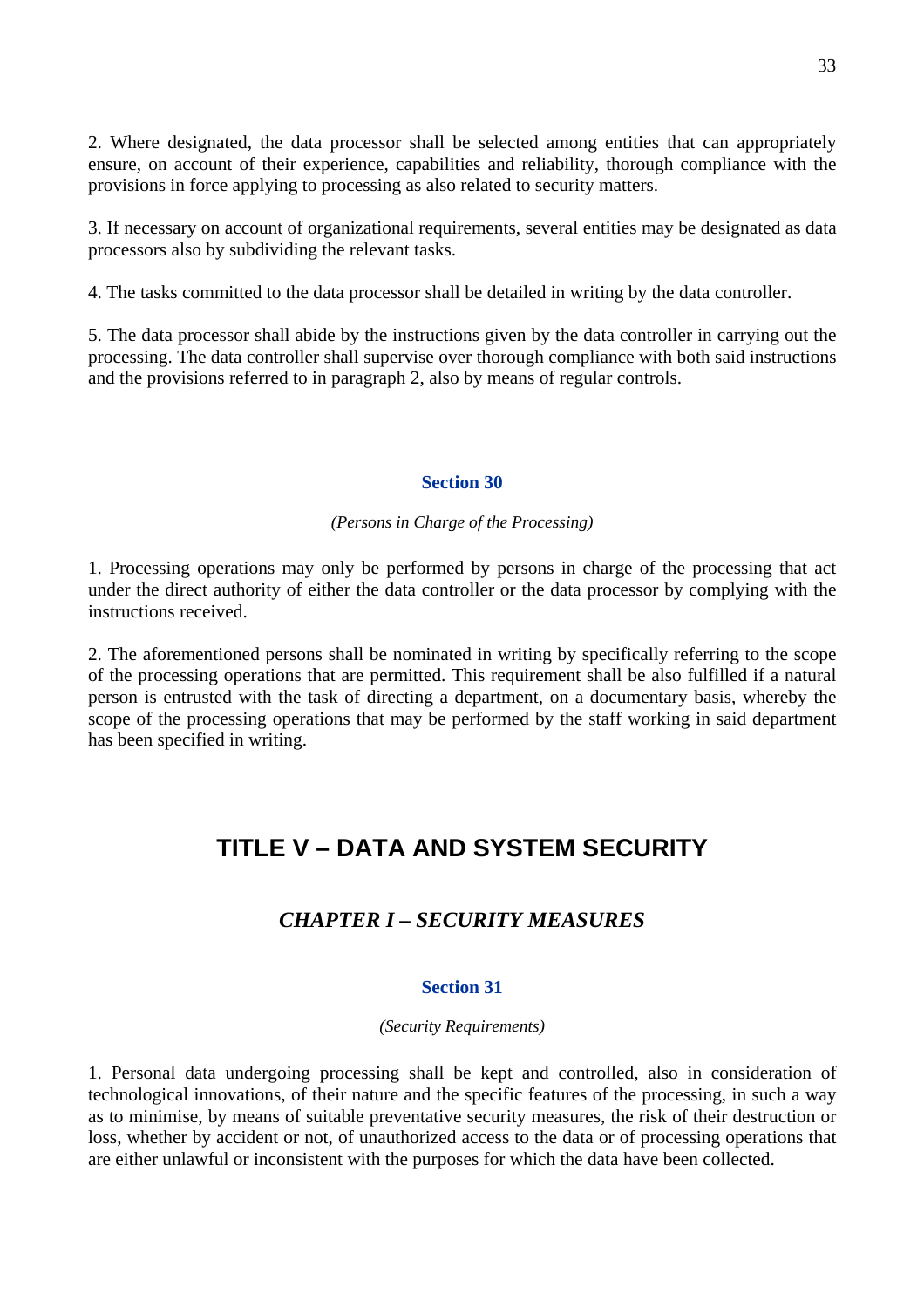2. Where designated, the data processor shall be selected among entities that can appropriately ensure, on account of their experience, capabilities and reliability, thorough compliance with the provisions in force applying to processing as also related to security matters.

3. If necessary on account of organizational requirements, several entities may be designated as data processors also by subdividing the relevant tasks.

4. The tasks committed to the data processor shall be detailed in writing by the data controller.

5. The data processor shall abide by the instructions given by the data controller in carrying out the processing. The data controller shall supervise over thorough compliance with both said instructions and the provisions referred to in paragraph 2, also by means of regular controls.

### Section 30

*(Persons in Charge of the Processing)*

1. Processing operations may only be performed by persons in charge of the processing that act under the direct authority of either the data controller or the data processor by complying with the instructions received.

2. The aforementioned persons shall be nominated in writing by specifically referring to the scope of the processing operations that are permitted. This requirement shall be also fulfilled if a natural person is entrusted with the task of directing a department, on a documentary basis, whereby the scope of the processing operations that may be performed by the staff working in said department has been specified in writing.

# TITLE V – DATA AND SYSTEM SECURITY

## *CHAPTER I – SECURITY MEASURES*

### Section 31

*(Security Requirements)*

1. Personal data undergoing processing shall be kept and controlled, also in consideration of technological innovations, of their nature and the specific features of the processing, in such a way as to minimise, by means of suitable preventative security measures, the risk of their destruction or loss, whether by accident or not, of unauthorized access to the data or of processing operations that are either unlawful or inconsistent with the purposes for which the data have been collected.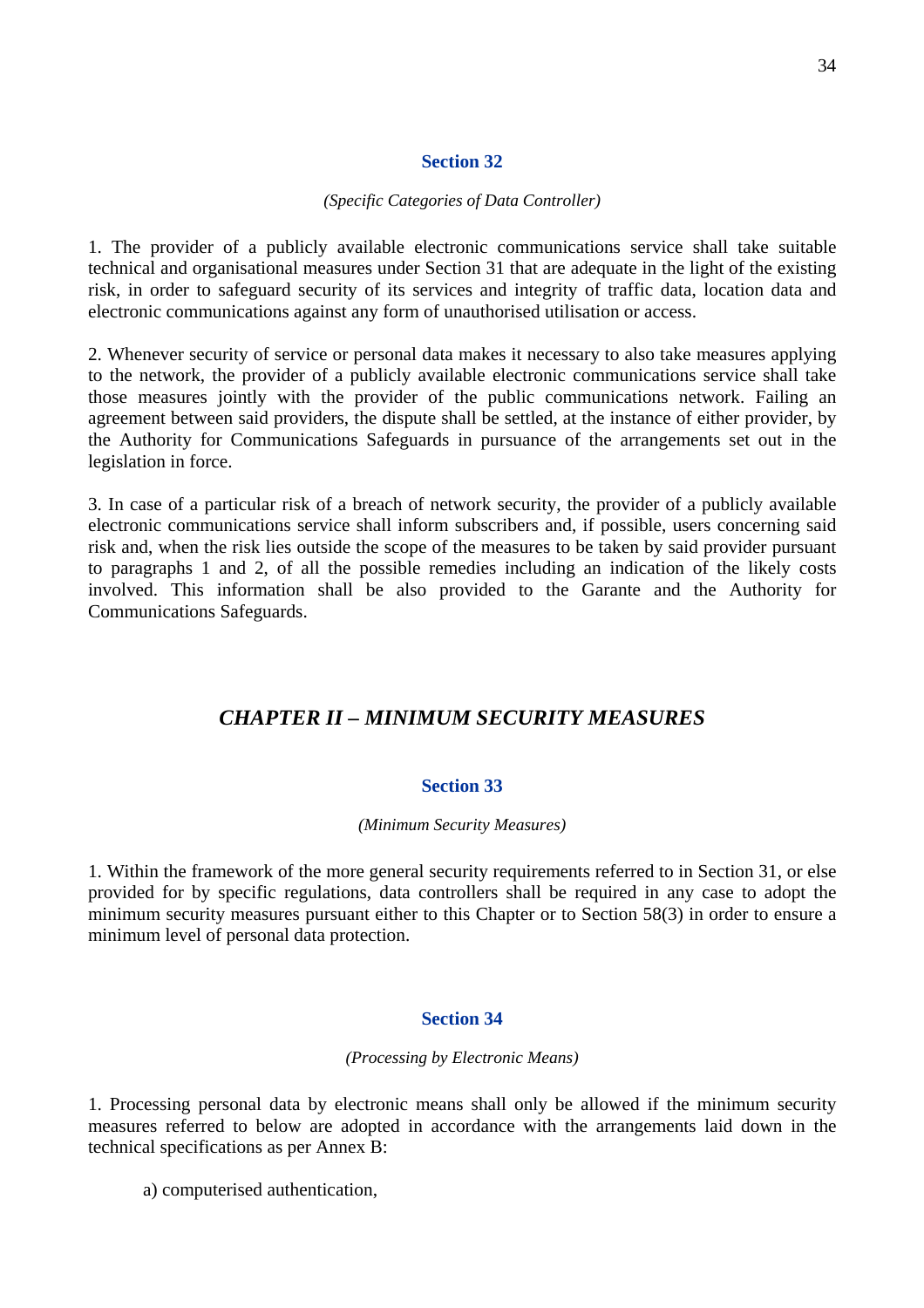### Section 32

*(Specific Categories of Data Controller)*

1. The provider of a publicly available electronic communications service shall take suitable technical and organisational measures under Section 31 that are adequate in the light of the existing risk, in order to safeguard security of its services and integrity of traffic data, location data and electronic communications against any form of unauthorised utilisation or access.

2. Whenever security of service or personal data makes it necessary to also take measures applying to the network, the provider of a publicly available electronic communications service shall take those measures jointly with the provider of the public communications network. Failing an agreement between said providers, the dispute shall be settled, at the instance of either provider, by the Authority for Communications Safeguards in pursuance of the arrangements set out in the legislation in force.

3. In case of a particular risk of a breach of network security, the provider of a publicly available electronic communications service shall inform subscribers and, if possible, users concerning said risk and, when the risk lies outside the scope of the measures to be taken by said provider pursuant to paragraphs 1 and 2, of all the possible remedies including an indication of the likely costs involved. This information shall be also provided to the Garante and the Authority for Communications Safeguards.

## *CHAPTER II – MINIMUM SECURITY MEASURES*

### Section 33

*(Minimum Security Measures)*

1. Within the framework of the more general security requirements referred to in Section 31, or else provided for by specific regulations, data controllers shall be required in any case to adopt the minimum security measures pursuant either to this Chapter or to Section 58(3) in order to ensure a minimum level of personal data protection.

### Section 34

*(Processing by Electronic Means)*

1. Processing personal data by electronic means shall only be allowed if the minimum security measures referred to below are adopted in accordance with the arrangements laid down in the technical specifications as per Annex B:

a) computerised authentication,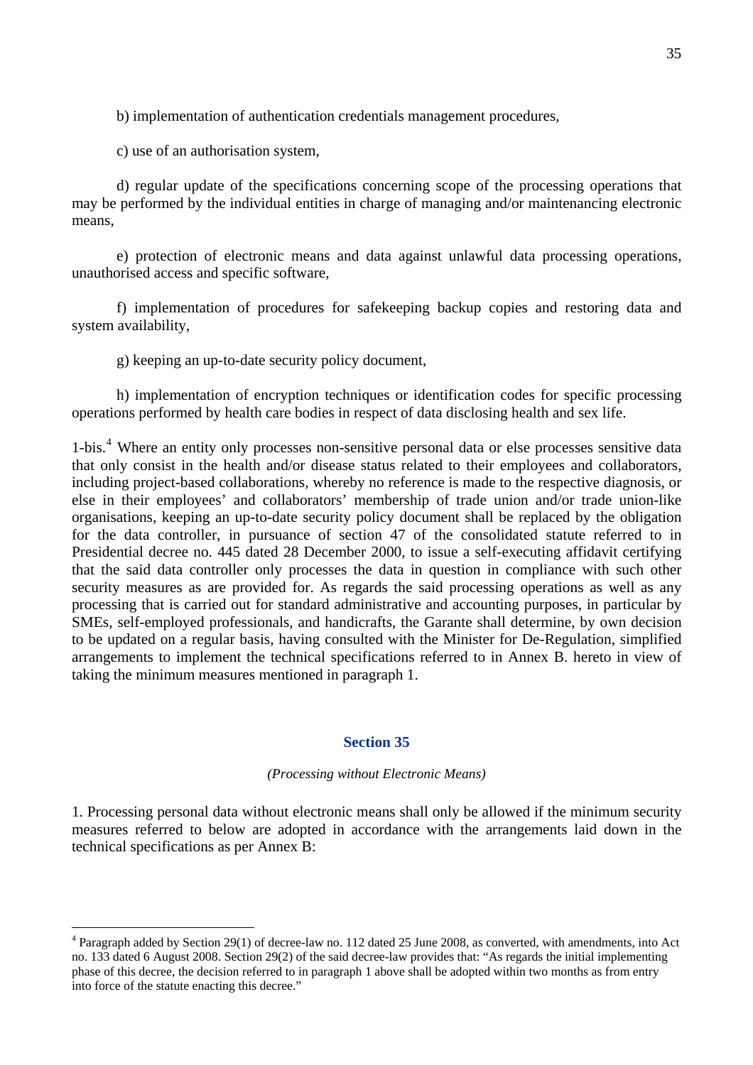b) implementation of authentication credentials management procedures,

c) use of an authorisation system,

d) regular update of the specifications concerning scope of the processing operations that may be performed by the individual entities in charge of managing and/or maintenancing electronic means,

e) protection of electronic means and data against unlawful data processing operations, unauthorised access and specific software,

f) implementation of procedures for safekeeping backup copies and restoring data and system availability,

g) keeping an up-to-date security policy document,

h) implementation of encryption techniques or identification codes for specific processing operations performed by health care bodies in respect of data disclosing health and sex life.

1-bis.[4] Where an entity only processes non-sensitive personal data or else processes sensitive data that only consist in the health and/or disease status related to their employees and collaborators, including project-based collaborations, whereby no reference is made to the respective diagnosis, or else in their employees' and collaborators' membership of trade union and/or trade union-like organisations, keeping an up-to-date security policy document shall be replaced by the obligation for the data controller, in pursuance of section 47 of the consolidated statute referred to in Presidential decree no. 445 dated 28 December 2000, to issue a self-executing affidavit certifying that the said data controller only processes the data in question in compliance with such other security measures as are provided for. As regards the said processing operations as well as any processing that is carried out for standard administrative and accounting purposes, in particular by SMEs, self-employed professionals, and handicrafts, the Garante shall determine, by own decision to be updated on a regular basis, having consulted with the Minister for De-Regulation, simplified arrangements to implement the technical specifications referred to in Annex B. hereto in view of taking the minimum measures mentioned in paragraph 1.

## Section 35

*(Processing without Electronic Means)*

1. Processing personal data without electronic means shall only be allowed if the minimum security measures referred to below are adopted in accordance with the arrangements laid down in the technical specifications as per Annex B:

---

[4] Paragraph added by Section 29(1) of decree-law no. 112 dated 25 June 2008, as converted, with amendments, into Act no. 133 dated 6 August 2008. Section 29(2) of the said decree-law provides that: "As regards the initial implementing phase of this decree, the decision referred to in paragraph 1 above shall be adopted within two months as from entry into force of the statute enacting this decree."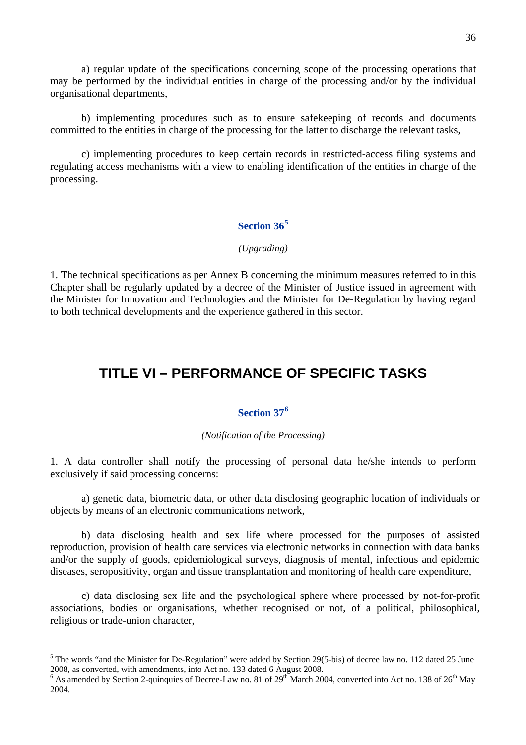a) regular update of the specifications concerning scope of the processing operations that may be performed by the individual entities in charge of the processing and/or by the individual organisational departments,

b) implementing procedures such as to ensure safekeeping of records and documents committed to the entities in charge of the processing for the latter to discharge the relevant tasks,

c) implementing procedures to keep certain records in restricted-access filing systems and regulating access mechanisms with a view to enabling identification of the entities in charge of the processing.

### Section 36[5]

*(Upgrading)*

1. The technical specifications as per Annex B concerning the minimum measures referred to in this Chapter shall be regularly updated by a decree of the Minister of Justice issued in agreement with the Minister for Innovation and Technologies and the Minister for De-Regulation by having regard to both technical developments and the experience gathered in this sector.

## TITLE VI – PERFORMANCE OF SPECIFIC TASKS

### Section 37[6]

*(Notification of the Processing)*

1. A data controller shall notify the processing of personal data he/she intends to perform exclusively if said processing concerns:

a) genetic data, biometric data, or other data disclosing geographic location of individuals or objects by means of an electronic communications network,

b) data disclosing health and sex life where processed for the purposes of assisted reproduction, provision of health care services via electronic networks in connection with data banks and/or the supply of goods, epidemiological surveys, diagnosis of mental, infectious and epidemic diseases, seropositivity, organ and tissue transplantation and monitoring of health care expenditure,

c) data disclosing sex life and the psychological sphere where processed by not-for-profit associations, bodies or organisations, whether recognised or not, of a political, philosophical, religious or trade-union character,

---

[5] The words "and the Minister for De-Regulation" were added by Section 29(5-bis) of decree law no. 112 dated 25 June 2008, as converted, with amendments, into Act no. 133 dated 6 August 2008.

[6] As amended by Section 2-quinquies of Decree-Law no. 81 of 29th March 2004, converted into Act no. 138 of 26th May 2004.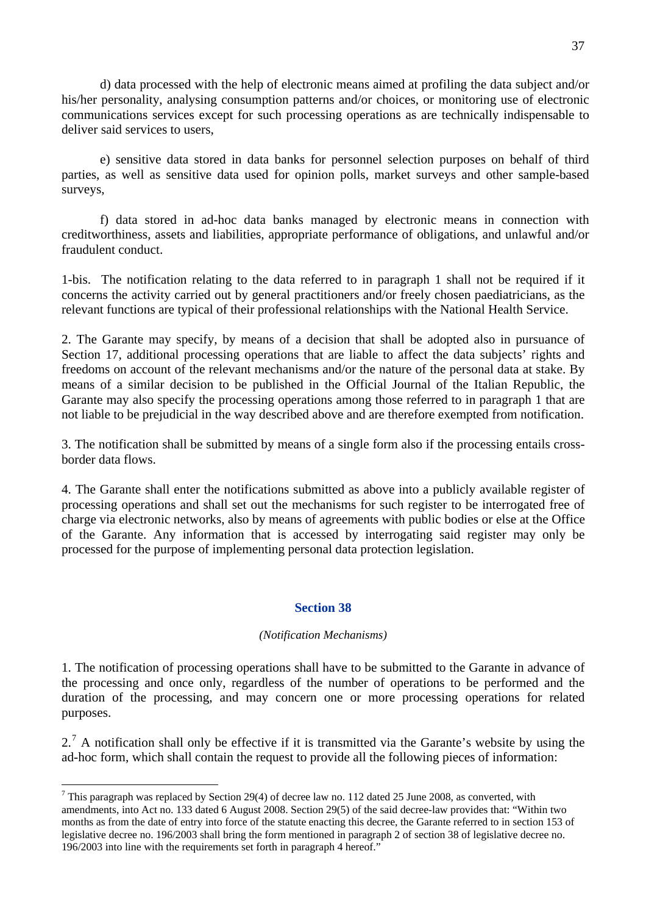d) data processed with the help of electronic means aimed at profiling the data subject and/or his/her personality, analysing consumption patterns and/or choices, or monitoring use of electronic communications services except for such processing operations as are technically indispensable to deliver said services to users,

e) sensitive data stored in data banks for personnel selection purposes on behalf of third parties, as well as sensitive data used for opinion polls, market surveys and other sample-based surveys,

f) data stored in ad-hoc data banks managed by electronic means in connection with creditworthiness, assets and liabilities, appropriate performance of obligations, and unlawful and/or fraudulent conduct.

1-bis. The notification relating to the data referred to in paragraph 1 shall not be required if it concerns the activity carried out by general practitioners and/or freely chosen paediatricians, as the relevant functions are typical of their professional relationships with the National Health Service.

2. The Garante may specify, by means of a decision that shall be adopted also in pursuance of Section 17, additional processing operations that are liable to affect the data subjects' rights and freedoms on account of the relevant mechanisms and/or the nature of the personal data at stake. By means of a similar decision to be published in the Official Journal of the Italian Republic, the Garante may also specify the processing operations among those referred to in paragraph 1 that are not liable to be prejudicial in the way described above and are therefore exempted from notification.

3. The notification shall be submitted by means of a single form also if the processing entails cross-border data flows.

4. The Garante shall enter the notifications submitted as above into a publicly available register of processing operations and shall set out the mechanisms for such register to be interrogated free of charge via electronic networks, also by means of agreements with public bodies or else at the Office of the Garante. Any information that is accessed by interrogating said register may only be processed for the purpose of implementing personal data protection legislation.

## Section 38

*(Notification Mechanisms)*

1. The notification of processing operations shall have to be submitted to the Garante in advance of the processing and once only, regardless of the number of operations to be performed and the duration of the processing, and may concern one or more processing operations for related purposes.

2.[7] A notification shall only be effective if it is transmitted via the Garante's website by using the ad-hoc form, which shall contain the request to provide all the following pieces of information:

---

[7] This paragraph was replaced by Section 29(4) of decree law no. 112 dated 25 June 2008, as converted, with amendments, into Act no. 133 dated 6 August 2008. Section 29(5) of the said decree-law provides that: "Within two months as from the date of entry into force of the statute enacting this decree, the Garante referred to in section 153 of legislative decree no. 196/2003 shall bring the form mentioned in paragraph 2 of section 38 of legislative decree no. 196/2003 into line with the requirements set forth in paragraph 4 hereof."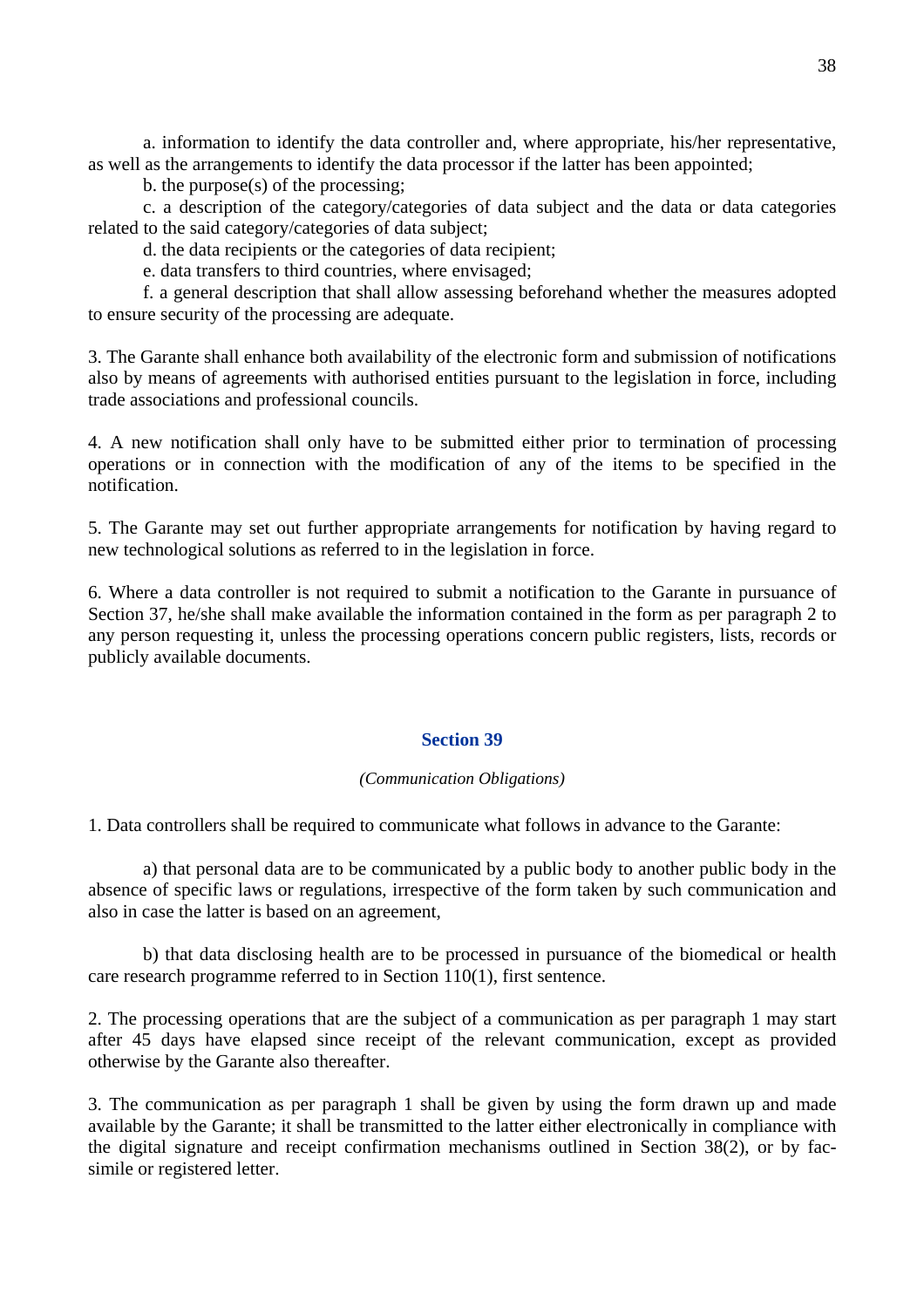a. information to identify the data controller and, where appropriate, his/her representative, as well as the arrangements to identify the data processor if the latter has been appointed;

b. the purpose(s) of the processing;

c. a description of the category/categories of data subject and the data or data categories related to the said category/categories of data subject;

d. the data recipients or the categories of data recipient;

e. data transfers to third countries, where envisaged;

f. a general description that shall allow assessing beforehand whether the measures adopted to ensure security of the processing are adequate.

3. The Garante shall enhance both availability of the electronic form and submission of notifications also by means of agreements with authorised entities pursuant to the legislation in force, including trade associations and professional councils.

4. A new notification shall only have to be submitted either prior to termination of processing operations or in connection with the modification of any of the items to be specified in the notification.

5. The Garante may set out further appropriate arrangements for notification by having regard to new technological solutions as referred to in the legislation in force.

6. Where a data controller is not required to submit a notification to the Garante in pursuance of Section 37, he/she shall make available the information contained in the form as per paragraph 2 to any person requesting it, unless the processing operations concern public registers, lists, records or publicly available documents.

## Section 39

*(Communication Obligations)*

1. Data controllers shall be required to communicate what follows in advance to the Garante:

a) that personal data are to be communicated by a public body to another public body in the absence of specific laws or regulations, irrespective of the form taken by such communication and also in case the latter is based on an agreement,

b) that data disclosing health are to be processed in pursuance of the biomedical or health care research programme referred to in Section 110(1), first sentence.

2. The processing operations that are the subject of a communication as per paragraph 1 may start after 45 days have elapsed since receipt of the relevant communication, except as provided otherwise by the Garante also thereafter.

3. The communication as per paragraph 1 shall be given by using the form drawn up and made available by the Garante; it shall be transmitted to the latter either electronically in compliance with the digital signature and receipt confirmation mechanisms outlined in Section 38(2), or by fac-simile or registered letter.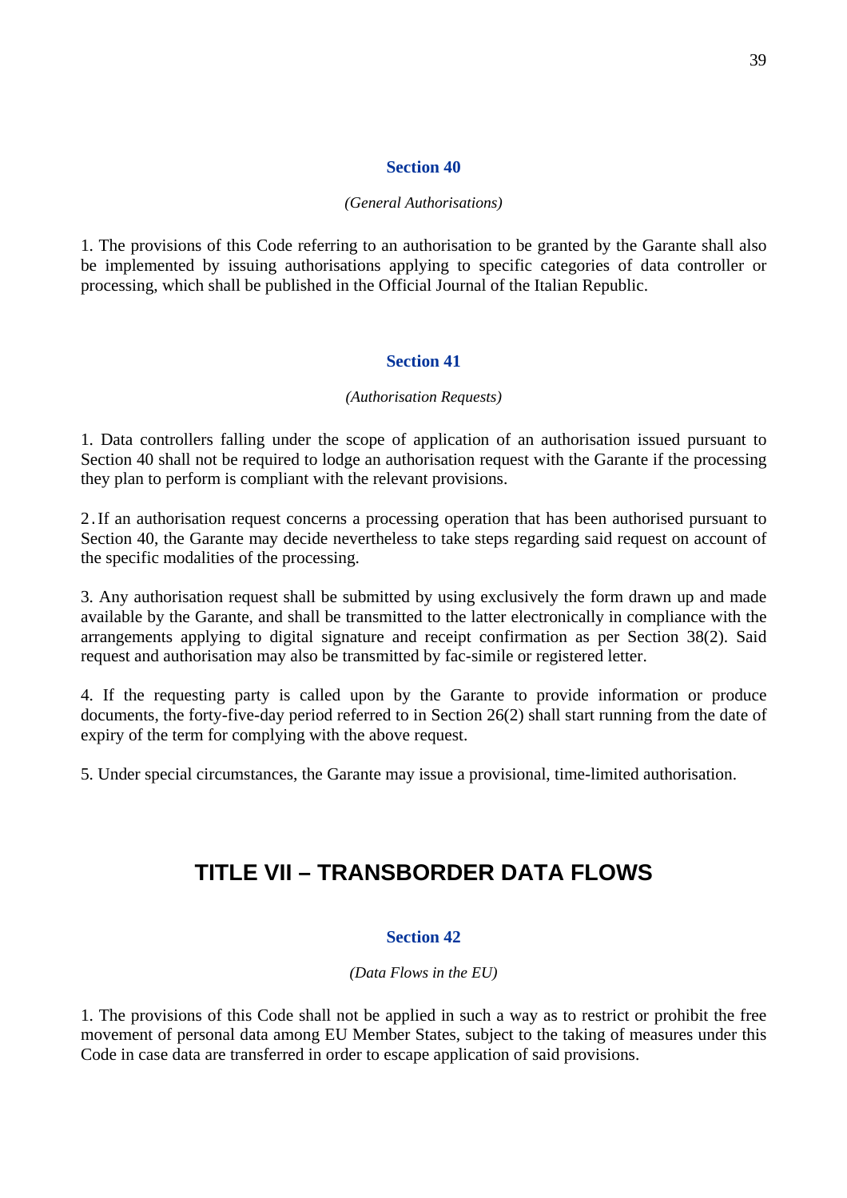### Section 40

*(General Authorisations)*

1. The provisions of this Code referring to an authorisation to be granted by the Garante shall also be implemented by issuing authorisations applying to specific categories of data controller or processing, which shall be published in the Official Journal of the Italian Republic.

### Section 41

*(Authorisation Requests)*

1. Data controllers falling under the scope of application of an authorisation issued pursuant to Section 40 shall not be required to lodge an authorisation request with the Garante if the processing they plan to perform is compliant with the relevant provisions.

2. If an authorisation request concerns a processing operation that has been authorised pursuant to Section 40, the Garante may decide nevertheless to take steps regarding said request on account of the specific modalities of the processing.

3. Any authorisation request shall be submitted by using exclusively the form drawn up and made available by the Garante, and shall be transmitted to the latter electronically in compliance with the arrangements applying to digital signature and receipt confirmation as per Section 38(2). Said request and authorisation may also be transmitted by fac-simile or registered letter.

4. If the requesting party is called upon by the Garante to provide information or produce documents, the forty-five-day period referred to in Section 26(2) shall start running from the date of expiry of the term for complying with the above request.

5. Under special circumstances, the Garante may issue a provisional, time-limited authorisation.

## TITLE VII – TRANSBORDER DATA FLOWS

### Section 42

*(Data Flows in the EU)*

1. The provisions of this Code shall not be applied in such a way as to restrict or prohibit the free movement of personal data among EU Member States, subject to the taking of measures under this Code in case data are transferred in order to escape application of said provisions.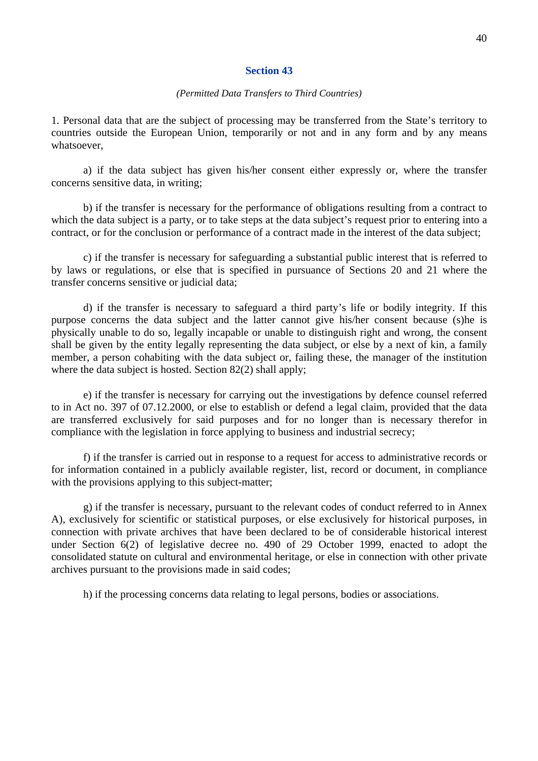## Section 43

*(Permitted Data Transfers to Third Countries)*

1. Personal data that are the subject of processing may be transferred from the State's territory to countries outside the European Union, temporarily or not and in any form and by any means whatsoever,

a) if the data subject has given his/her consent either expressly or, where the transfer concerns sensitive data, in writing;

b) if the transfer is necessary for the performance of obligations resulting from a contract to which the data subject is a party, or to take steps at the data subject's request prior to entering into a contract, or for the conclusion or performance of a contract made in the interest of the data subject;

c) if the transfer is necessary for safeguarding a substantial public interest that is referred to by laws or regulations, or else that is specified in pursuance of Sections 20 and 21 where the transfer concerns sensitive or judicial data;

d) if the transfer is necessary to safeguard a third party's life or bodily integrity. If this purpose concerns the data subject and the latter cannot give his/her consent because (s)he is physically unable to do so, legally incapable or unable to distinguish right and wrong, the consent shall be given by the entity legally representing the data subject, or else by a next of kin, a family member, a person cohabiting with the data subject or, failing these, the manager of the institution where the data subject is hosted. Section 82(2) shall apply;

e) if the transfer is necessary for carrying out the investigations by defence counsel referred to in Act no. 397 of 07.12.2000, or else to establish or defend a legal claim, provided that the data are transferred exclusively for said purposes and for no longer than is necessary therefor in compliance with the legislation in force applying to business and industrial secrecy;

f) if the transfer is carried out in response to a request for access to administrative records or for information contained in a publicly available register, list, record or document, in compliance with the provisions applying to this subject-matter;

g) if the transfer is necessary, pursuant to the relevant codes of conduct referred to in Annex A), exclusively for scientific or statistical purposes, or else exclusively for historical purposes, in connection with private archives that have been declared to be of considerable historical interest under Section 6(2) of legislative decree no. 490 of 29 October 1999, enacted to adopt the consolidated statute on cultural and environmental heritage, or else in connection with other private archives pursuant to the provisions made in said codes;

h) if the processing concerns data relating to legal persons, bodies or associations.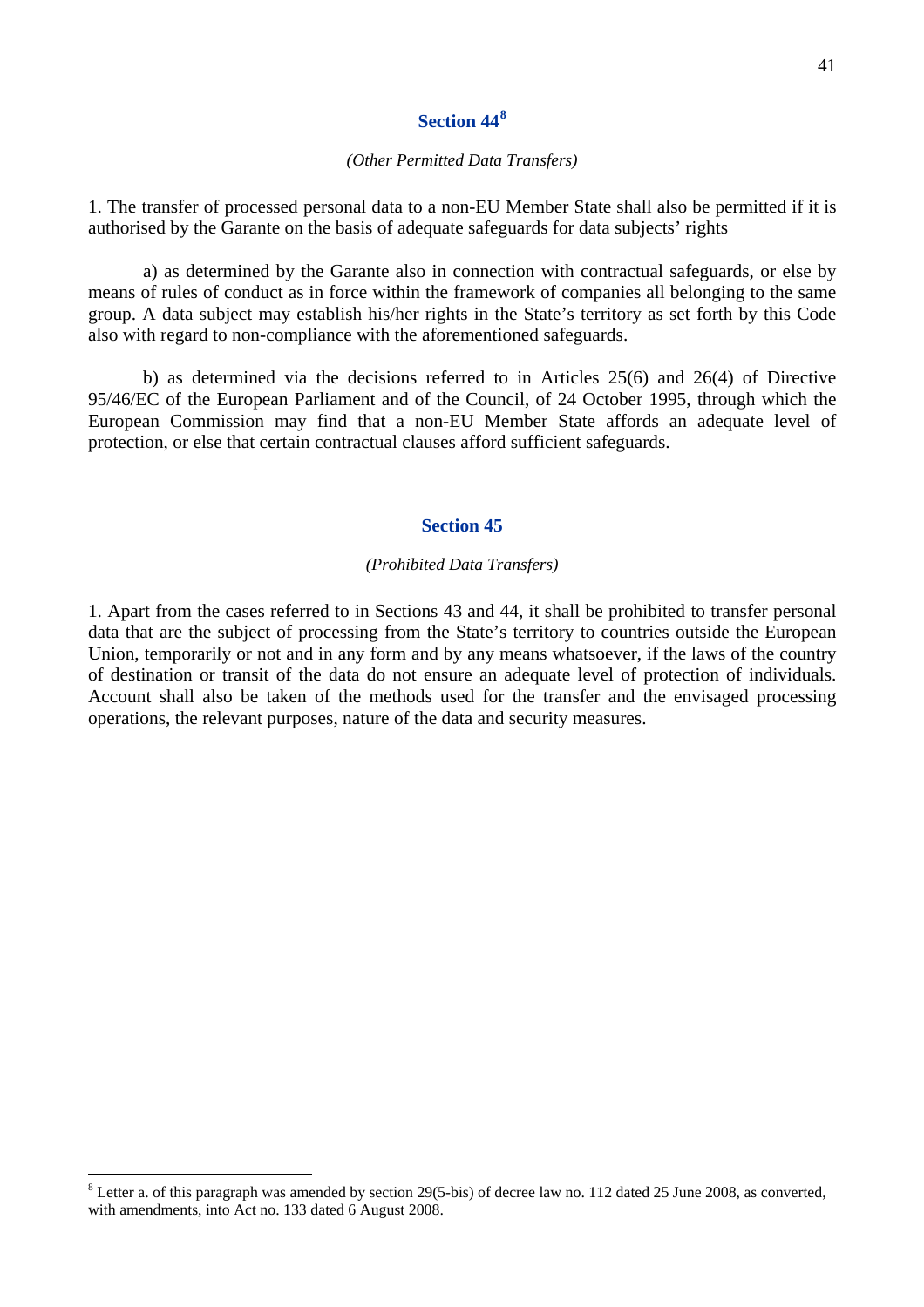## Section 44[8]

*(Other Permitted Data Transfers)*

1. The transfer of processed personal data to a non-EU Member State shall also be permitted if it is authorised by the Garante on the basis of adequate safeguards for data subjects' rights

a) as determined by the Garante also in connection with contractual safeguards, or else by means of rules of conduct as in force within the framework of companies all belonging to the same group. A data subject may establish his/her rights in the State's territory as set forth by this Code also with regard to non-compliance with the aforementioned safeguards.

b) as determined via the decisions referred to in Articles 25(6) and 26(4) of Directive 95/46/EC of the European Parliament and of the Council, of 24 October 1995, through which the European Commission may find that a non-EU Member State affords an adequate level of protection, or else that certain contractual clauses afford sufficient safeguards.

## Section 45

*(Prohibited Data Transfers)*

1. Apart from the cases referred to in Sections 43 and 44, it shall be prohibited to transfer personal data that are the subject of processing from the State's territory to countries outside the European Union, temporarily or not and in any form and by any means whatsoever, if the laws of the country of destination or transit of the data do not ensure an adequate level of protection of individuals. Account shall also be taken of the methods used for the transfer and the envisaged processing operations, the relevant purposes, nature of the data and security measures.

---

[8] Letter a. of this paragraph was amended by section 29(5-bis) of decree law no. 112 dated 25 June 2008, as converted, with amendments, into Act no. 133 dated 6 August 2008.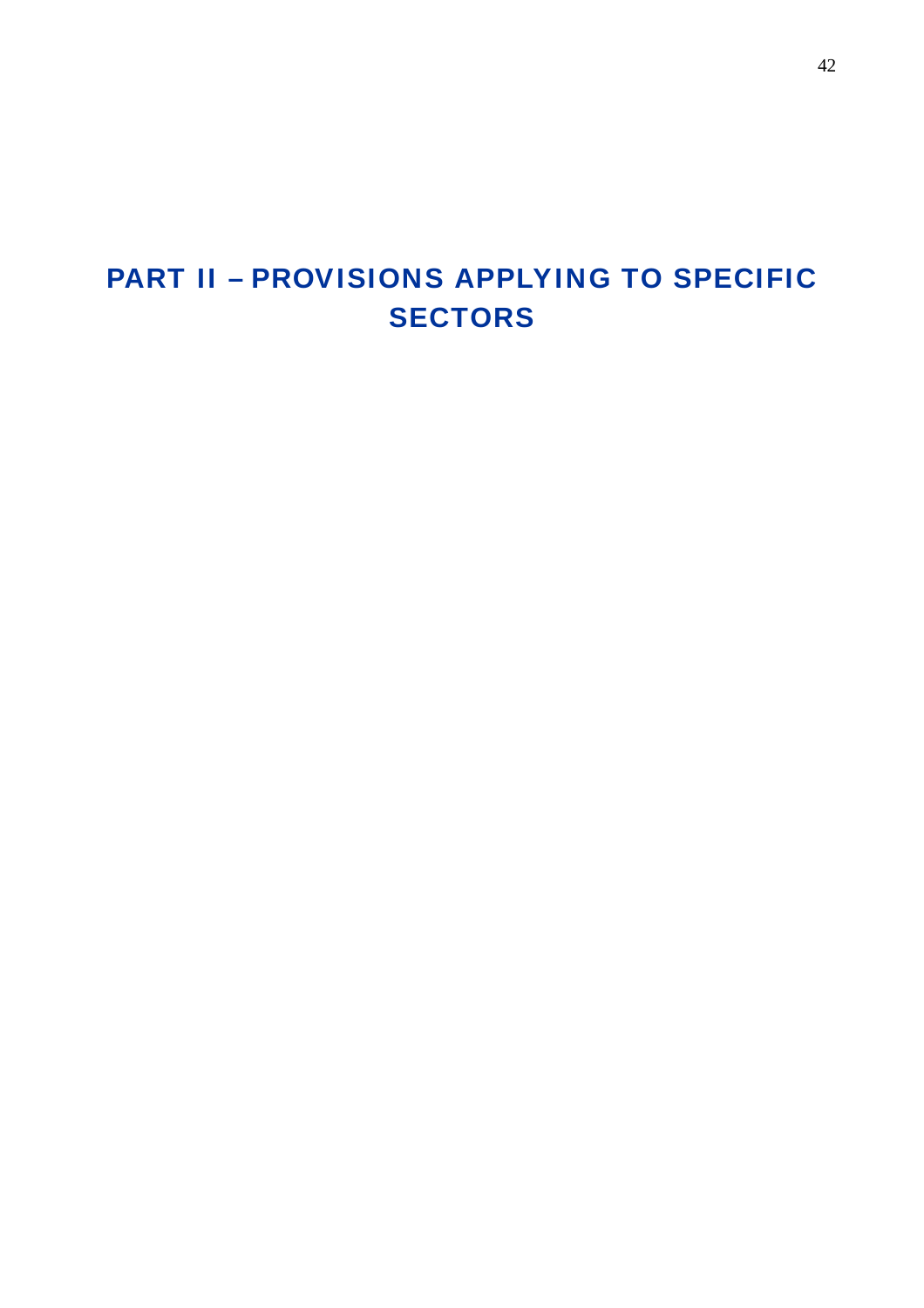# PART II – PROVISIONS APPLYING TO SPECIFIC SECTORS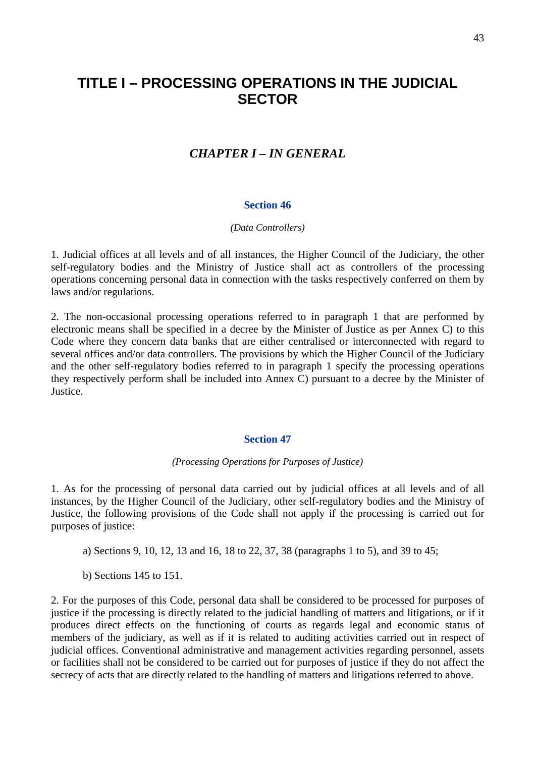# TITLE I – PROCESSING OPERATIONS IN THE JUDICIAL SECTOR

## *CHAPTER I – IN GENERAL*

### Section 46

*(Data Controllers)*

1. Judicial offices at all levels and of all instances, the Higher Council of the Judiciary, the other self-regulatory bodies and the Ministry of Justice shall act as controllers of the processing operations concerning personal data in connection with the tasks respectively conferred on them by laws and/or regulations.

2. The non-occasional processing operations referred to in paragraph 1 that are performed by electronic means shall be specified in a decree by the Minister of Justice as per Annex C) to this Code where they concern data banks that are either centralised or interconnected with regard to several offices and/or data controllers. The provisions by which the Higher Council of the Judiciary and the other self-regulatory bodies referred to in paragraph 1 specify the processing operations they respectively perform shall be included into Annex C) pursuant to a decree by the Minister of Justice.

### Section 47

*(Processing Operations for Purposes of Justice)*

1. As for the processing of personal data carried out by judicial offices at all levels and of all instances, by the Higher Council of the Judiciary, other self-regulatory bodies and the Ministry of Justice, the following provisions of the Code shall not apply if the processing is carried out for purposes of justice:

   a) Sections 9, 10, 12, 13 and 16, 18 to 22, 37, 38 (paragraphs 1 to 5), and 39 to 45;

   b) Sections 145 to 151.

2. For the purposes of this Code, personal data shall be considered to be processed for purposes of justice if the processing is directly related to the judicial handling of matters and litigations, or if it produces direct effects on the functioning of courts as regards legal and economic status of members of the judiciary, as well as if it is related to auditing activities carried out in respect of judicial offices. Conventional administrative and management activities regarding personnel, assets or facilities shall not be considered to be carried out for purposes of justice if they do not affect the secrecy of acts that are directly related to the handling of matters and litigations referred to above.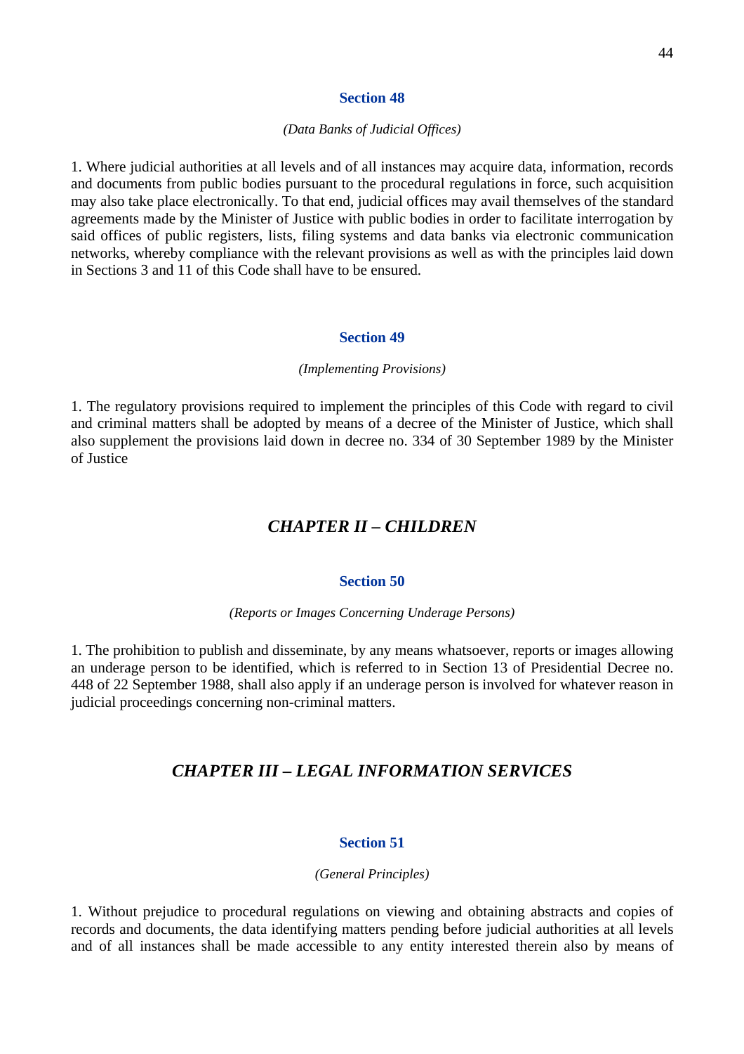### Section 48

*(Data Banks of Judicial Offices)*

1. Where judicial authorities at all levels and of all instances may acquire data, information, records and documents from public bodies pursuant to the procedural regulations in force, such acquisition may also take place electronically. To that end, judicial offices may avail themselves of the standard agreements made by the Minister of Justice with public bodies in order to facilitate interrogation by said offices of public registers, lists, filing systems and data banks via electronic communication networks, whereby compliance with the relevant provisions as well as with the principles laid down in Sections 3 and 11 of this Code shall have to be ensured.

### Section 49

*(Implementing Provisions)*

1. The regulatory provisions required to implement the principles of this Code with regard to civil and criminal matters shall be adopted by means of a decree of the Minister of Justice, which shall also supplement the provisions laid down in decree no. 334 of 30 September 1989 by the Minister of Justice

## *CHAPTER II – CHILDREN*

### Section 50

*(Reports or Images Concerning Underage Persons)*

1. The prohibition to publish and disseminate, by any means whatsoever, reports or images allowing an underage person to be identified, which is referred to in Section 13 of Presidential Decree no. 448 of 22 September 1988, shall also apply if an underage person is involved for whatever reason in judicial proceedings concerning non-criminal matters.

## *CHAPTER III – LEGAL INFORMATION SERVICES*

### Section 51

*(General Principles)*

1. Without prejudice to procedural regulations on viewing and obtaining abstracts and copies of records and documents, the data identifying matters pending before judicial authorities at all levels and of all instances shall be made accessible to any entity interested therein also by means of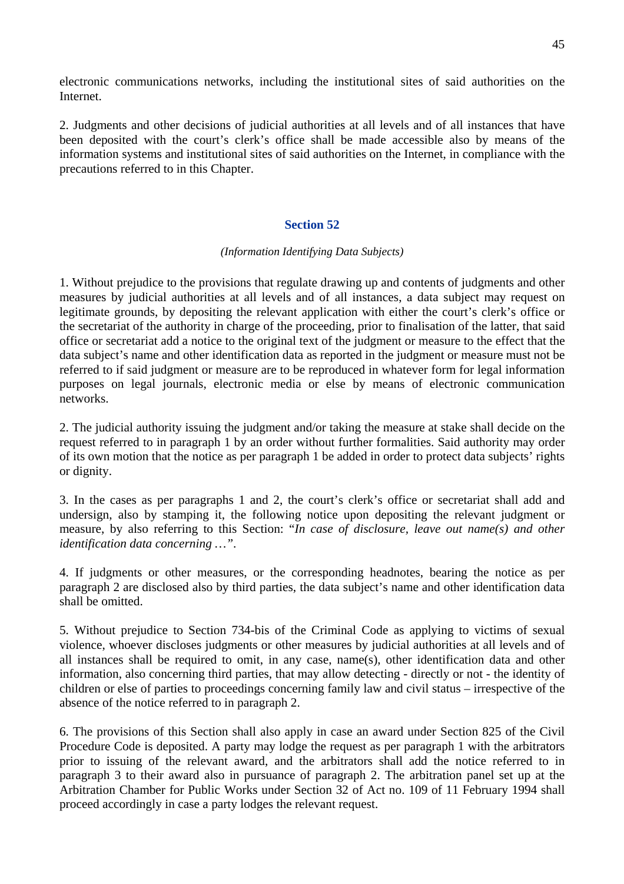electronic communications networks, including the institutional sites of said authorities on the Internet.

2. Judgments and other decisions of judicial authorities at all levels and of all instances that have been deposited with the court's clerk's office shall be made accessible also by means of the information systems and institutional sites of said authorities on the Internet, in compliance with the precautions referred to in this Chapter.

## Section 52

*(Information Identifying Data Subjects)*

1. Without prejudice to the provisions that regulate drawing up and contents of judgments and other measures by judicial authorities at all levels and of all instances, a data subject may request on legitimate grounds, by depositing the relevant application with either the court's clerk's office or the secretariat of the authority in charge of the proceeding, prior to finalisation of the latter, that said office or secretariat add a notice to the original text of the judgment or measure to the effect that the data subject's name and other identification data as reported in the judgment or measure must not be referred to if said judgment or measure are to be reproduced in whatever form for legal information purposes on legal journals, electronic media or else by means of electronic communication networks.

2. The judicial authority issuing the judgment and/or taking the measure at stake shall decide on the request referred to in paragraph 1 by an order without further formalities. Said authority may order of its own motion that the notice as per paragraph 1 be added in order to protect data subjects' rights or dignity.

3. In the cases as per paragraphs 1 and 2, the court's clerk's office or secretariat shall add and undersign, also by stamping it, the following notice upon depositing the relevant judgment or measure, by also referring to this Section: "*In case of disclosure, leave out name(s) and other identification data concerning …*".

4. If judgments or other measures, or the corresponding headnotes, bearing the notice as per paragraph 2 are disclosed also by third parties, the data subject's name and other identification data shall be omitted.

5. Without prejudice to Section 734-bis of the Criminal Code as applying to victims of sexual violence, whoever discloses judgments or other measures by judicial authorities at all levels and of all instances shall be required to omit, in any case, name(s), other identification data and other information, also concerning third parties, that may allow detecting - directly or not - the identity of children or else of parties to proceedings concerning family law and civil status – irrespective of the absence of the notice referred to in paragraph 2.

6. The provisions of this Section shall also apply in case an award under Section 825 of the Civil Procedure Code is deposited. A party may lodge the request as per paragraph 1 with the arbitrators prior to issuing of the relevant award, and the arbitrators shall add the notice referred to in paragraph 3 to their award also in pursuance of paragraph 2. The arbitration panel set up at the Arbitration Chamber for Public Works under Section 32 of Act no. 109 of 11 February 1994 shall proceed accordingly in case a party lodges the relevant request.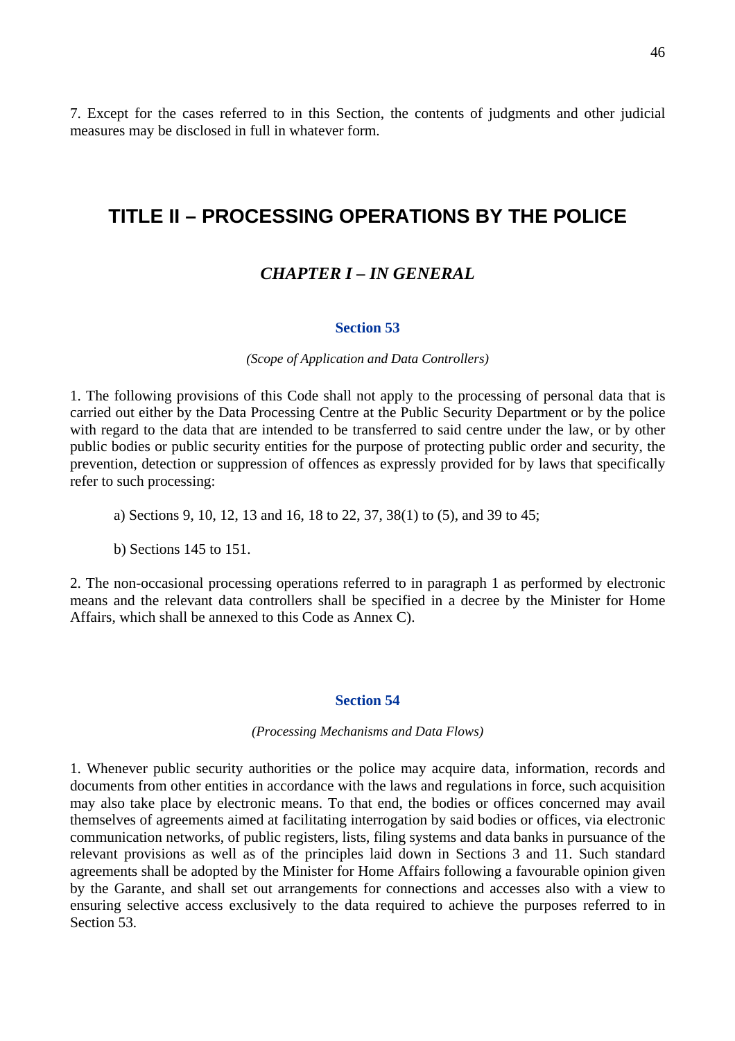7. Except for the cases referred to in this Section, the contents of judgments and other judicial measures may be disclosed in full in whatever form.

# TITLE II – PROCESSING OPERATIONS BY THE POLICE

## *CHAPTER I – IN GENERAL*

### Section 53

*(Scope of Application and Data Controllers)*

1. The following provisions of this Code shall not apply to the processing of personal data that is carried out either by the Data Processing Centre at the Public Security Department or by the police with regard to the data that are intended to be transferred to said centre under the law, or by other public bodies or public security entities for the purpose of protecting public order and security, the prevention, detection or suppression of offences as expressly provided for by laws that specifically refer to such processing:

a) Sections 9, 10, 12, 13 and 16, 18 to 22, 37, 38(1) to (5), and 39 to 45;

b) Sections 145 to 151.

2. The non-occasional processing operations referred to in paragraph 1 as performed by electronic means and the relevant data controllers shall be specified in a decree by the Minister for Home Affairs, which shall be annexed to this Code as Annex C).

### Section 54

*(Processing Mechanisms and Data Flows)*

1. Whenever public security authorities or the police may acquire data, information, records and documents from other entities in accordance with the laws and regulations in force, such acquisition may also take place by electronic means. To that end, the bodies or offices concerned may avail themselves of agreements aimed at facilitating interrogation by said bodies or offices, via electronic communication networks, of public registers, lists, filing systems and data banks in pursuance of the relevant provisions as well as of the principles laid down in Sections 3 and 11. Such standard agreements shall be adopted by the Minister for Home Affairs following a favourable opinion given by the Garante, and shall set out arrangements for connections and accesses also with a view to ensuring selective access exclusively to the data required to achieve the purposes referred to in Section 53.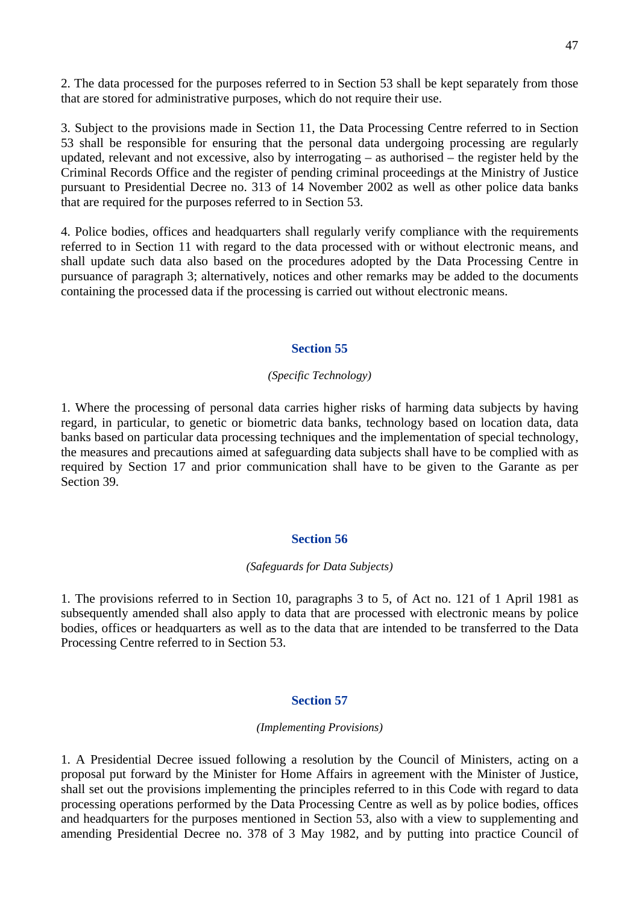2. The data processed for the purposes referred to in Section 53 shall be kept separately from those that are stored for administrative purposes, which do not require their use.

3. Subject to the provisions made in Section 11, the Data Processing Centre referred to in Section 53 shall be responsible for ensuring that the personal data undergoing processing are regularly updated, relevant and not excessive, also by interrogating – as authorised – the register held by the Criminal Records Office and the register of pending criminal proceedings at the Ministry of Justice pursuant to Presidential Decree no. 313 of 14 November 2002 as well as other police data banks that are required for the purposes referred to in Section 53.

4. Police bodies, offices and headquarters shall regularly verify compliance with the requirements referred to in Section 11 with regard to the data processed with or without electronic means, and shall update such data also based on the procedures adopted by the Data Processing Centre in pursuance of paragraph 3; alternatively, notices and other remarks may be added to the documents containing the processed data if the processing is carried out without electronic means.

## Section 55

*(Specific Technology)*

1. Where the processing of personal data carries higher risks of harming data subjects by having regard, in particular, to genetic or biometric data banks, technology based on location data, data banks based on particular data processing techniques and the implementation of special technology, the measures and precautions aimed at safeguarding data subjects shall have to be complied with as required by Section 17 and prior communication shall have to be given to the Garante as per Section 39.

## Section 56

*(Safeguards for Data Subjects)*

1. The provisions referred to in Section 10, paragraphs 3 to 5, of Act no. 121 of 1 April 1981 as subsequently amended shall also apply to data that are processed with electronic means by police bodies, offices or headquarters as well as to the data that are intended to be transferred to the Data Processing Centre referred to in Section 53.

## Section 57

*(Implementing Provisions)*

1. A Presidential Decree issued following a resolution by the Council of Ministers, acting on a proposal put forward by the Minister for Home Affairs in agreement with the Minister of Justice, shall set out the provisions implementing the principles referred to in this Code with regard to data processing operations performed by the Data Processing Centre as well as by police bodies, offices and headquarters for the purposes mentioned in Section 53, also with a view to supplementing and amending Presidential Decree no. 378 of 3 May 1982, and by putting into practice Council of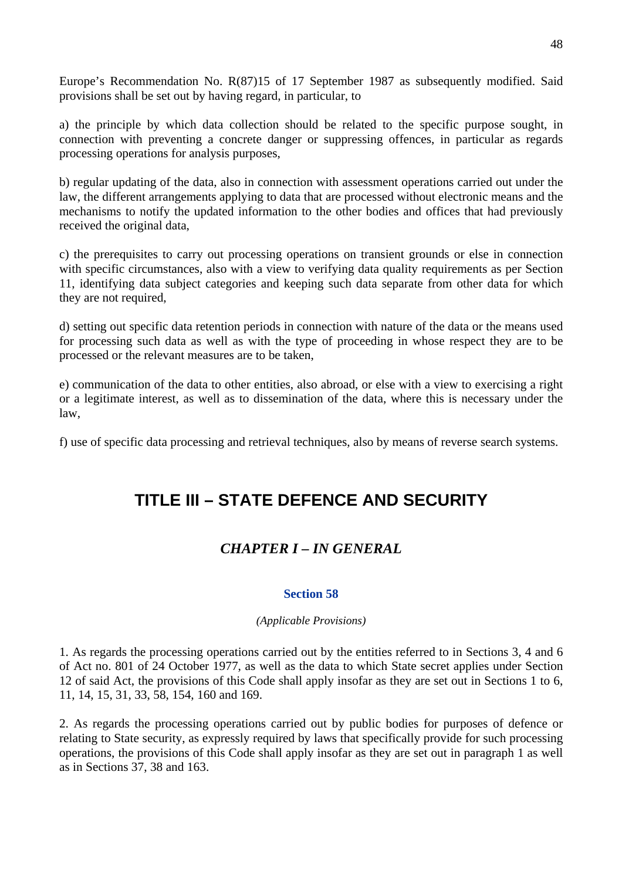Europe's Recommendation No. R(87)15 of 17 September 1987 as subsequently modified. Said provisions shall be set out by having regard, in particular, to

a) the principle by which data collection should be related to the specific purpose sought, in connection with preventing a concrete danger or suppressing offences, in particular as regards processing operations for analysis purposes,

b) regular updating of the data, also in connection with assessment operations carried out under the law, the different arrangements applying to data that are processed without electronic means and the mechanisms to notify the updated information to the other bodies and offices that had previously received the original data,

c) the prerequisites to carry out processing operations on transient grounds or else in connection with specific circumstances, also with a view to verifying data quality requirements as per Section 11, identifying data subject categories and keeping such data separate from other data for which they are not required,

d) setting out specific data retention periods in connection with nature of the data or the means used for processing such data as well as with the type of proceeding in whose respect they are to be processed or the relevant measures are to be taken,

e) communication of the data to other entities, also abroad, or else with a view to exercising a right or a legitimate interest, as well as to dissemination of the data, where this is necessary under the law,

f) use of specific data processing and retrieval techniques, also by means of reverse search systems.

# TITLE III – STATE DEFENCE AND SECURITY

## *CHAPTER I – IN GENERAL*

### Section 58

*(Applicable Provisions)*

1. As regards the processing operations carried out by the entities referred to in Sections 3, 4 and 6 of Act no. 801 of 24 October 1977, as well as the data to which State secret applies under Section 12 of said Act, the provisions of this Code shall apply insofar as they are set out in Sections 1 to 6, 11, 14, 15, 31, 33, 58, 154, 160 and 169.

2. As regards the processing operations carried out by public bodies for purposes of defence or relating to State security, as expressly required by laws that specifically provide for such processing operations, the provisions of this Code shall apply insofar as they are set out in paragraph 1 as well as in Sections 37, 38 and 163.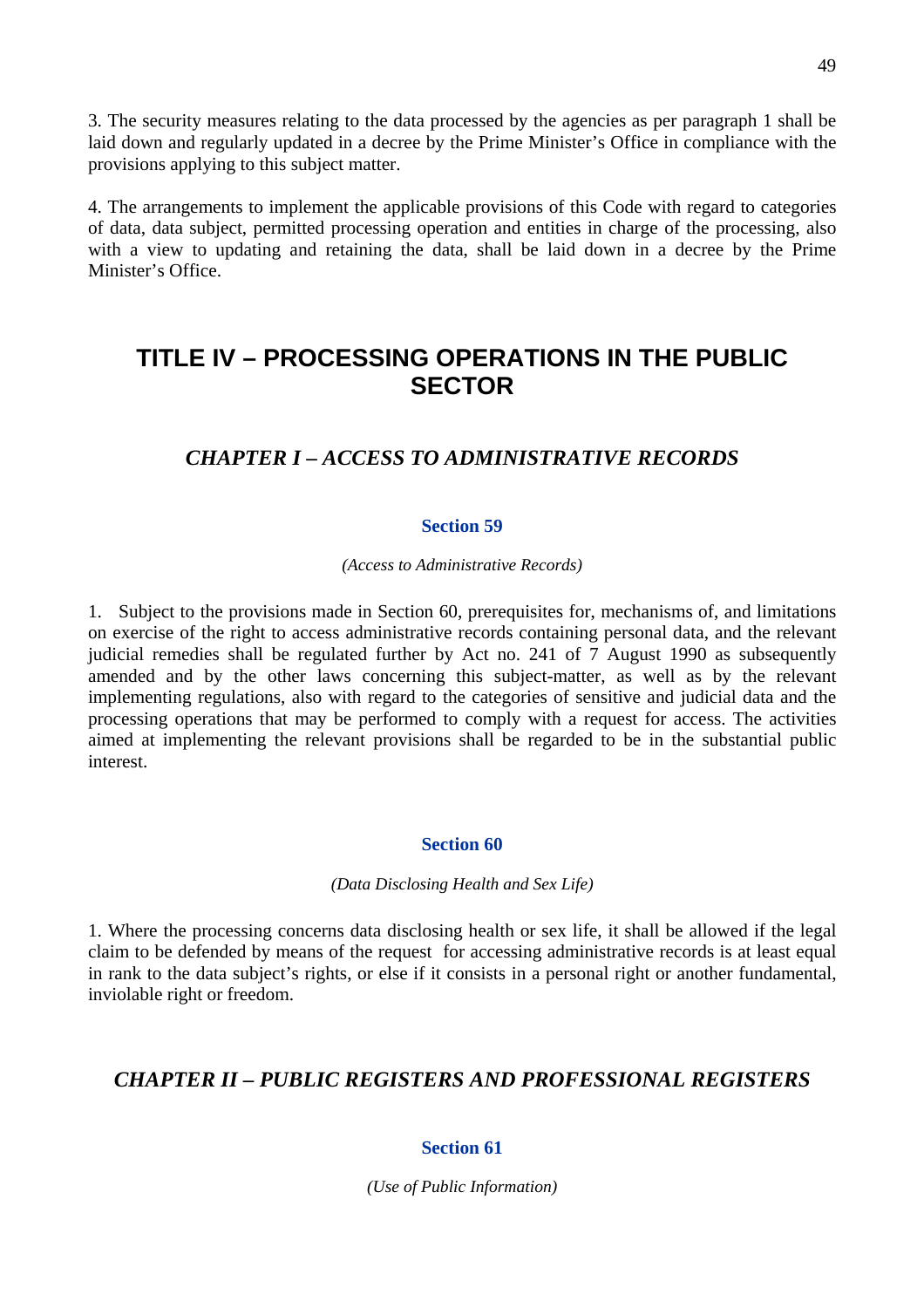3. The security measures relating to the data processed by the agencies as per paragraph 1 shall be laid down and regularly updated in a decree by the Prime Minister's Office in compliance with the provisions applying to this subject matter.

4. The arrangements to implement the applicable provisions of this Code with regard to categories of data, data subject, permitted processing operation and entities in charge of the processing, also with a view to updating and retaining the data, shall be laid down in a decree by the Prime Minister's Office.

# TITLE IV – PROCESSING OPERATIONS IN THE PUBLIC SECTOR

## *CHAPTER I – ACCESS TO ADMINISTRATIVE RECORDS*

### Section 59

*(Access to Administrative Records)*

1. Subject to the provisions made in Section 60, prerequisites for, mechanisms of, and limitations on exercise of the right to access administrative records containing personal data, and the relevant judicial remedies shall be regulated further by Act no. 241 of 7 August 1990 as subsequently amended and by the other laws concerning this subject-matter, as well as by the relevant implementing regulations, also with regard to the categories of sensitive and judicial data and the processing operations that may be performed to comply with a request for access. The activities aimed at implementing the relevant provisions shall be regarded to be in the substantial public interest.

### Section 60

*(Data Disclosing Health and Sex Life)*

1. Where the processing concerns data disclosing health or sex life, it shall be allowed if the legal claim to be defended by means of the request for accessing administrative records is at least equal in rank to the data subject's rights, or else if it consists in a personal right or another fundamental, inviolable right or freedom.

## *CHAPTER II – PUBLIC REGISTERS AND PROFESSIONAL REGISTERS*

### Section 61

*(Use of Public Information)*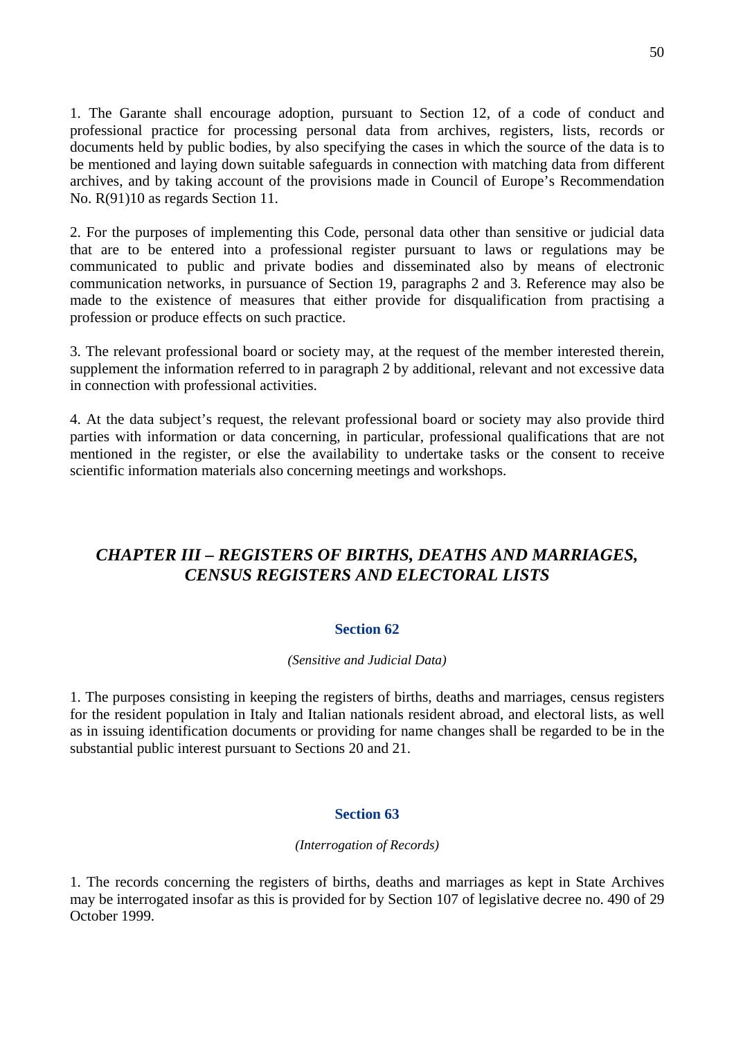1. The Garante shall encourage adoption, pursuant to Section 12, of a code of conduct and professional practice for processing personal data from archives, registers, lists, records or documents held by public bodies, by also specifying the cases in which the source of the data is to be mentioned and laying down suitable safeguards in connection with matching data from different archives, and by taking account of the provisions made in Council of Europe's Recommendation No. R(91)10 as regards Section 11.

2. For the purposes of implementing this Code, personal data other than sensitive or judicial data that are to be entered into a professional register pursuant to laws or regulations may be communicated to public and private bodies and disseminated also by means of electronic communication networks, in pursuance of Section 19, paragraphs 2 and 3. Reference may also be made to the existence of measures that either provide for disqualification from practising a profession or produce effects on such practice.

3. The relevant professional board or society may, at the request of the member interested therein, supplement the information referred to in paragraph 2 by additional, relevant and not excessive data in connection with professional activities.

4. At the data subject's request, the relevant professional board or society may also provide third parties with information or data concerning, in particular, professional qualifications that are not mentioned in the register, or else the availability to undertake tasks or the consent to receive scientific information materials also concerning meetings and workshops.

## *CHAPTER III – REGISTERS OF BIRTHS, DEATHS AND MARRIAGES, CENSUS REGISTERS AND ELECTORAL LISTS*

### Section 62

*(Sensitive and Judicial Data)*

1. The purposes consisting in keeping the registers of births, deaths and marriages, census registers for the resident population in Italy and Italian nationals resident abroad, and electoral lists, as well as in issuing identification documents or providing for name changes shall be regarded to be in the substantial public interest pursuant to Sections 20 and 21.

### Section 63

*(Interrogation of Records)*

1. The records concerning the registers of births, deaths and marriages as kept in State Archives may be interrogated insofar as this is provided for by Section 107 of legislative decree no. 490 of 29 October 1999.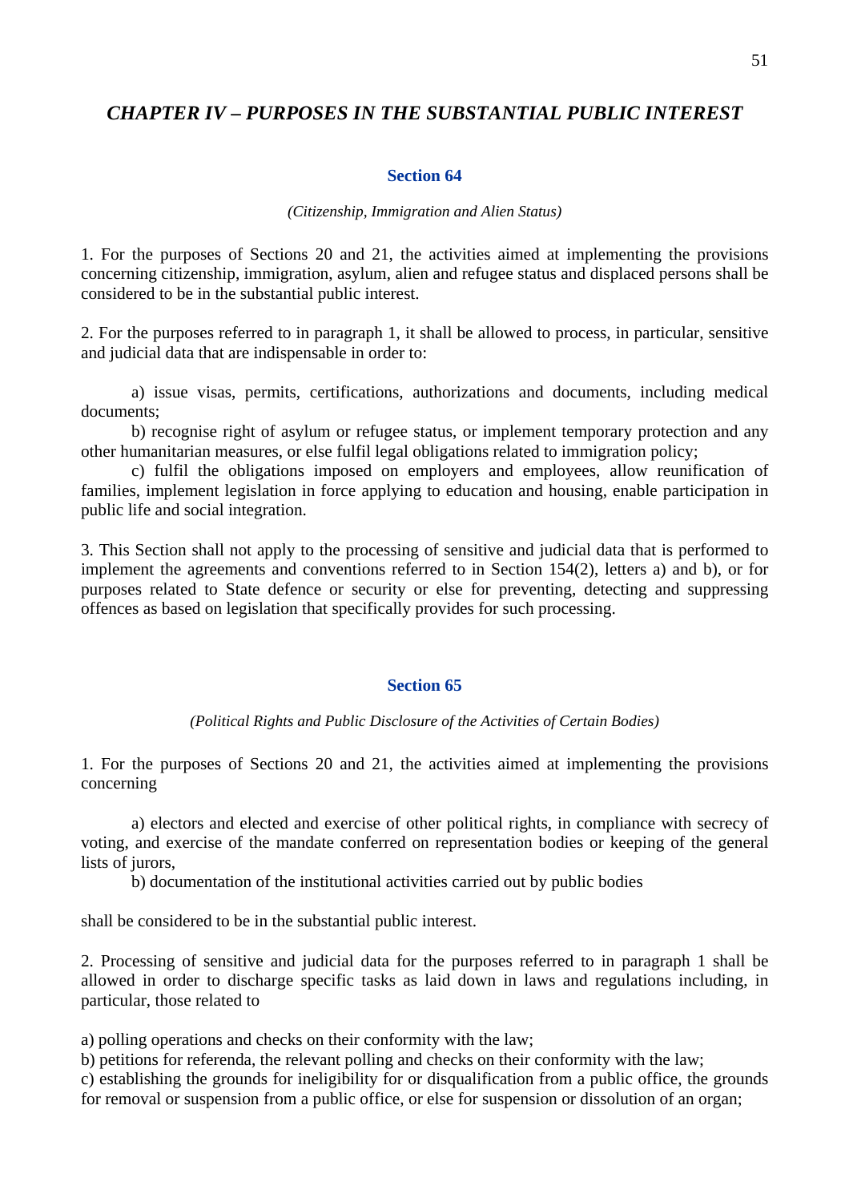## *CHAPTER IV – PURPOSES IN THE SUBSTANTIAL PUBLIC INTEREST*

### Section 64

*(Citizenship, Immigration and Alien Status)*

1. For the purposes of Sections 20 and 21, the activities aimed at implementing the provisions concerning citizenship, immigration, asylum, alien and refugee status and displaced persons shall be considered to be in the substantial public interest.

2. For the purposes referred to in paragraph 1, it shall be allowed to process, in particular, sensitive and judicial data that are indispensable in order to:

a) issue visas, permits, certifications, authorizations and documents, including medical documents;
b) recognise right of asylum or refugee status, or implement temporary protection and any other humanitarian measures, or else fulfil legal obligations related to immigration policy;
c) fulfil the obligations imposed on employers and employees, allow reunification of families, implement legislation in force applying to education and housing, enable participation in public life and social integration.

3. This Section shall not apply to the processing of sensitive and judicial data that is performed to implement the agreements and conventions referred to in Section 154(2), letters a) and b), or for purposes related to State defence or security or else for preventing, detecting and suppressing offences as based on legislation that specifically provides for such processing.

### Section 65

*(Political Rights and Public Disclosure of the Activities of Certain Bodies)*

1. For the purposes of Sections 20 and 21, the activities aimed at implementing the provisions concerning

a) electors and elected and exercise of other political rights, in compliance with secrecy of voting, and exercise of the mandate conferred on representation bodies or keeping of the general lists of jurors,
b) documentation of the institutional activities carried out by public bodies

shall be considered to be in the substantial public interest.

2. Processing of sensitive and judicial data for the purposes referred to in paragraph 1 shall be allowed in order to discharge specific tasks as laid down in laws and regulations including, in particular, those related to

a) polling operations and checks on their conformity with the law;
b) petitions for referenda, the relevant polling and checks on their conformity with the law;
c) establishing the grounds for ineligibility for or disqualification from a public office, the grounds for removal or suspension from a public office, or else for suspension or dissolution of an organ;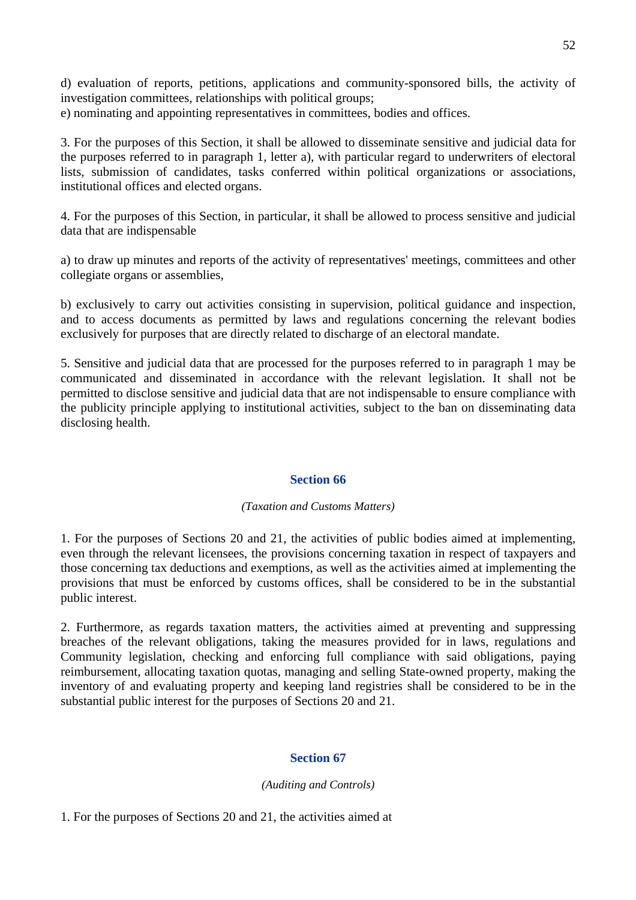d) evaluation of reports, petitions, applications and community-sponsored bills, the activity of investigation committees, relationships with political groups;
e) nominating and appointing representatives in committees, bodies and offices.

3. For the purposes of this Section, it shall be allowed to disseminate sensitive and judicial data for the purposes referred to in paragraph 1, letter a), with particular regard to underwriters of electoral lists, submission of candidates, tasks conferred within political organizations or associations, institutional offices and elected organs.

4. For the purposes of this Section, in particular, it shall be allowed to process sensitive and judicial data that are indispensable

a) to draw up minutes and reports of the activity of representatives' meetings, committees and other collegiate organs or assemblies,

b) exclusively to carry out activities consisting in supervision, political guidance and inspection, and to access documents as permitted by laws and regulations concerning the relevant bodies exclusively for purposes that are directly related to discharge of an electoral mandate.

5. Sensitive and judicial data that are processed for the purposes referred to in paragraph 1 may be communicated and disseminated in accordance with the relevant legislation. It shall not be permitted to disclose sensitive and judicial data that are not indispensable to ensure compliance with the publicity principle applying to institutional activities, subject to the ban on disseminating data disclosing health.

## Section 66

*(Taxation and Customs Matters)*

1. For the purposes of Sections 20 and 21, the activities of public bodies aimed at implementing, even through the relevant licensees, the provisions concerning taxation in respect of taxpayers and those concerning tax deductions and exemptions, as well as the activities aimed at implementing the provisions that must be enforced by customs offices, shall be considered to be in the substantial public interest.

2. Furthermore, as regards taxation matters, the activities aimed at preventing and suppressing breaches of the relevant obligations, taking the measures provided for in laws, regulations and Community legislation, checking and enforcing full compliance with said obligations, paying reimbursement, allocating taxation quotas, managing and selling State-owned property, making the inventory of and evaluating property and keeping land registries shall be considered to be in the substantial public interest for the purposes of Sections 20 and 21.

## Section 67

*(Auditing and Controls)*

1. For the purposes of Sections 20 and 21, the activities aimed at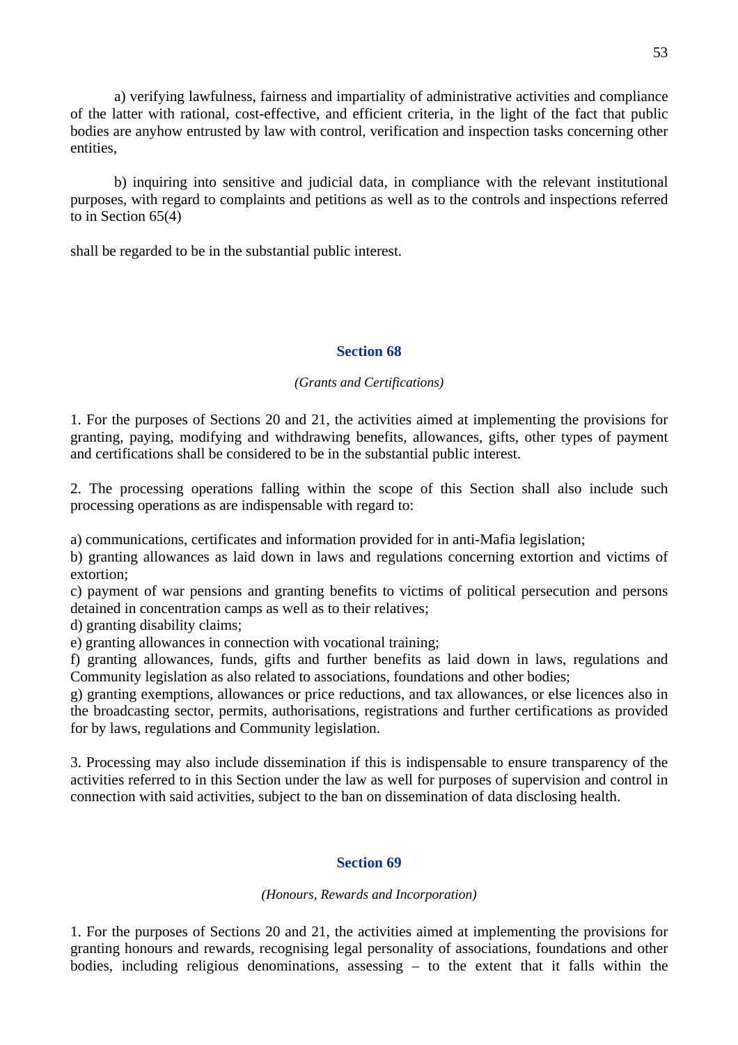a) verifying lawfulness, fairness and impartiality of administrative activities and compliance of the latter with rational, cost-effective, and efficient criteria, in the light of the fact that public bodies are anyhow entrusted by law with control, verification and inspection tasks concerning other entities,

b) inquiring into sensitive and judicial data, in compliance with the relevant institutional purposes, with regard to complaints and petitions as well as to the controls and inspections referred to in Section 65(4)

shall be regarded to be in the substantial public interest.

## Section 68

*(Grants and Certifications)*

1. For the purposes of Sections 20 and 21, the activities aimed at implementing the provisions for granting, paying, modifying and withdrawing benefits, allowances, gifts, other types of payment and certifications shall be considered to be in the substantial public interest.

2. The processing operations falling within the scope of this Section shall also include such processing operations as are indispensable with regard to:

a) communications, certificates and information provided for in anti-Mafia legislation;
b) granting allowances as laid down in laws and regulations concerning extortion and victims of extortion;
c) payment of war pensions and granting benefits to victims of political persecution and persons detained in concentration camps as well as to their relatives;
d) granting disability claims;
e) granting allowances in connection with vocational training;
f) granting allowances, funds, gifts and further benefits as laid down in laws, regulations and Community legislation as also related to associations, foundations and other bodies;
g) granting exemptions, allowances or price reductions, and tax allowances, or else licences also in the broadcasting sector, permits, authorisations, registrations and further certifications as provided for by laws, regulations and Community legislation.

3. Processing may also include dissemination if this is indispensable to ensure transparency of the activities referred to in this Section under the law as well for purposes of supervision and control in connection with said activities, subject to the ban on dissemination of data disclosing health.

## Section 69

*(Honours, Rewards and Incorporation)*

1. For the purposes of Sections 20 and 21, the activities aimed at implementing the provisions for granting honours and rewards, recognising legal personality of associations, foundations and other bodies, including religious denominations, assessing – to the extent that it falls within the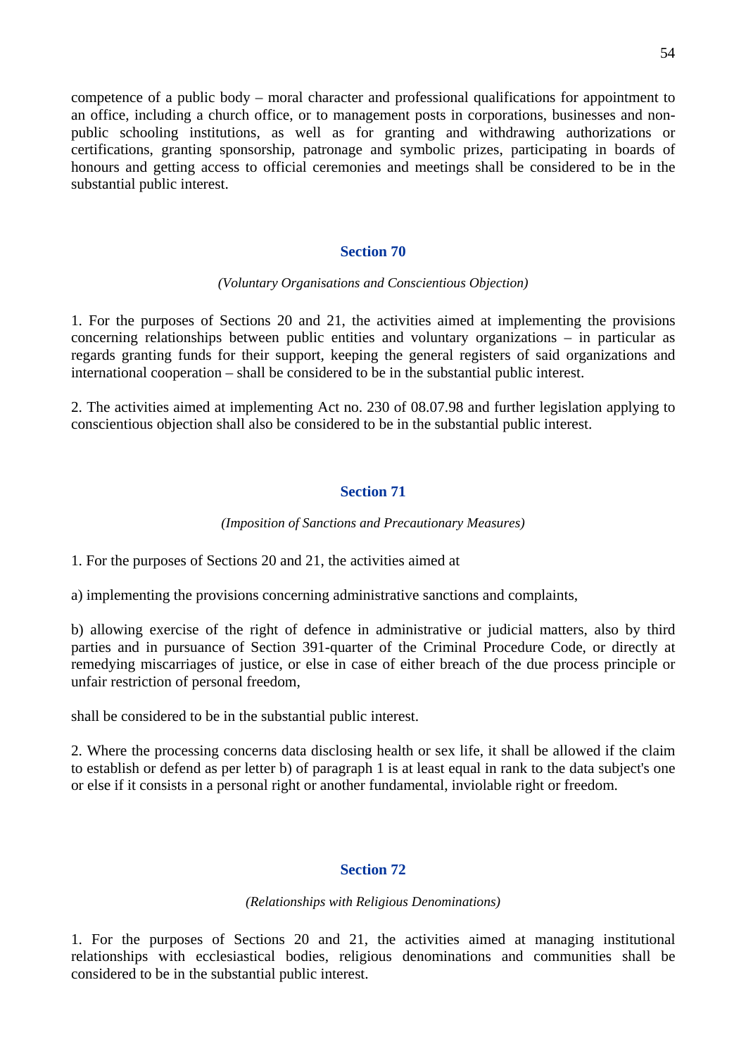competence of a public body – moral character and professional qualifications for appointment to an office, including a church office, or to management posts in corporations, businesses and non-public schooling institutions, as well as for granting and withdrawing authorizations or certifications, granting sponsorship, patronage and symbolic prizes, participating in boards of honours and getting access to official ceremonies and meetings shall be considered to be in the substantial public interest.

## Section 70

*(Voluntary Organisations and Conscientious Objection)*

1. For the purposes of Sections 20 and 21, the activities aimed at implementing the provisions concerning relationships between public entities and voluntary organizations – in particular as regards granting funds for their support, keeping the general registers of said organizations and international cooperation – shall be considered to be in the substantial public interest.

2. The activities aimed at implementing Act no. 230 of 08.07.98 and further legislation applying to conscientious objection shall also be considered to be in the substantial public interest.

## Section 71

*(Imposition of Sanctions and Precautionary Measures)*

1. For the purposes of Sections 20 and 21, the activities aimed at

a) implementing the provisions concerning administrative sanctions and complaints,

b) allowing exercise of the right of defence in administrative or judicial matters, also by third parties and in pursuance of Section 391-quarter of the Criminal Procedure Code, or directly at remedying miscarriages of justice, or else in case of either breach of the due process principle or unfair restriction of personal freedom,

shall be considered to be in the substantial public interest.

2. Where the processing concerns data disclosing health or sex life, it shall be allowed if the claim to establish or defend as per letter b) of paragraph 1 is at least equal in rank to the data subject's one or else if it consists in a personal right or another fundamental, inviolable right or freedom.

## Section 72

*(Relationships with Religious Denominations)*

1. For the purposes of Sections 20 and 21, the activities aimed at managing institutional relationships with ecclesiastical bodies, religious denominations and communities shall be considered to be in the substantial public interest.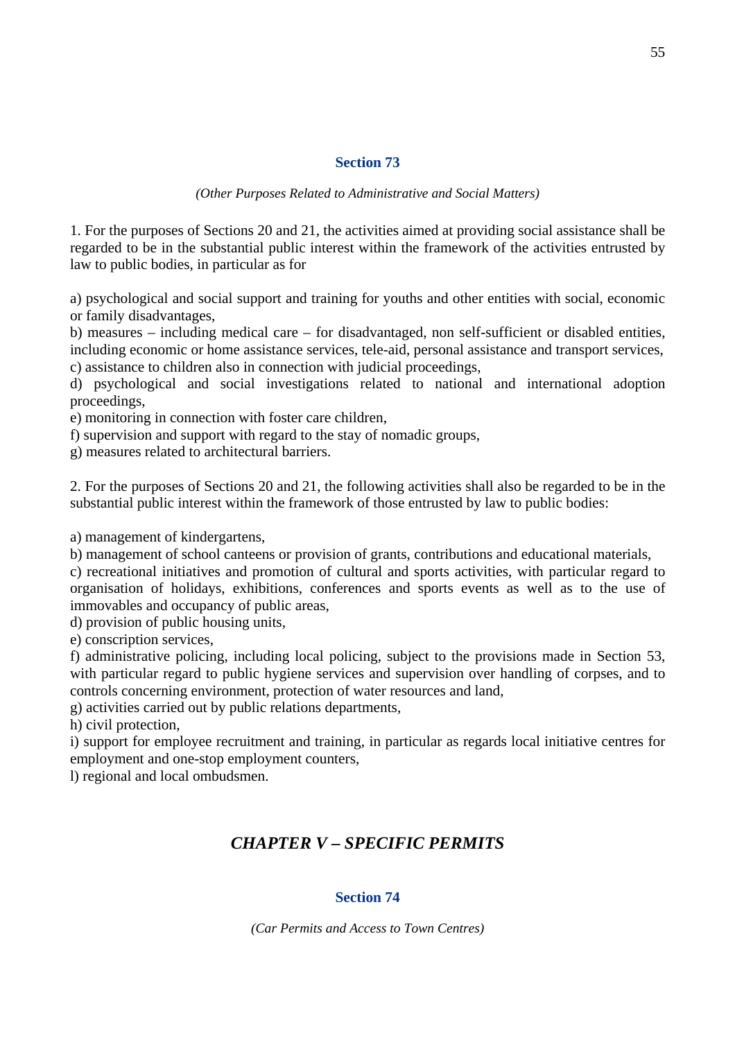### Section 73

*(Other Purposes Related to Administrative and Social Matters)*

1. For the purposes of Sections 20 and 21, the activities aimed at providing social assistance shall be regarded to be in the substantial public interest within the framework of the activities entrusted by law to public bodies, in particular as for

a) psychological and social support and training for youths and other entities with social, economic or family disadvantages,
b) measures – including medical care – for disadvantaged, non self-sufficient or disabled entities, including economic or home assistance services, tele-aid, personal assistance and transport services,
c) assistance to children also in connection with judicial proceedings,
d) psychological and social investigations related to national and international adoption proceedings,
e) monitoring in connection with foster care children,
f) supervision and support with regard to the stay of nomadic groups,
g) measures related to architectural barriers.

2. For the purposes of Sections 20 and 21, the following activities shall also be regarded to be in the substantial public interest within the framework of those entrusted by law to public bodies:

a) management of kindergartens,
b) management of school canteens or provision of grants, contributions and educational materials,
c) recreational initiatives and promotion of cultural and sports activities, with particular regard to organisation of holidays, exhibitions, conferences and sports events as well as to the use of immovables and occupancy of public areas,
d) provision of public housing units,
e) conscription services,
f) administrative policing, including local policing, subject to the provisions made in Section 53, with particular regard to public hygiene services and supervision over handling of corpses, and to controls concerning environment, protection of water resources and land,
g) activities carried out by public relations departments,
h) civil protection,
i) support for employee recruitment and training, in particular as regards local initiative centres for employment and one-stop employment counters,
l) regional and local ombudsmen.

## *CHAPTER V – SPECIFIC PERMITS*

### Section 74

*(Car Permits and Access to Town Centres)*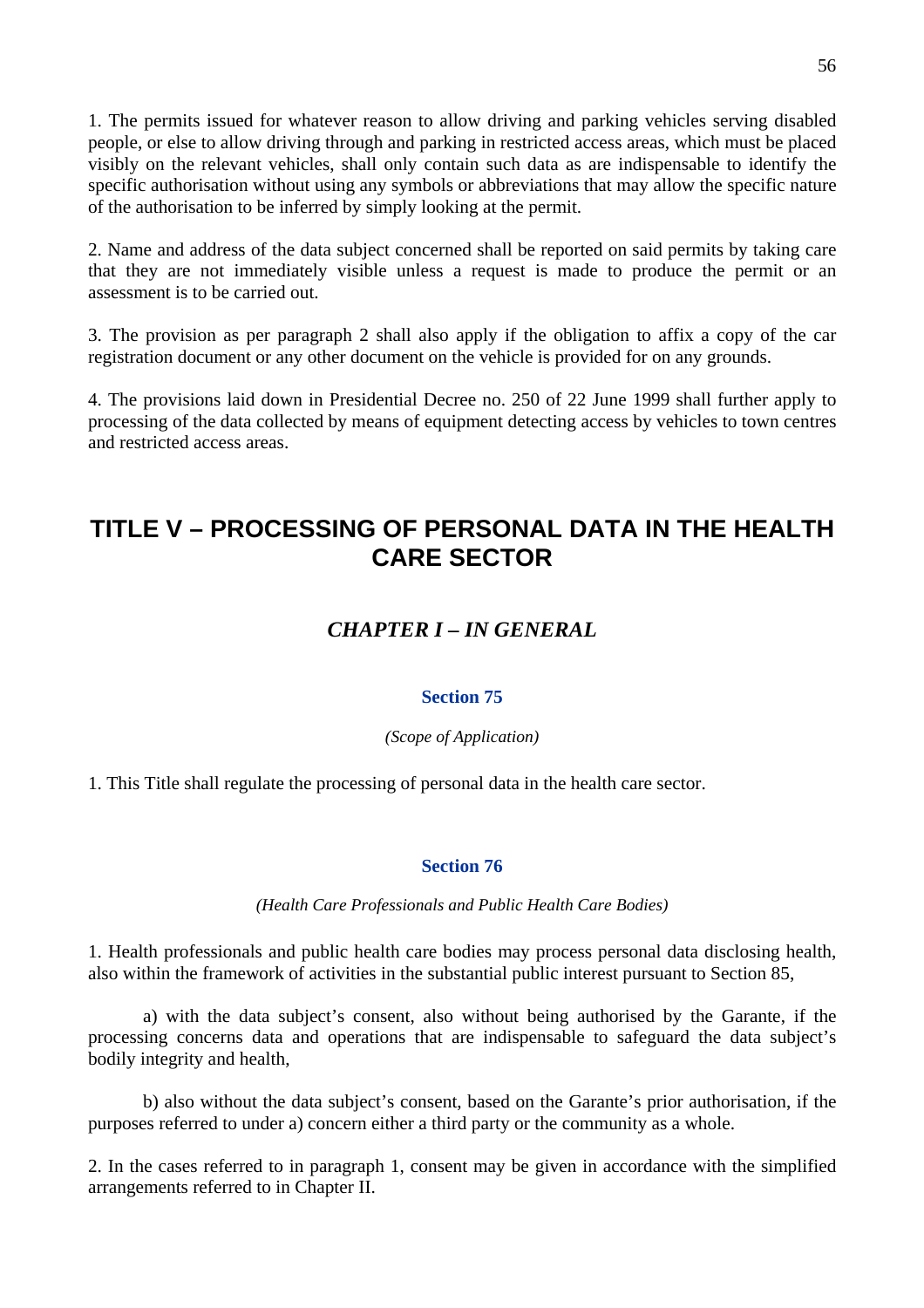1. The permits issued for whatever reason to allow driving and parking vehicles serving disabled people, or else to allow driving through and parking in restricted access areas, which must be placed visibly on the relevant vehicles, shall only contain such data as are indispensable to identify the specific authorisation without using any symbols or abbreviations that may allow the specific nature of the authorisation to be inferred by simply looking at the permit.

2. Name and address of the data subject concerned shall be reported on said permits by taking care that they are not immediately visible unless a request is made to produce the permit or an assessment is to be carried out.

3. The provision as per paragraph 2 shall also apply if the obligation to affix a copy of the car registration document or any other document on the vehicle is provided for on any grounds.

4. The provisions laid down in Presidential Decree no. 250 of 22 June 1999 shall further apply to processing of the data collected by means of equipment detecting access by vehicles to town centres and restricted access areas.

# TITLE V – PROCESSING OF PERSONAL DATA IN THE HEALTH CARE SECTOR

## *CHAPTER I – IN GENERAL*

### Section 75

*(Scope of Application)*

1. This Title shall regulate the processing of personal data in the health care sector.

### Section 76

*(Health Care Professionals and Public Health Care Bodies)*

1. Health professionals and public health care bodies may process personal data disclosing health, also within the framework of activities in the substantial public interest pursuant to Section 85,

a) with the data subject's consent, also without being authorised by the Garante, if the processing concerns data and operations that are indispensable to safeguard the data subject's bodily integrity and health,

b) also without the data subject's consent, based on the Garante's prior authorisation, if the purposes referred to under a) concern either a third party or the community as a whole.

2. In the cases referred to in paragraph 1, consent may be given in accordance with the simplified arrangements referred to in Chapter II.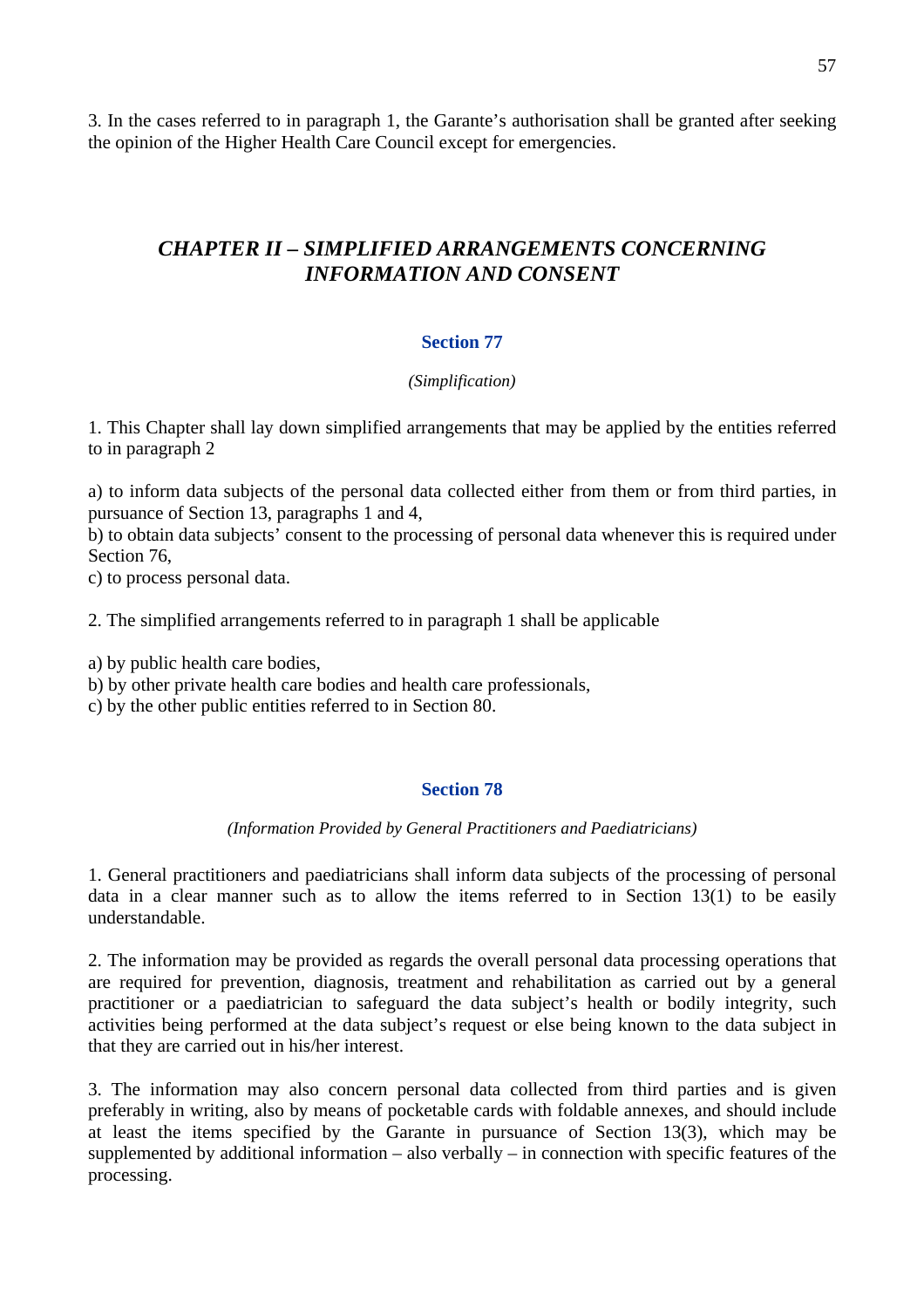3. In the cases referred to in paragraph 1, the Garante's authorisation shall be granted after seeking the opinion of the Higher Health Care Council except for emergencies.

## *CHAPTER II – SIMPLIFIED ARRANGEMENTS CONCERNING INFORMATION AND CONSENT*

### Section 77

*(Simplification)*

1. This Chapter shall lay down simplified arrangements that may be applied by the entities referred to in paragraph 2

a) to inform data subjects of the personal data collected either from them or from third parties, in pursuance of Section 13, paragraphs 1 and 4,
b) to obtain data subjects' consent to the processing of personal data whenever this is required under Section 76,
c) to process personal data.

2. The simplified arrangements referred to in paragraph 1 shall be applicable

a) by public health care bodies,
b) by other private health care bodies and health care professionals,
c) by the other public entities referred to in Section 80.

### Section 78

*(Information Provided by General Practitioners and Paediatricians)*

1. General practitioners and paediatricians shall inform data subjects of the processing of personal data in a clear manner such as to allow the items referred to in Section 13(1) to be easily understandable.

2. The information may be provided as regards the overall personal data processing operations that are required for prevention, diagnosis, treatment and rehabilitation as carried out by a general practitioner or a paediatrician to safeguard the data subject's health or bodily integrity, such activities being performed at the data subject's request or else being known to the data subject in that they are carried out in his/her interest.

3. The information may also concern personal data collected from third parties and is given preferably in writing, also by means of pocketable cards with foldable annexes, and should include at least the items specified by the Garante in pursuance of Section 13(3), which may be supplemented by additional information – also verbally – in connection with specific features of the processing.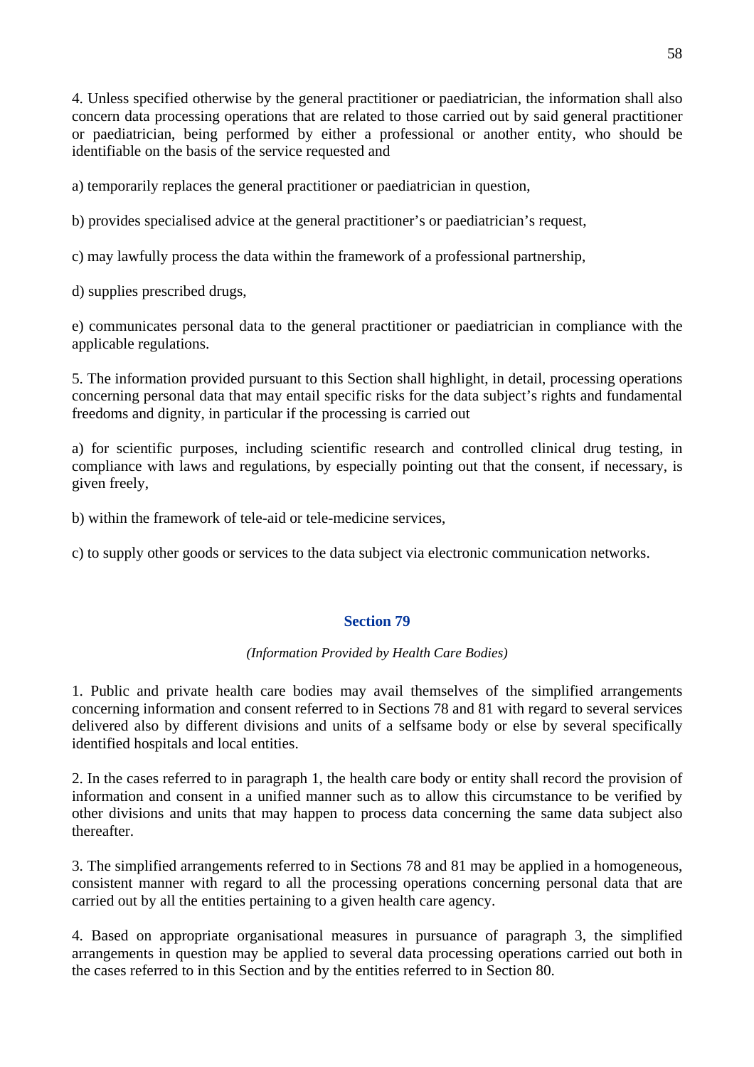4. Unless specified otherwise by the general practitioner or paediatrician, the information shall also concern data processing operations that are related to those carried out by said general practitioner or paediatrician, being performed by either a professional or another entity, who should be identifiable on the basis of the service requested and

a) temporarily replaces the general practitioner or paediatrician in question,

b) provides specialised advice at the general practitioner's or paediatrician's request,

c) may lawfully process the data within the framework of a professional partnership,

d) supplies prescribed drugs,

e) communicates personal data to the general practitioner or paediatrician in compliance with the applicable regulations.

5. The information provided pursuant to this Section shall highlight, in detail, processing operations concerning personal data that may entail specific risks for the data subject's rights and fundamental freedoms and dignity, in particular if the processing is carried out

a) for scientific purposes, including scientific research and controlled clinical drug testing, in compliance with laws and regulations, by especially pointing out that the consent, if necessary, is given freely,

b) within the framework of tele-aid or tele-medicine services,

c) to supply other goods or services to the data subject via electronic communication networks.

## Section 79

*(Information Provided by Health Care Bodies)*

1. Public and private health care bodies may avail themselves of the simplified arrangements concerning information and consent referred to in Sections 78 and 81 with regard to several services delivered also by different divisions and units of a selfsame body or else by several specifically identified hospitals and local entities.

2. In the cases referred to in paragraph 1, the health care body or entity shall record the provision of information and consent in a unified manner such as to allow this circumstance to be verified by other divisions and units that may happen to process data concerning the same data subject also thereafter.

3. The simplified arrangements referred to in Sections 78 and 81 may be applied in a homogeneous, consistent manner with regard to all the processing operations concerning personal data that are carried out by all the entities pertaining to a given health care agency.

4. Based on appropriate organisational measures in pursuance of paragraph 3, the simplified arrangements in question may be applied to several data processing operations carried out both in the cases referred to in this Section and by the entities referred to in Section 80.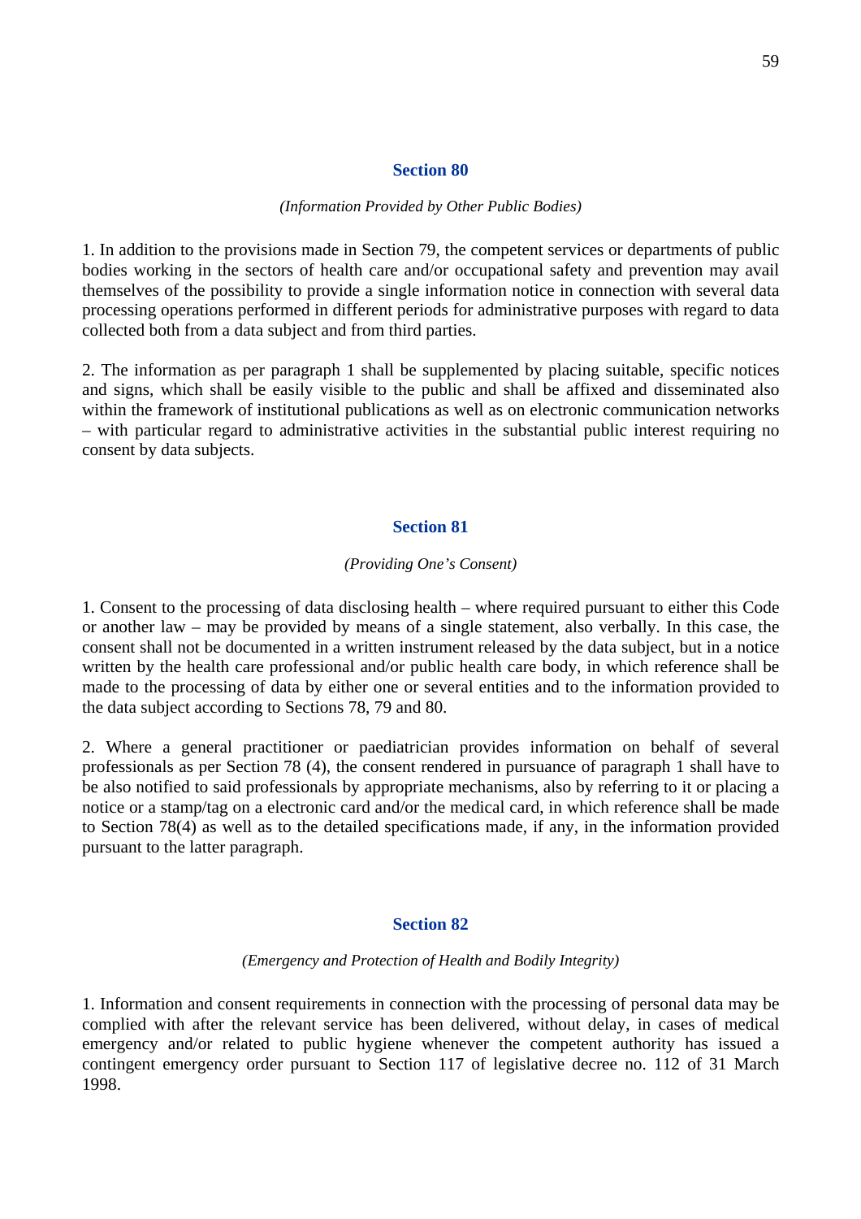## Section 80

*(Information Provided by Other Public Bodies)*

1. In addition to the provisions made in Section 79, the competent services or departments of public bodies working in the sectors of health care and/or occupational safety and prevention may avail themselves of the possibility to provide a single information notice in connection with several data processing operations performed in different periods for administrative purposes with regard to data collected both from a data subject and from third parties.

2. The information as per paragraph 1 shall be supplemented by placing suitable, specific notices and signs, which shall be easily visible to the public and shall be affixed and disseminated also within the framework of institutional publications as well as on electronic communication networks – with particular regard to administrative activities in the substantial public interest requiring no consent by data subjects.

## Section 81

*(Providing One's Consent)*

1. Consent to the processing of data disclosing health – where required pursuant to either this Code or another law – may be provided by means of a single statement, also verbally. In this case, the consent shall not be documented in a written instrument released by the data subject, but in a notice written by the health care professional and/or public health care body, in which reference shall be made to the processing of data by either one or several entities and to the information provided to the data subject according to Sections 78, 79 and 80.

2. Where a general practitioner or paediatrician provides information on behalf of several professionals as per Section 78 (4), the consent rendered in pursuance of paragraph 1 shall have to be also notified to said professionals by appropriate mechanisms, also by referring to it or placing a notice or a stamp/tag on a electronic card and/or the medical card, in which reference shall be made to Section 78(4) as well as to the detailed specifications made, if any, in the information provided pursuant to the latter paragraph.

## Section 82

*(Emergency and Protection of Health and Bodily Integrity)*

1. Information and consent requirements in connection with the processing of personal data may be complied with after the relevant service has been delivered, without delay, in cases of medical emergency and/or related to public hygiene whenever the competent authority has issued a contingent emergency order pursuant to Section 117 of legislative decree no. 112 of 31 March 1998.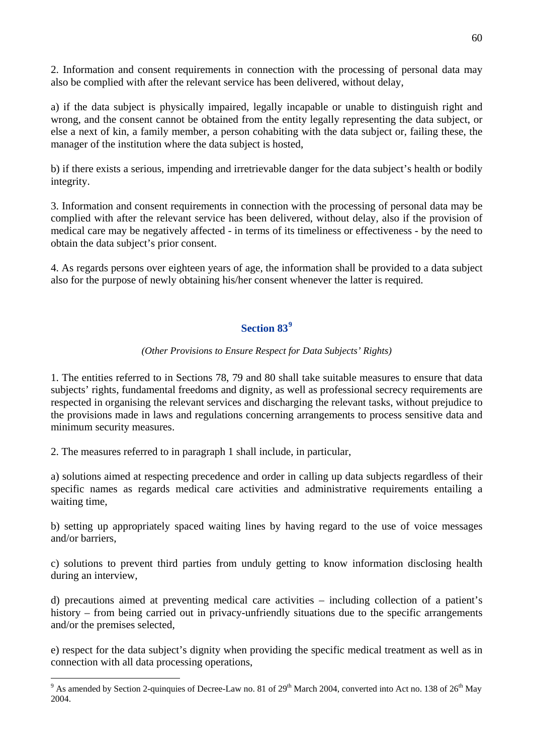2. Information and consent requirements in connection with the processing of personal data may also be complied with after the relevant service has been delivered, without delay,

a) if the data subject is physically impaired, legally incapable or unable to distinguish right and wrong, and the consent cannot be obtained from the entity legally representing the data subject, or else a next of kin, a family member, a person cohabiting with the data subject or, failing these, the manager of the institution where the data subject is hosted,

b) if there exists a serious, impending and irretrievable danger for the data subject's health or bodily integrity.

3. Information and consent requirements in connection with the processing of personal data may be complied with after the relevant service has been delivered, without delay, also if the provision of medical care may be negatively affected - in terms of its timeliness or effectiveness - by the need to obtain the data subject's prior consent.

4. As regards persons over eighteen years of age, the information shall be provided to a data subject also for the purpose of newly obtaining his/her consent whenever the latter is required.

## Section 83[9]

*(Other Provisions to Ensure Respect for Data Subjects' Rights)*

1. The entities referred to in Sections 78, 79 and 80 shall take suitable measures to ensure that data subjects' rights, fundamental freedoms and dignity, as well as professional secrecy requirements are respected in organising the relevant services and discharging the relevant tasks, without prejudice to the provisions made in laws and regulations concerning arrangements to process sensitive data and minimum security measures.

2. The measures referred to in paragraph 1 shall include, in particular,

a) solutions aimed at respecting precedence and order in calling up data subjects regardless of their specific names as regards medical care activities and administrative requirements entailing a waiting time,

b) setting up appropriately spaced waiting lines by having regard to the use of voice messages and/or barriers,

c) solutions to prevent third parties from unduly getting to know information disclosing health during an interview,

d) precautions aimed at preventing medical care activities – including collection of a patient's history – from being carried out in privacy-unfriendly situations due to the specific arrangements and/or the premises selected,

e) respect for the data subject's dignity when providing the specific medical treatment as well as in connection with all data processing operations,

---

[9] As amended by Section 2-quinquies of Decree-Law no. 81 of 29th March 2004, converted into Act no. 138 of 26th May 2004.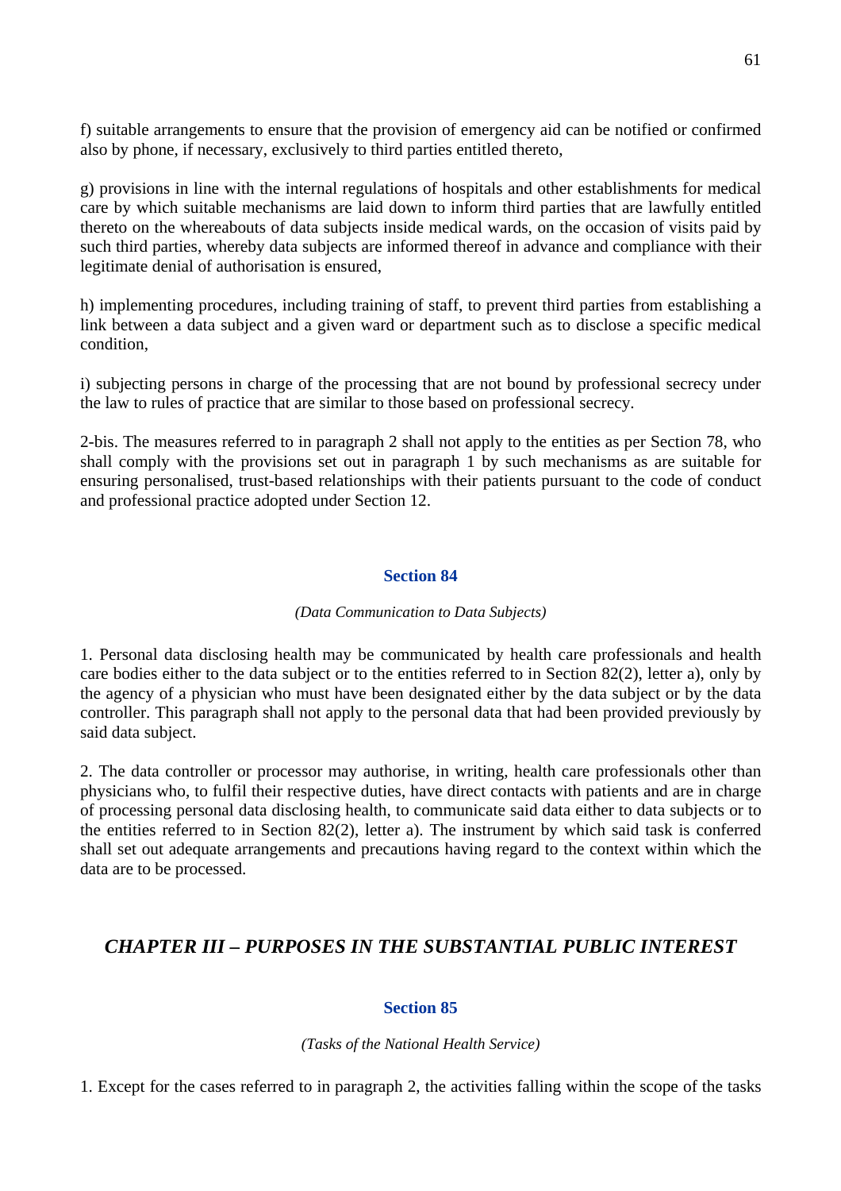f) suitable arrangements to ensure that the provision of emergency aid can be notified or confirmed also by phone, if necessary, exclusively to third parties entitled thereto,

g) provisions in line with the internal regulations of hospitals and other establishments for medical care by which suitable mechanisms are laid down to inform third parties that are lawfully entitled thereto on the whereabouts of data subjects inside medical wards, on the occasion of visits paid by such third parties, whereby data subjects are informed thereof in advance and compliance with their legitimate denial of authorisation is ensured,

h) implementing procedures, including training of staff, to prevent third parties from establishing a link between a data subject and a given ward or department such as to disclose a specific medical condition,

i) subjecting persons in charge of the processing that are not bound by professional secrecy under the law to rules of practice that are similar to those based on professional secrecy.

2-bis. The measures referred to in paragraph 2 shall not apply to the entities as per Section 78, who shall comply with the provisions set out in paragraph 1 by such mechanisms as are suitable for ensuring personalised, trust-based relationships with their patients pursuant to the code of conduct and professional practice adopted under Section 12.

### Section 84

*(Data Communication to Data Subjects)*

1. Personal data disclosing health may be communicated by health care professionals and health care bodies either to the data subject or to the entities referred to in Section 82(2), letter a), only by the agency of a physician who must have been designated either by the data subject or by the data controller. This paragraph shall not apply to the personal data that had been provided previously by said data subject.

2. The data controller or processor may authorise, in writing, health care professionals other than physicians who, to fulfil their respective duties, have direct contacts with patients and are in charge of processing personal data disclosing health, to communicate said data either to data subjects or to the entities referred to in Section 82(2), letter a). The instrument by which said task is conferred shall set out adequate arrangements and precautions having regard to the context within which the data are to be processed.

## *CHAPTER III – PURPOSES IN THE SUBSTANTIAL PUBLIC INTEREST*

### Section 85

*(Tasks of the National Health Service)*

1. Except for the cases referred to in paragraph 2, the activities falling within the scope of the tasks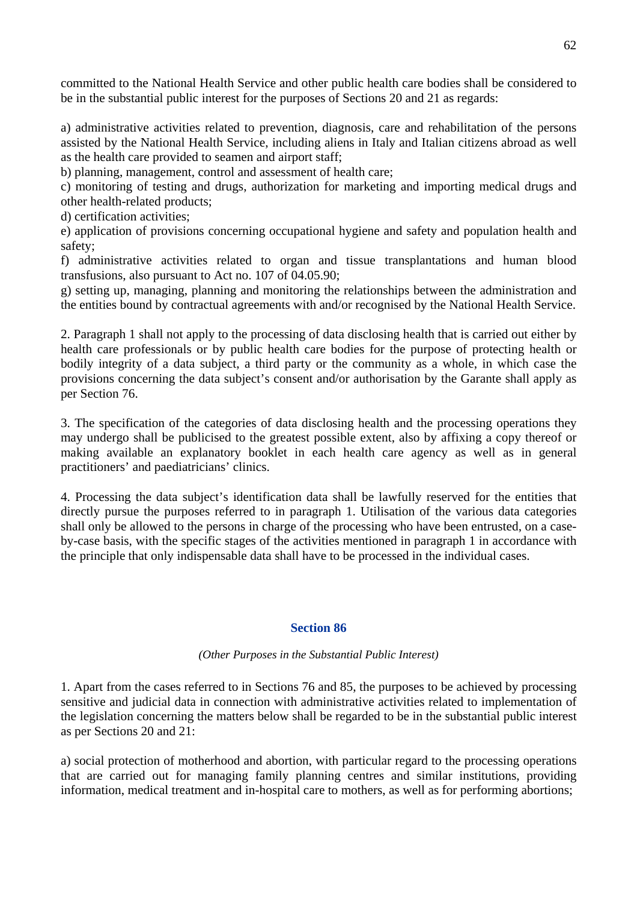committed to the National Health Service and other public health care bodies shall be considered to be in the substantial public interest for the purposes of Sections 20 and 21 as regards:

a) administrative activities related to prevention, diagnosis, care and rehabilitation of the persons assisted by the National Health Service, including aliens in Italy and Italian citizens abroad as well as the health care provided to seamen and airport staff;
b) planning, management, control and assessment of health care;
c) monitoring of testing and drugs, authorization for marketing and importing medical drugs and other health-related products;
d) certification activities;
e) application of provisions concerning occupational hygiene and safety and population health and safety;
f) administrative activities related to organ and tissue transplantations and human blood transfusions, also pursuant to Act no. 107 of 04.05.90;
g) setting up, managing, planning and monitoring the relationships between the administration and the entities bound by contractual agreements with and/or recognised by the National Health Service.

2. Paragraph 1 shall not apply to the processing of data disclosing health that is carried out either by health care professionals or by public health care bodies for the purpose of protecting health or bodily integrity of a data subject, a third party or the community as a whole, in which case the provisions concerning the data subject's consent and/or authorisation by the Garante shall apply as per Section 76.

3. The specification of the categories of data disclosing health and the processing operations they may undergo shall be publicised to the greatest possible extent, also by affixing a copy thereof or making available an explanatory booklet in each health care agency as well as in general practitioners' and paediatricians' clinics.

4. Processing the data subject's identification data shall be lawfully reserved for the entities that directly pursue the purposes referred to in paragraph 1. Utilisation of the various data categories shall only be allowed to the persons in charge of the processing who have been entrusted, on a case-by-case basis, with the specific stages of the activities mentioned in paragraph 1 in accordance with the principle that only indispensable data shall have to be processed in the individual cases.

## Section 86

*(Other Purposes in the Substantial Public Interest)*

1. Apart from the cases referred to in Sections 76 and 85, the purposes to be achieved by processing sensitive and judicial data in connection with administrative activities related to implementation of the legislation concerning the matters below shall be regarded to be in the substantial public interest as per Sections 20 and 21:

a) social protection of motherhood and abortion, with particular regard to the processing operations that are carried out for managing family planning centres and similar institutions, providing information, medical treatment and in-hospital care to mothers, as well as for performing abortions;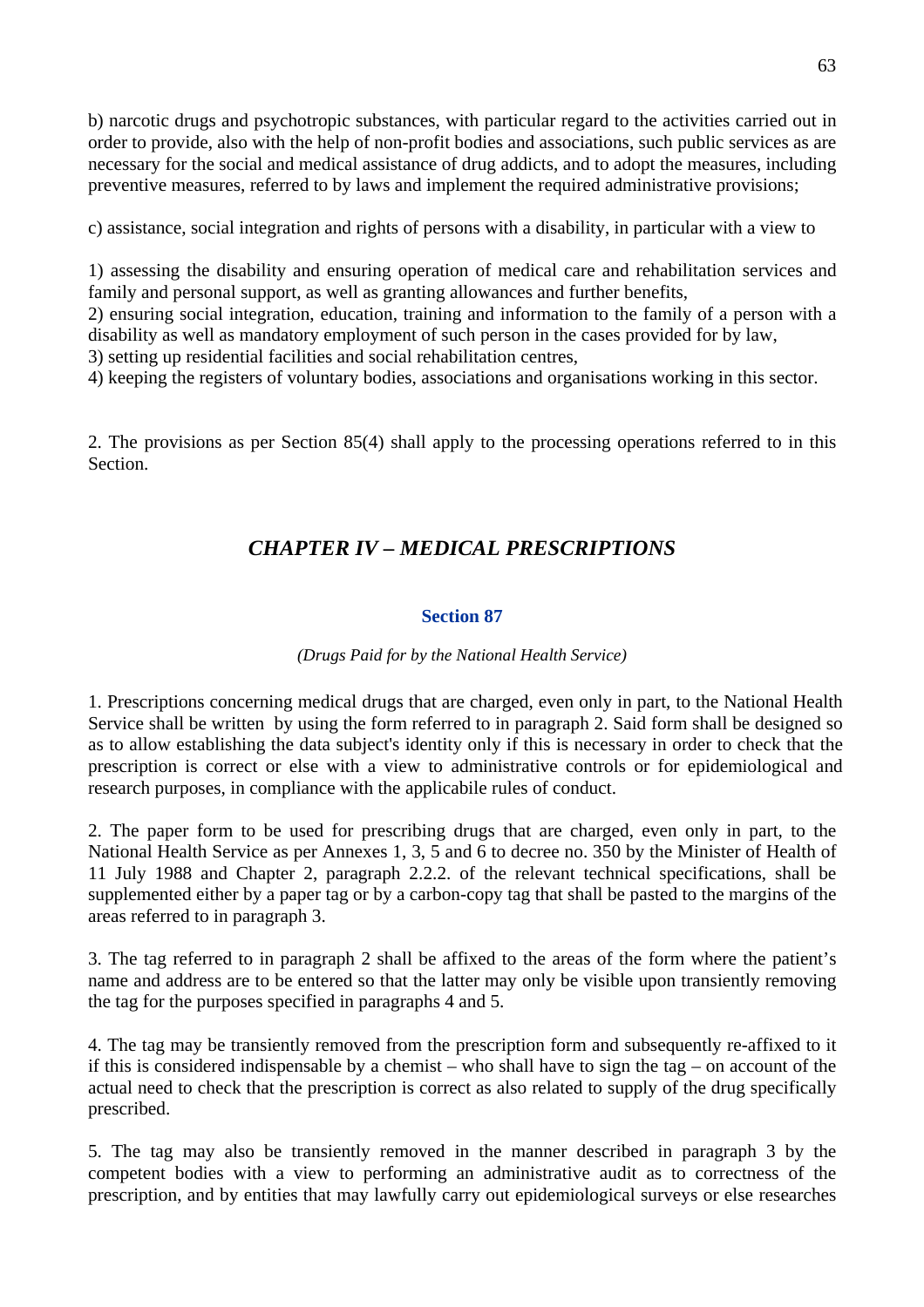b) narcotic drugs and psychotropic substances, with particular regard to the activities carried out in order to provide, also with the help of non-profit bodies and associations, such public services as are necessary for the social and medical assistance of drug addicts, and to adopt the measures, including preventive measures, referred to by laws and implement the required administrative provisions;

c) assistance, social integration and rights of persons with a disability, in particular with a view to

1) assessing the disability and ensuring operation of medical care and rehabilitation services and family and personal support, as well as granting allowances and further benefits,
2) ensuring social integration, education, training and information to the family of a person with a disability as well as mandatory employment of such person in the cases provided for by law,
3) setting up residential facilities and social rehabilitation centres,
4) keeping the registers of voluntary bodies, associations and organisations working in this sector.

2. The provisions as per Section 85(4) shall apply to the processing operations referred to in this Section.

## *CHAPTER IV – MEDICAL PRESCRIPTIONS*

### Section 87

*(Drugs Paid for by the National Health Service)*

1. Prescriptions concerning medical drugs that are charged, even only in part, to the National Health Service shall be written by using the form referred to in paragraph 2. Said form shall be designed so as to allow establishing the data subject's identity only if this is necessary in order to check that the prescription is correct or else with a view to administrative controls or for epidemiological and research purposes, in compliance with the applicabile rules of conduct.

2. The paper form to be used for prescribing drugs that are charged, even only in part, to the National Health Service as per Annexes 1, 3, 5 and 6 to decree no. 350 by the Minister of Health of 11 July 1988 and Chapter 2, paragraph 2.2.2. of the relevant technical specifications, shall be supplemented either by a paper tag or by a carbon-copy tag that shall be pasted to the margins of the areas referred to in paragraph 3.

3. The tag referred to in paragraph 2 shall be affixed to the areas of the form where the patient's name and address are to be entered so that the latter may only be visible upon transiently removing the tag for the purposes specified in paragraphs 4 and 5.

4. The tag may be transiently removed from the prescription form and subsequently re-affixed to it if this is considered indispensable by a chemist – who shall have to sign the tag – on account of the actual need to check that the prescription is correct as also related to supply of the drug specifically prescribed.

5. The tag may also be transiently removed in the manner described in paragraph 3 by the competent bodies with a view to performing an administrative audit as to correctness of the prescription, and by entities that may lawfully carry out epidemiological surveys or else researches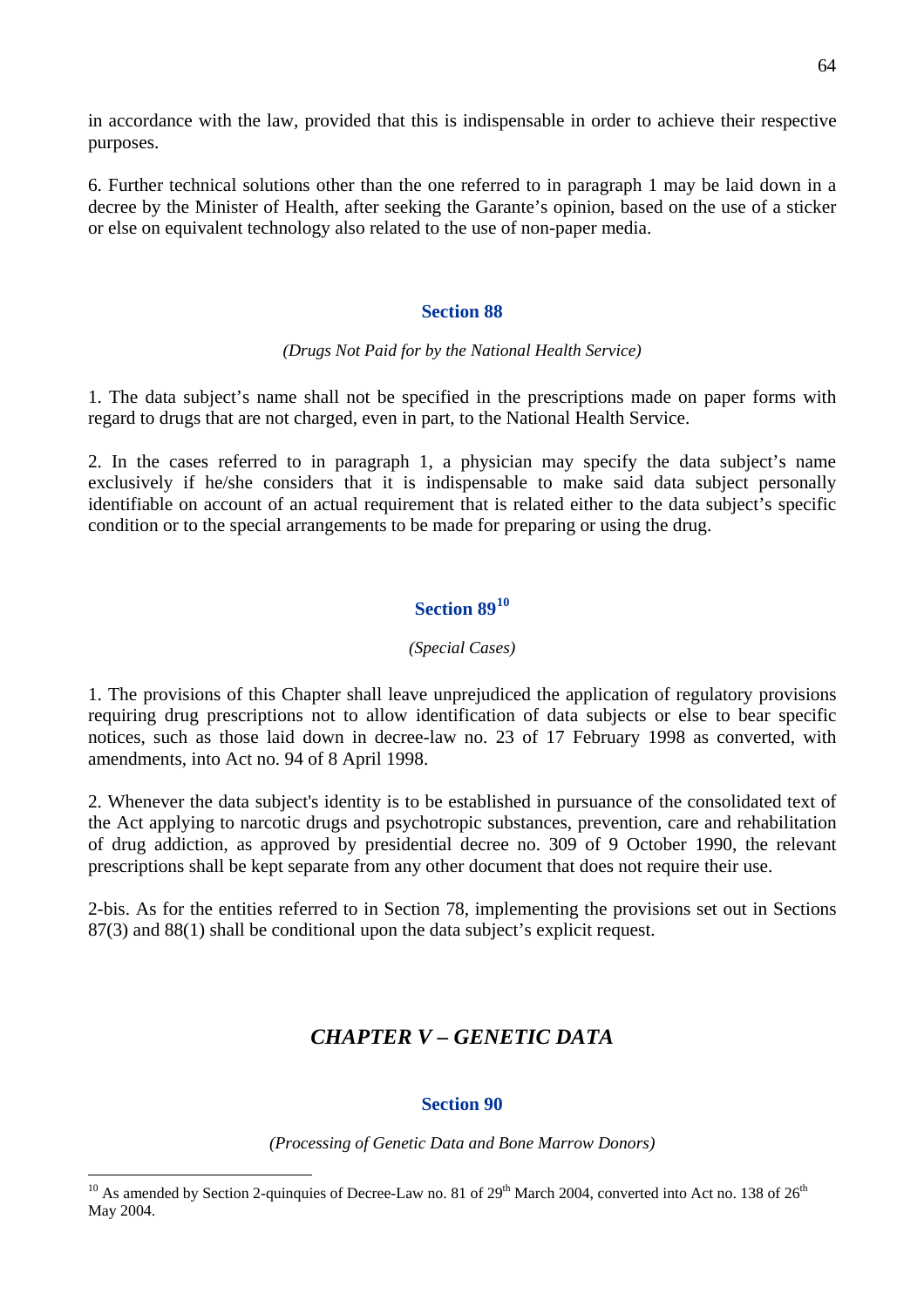in accordance with the law, provided that this is indispensable in order to achieve their respective purposes.

6. Further technical solutions other than the one referred to in paragraph 1 may be laid down in a decree by the Minister of Health, after seeking the Garante's opinion, based on the use of a sticker or else on equivalent technology also related to the use of non-paper media.

### Section 88

*(Drugs Not Paid for by the National Health Service)*

1. The data subject's name shall not be specified in the prescriptions made on paper forms with regard to drugs that are not charged, even in part, to the National Health Service.

2. In the cases referred to in paragraph 1, a physician may specify the data subject's name exclusively if he/she considers that it is indispensable to make said data subject personally identifiable on account of an actual requirement that is related either to the data subject's specific condition or to the special arrangements to be made for preparing or using the drug.

### Section 89[10]

*(Special Cases)*

1. The provisions of this Chapter shall leave unprejudiced the application of regulatory provisions requiring drug prescriptions not to allow identification of data subjects or else to bear specific notices, such as those laid down in decree-law no. 23 of 17 February 1998 as converted, with amendments, into Act no. 94 of 8 April 1998.

2. Whenever the data subject's identity is to be established in pursuance of the consolidated text of the Act applying to narcotic drugs and psychotropic substances, prevention, care and rehabilitation of drug addiction, as approved by presidential decree no. 309 of 9 October 1990, the relevant prescriptions shall be kept separate from any other document that does not require their use.

2-bis. As for the entities referred to in Section 78, implementing the provisions set out in Sections 87(3) and 88(1) shall be conditional upon the data subject's explicit request.

## *CHAPTER V – GENETIC DATA*

### Section 90

*(Processing of Genetic Data and Bone Marrow Donors)*

[10] As amended by Section 2-quinquies of Decree-Law no. 81 of 29th March 2004, converted into Act no. 138 of 26th May 2004.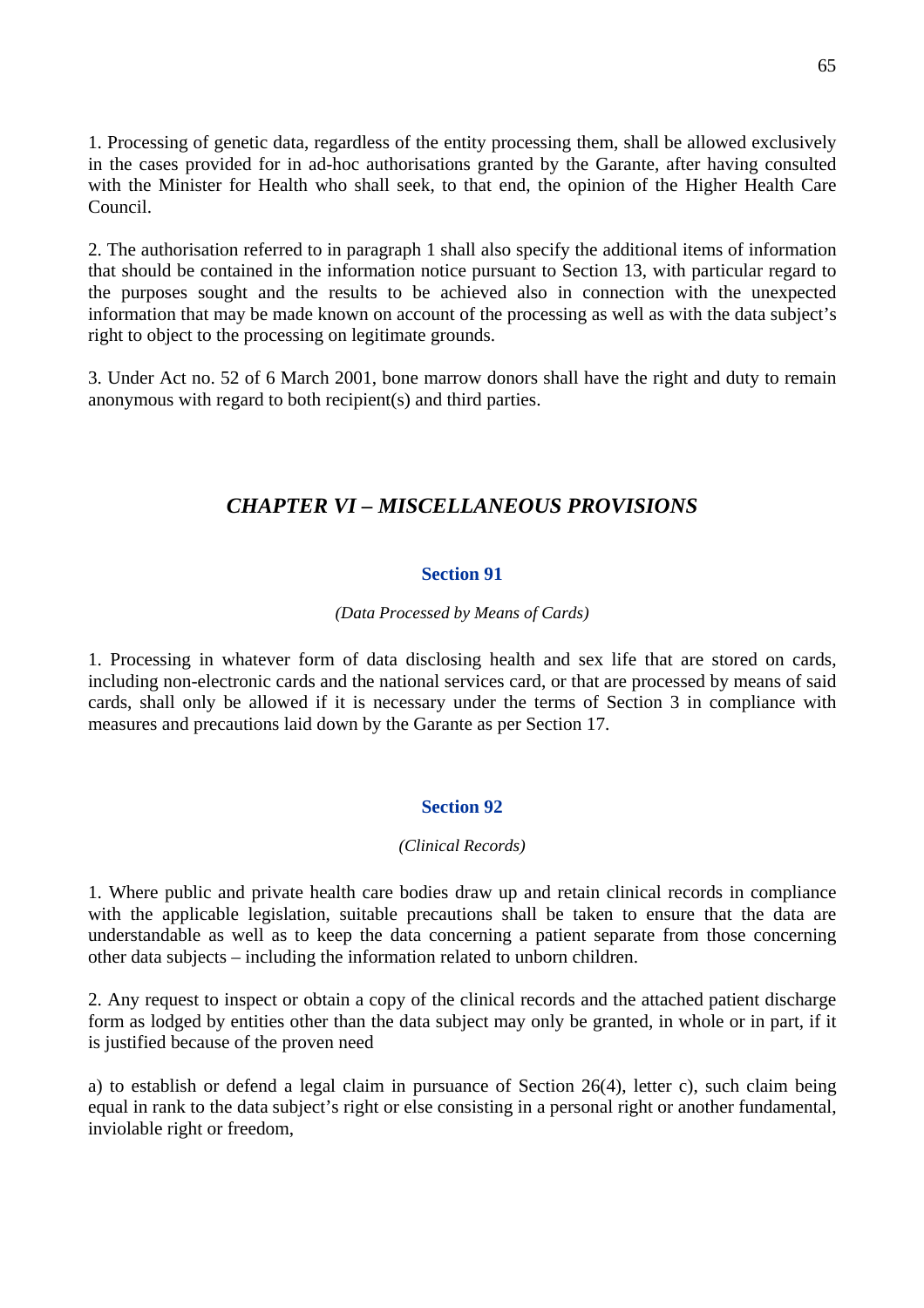1. Processing of genetic data, regardless of the entity processing them, shall be allowed exclusively in the cases provided for in ad-hoc authorisations granted by the Garante, after having consulted with the Minister for Health who shall seek, to that end, the opinion of the Higher Health Care Council.

2. The authorisation referred to in paragraph 1 shall also specify the additional items of information that should be contained in the information notice pursuant to Section 13, with particular regard to the purposes sought and the results to be achieved also in connection with the unexpected information that may be made known on account of the processing as well as with the data subject's right to object to the processing on legitimate grounds.

3. Under Act no. 52 of 6 March 2001, bone marrow donors shall have the right and duty to remain anonymous with regard to both recipient(s) and third parties.

## *CHAPTER VI – MISCELLANEOUS PROVISIONS*

### Section 91

*(Data Processed by Means of Cards)*

1. Processing in whatever form of data disclosing health and sex life that are stored on cards, including non-electronic cards and the national services card, or that are processed by means of said cards, shall only be allowed if it is necessary under the terms of Section 3 in compliance with measures and precautions laid down by the Garante as per Section 17.

### Section 92

*(Clinical Records)*

1. Where public and private health care bodies draw up and retain clinical records in compliance with the applicable legislation, suitable precautions shall be taken to ensure that the data are understandable as well as to keep the data concerning a patient separate from those concerning other data subjects – including the information related to unborn children.

2. Any request to inspect or obtain a copy of the clinical records and the attached patient discharge form as lodged by entities other than the data subject may only be granted, in whole or in part, if it is justified because of the proven need

a) to establish or defend a legal claim in pursuance of Section 26(4), letter c), such claim being equal in rank to the data subject's right or else consisting in a personal right or another fundamental, inviolable right or freedom,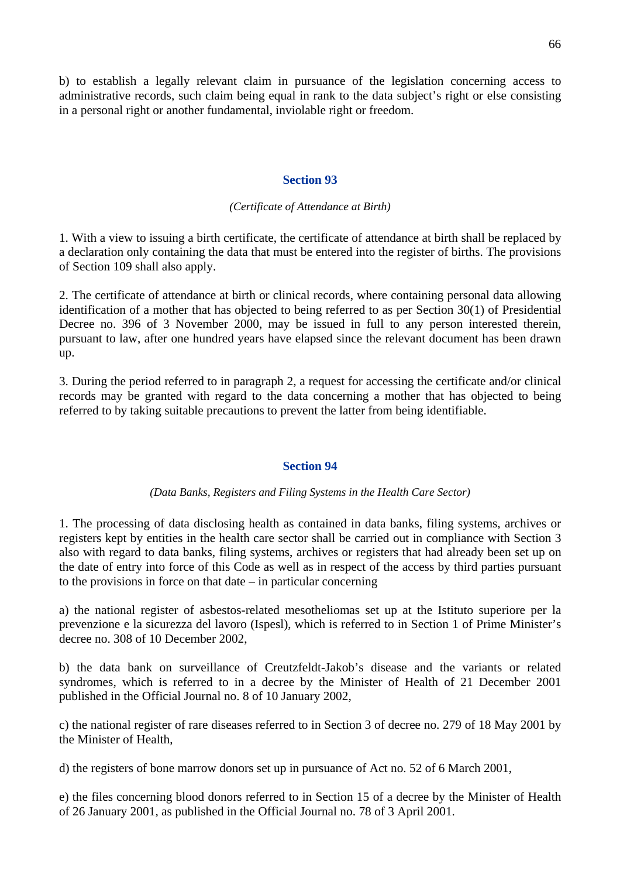b) to establish a legally relevant claim in pursuance of the legislation concerning access to administrative records, such claim being equal in rank to the data subject's right or else consisting in a personal right or another fundamental, inviolable right or freedom.

## Section 93

*(Certificate of Attendance at Birth)*

1. With a view to issuing a birth certificate, the certificate of attendance at birth shall be replaced by a declaration only containing the data that must be entered into the register of births. The provisions of Section 109 shall also apply.

2. The certificate of attendance at birth or clinical records, where containing personal data allowing identification of a mother that has objected to being referred to as per Section 30(1) of Presidential Decree no. 396 of 3 November 2000, may be issued in full to any person interested therein, pursuant to law, after one hundred years have elapsed since the relevant document has been drawn up.

3. During the period referred to in paragraph 2, a request for accessing the certificate and/or clinical records may be granted with regard to the data concerning a mother that has objected to being referred to by taking suitable precautions to prevent the latter from being identifiable.

## Section 94

*(Data Banks, Registers and Filing Systems in the Health Care Sector)*

1. The processing of data disclosing health as contained in data banks, filing systems, archives or registers kept by entities in the health care sector shall be carried out in compliance with Section 3 also with regard to data banks, filing systems, archives or registers that had already been set up on the date of entry into force of this Code as well as in respect of the access by third parties pursuant to the provisions in force on that date – in particular concerning

a) the national register of asbestos-related mesotheliomas set up at the Istituto superiore per la prevenzione e la sicurezza del lavoro (Ispesl), which is referred to in Section 1 of Prime Minister's decree no. 308 of 10 December 2002,

b) the data bank on surveillance of Creutzfeldt-Jakob's disease and the variants or related syndromes, which is referred to in a decree by the Minister of Health of 21 December 2001 published in the Official Journal no. 8 of 10 January 2002,

c) the national register of rare diseases referred to in Section 3 of decree no. 279 of 18 May 2001 by the Minister of Health,

d) the registers of bone marrow donors set up in pursuance of Act no. 52 of 6 March 2001,

e) the files concerning blood donors referred to in Section 15 of a decree by the Minister of Health of 26 January 2001, as published in the Official Journal no. 78 of 3 April 2001.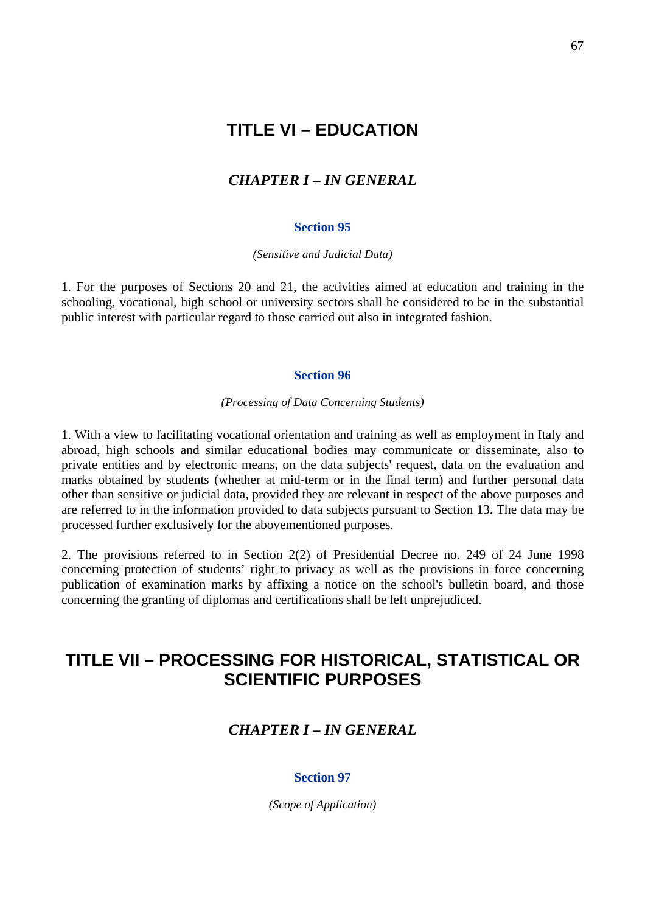# TITLE VI – EDUCATION

## *CHAPTER I – IN GENERAL*

### Section 95

*(Sensitive and Judicial Data)*

1. For the purposes of Sections 20 and 21, the activities aimed at education and training in the schooling, vocational, high school or university sectors shall be considered to be in the substantial public interest with particular regard to those carried out also in integrated fashion.

### Section 96

*(Processing of Data Concerning Students)*

1. With a view to facilitating vocational orientation and training as well as employment in Italy and abroad, high schools and similar educational bodies may communicate or disseminate, also to private entities and by electronic means, on the data subjects' request, data on the evaluation and marks obtained by students (whether at mid-term or in the final term) and further personal data other than sensitive or judicial data, provided they are relevant in respect of the above purposes and are referred to in the information provided to data subjects pursuant to Section 13. The data may be processed further exclusively for the abovementioned purposes.

2. The provisions referred to in Section 2(2) of Presidential Decree no. 249 of 24 June 1998 concerning protection of students' right to privacy as well as the provisions in force concerning publication of examination marks by affixing a notice on the school's bulletin board, and those concerning the granting of diplomas and certifications shall be left unprejudiced.

# TITLE VII – PROCESSING FOR HISTORICAL, STATISTICAL OR SCIENTIFIC PURPOSES

## *CHAPTER I – IN GENERAL*

### Section 97

*(Scope of Application)*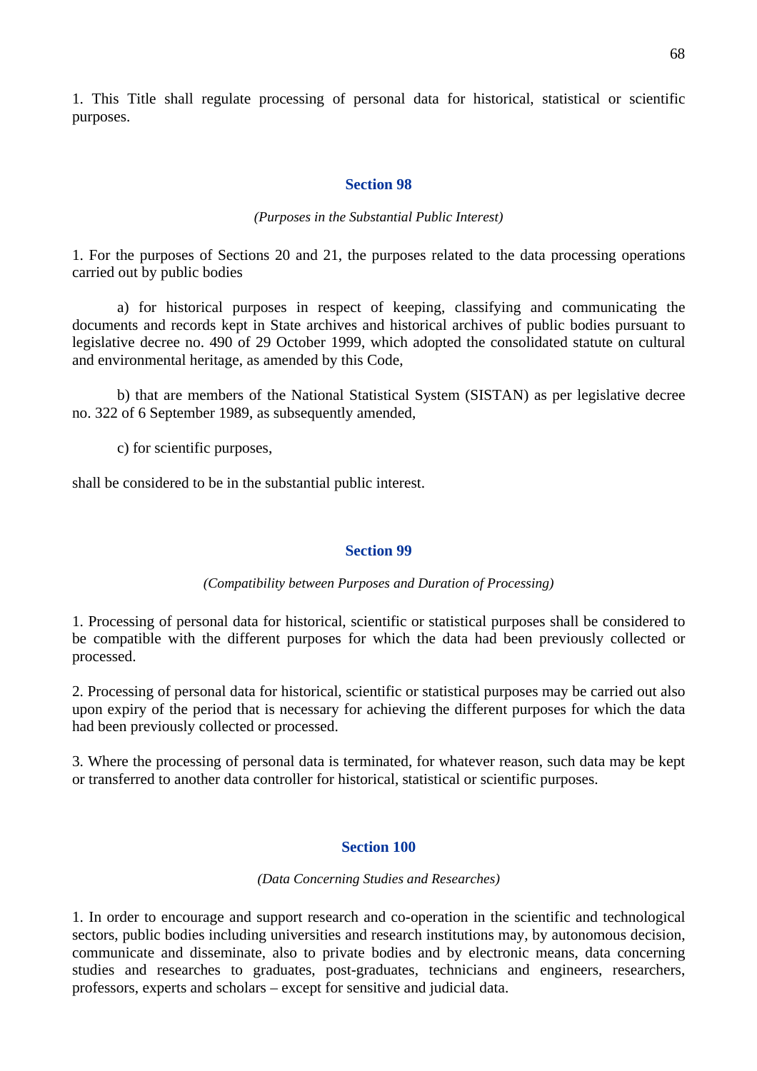1. This Title shall regulate processing of personal data for historical, statistical or scientific purposes.

## Section 98

*(Purposes in the Substantial Public Interest)*

1. For the purposes of Sections 20 and 21, the purposes related to the data processing operations carried out by public bodies

a) for historical purposes in respect of keeping, classifying and communicating the documents and records kept in State archives and historical archives of public bodies pursuant to legislative decree no. 490 of 29 October 1999, which adopted the consolidated statute on cultural and environmental heritage, as amended by this Code,

b) that are members of the National Statistical System (SISTAN) as per legislative decree no. 322 of 6 September 1989, as subsequently amended,

c) for scientific purposes,

shall be considered to be in the substantial public interest.

## Section 99

*(Compatibility between Purposes and Duration of Processing)*

1. Processing of personal data for historical, scientific or statistical purposes shall be considered to be compatible with the different purposes for which the data had been previously collected or processed.

2. Processing of personal data for historical, scientific or statistical purposes may be carried out also upon expiry of the period that is necessary for achieving the different purposes for which the data had been previously collected or processed.

3. Where the processing of personal data is terminated, for whatever reason, such data may be kept or transferred to another data controller for historical, statistical or scientific purposes.

## Section 100

*(Data Concerning Studies and Researches)*

1. In order to encourage and support research and co-operation in the scientific and technological sectors, public bodies including universities and research institutions may, by autonomous decision, communicate and disseminate, also to private bodies and by electronic means, data concerning studies and researches to graduates, post-graduates, technicians and engineers, researchers, professors, experts and scholars – except for sensitive and judicial data.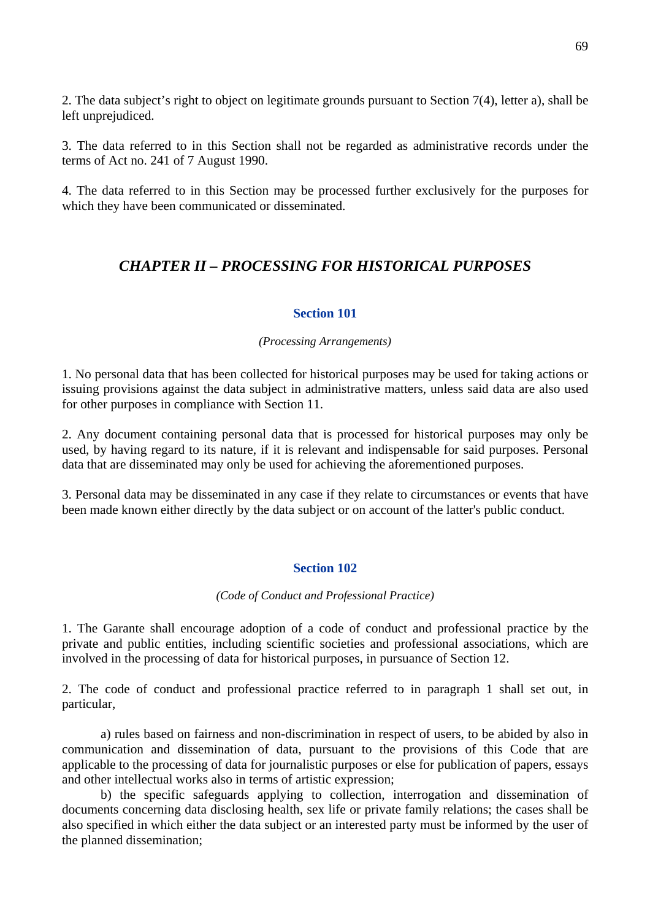2. The data subject's right to object on legitimate grounds pursuant to Section 7(4), letter a), shall be left unprejudiced.

3. The data referred to in this Section shall not be regarded as administrative records under the terms of Act no. 241 of 7 August 1990.

4. The data referred to in this Section may be processed further exclusively for the purposes for which they have been communicated or disseminated.

## *CHAPTER II – PROCESSING FOR HISTORICAL PURPOSES*

### Section 101

*(Processing Arrangements)*

1. No personal data that has been collected for historical purposes may be used for taking actions or issuing provisions against the data subject in administrative matters, unless said data are also used for other purposes in compliance with Section 11.

2. Any document containing personal data that is processed for historical purposes may only be used, by having regard to its nature, if it is relevant and indispensable for said purposes. Personal data that are disseminated may only be used for achieving the aforementioned purposes.

3. Personal data may be disseminated in any case if they relate to circumstances or events that have been made known either directly by the data subject or on account of the latter's public conduct.

### Section 102

*(Code of Conduct and Professional Practice)*

1. The Garante shall encourage adoption of a code of conduct and professional practice by the private and public entities, including scientific societies and professional associations, which are involved in the processing of data for historical purposes, in pursuance of Section 12.

2. The code of conduct and professional practice referred to in paragraph 1 shall set out, in particular,

a) rules based on fairness and non-discrimination in respect of users, to be abided by also in communication and dissemination of data, pursuant to the provisions of this Code that are applicable to the processing of data for journalistic purposes or else for publication of papers, essays and other intellectual works also in terms of artistic expression;

b) the specific safeguards applying to collection, interrogation and dissemination of documents concerning data disclosing health, sex life or private family relations; the cases shall be also specified in which either the data subject or an interested party must be informed by the user of the planned dissemination;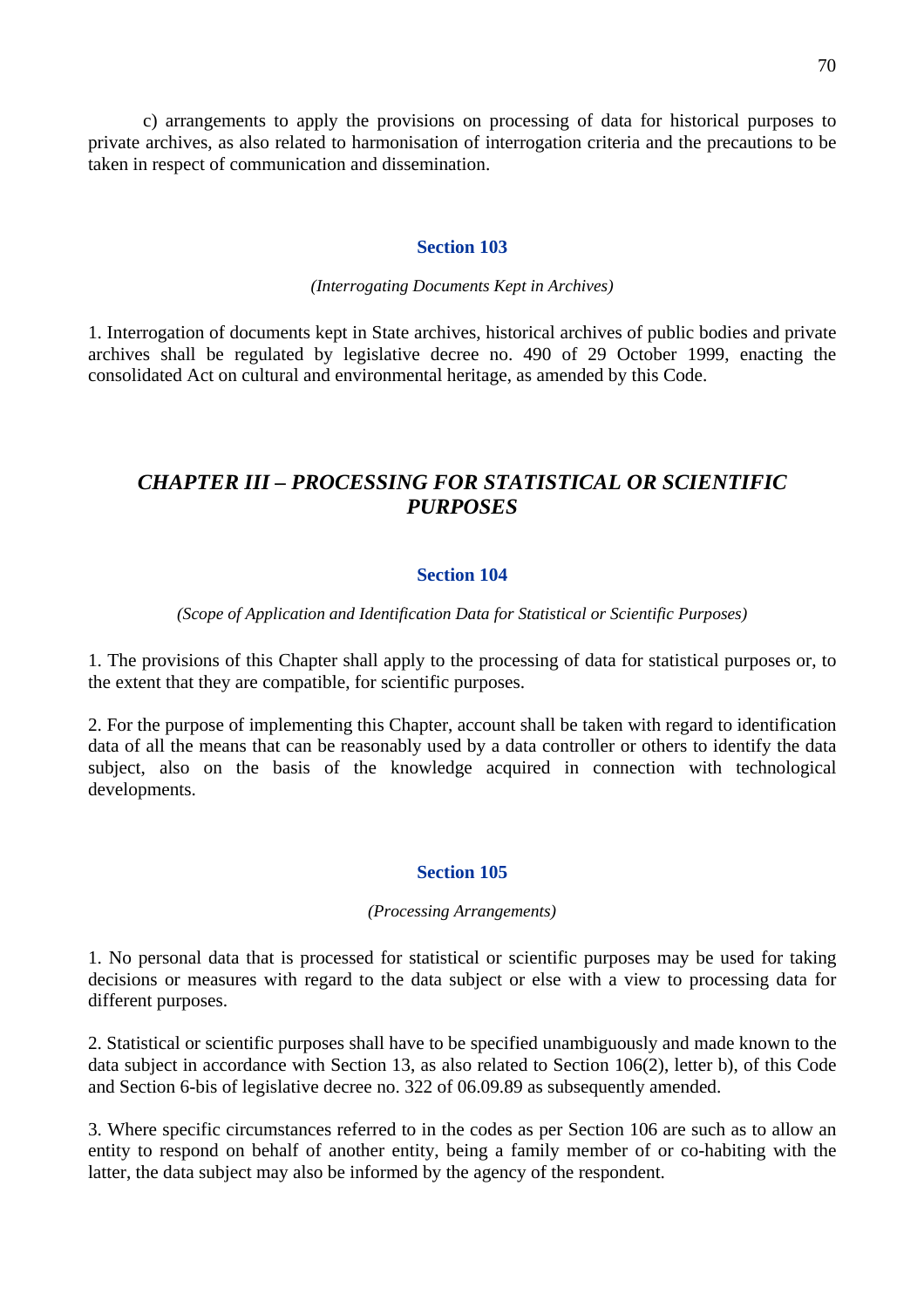c) arrangements to apply the provisions on processing of data for historical purposes to private archives, as also related to harmonisation of interrogation criteria and the precautions to be taken in respect of communication and dissemination.

### Section 103

*(Interrogating Documents Kept in Archives)*

1. Interrogation of documents kept in State archives, historical archives of public bodies and private archives shall be regulated by legislative decree no. 490 of 29 October 1999, enacting the consolidated Act on cultural and environmental heritage, as amended by this Code.

## *CHAPTER III – PROCESSING FOR STATISTICAL OR SCIENTIFIC PURPOSES*

### Section 104

*(Scope of Application and Identification Data for Statistical or Scientific Purposes)*

1. The provisions of this Chapter shall apply to the processing of data for statistical purposes or, to the extent that they are compatible, for scientific purposes.

2. For the purpose of implementing this Chapter, account shall be taken with regard to identification data of all the means that can be reasonably used by a data controller or others to identify the data subject, also on the basis of the knowledge acquired in connection with technological developments.

### Section 105

*(Processing Arrangements)*

1. No personal data that is processed for statistical or scientific purposes may be used for taking decisions or measures with regard to the data subject or else with a view to processing data for different purposes.

2. Statistical or scientific purposes shall have to be specified unambiguously and made known to the data subject in accordance with Section 13, as also related to Section 106(2), letter b), of this Code and Section 6-bis of legislative decree no. 322 of 06.09.89 as subsequently amended.

3. Where specific circumstances referred to in the codes as per Section 106 are such as to allow an entity to respond on behalf of another entity, being a family member of or co-habiting with the latter, the data subject may also be informed by the agency of the respondent.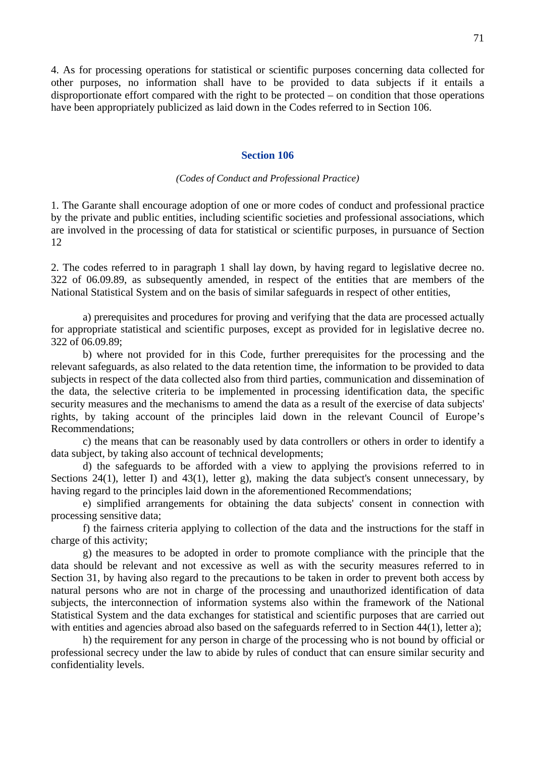4. As for processing operations for statistical or scientific purposes concerning data collected for other purposes, no information shall have to be provided to data subjects if it entails a disproportionate effort compared with the right to be protected – on condition that those operations have been appropriately publicized as laid down in the Codes referred to in Section 106.

## Section 106

*(Codes of Conduct and Professional Practice)*

1. The Garante shall encourage adoption of one or more codes of conduct and professional practice by the private and public entities, including scientific societies and professional associations, which are involved in the processing of data for statistical or scientific purposes, in pursuance of Section 12

2. The codes referred to in paragraph 1 shall lay down, by having regard to legislative decree no. 322 of 06.09.89, as subsequently amended, in respect of the entities that are members of the National Statistical System and on the basis of similar safeguards in respect of other entities,

a) prerequisites and procedures for proving and verifying that the data are processed actually for appropriate statistical and scientific purposes, except as provided for in legislative decree no. 322 of 06.09.89;

b) where not provided for in this Code, further prerequisites for the processing and the relevant safeguards, as also related to the data retention time, the information to be provided to data subjects in respect of the data collected also from third parties, communication and dissemination of the data, the selective criteria to be implemented in processing identification data, the specific security measures and the mechanisms to amend the data as a result of the exercise of data subjects' rights, by taking account of the principles laid down in the relevant Council of Europe's Recommendations;

c) the means that can be reasonably used by data controllers or others in order to identify a data subject, by taking also account of technical developments;

d) the safeguards to be afforded with a view to applying the provisions referred to in Sections 24(1), letter I) and 43(1), letter g), making the data subject's consent unnecessary, by having regard to the principles laid down in the aforementioned Recommendations;

e) simplified arrangements for obtaining the data subjects' consent in connection with processing sensitive data;

f) the fairness criteria applying to collection of the data and the instructions for the staff in charge of this activity;

g) the measures to be adopted in order to promote compliance with the principle that the data should be relevant and not excessive as well as with the security measures referred to in Section 31, by having also regard to the precautions to be taken in order to prevent both access by natural persons who are not in charge of the processing and unauthorized identification of data subjects, the interconnection of information systems also within the framework of the National Statistical System and the data exchanges for statistical and scientific purposes that are carried out with entities and agencies abroad also based on the safeguards referred to in Section 44(1), letter a);

h) the requirement for any person in charge of the processing who is not bound by official or professional secrecy under the law to abide by rules of conduct that can ensure similar security and confidentiality levels.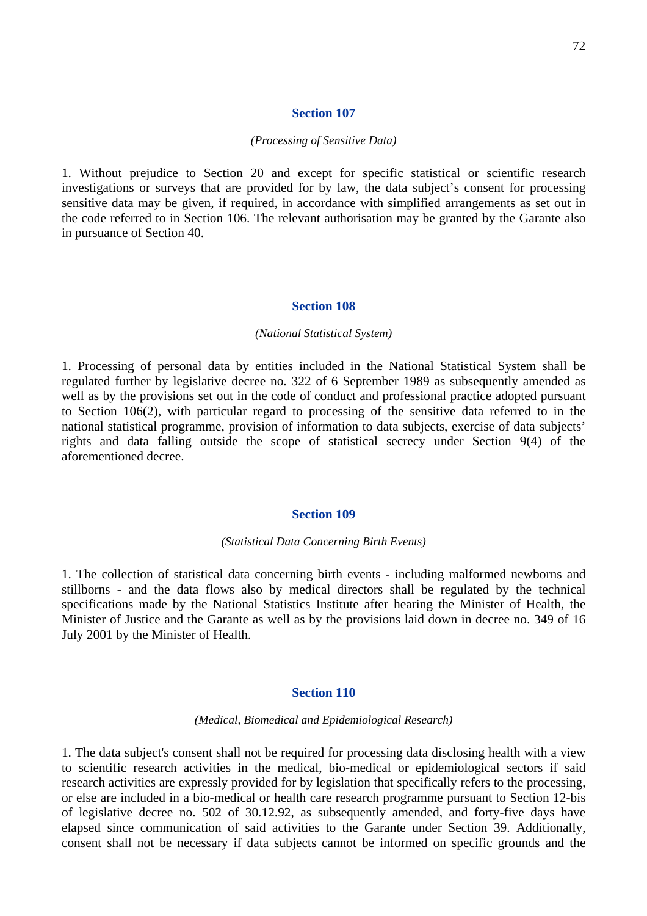## Section 107

*(Processing of Sensitive Data)*

1. Without prejudice to Section 20 and except for specific statistical or scientific research investigations or surveys that are provided for by law, the data subject's consent for processing sensitive data may be given, if required, in accordance with simplified arrangements as set out in the code referred to in Section 106. The relevant authorisation may be granted by the Garante also in pursuance of Section 40.

## Section 108

*(National Statistical System)*

1. Processing of personal data by entities included in the National Statistical System shall be regulated further by legislative decree no. 322 of 6 September 1989 as subsequently amended as well as by the provisions set out in the code of conduct and professional practice adopted pursuant to Section 106(2), with particular regard to processing of the sensitive data referred to in the national statistical programme, provision of information to data subjects, exercise of data subjects' rights and data falling outside the scope of statistical secrecy under Section 9(4) of the aforementioned decree.

## Section 109

*(Statistical Data Concerning Birth Events)*

1. The collection of statistical data concerning birth events - including malformed newborns and stillborns - and the data flows also by medical directors shall be regulated by the technical specifications made by the National Statistics Institute after hearing the Minister of Health, the Minister of Justice and the Garante as well as by the provisions laid down in decree no. 349 of 16 July 2001 by the Minister of Health.

## Section 110

*(Medical, Biomedical and Epidemiological Research)*

1. The data subject's consent shall not be required for processing data disclosing health with a view to scientific research activities in the medical, bio-medical or epidemiological sectors if said research activities are expressly provided for by legislation that specifically refers to the processing, or else are included in a bio-medical or health care research programme pursuant to Section 12-bis of legislative decree no. 502 of 30.12.92, as subsequently amended, and forty-five days have elapsed since communication of said activities to the Garante under Section 39. Additionally, consent shall not be necessary if data subjects cannot be informed on specific grounds and the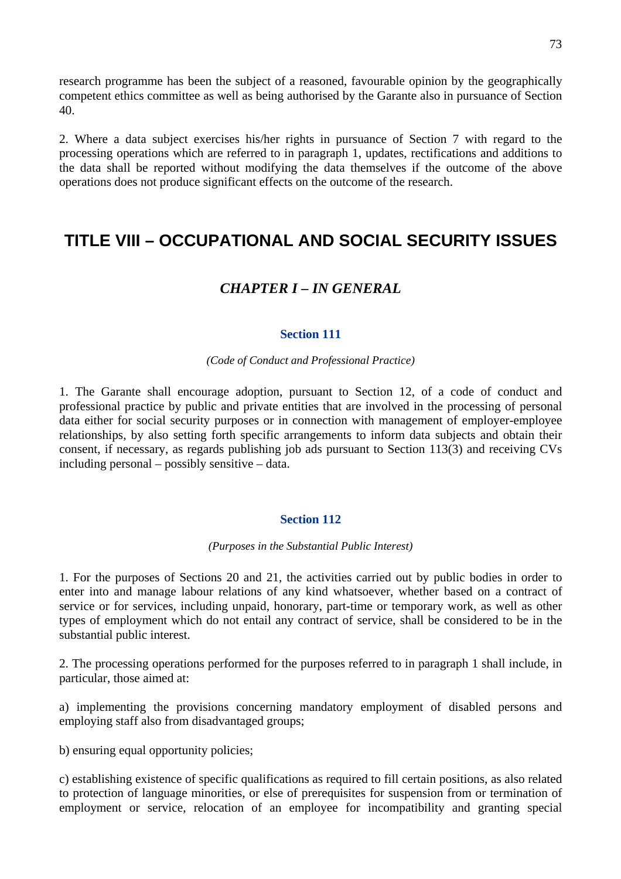research programme has been the subject of a reasoned, favourable opinion by the geographically competent ethics committee as well as being authorised by the Garante also in pursuance of Section 40.

2. Where a data subject exercises his/her rights in pursuance of Section 7 with regard to the processing operations which are referred to in paragraph 1, updates, rectifications and additions to the data shall be reported without modifying the data themselves if the outcome of the above operations does not produce significant effects on the outcome of the research.

# TITLE VIII – OCCUPATIONAL AND SOCIAL SECURITY ISSUES

## *CHAPTER I – IN GENERAL*

### Section 111

*(Code of Conduct and Professional Practice)*

1. The Garante shall encourage adoption, pursuant to Section 12, of a code of conduct and professional practice by public and private entities that are involved in the processing of personal data either for social security purposes or in connection with management of employer-employee relationships, by also setting forth specific arrangements to inform data subjects and obtain their consent, if necessary, as regards publishing job ads pursuant to Section 113(3) and receiving CVs including personal – possibly sensitive – data.

### Section 112

*(Purposes in the Substantial Public Interest)*

1. For the purposes of Sections 20 and 21, the activities carried out by public bodies in order to enter into and manage labour relations of any kind whatsoever, whether based on a contract of service or for services, including unpaid, honorary, part-time or temporary work, as well as other types of employment which do not entail any contract of service, shall be considered to be in the substantial public interest.

2. The processing operations performed for the purposes referred to in paragraph 1 shall include, in particular, those aimed at:

a) implementing the provisions concerning mandatory employment of disabled persons and employing staff also from disadvantaged groups;

b) ensuring equal opportunity policies;

c) establishing existence of specific qualifications as required to fill certain positions, as also related to protection of language minorities, or else of prerequisites for suspension from or termination of employment or service, relocation of an employee for incompatibility and granting special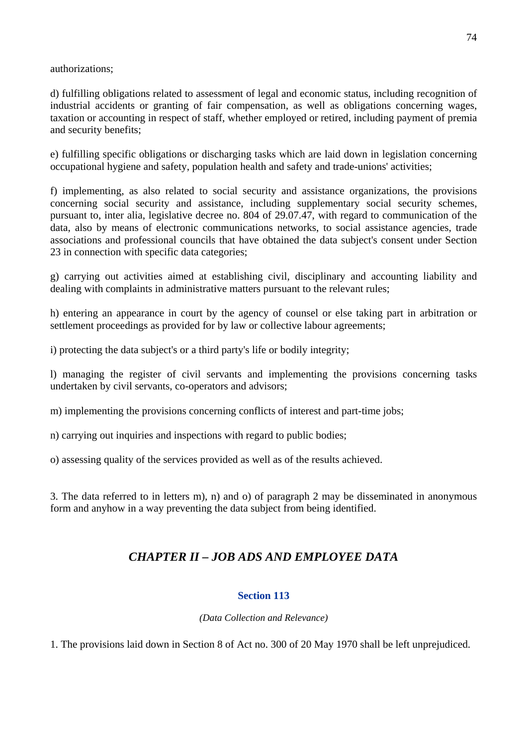authorizations;

d) fulfilling obligations related to assessment of legal and economic status, including recognition of industrial accidents or granting of fair compensation, as well as obligations concerning wages, taxation or accounting in respect of staff, whether employed or retired, including payment of premia and security benefits;

e) fulfilling specific obligations or discharging tasks which are laid down in legislation concerning occupational hygiene and safety, population health and safety and trade-unions' activities;

f) implementing, as also related to social security and assistance organizations, the provisions concerning social security and assistance, including supplementary social security schemes, pursuant to, inter alia, legislative decree no. 804 of 29.07.47, with regard to communication of the data, also by means of electronic communications networks, to social assistance agencies, trade associations and professional councils that have obtained the data subject's consent under Section 23 in connection with specific data categories;

g) carrying out activities aimed at establishing civil, disciplinary and accounting liability and dealing with complaints in administrative matters pursuant to the relevant rules;

h) entering an appearance in court by the agency of counsel or else taking part in arbitration or settlement proceedings as provided for by law or collective labour agreements;

i) protecting the data subject's or a third party's life or bodily integrity;

l) managing the register of civil servants and implementing the provisions concerning tasks undertaken by civil servants, co-operators and advisors;

m) implementing the provisions concerning conflicts of interest and part-time jobs;

n) carrying out inquiries and inspections with regard to public bodies;

o) assessing quality of the services provided as well as of the results achieved.

3. The data referred to in letters m), n) and o) of paragraph 2 may be disseminated in anonymous form and anyhow in a way preventing the data subject from being identified.

## *CHAPTER II – JOB ADS AND EMPLOYEE DATA*

### Section 113

*(Data Collection and Relevance)*

1. The provisions laid down in Section 8 of Act no. 300 of 20 May 1970 shall be left unprejudiced.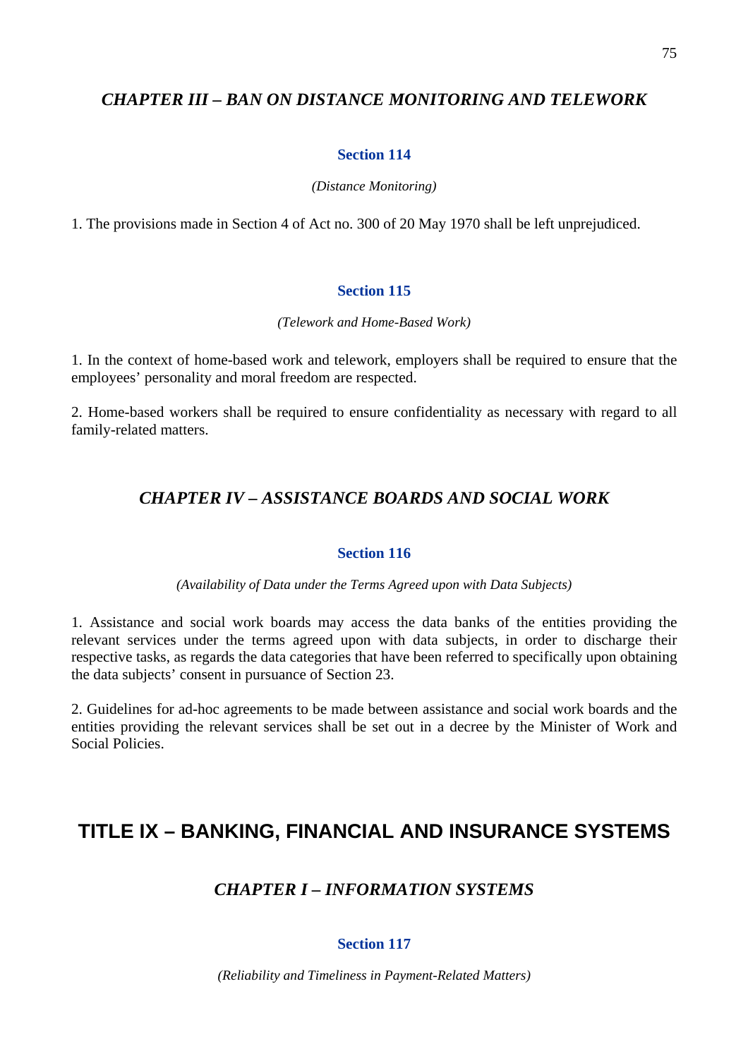### *CHAPTER III – BAN ON DISTANCE MONITORING AND TELEWORK*

#### Section 114

*(Distance Monitoring)*

1. The provisions made in Section 4 of Act no. 300 of 20 May 1970 shall be left unprejudiced.

#### Section 115

*(Telework and Home-Based Work)*

1. In the context of home-based work and telework, employers shall be required to ensure that the employees' personality and moral freedom are respected.

2. Home-based workers shall be required to ensure confidentiality as necessary with regard to all family-related matters.

### *CHAPTER IV – ASSISTANCE BOARDS AND SOCIAL WORK*

#### Section 116

*(Availability of Data under the Terms Agreed upon with Data Subjects)*

1. Assistance and social work boards may access the data banks of the entities providing the relevant services under the terms agreed upon with data subjects, in order to discharge their respective tasks, as regards the data categories that have been referred to specifically upon obtaining the data subjects' consent in pursuance of Section 23.

2. Guidelines for ad-hoc agreements to be made between assistance and social work boards and the entities providing the relevant services shall be set out in a decree by the Minister of Work and Social Policies.

## TITLE IX – BANKING, FINANCIAL AND INSURANCE SYSTEMS

### *CHAPTER I – INFORMATION SYSTEMS*

#### Section 117

*(Reliability and Timeliness in Payment-Related Matters)*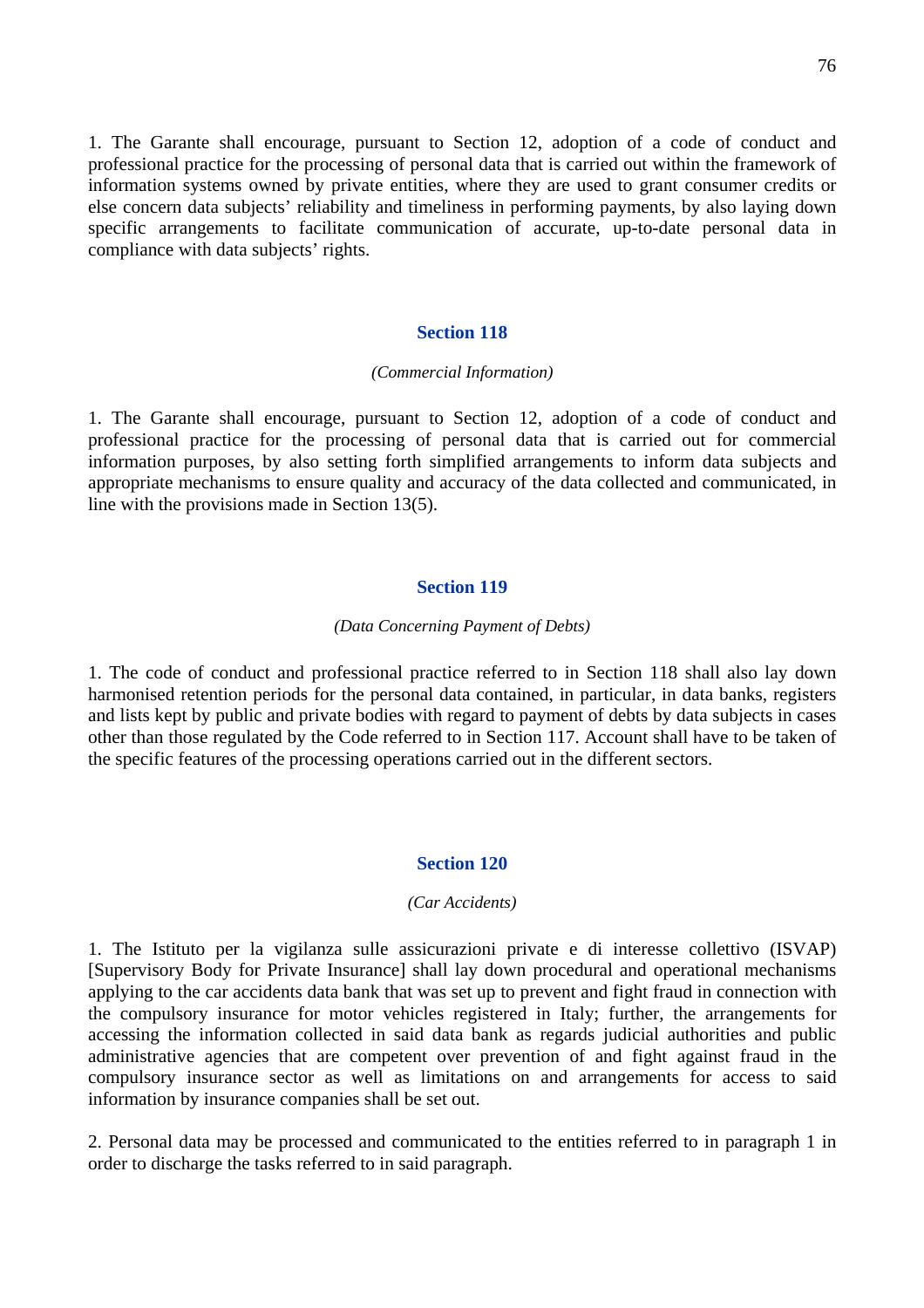1. The Garante shall encourage, pursuant to Section 12, adoption of a code of conduct and professional practice for the processing of personal data that is carried out within the framework of information systems owned by private entities, where they are used to grant consumer credits or else concern data subjects' reliability and timeliness in performing payments, by also laying down specific arrangements to facilitate communication of accurate, up-to-date personal data in compliance with data subjects' rights.

## Section 118

*(Commercial Information)*

1. The Garante shall encourage, pursuant to Section 12, adoption of a code of conduct and professional practice for the processing of personal data that is carried out for commercial information purposes, by also setting forth simplified arrangements to inform data subjects and appropriate mechanisms to ensure quality and accuracy of the data collected and communicated, in line with the provisions made in Section 13(5).

## Section 119

*(Data Concerning Payment of Debts)*

1. The code of conduct and professional practice referred to in Section 118 shall also lay down harmonised retention periods for the personal data contained, in particular, in data banks, registers and lists kept by public and private bodies with regard to payment of debts by data subjects in cases other than those regulated by the Code referred to in Section 117. Account shall have to be taken of the specific features of the processing operations carried out in the different sectors.

## Section 120

*(Car Accidents)*

1. The Istituto per la vigilanza sulle assicurazioni private e di interesse collettivo (ISVAP) [Supervisory Body for Private Insurance] shall lay down procedural and operational mechanisms applying to the car accidents data bank that was set up to prevent and fight fraud in connection with the compulsory insurance for motor vehicles registered in Italy; further, the arrangements for accessing the information collected in said data bank as regards judicial authorities and public administrative agencies that are competent over prevention of and fight against fraud in the compulsory insurance sector as well as limitations on and arrangements for access to said information by insurance companies shall be set out.

2. Personal data may be processed and communicated to the entities referred to in paragraph 1 in order to discharge the tasks referred to in said paragraph.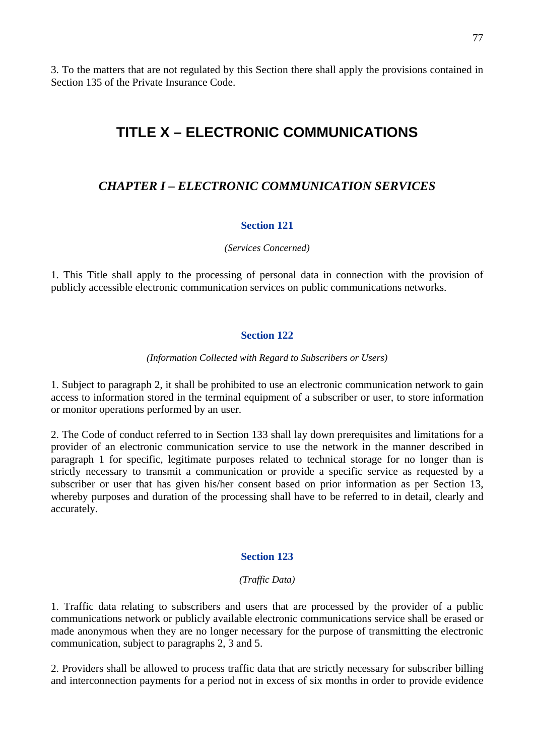3. To the matters that are not regulated by this Section there shall apply the provisions contained in Section 135 of the Private Insurance Code.

# TITLE X – ELECTRONIC COMMUNICATIONS

## *CHAPTER I – ELECTRONIC COMMUNICATION SERVICES*

### Section 121

*(Services Concerned)*

1. This Title shall apply to the processing of personal data in connection with the provision of publicly accessible electronic communication services on public communications networks.

### Section 122

*(Information Collected with Regard to Subscribers or Users)*

1. Subject to paragraph 2, it shall be prohibited to use an electronic communication network to gain access to information stored in the terminal equipment of a subscriber or user, to store information or monitor operations performed by an user.

2. The Code of conduct referred to in Section 133 shall lay down prerequisites and limitations for a provider of an electronic communication service to use the network in the manner described in paragraph 1 for specific, legitimate purposes related to technical storage for no longer than is strictly necessary to transmit a communication or provide a specific service as requested by a subscriber or user that has given his/her consent based on prior information as per Section 13, whereby purposes and duration of the processing shall have to be referred to in detail, clearly and accurately.

### Section 123

*(Traffic Data)*

1. Traffic data relating to subscribers and users that are processed by the provider of a public communications network or publicly available electronic communications service shall be erased or made anonymous when they are no longer necessary for the purpose of transmitting the electronic communication, subject to paragraphs 2, 3 and 5.

2. Providers shall be allowed to process traffic data that are strictly necessary for subscriber billing and interconnection payments for a period not in excess of six months in order to provide evidence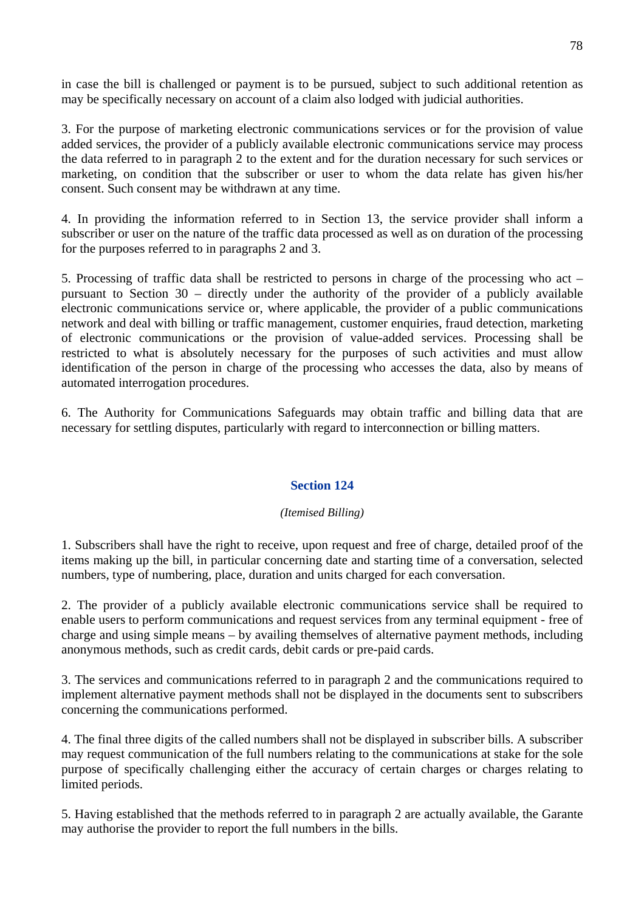in case the bill is challenged or payment is to be pursued, subject to such additional retention as may be specifically necessary on account of a claim also lodged with judicial authorities.

3. For the purpose of marketing electronic communications services or for the provision of value added services, the provider of a publicly available electronic communications service may process the data referred to in paragraph 2 to the extent and for the duration necessary for such services or marketing, on condition that the subscriber or user to whom the data relate has given his/her consent. Such consent may be withdrawn at any time.

4. In providing the information referred to in Section 13, the service provider shall inform a subscriber or user on the nature of the traffic data processed as well as on duration of the processing for the purposes referred to in paragraphs 2 and 3.

5. Processing of traffic data shall be restricted to persons in charge of the processing who act – pursuant to Section 30 – directly under the authority of the provider of a publicly available electronic communications service or, where applicable, the provider of a public communications network and deal with billing or traffic management, customer enquiries, fraud detection, marketing of electronic communications or the provision of value-added services. Processing shall be restricted to what is absolutely necessary for the purposes of such activities and must allow identification of the person in charge of the processing who accesses the data, also by means of automated interrogation procedures.

6. The Authority for Communications Safeguards may obtain traffic and billing data that are necessary for settling disputes, particularly with regard to interconnection or billing matters.

## Section 124

*(Itemised Billing)*

1. Subscribers shall have the right to receive, upon request and free of charge, detailed proof of the items making up the bill, in particular concerning date and starting time of a conversation, selected numbers, type of numbering, place, duration and units charged for each conversation.

2. The provider of a publicly available electronic communications service shall be required to enable users to perform communications and request services from any terminal equipment - free of charge and using simple means – by availing themselves of alternative payment methods, including anonymous methods, such as credit cards, debit cards or pre-paid cards.

3. The services and communications referred to in paragraph 2 and the communications required to implement alternative payment methods shall not be displayed in the documents sent to subscribers concerning the communications performed.

4. The final three digits of the called numbers shall not be displayed in subscriber bills. A subscriber may request communication of the full numbers relating to the communications at stake for the sole purpose of specifically challenging either the accuracy of certain charges or charges relating to limited periods.

5. Having established that the methods referred to in paragraph 2 are actually available, the Garante may authorise the provider to report the full numbers in the bills.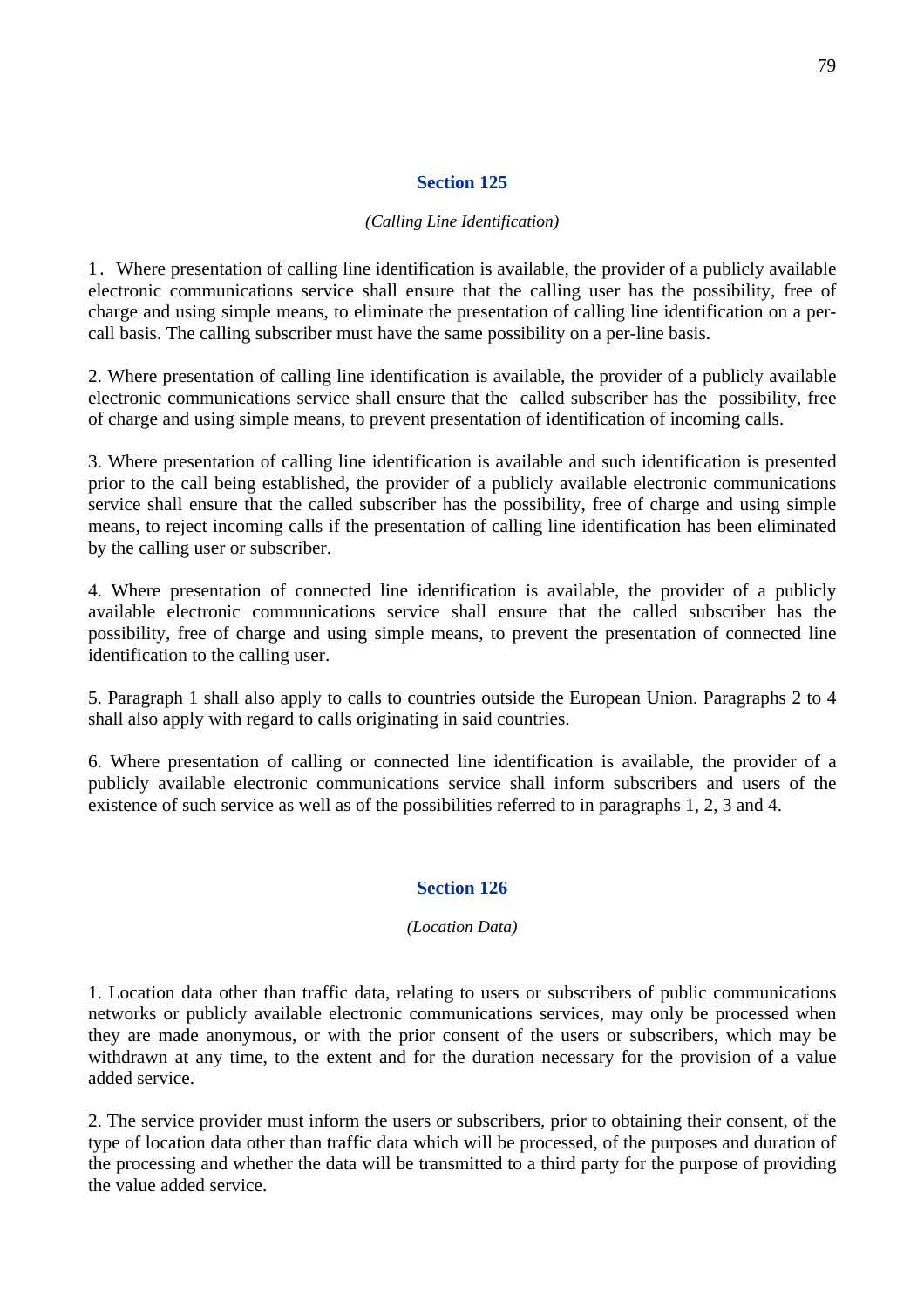## Section 125

*(Calling Line Identification)*

1. Where presentation of calling line identification is available, the provider of a publicly available electronic communications service shall ensure that the calling user has the possibility, free of charge and using simple means, to eliminate the presentation of calling line identification on a per-call basis. The calling subscriber must have the same possibility on a per-line basis.

2. Where presentation of calling line identification is available, the provider of a publicly available electronic communications service shall ensure that the called subscriber has the possibility, free of charge and using simple means, to prevent presentation of identification of incoming calls.

3. Where presentation of calling line identification is available and such identification is presented prior to the call being established, the provider of a publicly available electronic communications service shall ensure that the called subscriber has the possibility, free of charge and using simple means, to reject incoming calls if the presentation of calling line identification has been eliminated by the calling user or subscriber.

4. Where presentation of connected line identification is available, the provider of a publicly available electronic communications service shall ensure that the called subscriber has the possibility, free of charge and using simple means, to prevent the presentation of connected line identification to the calling user.

5. Paragraph 1 shall also apply to calls to countries outside the European Union. Paragraphs 2 to 4 shall also apply with regard to calls originating in said countries.

6. Where presentation of calling or connected line identification is available, the provider of a publicly available electronic communications service shall inform subscribers and users of the existence of such service as well as of the possibilities referred to in paragraphs 1, 2, 3 and 4.

## Section 126

*(Location Data)*

1. Location data other than traffic data, relating to users or subscribers of public communications networks or publicly available electronic communications services, may only be processed when they are made anonymous, or with the prior consent of the users or subscribers, which may be withdrawn at any time, to the extent and for the duration necessary for the provision of a value added service.

2. The service provider must inform the users or subscribers, prior to obtaining their consent, of the type of location data other than traffic data which will be processed, of the purposes and duration of the processing and whether the data will be transmitted to a third party for the purpose of providing the value added service.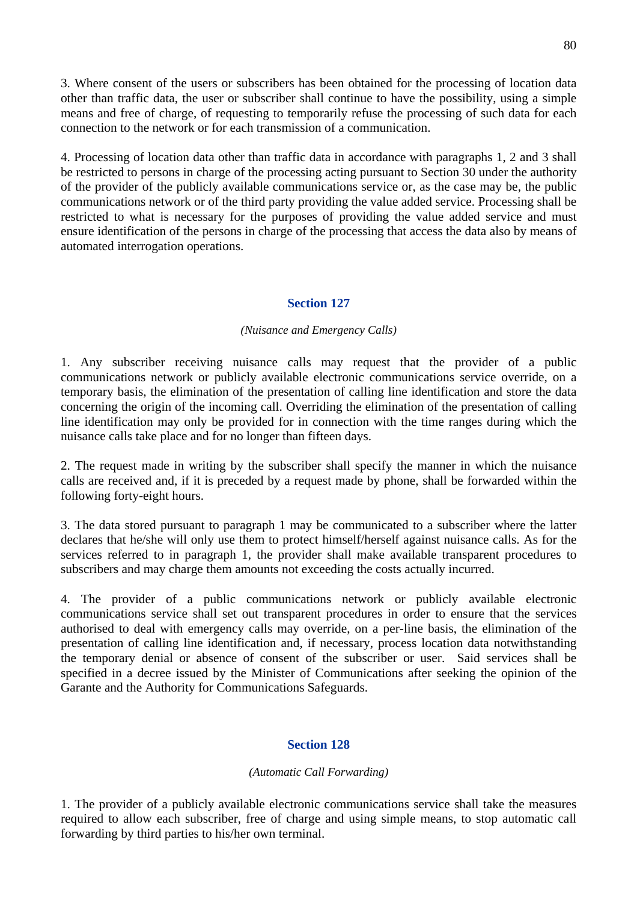3. Where consent of the users or subscribers has been obtained for the processing of location data other than traffic data, the user or subscriber shall continue to have the possibility, using a simple means and free of charge, of requesting to temporarily refuse the processing of such data for each connection to the network or for each transmission of a communication.

4. Processing of location data other than traffic data in accordance with paragraphs 1, 2 and 3 shall be restricted to persons in charge of the processing acting pursuant to Section 30 under the authority of the provider of the publicly available communications service or, as the case may be, the public communications network or of the third party providing the value added service. Processing shall be restricted to what is necessary for the purposes of providing the value added service and must ensure identification of the persons in charge of the processing that access the data also by means of automated interrogation operations.

## Section 127

*(Nuisance and Emergency Calls)*

1. Any subscriber receiving nuisance calls may request that the provider of a public communications network or publicly available electronic communications service override, on a temporary basis, the elimination of the presentation of calling line identification and store the data concerning the origin of the incoming call. Overriding the elimination of the presentation of calling line identification may only be provided for in connection with the time ranges during which the nuisance calls take place and for no longer than fifteen days.

2. The request made in writing by the subscriber shall specify the manner in which the nuisance calls are received and, if it is preceded by a request made by phone, shall be forwarded within the following forty-eight hours.

3. The data stored pursuant to paragraph 1 may be communicated to a subscriber where the latter declares that he/she will only use them to protect himself/herself against nuisance calls. As for the services referred to in paragraph 1, the provider shall make available transparent procedures to subscribers and may charge them amounts not exceeding the costs actually incurred.

4. The provider of a public communications network or publicly available electronic communications service shall set out transparent procedures in order to ensure that the services authorised to deal with emergency calls may override, on a per-line basis, the elimination of the presentation of calling line identification and, if necessary, process location data notwithstanding the temporary denial or absence of consent of the subscriber or user. Said services shall be specified in a decree issued by the Minister of Communications after seeking the opinion of the Garante and the Authority for Communications Safeguards.

## Section 128

*(Automatic Call Forwarding)*

1. The provider of a publicly available electronic communications service shall take the measures required to allow each subscriber, free of charge and using simple means, to stop automatic call forwarding by third parties to his/her own terminal.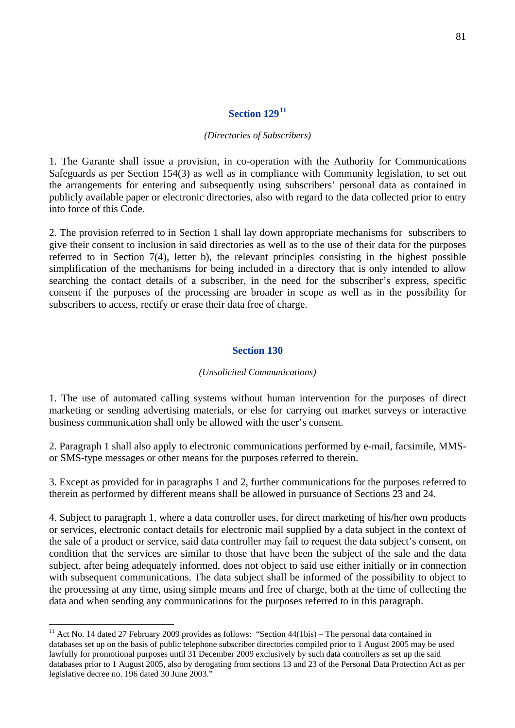## Section 129[11]

*(Directories of Subscribers)*

1. The Garante shall issue a provision, in co-operation with the Authority for Communications Safeguards as per Section 154(3) as well as in compliance with Community legislation, to set out the arrangements for entering and subsequently using subscribers' personal data as contained in publicly available paper or electronic directories, also with regard to the data collected prior to entry into force of this Code.

2. The provision referred to in Section 1 shall lay down appropriate mechanisms for subscribers to give their consent to inclusion in said directories as well as to the use of their data for the purposes referred to in Section 7(4), letter b), the relevant principles consisting in the highest possible simplification of the mechanisms for being included in a directory that is only intended to allow searching the contact details of a subscriber, in the need for the subscriber's express, specific consent if the purposes of the processing are broader in scope as well as in the possibility for subscribers to access, rectify or erase their data free of charge.

## Section 130

*(Unsolicited Communications)*

1. The use of automated calling systems without human intervention for the purposes of direct marketing or sending advertising materials, or else for carrying out market surveys or interactive business communication shall only be allowed with the user's consent.

2. Paragraph 1 shall also apply to electronic communications performed by e-mail, facsimile, MMS- or SMS-type messages or other means for the purposes referred to therein.

3. Except as provided for in paragraphs 1 and 2, further communications for the purposes referred to therein as performed by different means shall be allowed in pursuance of Sections 23 and 24.

4. Subject to paragraph 1, where a data controller uses, for direct marketing of his/her own products or services, electronic contact details for electronic mail supplied by a data subject in the context of the sale of a product or service, said data controller may fail to request the data subject's consent, on condition that the services are similar to those that have been the subject of the sale and the data subject, after being adequately informed, does not object to said use either initially or in connection with subsequent communications. The data subject shall be informed of the possibility to object to the processing at any time, using simple means and free of charge, both at the time of collecting the data and when sending any communications for the purposes referred to in this paragraph.

---

[11] Act No. 14 dated 27 February 2009 provides as follows: "Section 44(1bis) – The personal data contained in databases set up on the basis of public telephone subscriber directories compiled prior to 1 August 2005 may be used lawfully for promotional purposes until 31 December 2009 exclusively by such data controllers as set up the said databases prior to 1 August 2005, also by derogating from sections 13 and 23 of the Personal Data Protection Act as per legislative decree no. 196 dated 30 June 2003."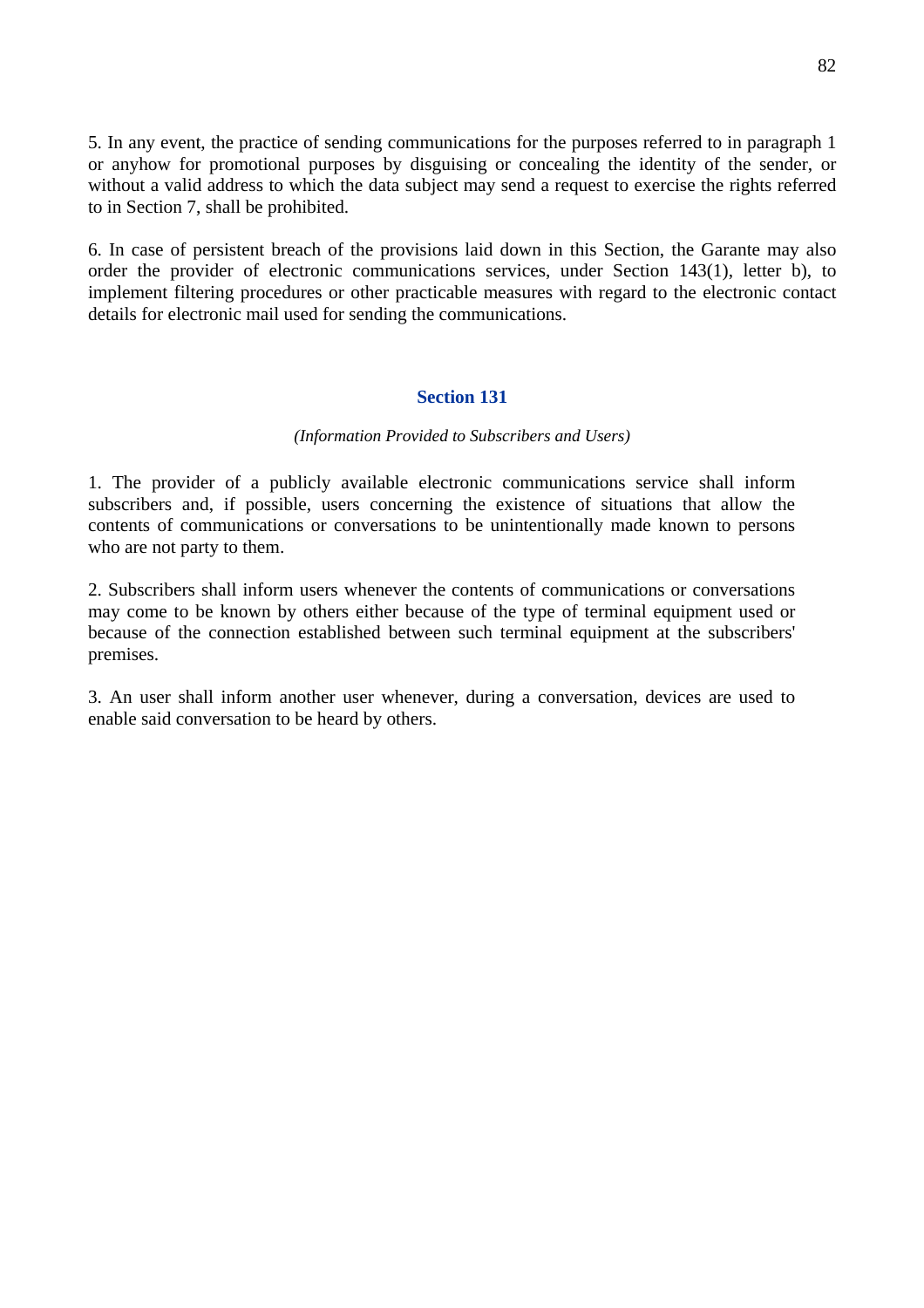5. In any event, the practice of sending communications for the purposes referred to in paragraph 1 or anyhow for promotional purposes by disguising or concealing the identity of the sender, or without a valid address to which the data subject may send a request to exercise the rights referred to in Section 7, shall be prohibited.

6. In case of persistent breach of the provisions laid down in this Section, the Garante may also order the provider of electronic communications services, under Section 143(1), letter b), to implement filtering procedures or other practicable measures with regard to the electronic contact details for electronic mail used for sending the communications.

## Section 131

*(Information Provided to Subscribers and Users)*

1. The provider of a publicly available electronic communications service shall inform subscribers and, if possible, users concerning the existence of situations that allow the contents of communications or conversations to be unintentionally made known to persons who are not party to them.

2. Subscribers shall inform users whenever the contents of communications or conversations may come to be known by others either because of the type of terminal equipment used or because of the connection established between such terminal equipment at the subscribers' premises.

3. An user shall inform another user whenever, during a conversation, devices are used to enable said conversation to be heard by others.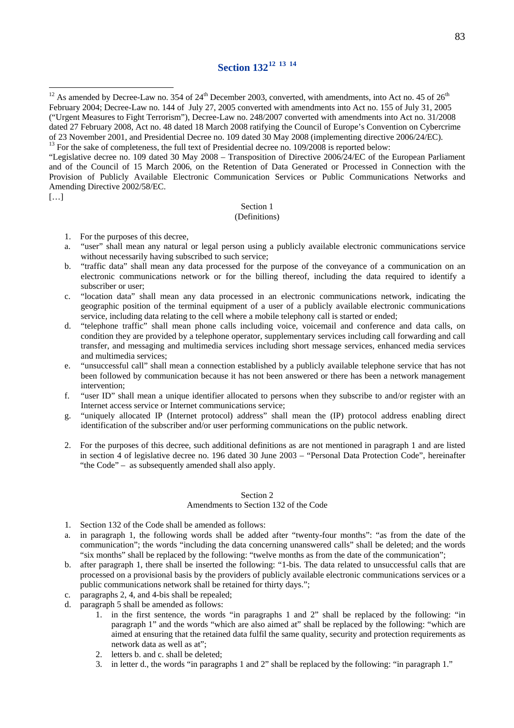## Section 132[12] [13] [14]

[12] As amended by Decree-Law no. 354 of 24th December 2003, converted, with amendments, into Act no. 45 of 26th February 2004; Decree-Law no. 144 of July 27, 2005 converted with amendments into Act no. 155 of July 31, 2005 ("Urgent Measures to Fight Terrorism"), Decree-Law no. 248/2007 converted with amendments into Act no. 31/2008 dated 27 February 2008, Act no. 48 dated 18 March 2008 ratifying the Council of Europe's Convention on Cybercrime of 23 November 2001, and Presidential Decree no. 109 dated 30 May 2008 (implementing directive 2006/24/EC).

[13] For the sake of completeness, the full text of Presidential decree no. 109/2008 is reported below:

"Legislative decree no. 109 dated 30 May 2008 – Transposition of Directive 2006/24/EC of the European Parliament and of the Council of 15 March 2006, on the Retention of Data Generated or Processed in Connection with the Provision of Publicly Available Electronic Communication Services or Public Communications Networks and Amending Directive 2002/58/EC.

[…]

Section 1
(Definitions)

1. For the purposes of this decree,
   a. "user" shall mean any natural or legal person using a publicly available electronic communications service without necessarily having subscribed to such service;
   b. "traffic data" shall mean any data processed for the purpose of the conveyance of a communication on an electronic communications network or for the billing thereof, including the data required to identify a subscriber or user;
   c. "location data" shall mean any data processed in an electronic communications network, indicating the geographic position of the terminal equipment of a user of a publicly available electronic communications service, including data relating to the cell where a mobile telephony call is started or ended;
   d. "telephone traffic" shall mean phone calls including voice, voicemail and conference and data calls, on condition they are provided by a telephone operator, supplementary services including call forwarding and call transfer, and messaging and multimedia services including short message services, enhanced media services and multimedia services;
   e. "unsuccessful call" shall mean a connection established by a publicly available telephone service that has not been followed by communication because it has not been answered or there has been a network management intervention;
   f. "user ID" shall mean a unique identifier allocated to persons when they subscribe to and/or register with an Internet access service or Internet communications service;
   g. "uniquely allocated IP (Internet protocol) address" shall mean the (IP) protocol address enabling direct identification of the subscriber and/or user performing communications on the public network.

2. For the purposes of this decree, such additional definitions as are not mentioned in paragraph 1 and are listed in section 4 of legislative decree no. 196 dated 30 June 2003 – "Personal Data Protection Code", hereinafter "the Code" – as subsequently amended shall also apply.

Section 2
Amendments to Section 132 of the Code

1. Section 132 of the Code shall be amended as follows:
   a. in paragraph 1, the following words shall be added after "twenty-four months": "as from the date of the communication"; the words "including the data concerning unanswered calls" shall be deleted; and the words "six months" shall be replaced by the following: "twelve months as from the date of the communication";
   b. after paragraph 1, there shall be inserted the following: "1-bis. The data related to unsuccessful calls that are processed on a provisional basis by the providers of publicly available electronic communications services or a public communications network shall be retained for thirty days.";
   c. paragraphs 2, 4, and 4-bis shall be repealed;
   d. paragraph 5 shall be amended as follows:
      1. in the first sentence, the words "in paragraphs 1 and 2" shall be replaced by the following: "in paragraph 1" and the words "which are also aimed at" shall be replaced by the following: "which are aimed at ensuring that the retained data fulfil the same quality, security and protection requirements as network data as well as at";
      2. letters b. and c. shall be deleted;
      3. in letter d., the words "in paragraphs 1 and 2" shall be replaced by the following: "in paragraph 1."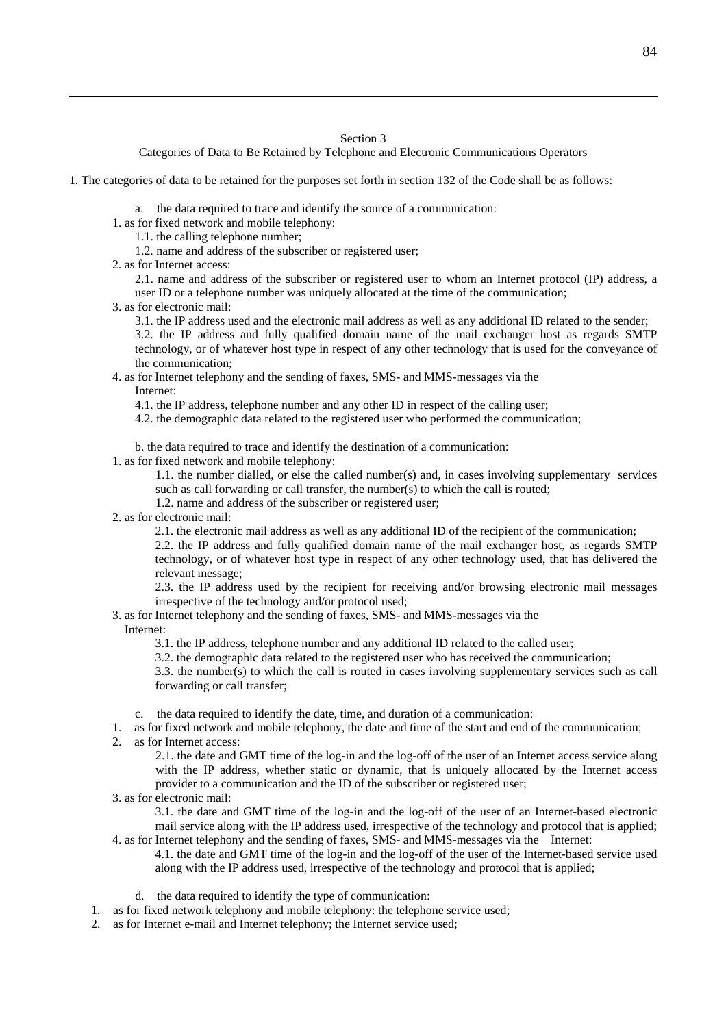## Section 3

### Categories of Data to Be Retained by Telephone and Electronic Communications Operators

1. The categories of data to be retained for the purposes set forth in section 132 of the Code shall be as follows:

a. the data required to trace and identify the source of a communication:

1. as for fixed network and mobile telephony:
   1.1. the calling telephone number;
   1.2. name and address of the subscriber or registered user;
2. as for Internet access:
   2.1. name and address of the subscriber or registered user to whom an Internet protocol (IP) address, a user ID or a telephone number was uniquely allocated at the time of the communication;
3. as for electronic mail:
   3.1. the IP address used and the electronic mail address as well as any additional ID related to the sender;
   3.2. the IP address and fully qualified domain name of the mail exchanger host as regards SMTP technology, or of whatever host type in respect of any other technology that is used for the conveyance of the communication;
4. as for Internet telephony and the sending of faxes, SMS- and MMS-messages via the Internet:
   4.1. the IP address, telephone number and any other ID in respect of the calling user;
   4.2. the demographic data related to the registered user who performed the communication;

b. the data required to trace and identify the destination of a communication:

1. as for fixed network and mobile telephony:
   1.1. the number dialled, or else the called number(s) and, in cases involving supplementary services such as call forwarding or call transfer, the number(s) to which the call is routed;
   1.2. name and address of the subscriber or registered user;
2. as for electronic mail:
   2.1. the electronic mail address as well as any additional ID of the recipient of the communication;
   2.2. the IP address and fully qualified domain name of the mail exchanger host, as regards SMTP technology, or of whatever host type in respect of any other technology used, that has delivered the relevant message;
   2.3. the IP address used by the recipient for receiving and/or browsing electronic mail messages irrespective of the technology and/or protocol used;
3. as for Internet telephony and the sending of faxes, SMS- and MMS-messages via the Internet:
   3.1. the IP address, telephone number and any additional ID related to the called user;
   3.2. the demographic data related to the registered user who has received the communication;
   3.3. the number(s) to which the call is routed in cases involving supplementary services such as call forwarding or call transfer;

c. the data required to identify the date, time, and duration of a communication:

1. as for fixed network and mobile telephony, the date and time of the start and end of the communication;
2. as for Internet access:
   2.1. the date and GMT time of the log-in and the log-off of the user of an Internet access service along with the IP address, whether static or dynamic, that is uniquely allocated by the Internet access provider to a communication and the ID of the subscriber or registered user;
3. as for electronic mail:
   3.1. the date and GMT time of the log-in and the log-off of the user of an Internet-based electronic mail service along with the IP address used, irrespective of the technology and protocol that is applied;
4. as for Internet telephony and the sending of faxes, SMS- and MMS-messages via the Internet:
   4.1. the date and GMT time of the log-in and the log-off of the user of the Internet-based service used along with the IP address used, irrespective of the technology and protocol that is applied;

d. the data required to identify the type of communication:

1. as for fixed network telephony and mobile telephony: the telephone service used;
2. as for Internet e-mail and Internet telephony; the Internet service used;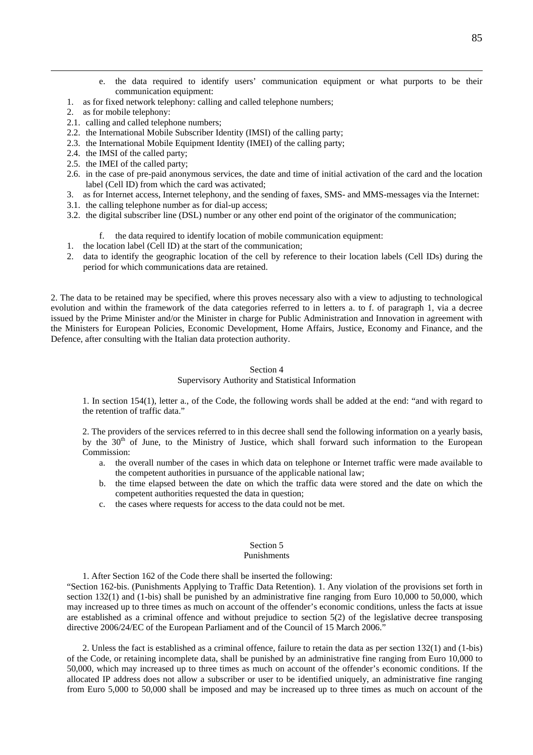e. the data required to identify users' communication equipment or what purports to be their communication equipment:

1. as for fixed network telephony: calling and called telephone numbers;
2. as for mobile telephony:
2.1. calling and called telephone numbers;
2.2. the International Mobile Subscriber Identity (IMSI) of the calling party;
2.3. the International Mobile Equipment Identity (IMEI) of the calling party;
2.4. the IMSI of the called party;
2.5. the IMEI of the called party;
2.6. in the case of pre-paid anonymous services, the date and time of initial activation of the card and the location label (Cell ID) from which the card was activated;
3. as for Internet access, Internet telephony, and the sending of faxes, SMS- and MMS-messages via the Internet:
3.1. the calling telephone number as for dial-up access;
3.2. the digital subscriber line (DSL) number or any other end point of the originator of the communication;

f. the data required to identify location of mobile communication equipment:

1. the location label (Cell ID) at the start of the communication;
2. data to identify the geographic location of the cell by reference to their location labels (Cell IDs) during the period for which communications data are retained.

2. The data to be retained may be specified, where this proves necessary also with a view to adjusting to technological evolution and within the framework of the data categories referred to in letters a. to f. of paragraph 1, via a decree issued by the Prime Minister and/or the Minister in charge for Public Administration and Innovation in agreement with the Ministers for European Policies, Economic Development, Home Affairs, Justice, Economy and Finance, and the Defence, after consulting with the Italian data protection authority.

## Section 4
## Supervisory Authority and Statistical Information

1. In section 154(1), letter a., of the Code, the following words shall be added at the end: "and with regard to the retention of traffic data."

2. The providers of the services referred to in this decree shall send the following information on a yearly basis, by the 30th of June, to the Ministry of Justice, which shall forward such information to the European Commission:

a. the overall number of the cases in which data on telephone or Internet traffic were made available to the competent authorities in pursuance of the applicable national law;
b. the time elapsed between the date on which the traffic data were stored and the date on which the competent authorities requested the data in question;
c. the cases where requests for access to the data could not be met.

## Section 5
## Punishments

1. After Section 162 of the Code there shall be inserted the following:

"Section 162-bis. (Punishments Applying to Traffic Data Retention). 1. Any violation of the provisions set forth in section 132(1) and (1-bis) shall be punished by an administrative fine ranging from Euro 10,000 to 50,000, which may increased up to three times as much on account of the offender's economic conditions, unless the facts at issue are established as a criminal offence and without prejudice to section 5(2) of the legislative decree transposing directive 2006/24/EC of the European Parliament and of the Council of 15 March 2006."

2. Unless the fact is established as a criminal offence, failure to retain the data as per section 132(1) and (1-bis) of the Code, or retaining incomplete data, shall be punished by an administrative fine ranging from Euro 10,000 to 50,000, which may increased up to three times as much on account of the offender's economic conditions. If the allocated IP address does not allow a subscriber or user to be identified uniquely, an administrative fine ranging from Euro 5,000 to 50,000 shall be imposed and may be increased up to three times as much on account of the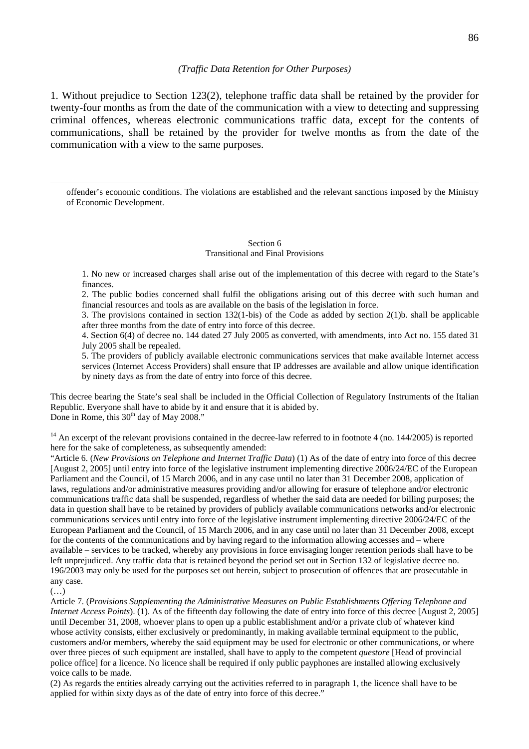*(Traffic Data Retention for Other Purposes)*

1. Without prejudice to Section 123(2), telephone traffic data shall be retained by the provider for twenty-four months as from the date of the communication with a view to detecting and suppressing criminal offences, whereas electronic communications traffic data, except for the contents of communications, shall be retained by the provider for twelve months as from the date of the communication with a view to the same purposes.

---

offender's economic conditions. The violations are established and the relevant sanctions imposed by the Ministry of Economic Development.

Section 6
Transitional and Final Provisions

1. No new or increased charges shall arise out of the implementation of this decree with regard to the State's finances.
2. The public bodies concerned shall fulfil the obligations arising out of this decree with such human and financial resources and tools as are available on the basis of the legislation in force.
3. The provisions contained in section 132(1-bis) of the Code as added by section 2(1)b. shall be applicable after three months from the date of entry into force of this decree.
4. Section 6(4) of decree no. 144 dated 27 July 2005 as converted, with amendments, into Act no. 155 dated 31 July 2005 shall be repealed.
5. The providers of publicly available electronic communications services that make available Internet access services (Internet Access Providers) shall ensure that IP addresses are available and allow unique identification by ninety days as from the date of entry into force of this decree.

This decree bearing the State's seal shall be included in the Official Collection of Regulatory Instruments of the Italian Republic. Everyone shall have to abide by it and ensure that it is abided by.
Done in Rome, this 30th day of May 2008."

[14] An excerpt of the relevant provisions contained in the decree-law referred to in footnote 4 (no. 144/2005) is reported here for the sake of completeness, as subsequently amended:
"Article 6. (*New Provisions on Telephone and Internet Traffic Data*) (1) As of the date of entry into force of this decree [August 2, 2005] until entry into force of the legislative instrument implementing directive 2006/24/EC of the European Parliament and the Council, of 15 March 2006, and in any case until no later than 31 December 2008, application of laws, regulations and/or administrative measures providing and/or allowing for erasure of telephone and/or electronic communications traffic data shall be suspended, regardless of whether the said data are needed for billing purposes; the data in question shall have to be retained by providers of publicly available communications networks and/or electronic communications services until entry into force of the legislative instrument implementing directive 2006/24/EC of the European Parliament and the Council, of 15 March 2006, and in any case until no later than 31 December 2008, except for the contents of the communications and by having regard to the information allowing accesses and – where available – services to be tracked, whereby any provisions in force envisaging longer retention periods shall have to be left unprejudiced. Any traffic data that is retained beyond the period set out in Section 132 of legislative decree no. 196/2003 may only be used for the purposes set out herein, subject to prosecution of offences that are prosecutable in any case.
(…)
Article 7. (*Provisions Supplementing the Administrative Measures on Public Establishments Offering Telephone and Internet Access Points*). (1). As of the fifteenth day following the date of entry into force of this decree [August 2, 2005] until December 31, 2008, whoever plans to open up a public establishment and/or a private club of whatever kind whose activity consists, either exclusively or predominantly, in making available terminal equipment to the public, customers and/or members, whereby the said equipment may be used for electronic or other communications, or where over three pieces of such equipment are installed, shall have to apply to the competent *questore* [Head of provincial police office] for a licence. No licence shall be required if only public payphones are installed allowing exclusively voice calls to be made.
(2) As regards the entities already carrying out the activities referred to in paragraph 1, the licence shall have to be applied for within sixty days as of the date of entry into force of this decree."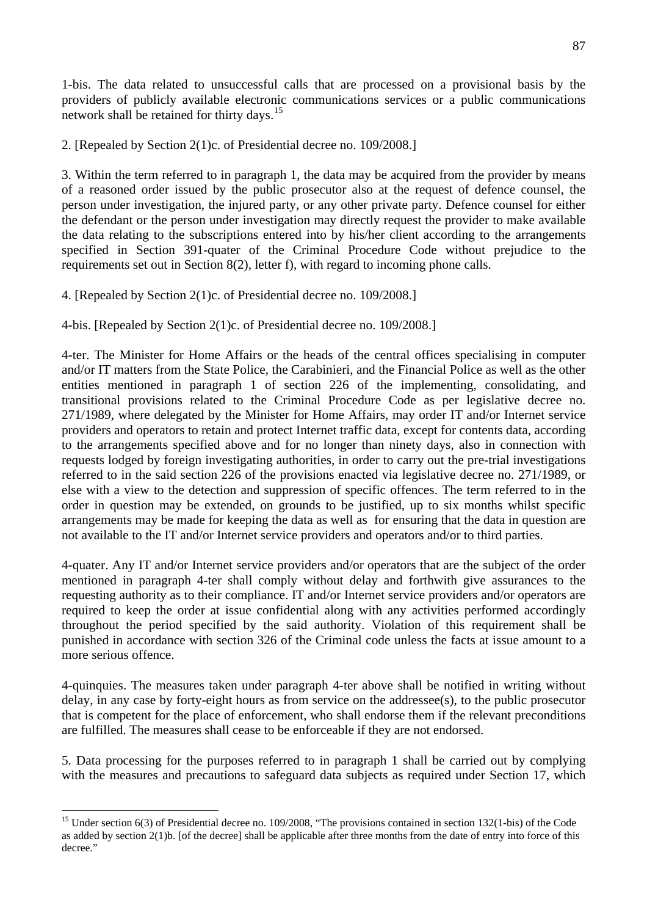1-bis. The data related to unsuccessful calls that are processed on a provisional basis by the providers of publicly available electronic communications services or a public communications network shall be retained for thirty days.[15]

2. [Repealed by Section 2(1)c. of Presidential decree no. 109/2008.]

3. Within the term referred to in paragraph 1, the data may be acquired from the provider by means of a reasoned order issued by the public prosecutor also at the request of defence counsel, the person under investigation, the injured party, or any other private party. Defence counsel for either the defendant or the person under investigation may directly request the provider to make available the data relating to the subscriptions entered into by his/her client according to the arrangements specified in Section 391-quater of the Criminal Procedure Code without prejudice to the requirements set out in Section 8(2), letter f), with regard to incoming phone calls.

4. [Repealed by Section 2(1)c. of Presidential decree no. 109/2008.]

4-bis. [Repealed by Section 2(1)c. of Presidential decree no. 109/2008.]

4-ter. The Minister for Home Affairs or the heads of the central offices specialising in computer and/or IT matters from the State Police, the Carabinieri, and the Financial Police as well as the other entities mentioned in paragraph 1 of section 226 of the implementing, consolidating, and transitional provisions related to the Criminal Procedure Code as per legislative decree no. 271/1989, where delegated by the Minister for Home Affairs, may order IT and/or Internet service providers and operators to retain and protect Internet traffic data, except for contents data, according to the arrangements specified above and for no longer than ninety days, also in connection with requests lodged by foreign investigating authorities, in order to carry out the pre-trial investigations referred to in the said section 226 of the provisions enacted via legislative decree no. 271/1989, or else with a view to the detection and suppression of specific offences. The term referred to in the order in question may be extended, on grounds to be justified, up to six months whilst specific arrangements may be made for keeping the data as well as for ensuring that the data in question are not available to the IT and/or Internet service providers and operators and/or to third parties.

4-quater. Any IT and/or Internet service providers and/or operators that are the subject of the order mentioned in paragraph 4-ter shall comply without delay and forthwith give assurances to the requesting authority as to their compliance. IT and/or Internet service providers and/or operators are required to keep the order at issue confidential along with any activities performed accordingly throughout the period specified by the said authority. Violation of this requirement shall be punished in accordance with section 326 of the Criminal code unless the facts at issue amount to a more serious offence.

4-quinquies. The measures taken under paragraph 4-ter above shall be notified in writing without delay, in any case by forty-eight hours as from service on the addressee(s), to the public prosecutor that is competent for the place of enforcement, who shall endorse them if the relevant preconditions are fulfilled. The measures shall cease to be enforceable if they are not endorsed.

5. Data processing for the purposes referred to in paragraph 1 shall be carried out by complying with the measures and precautions to safeguard data subjects as required under Section 17, which

---

[15] Under section 6(3) of Presidential decree no. 109/2008, "The provisions contained in section 132(1-bis) of the Code as added by section 2(1)b. [of the decree] shall be applicable after three months from the date of entry into force of this decree."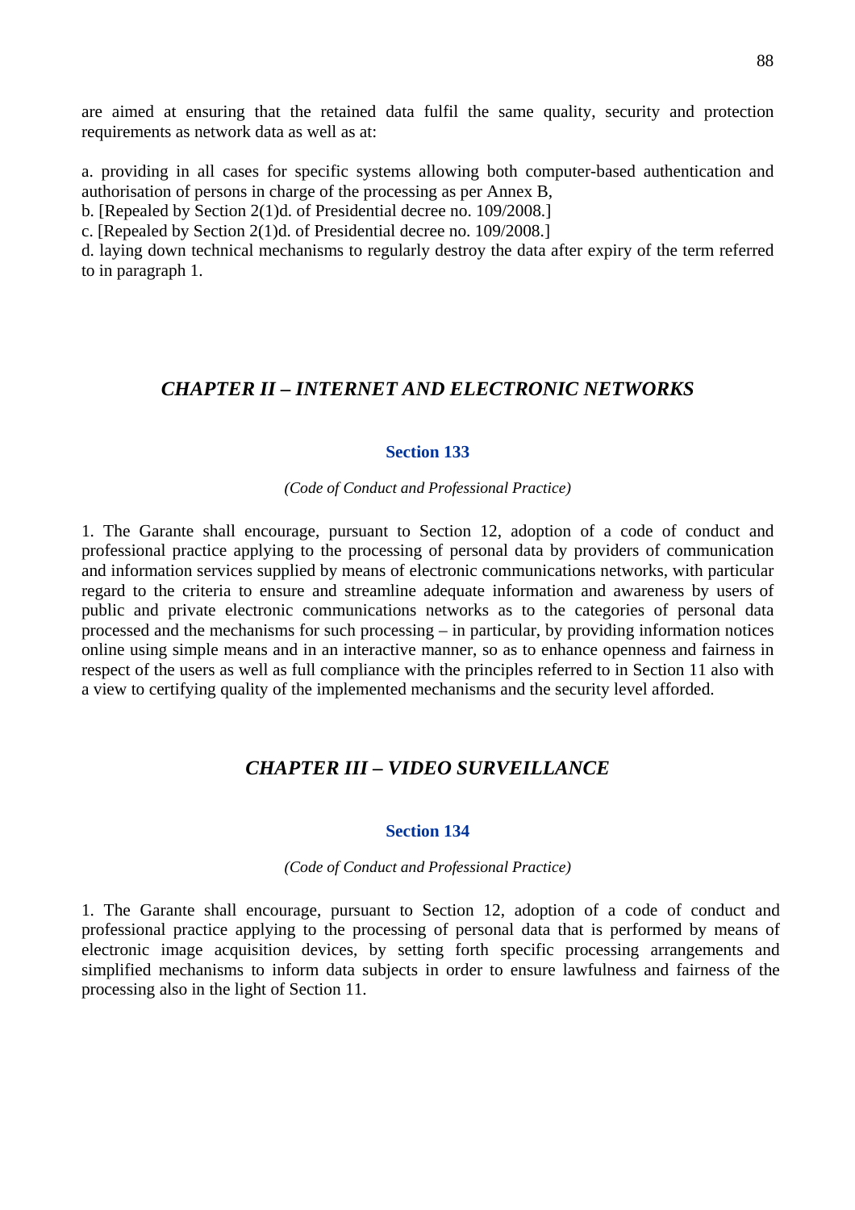are aimed at ensuring that the retained data fulfil the same quality, security and protection requirements as network data as well as at:

a. providing in all cases for specific systems allowing both computer-based authentication and authorisation of persons in charge of the processing as per Annex B,
b. [Repealed by Section 2(1)d. of Presidential decree no. 109/2008.]
c. [Repealed by Section 2(1)d. of Presidential decree no. 109/2008.]
d. laying down technical mechanisms to regularly destroy the data after expiry of the term referred to in paragraph 1.

## *CHAPTER II – INTERNET AND ELECTRONIC NETWORKS*

### Section 133

*(Code of Conduct and Professional Practice)*

1. The Garante shall encourage, pursuant to Section 12, adoption of a code of conduct and professional practice applying to the processing of personal data by providers of communication and information services supplied by means of electronic communications networks, with particular regard to the criteria to ensure and streamline adequate information and awareness by users of public and private electronic communications networks as to the categories of personal data processed and the mechanisms for such processing – in particular, by providing information notices online using simple means and in an interactive manner, so as to enhance openness and fairness in respect of the users as well as full compliance with the principles referred to in Section 11 also with a view to certifying quality of the implemented mechanisms and the security level afforded.

## *CHAPTER III – VIDEO SURVEILLANCE*

### Section 134

*(Code of Conduct and Professional Practice)*

1. The Garante shall encourage, pursuant to Section 12, adoption of a code of conduct and professional practice applying to the processing of personal data that is performed by means of electronic image acquisition devices, by setting forth specific processing arrangements and simplified mechanisms to inform data subjects in order to ensure lawfulness and fairness of the processing also in the light of Section 11.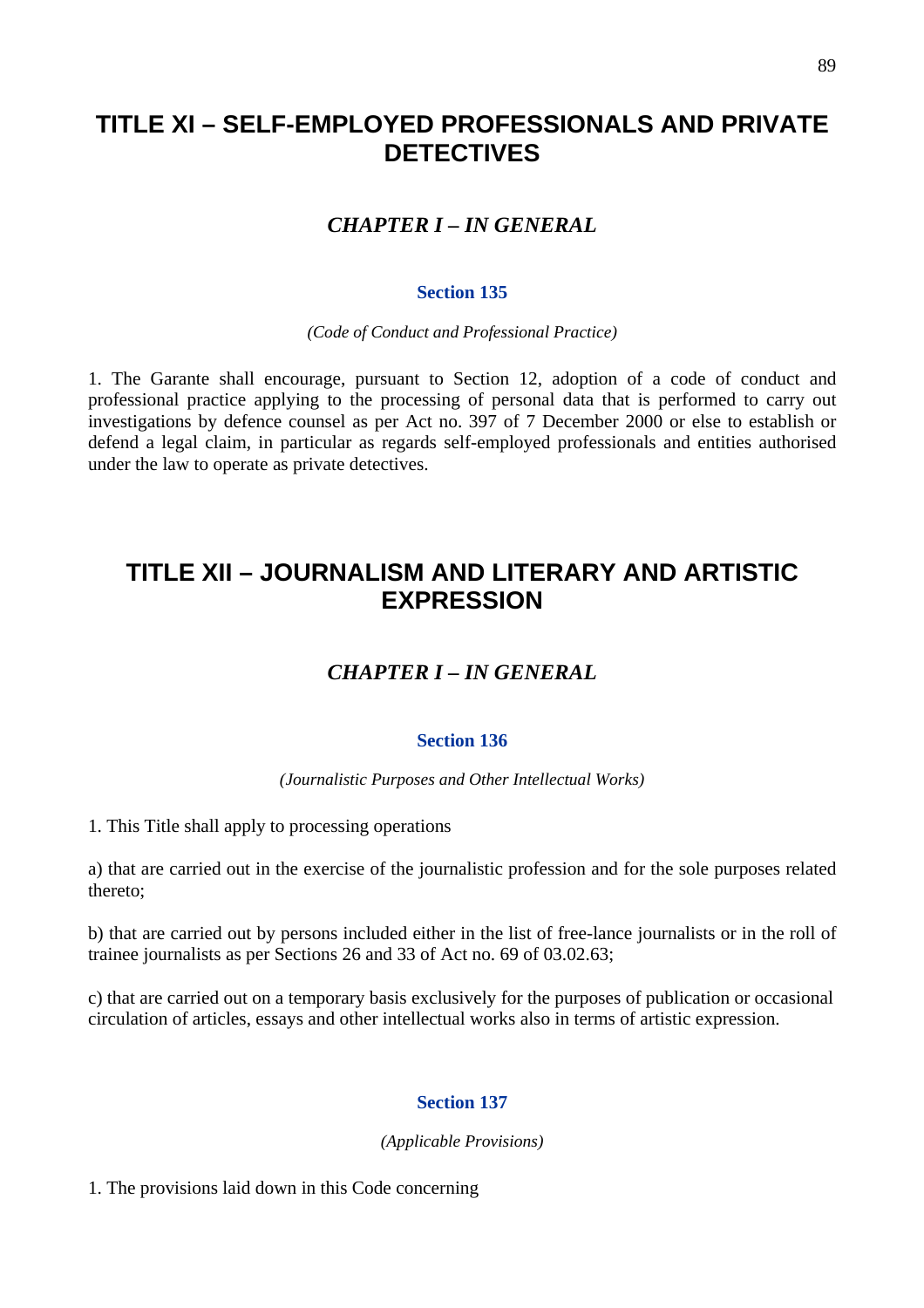# TITLE XI – SELF-EMPLOYED PROFESSIONALS AND PRIVATE DETECTIVES

## *CHAPTER I – IN GENERAL*

### Section 135

*(Code of Conduct and Professional Practice)*

1. The Garante shall encourage, pursuant to Section 12, adoption of a code of conduct and professional practice applying to the processing of personal data that is performed to carry out investigations by defence counsel as per Act no. 397 of 7 December 2000 or else to establish or defend a legal claim, in particular as regards self-employed professionals and entities authorised under the law to operate as private detectives.

# TITLE XII – JOURNALISM AND LITERARY AND ARTISTIC EXPRESSION

## *CHAPTER I – IN GENERAL*

### Section 136

*(Journalistic Purposes and Other Intellectual Works)*

1. This Title shall apply to processing operations

a) that are carried out in the exercise of the journalistic profession and for the sole purposes related thereto;

b) that are carried out by persons included either in the list of free-lance journalists or in the roll of trainee journalists as per Sections 26 and 33 of Act no. 69 of 03.02.63;

c) that are carried out on a temporary basis exclusively for the purposes of publication or occasional circulation of articles, essays and other intellectual works also in terms of artistic expression.

### Section 137

*(Applicable Provisions)*

1. The provisions laid down in this Code concerning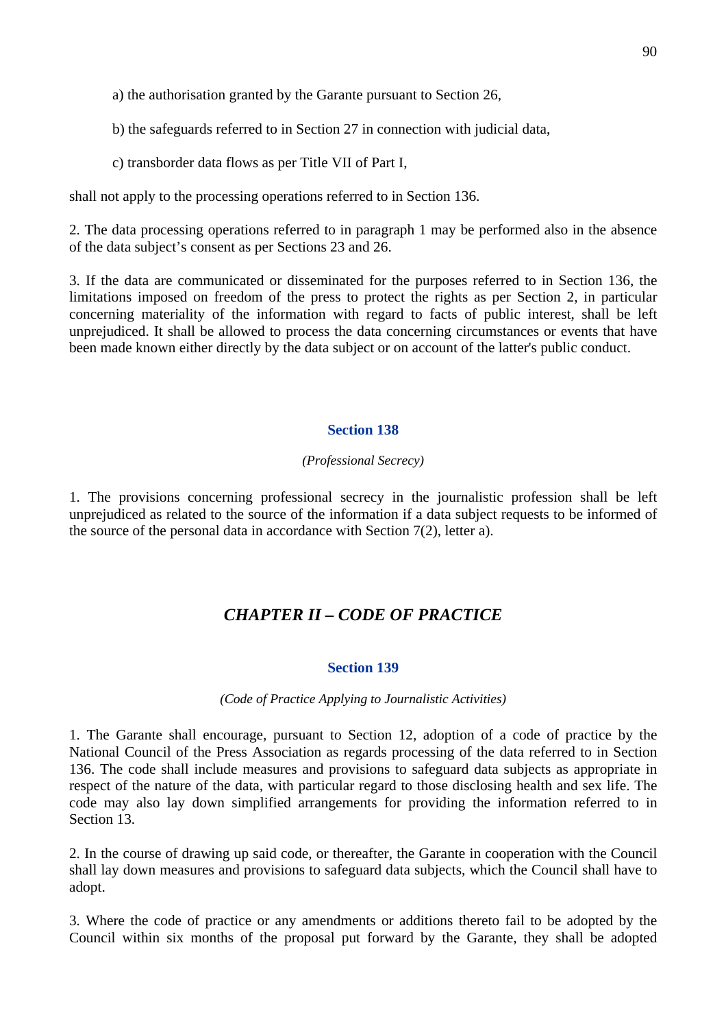a) the authorisation granted by the Garante pursuant to Section 26,

b) the safeguards referred to in Section 27 in connection with judicial data,

c) transborder data flows as per Title VII of Part I,

shall not apply to the processing operations referred to in Section 136.

2. The data processing operations referred to in paragraph 1 may be performed also in the absence of the data subject's consent as per Sections 23 and 26.

3. If the data are communicated or disseminated for the purposes referred to in Section 136, the limitations imposed on freedom of the press to protect the rights as per Section 2, in particular concerning materiality of the information with regard to facts of public interest, shall be left unprejudiced. It shall be allowed to process the data concerning circumstances or events that have been made known either directly by the data subject or on account of the latter's public conduct.

### Section 138

*(Professional Secrecy)*

1. The provisions concerning professional secrecy in the journalistic profession shall be left unprejudiced as related to the source of the information if a data subject requests to be informed of the source of the personal data in accordance with Section 7(2), letter a).

## *CHAPTER II – CODE OF PRACTICE*

### Section 139

*(Code of Practice Applying to Journalistic Activities)*

1. The Garante shall encourage, pursuant to Section 12, adoption of a code of practice by the National Council of the Press Association as regards processing of the data referred to in Section 136. The code shall include measures and provisions to safeguard data subjects as appropriate in respect of the nature of the data, with particular regard to those disclosing health and sex life. The code may also lay down simplified arrangements for providing the information referred to in Section 13.

2. In the course of drawing up said code, or thereafter, the Garante in cooperation with the Council shall lay down measures and provisions to safeguard data subjects, which the Council shall have to adopt.

3. Where the code of practice or any amendments or additions thereto fail to be adopted by the Council within six months of the proposal put forward by the Garante, they shall be adopted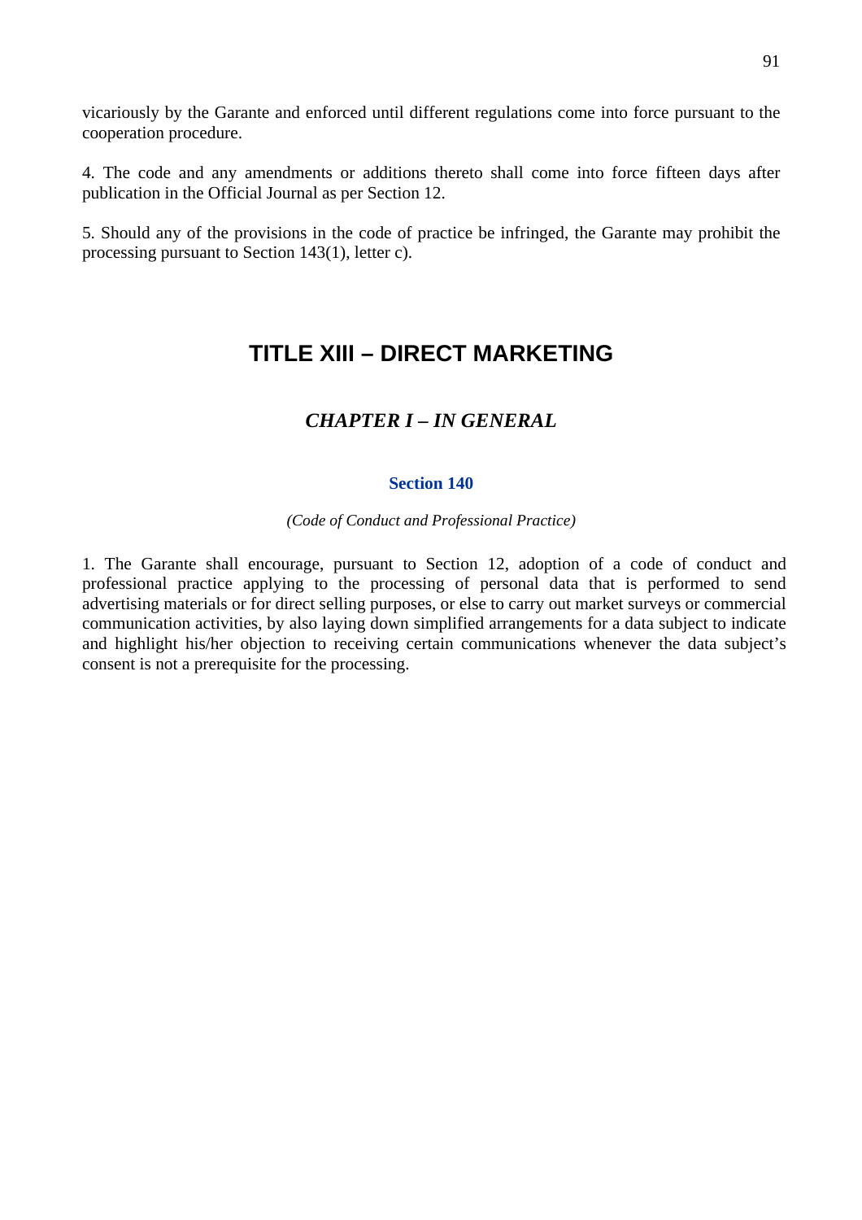vicariously by the Garante and enforced until different regulations come into force pursuant to the cooperation procedure.

4. The code and any amendments or additions thereto shall come into force fifteen days after publication in the Official Journal as per Section 12.

5. Should any of the provisions in the code of practice be infringed, the Garante may prohibit the processing pursuant to Section 143(1), letter c).

# TITLE XIII – DIRECT MARKETING

## *CHAPTER I – IN GENERAL*

### Section 140

*(Code of Conduct and Professional Practice)*

1. The Garante shall encourage, pursuant to Section 12, adoption of a code of conduct and professional practice applying to the processing of personal data that is performed to send advertising materials or for direct selling purposes, or else to carry out market surveys or commercial communication activities, by also laying down simplified arrangements for a data subject to indicate and highlight his/her objection to receiving certain communications whenever the data subject's consent is not a prerequisite for the processing.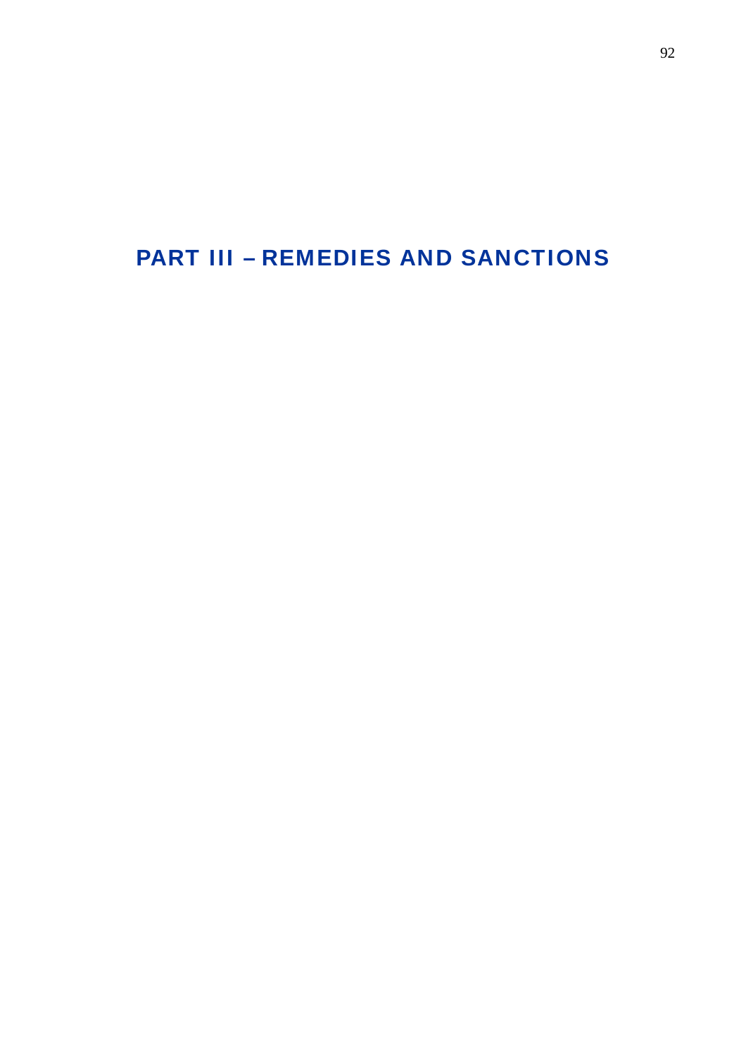# PART III – REMEDIES AND SANCTIONS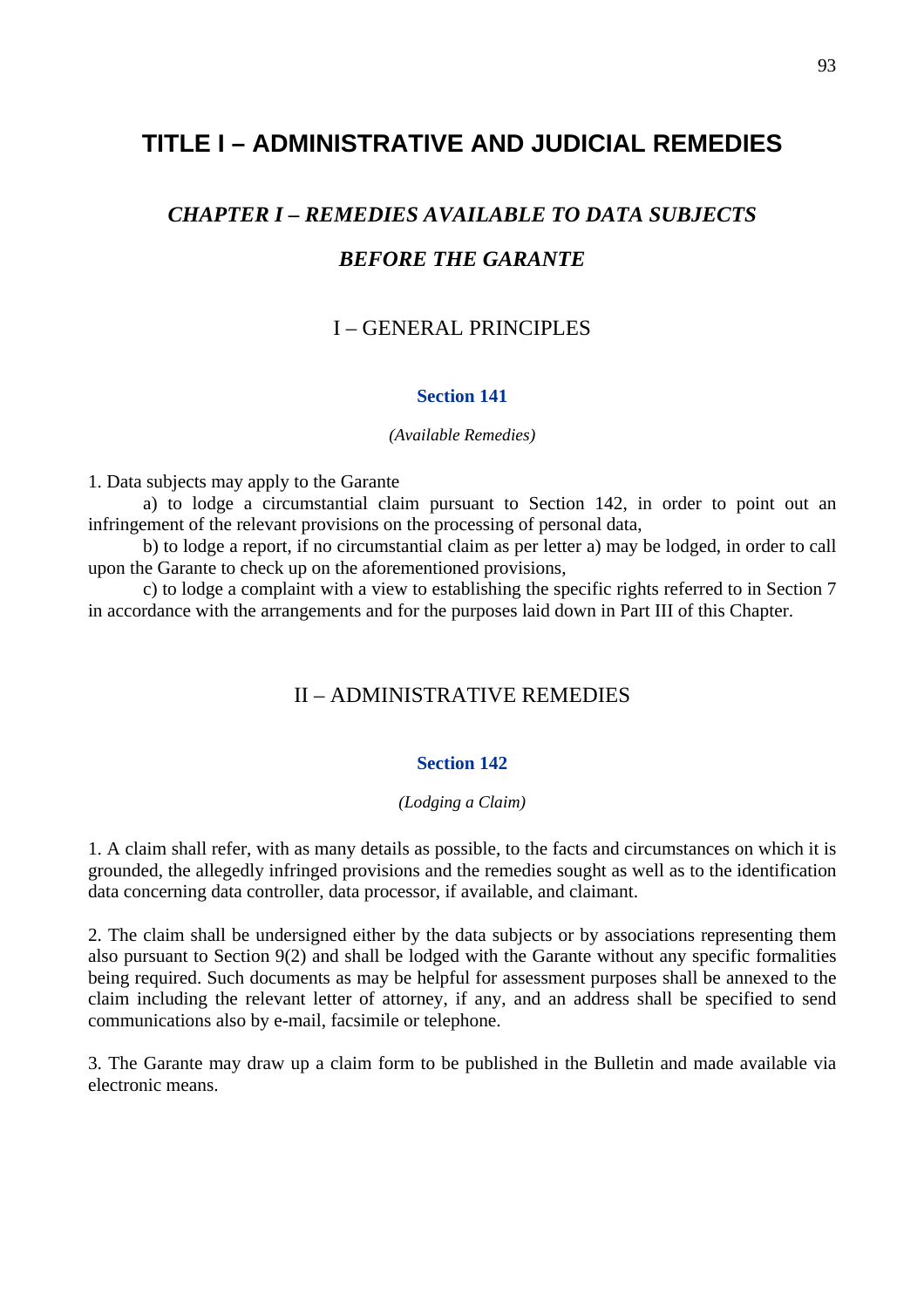# TITLE I – ADMINISTRATIVE AND JUDICIAL REMEDIES

## *CHAPTER I – REMEDIES AVAILABLE TO DATA SUBJECTS BEFORE THE GARANTE*

### I – GENERAL PRINCIPLES

#### Section 141

*(Available Remedies)*

1. Data subjects may apply to the Garante

a) to lodge a circumstantial claim pursuant to Section 142, in order to point out an infringement of the relevant provisions on the processing of personal data,

b) to lodge a report, if no circumstantial claim as per letter a) may be lodged, in order to call upon the Garante to check up on the aforementioned provisions,

c) to lodge a complaint with a view to establishing the specific rights referred to in Section 7 in accordance with the arrangements and for the purposes laid down in Part III of this Chapter.

### II – ADMINISTRATIVE REMEDIES

#### Section 142

*(Lodging a Claim)*

1. A claim shall refer, with as many details as possible, to the facts and circumstances on which it is grounded, the allegedly infringed provisions and the remedies sought as well as to the identification data concerning data controller, data processor, if available, and claimant.

2. The claim shall be undersigned either by the data subjects or by associations representing them also pursuant to Section 9(2) and shall be lodged with the Garante without any specific formalities being required. Such documents as may be helpful for assessment purposes shall be annexed to the claim including the relevant letter of attorney, if any, and an address shall be specified to send communications also by e-mail, facsimile or telephone.

3. The Garante may draw up a claim form to be published in the Bulletin and made available via electronic means.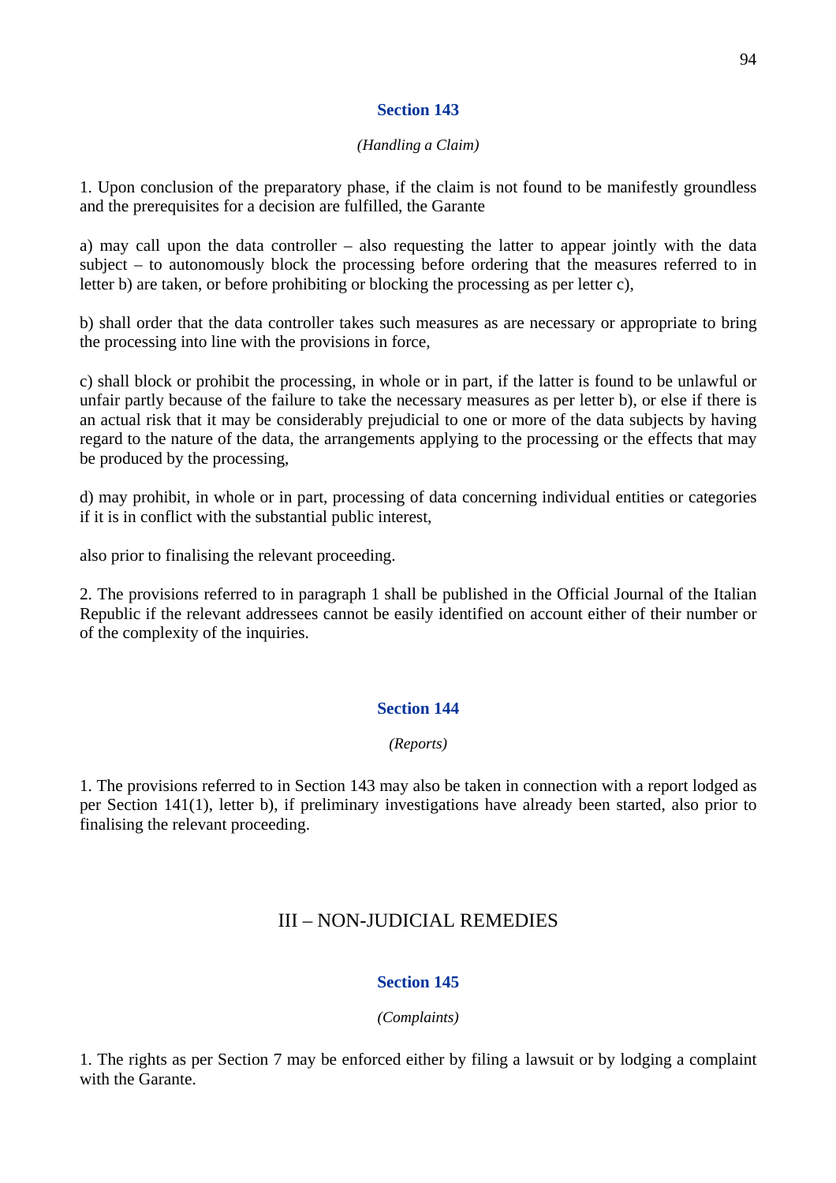### Section 143

*(Handling a Claim)*

1. Upon conclusion of the preparatory phase, if the claim is not found to be manifestly groundless and the prerequisites for a decision are fulfilled, the Garante

a) may call upon the data controller – also requesting the latter to appear jointly with the data subject – to autonomously block the processing before ordering that the measures referred to in letter b) are taken, or before prohibiting or blocking the processing as per letter c),

b) shall order that the data controller takes such measures as are necessary or appropriate to bring the processing into line with the provisions in force,

c) shall block or prohibit the processing, in whole or in part, if the latter is found to be unlawful or unfair partly because of the failure to take the necessary measures as per letter b), or else if there is an actual risk that it may be considerably prejudicial to one or more of the data subjects by having regard to the nature of the data, the arrangements applying to the processing or the effects that may be produced by the processing,

d) may prohibit, in whole or in part, processing of data concerning individual entities or categories if it is in conflict with the substantial public interest,

also prior to finalising the relevant proceeding.

2. The provisions referred to in paragraph 1 shall be published in the Official Journal of the Italian Republic if the relevant addressees cannot be easily identified on account either of their number or of the complexity of the inquiries.

### Section 144

*(Reports)*

1. The provisions referred to in Section 143 may also be taken in connection with a report lodged as per Section 141(1), letter b), if preliminary investigations have already been started, also prior to finalising the relevant proceeding.

## III – NON-JUDICIAL REMEDIES

### Section 145

*(Complaints)*

1. The rights as per Section 7 may be enforced either by filing a lawsuit or by lodging a complaint with the Garante.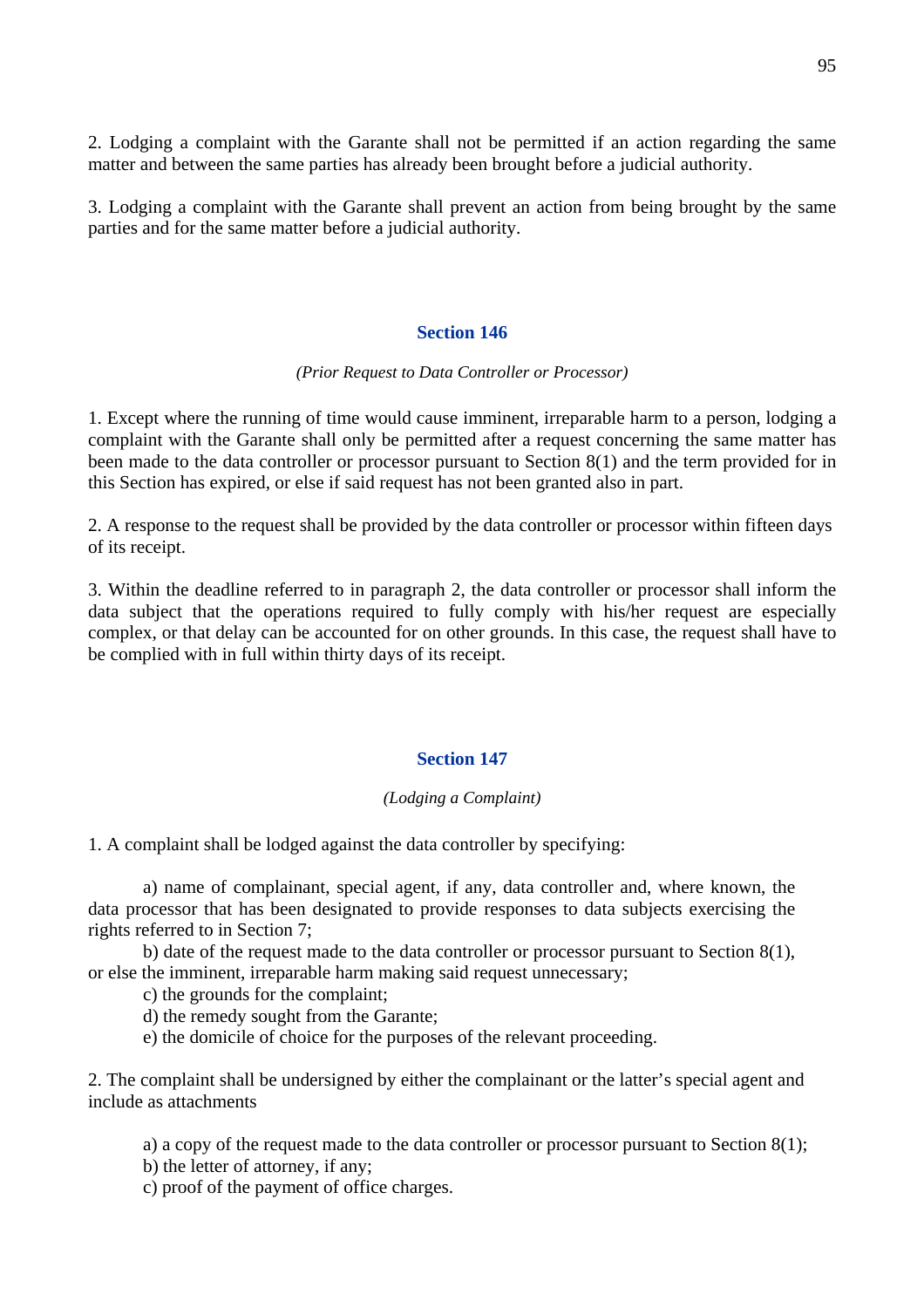2. Lodging a complaint with the Garante shall not be permitted if an action regarding the same matter and between the same parties has already been brought before a judicial authority.

3. Lodging a complaint with the Garante shall prevent an action from being brought by the same parties and for the same matter before a judicial authority.

## Section 146

*(Prior Request to Data Controller or Processor)*

1. Except where the running of time would cause imminent, irreparable harm to a person, lodging a complaint with the Garante shall only be permitted after a request concerning the same matter has been made to the data controller or processor pursuant to Section 8(1) and the term provided for in this Section has expired, or else if said request has not been granted also in part.

2. A response to the request shall be provided by the data controller or processor within fifteen days of its receipt.

3. Within the deadline referred to in paragraph 2, the data controller or processor shall inform the data subject that the operations required to fully comply with his/her request are especially complex, or that delay can be accounted for on other grounds. In this case, the request shall have to be complied with in full within thirty days of its receipt.

## Section 147

*(Lodging a Complaint)*

1. A complaint shall be lodged against the data controller by specifying:

a) name of complainant, special agent, if any, data controller and, where known, the data processor that has been designated to provide responses to data subjects exercising the rights referred to in Section 7;
b) date of the request made to the data controller or processor pursuant to Section 8(1), or else the imminent, irreparable harm making said request unnecessary;
c) the grounds for the complaint;
d) the remedy sought from the Garante;
e) the domicile of choice for the purposes of the relevant proceeding.

2. The complaint shall be undersigned by either the complainant or the latter's special agent and include as attachments

a) a copy of the request made to the data controller or processor pursuant to Section 8(1);
b) the letter of attorney, if any;
c) proof of the payment of office charges.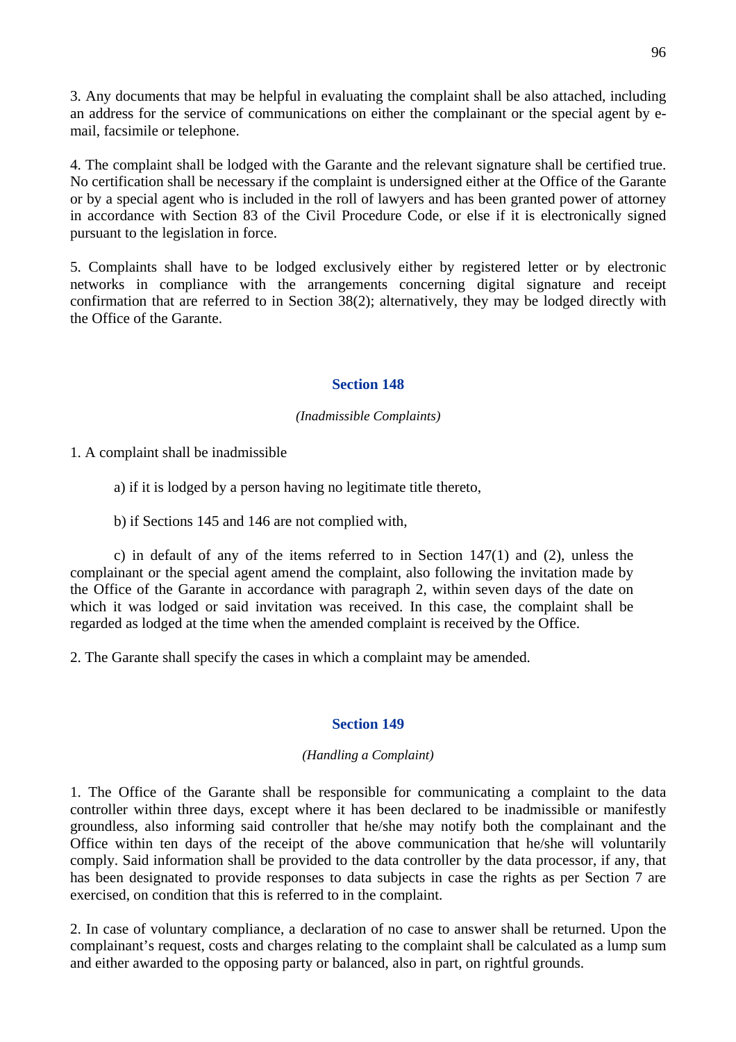3. Any documents that may be helpful in evaluating the complaint shall be also attached, including an address for the service of communications on either the complainant or the special agent by e-mail, facsimile or telephone.

4. The complaint shall be lodged with the Garante and the relevant signature shall be certified true. No certification shall be necessary if the complaint is undersigned either at the Office of the Garante or by a special agent who is included in the roll of lawyers and has been granted power of attorney in accordance with Section 83 of the Civil Procedure Code, or else if it is electronically signed pursuant to the legislation in force.

5. Complaints shall have to be lodged exclusively either by registered letter or by electronic networks in compliance with the arrangements concerning digital signature and receipt confirmation that are referred to in Section 38(2); alternatively, they may be lodged directly with the Office of the Garante.

## Section 148

*(Inadmissible Complaints)*

1. A complaint shall be inadmissible

a) if it is lodged by a person having no legitimate title thereto,

b) if Sections 145 and 146 are not complied with,

c) in default of any of the items referred to in Section 147(1) and (2), unless the complainant or the special agent amend the complaint, also following the invitation made by the Office of the Garante in accordance with paragraph 2, within seven days of the date on which it was lodged or said invitation was received. In this case, the complaint shall be regarded as lodged at the time when the amended complaint is received by the Office.

2. The Garante shall specify the cases in which a complaint may be amended.

## Section 149

*(Handling a Complaint)*

1. The Office of the Garante shall be responsible for communicating a complaint to the data controller within three days, except where it has been declared to be inadmissible or manifestly groundless, also informing said controller that he/she may notify both the complainant and the Office within ten days of the receipt of the above communication that he/she will voluntarily comply. Said information shall be provided to the data controller by the data processor, if any, that has been designated to provide responses to data subjects in case the rights as per Section 7 are exercised, on condition that this is referred to in the complaint.

2. In case of voluntary compliance, a declaration of no case to answer shall be returned. Upon the complainant's request, costs and charges relating to the complaint shall be calculated as a lump sum and either awarded to the opposing party or balanced, also in part, on rightful grounds.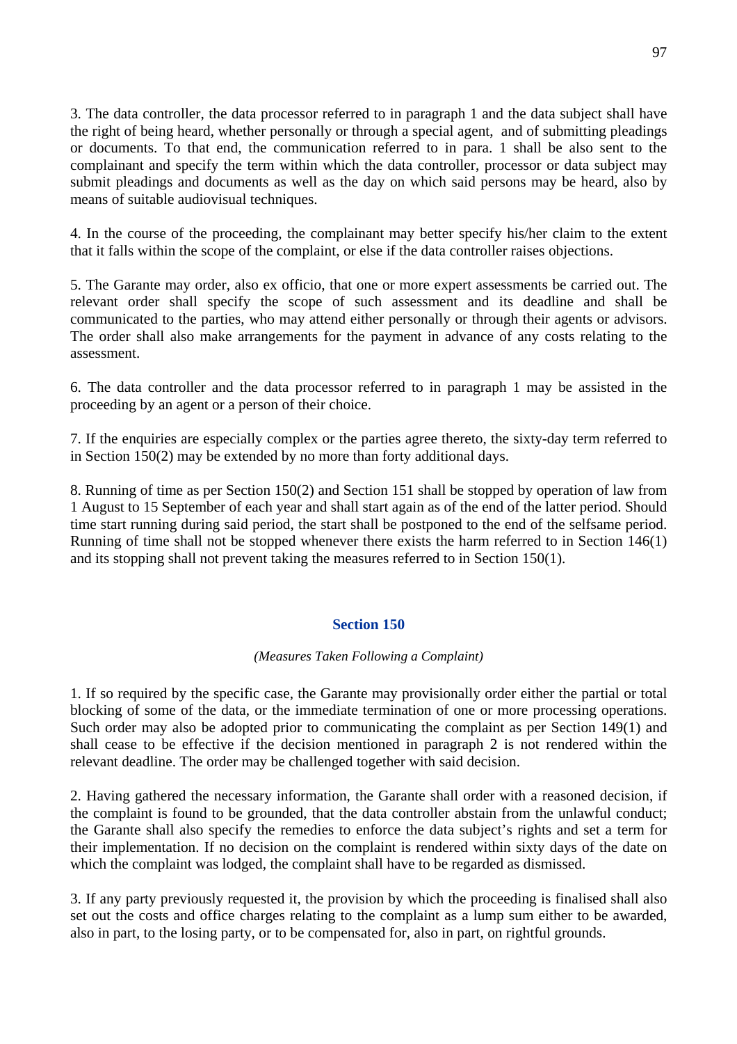3. The data controller, the data processor referred to in paragraph 1 and the data subject shall have the right of being heard, whether personally or through a special agent, and of submitting pleadings or documents. To that end, the communication referred to in para. 1 shall be also sent to the complainant and specify the term within which the data controller, processor or data subject may submit pleadings and documents as well as the day on which said persons may be heard, also by means of suitable audiovisual techniques.

4. In the course of the proceeding, the complainant may better specify his/her claim to the extent that it falls within the scope of the complaint, or else if the data controller raises objections.

5. The Garante may order, also ex officio, that one or more expert assessments be carried out. The relevant order shall specify the scope of such assessment and its deadline and shall be communicated to the parties, who may attend either personally or through their agents or advisors. The order shall also make arrangements for the payment in advance of any costs relating to the assessment.

6. The data controller and the data processor referred to in paragraph 1 may be assisted in the proceeding by an agent or a person of their choice.

7. If the enquiries are especially complex or the parties agree thereto, the sixty-day term referred to in Section 150(2) may be extended by no more than forty additional days.

8. Running of time as per Section 150(2) and Section 151 shall be stopped by operation of law from 1 August to 15 September of each year and shall start again as of the end of the latter period. Should time start running during said period, the start shall be postponed to the end of the selfsame period. Running of time shall not be stopped whenever there exists the harm referred to in Section 146(1) and its stopping shall not prevent taking the measures referred to in Section 150(1).

## Section 150

*(Measures Taken Following a Complaint)*

1. If so required by the specific case, the Garante may provisionally order either the partial or total blocking of some of the data, or the immediate termination of one or more processing operations. Such order may also be adopted prior to communicating the complaint as per Section 149(1) and shall cease to be effective if the decision mentioned in paragraph 2 is not rendered within the relevant deadline. The order may be challenged together with said decision.

2. Having gathered the necessary information, the Garante shall order with a reasoned decision, if the complaint is found to be grounded, that the data controller abstain from the unlawful conduct; the Garante shall also specify the remedies to enforce the data subject's rights and set a term for their implementation. If no decision on the complaint is rendered within sixty days of the date on which the complaint was lodged, the complaint shall have to be regarded as dismissed.

3. If any party previously requested it, the provision by which the proceeding is finalised shall also set out the costs and office charges relating to the complaint as a lump sum either to be awarded, also in part, to the losing party, or to be compensated for, also in part, on rightful grounds.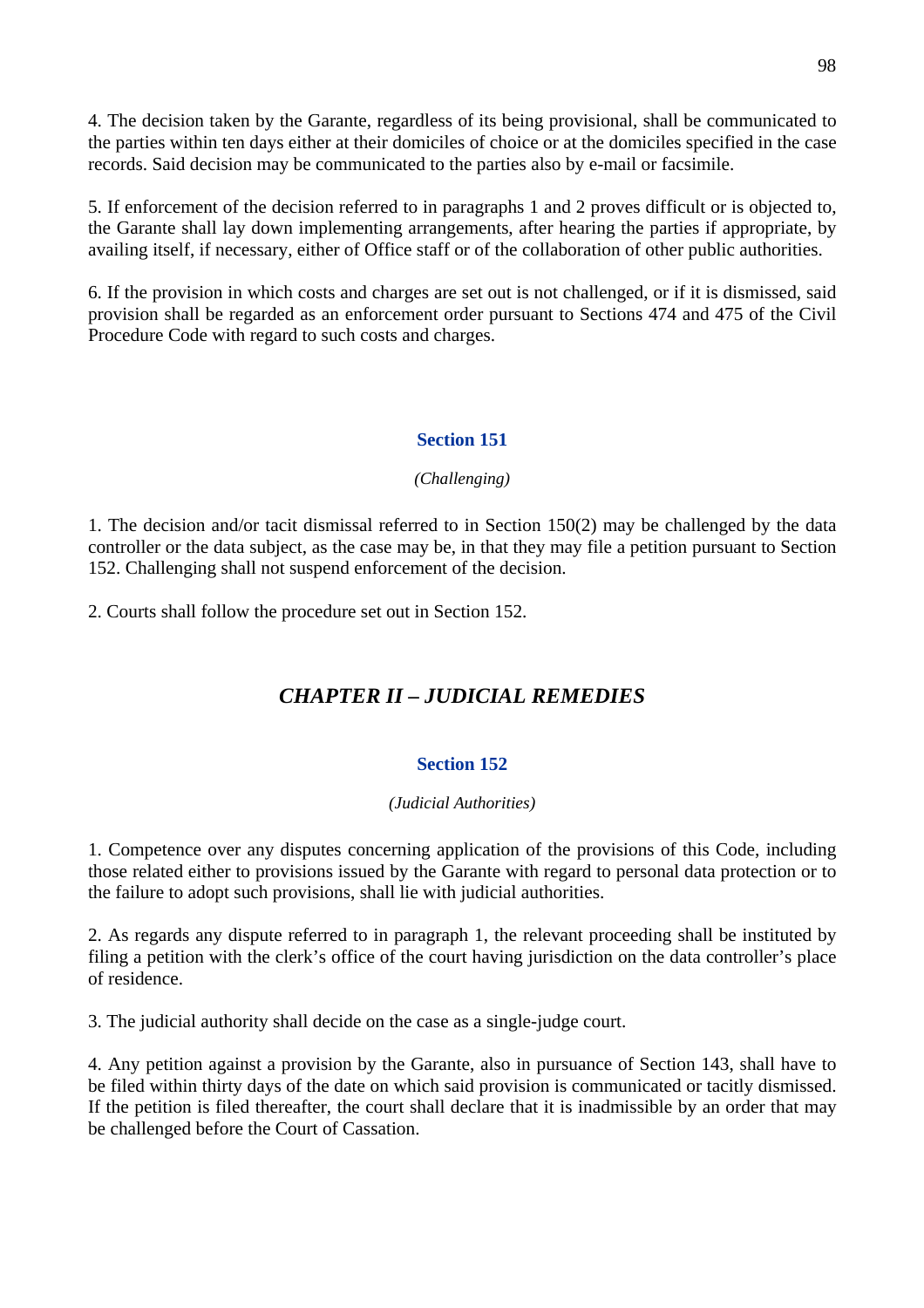4. The decision taken by the Garante, regardless of its being provisional, shall be communicated to the parties within ten days either at their domiciles of choice or at the domiciles specified in the case records. Said decision may be communicated to the parties also by e-mail or facsimile.

5. If enforcement of the decision referred to in paragraphs 1 and 2 proves difficult or is objected to, the Garante shall lay down implementing arrangements, after hearing the parties if appropriate, by availing itself, if necessary, either of Office staff or of the collaboration of other public authorities.

6. If the provision in which costs and charges are set out is not challenged, or if it is dismissed, said provision shall be regarded as an enforcement order pursuant to Sections 474 and 475 of the Civil Procedure Code with regard to such costs and charges.

### Section 151

*(Challenging)*

1. The decision and/or tacit dismissal referred to in Section 150(2) may be challenged by the data controller or the data subject, as the case may be, in that they may file a petition pursuant to Section 152. Challenging shall not suspend enforcement of the decision.

2. Courts shall follow the procedure set out in Section 152.

## *CHAPTER II – JUDICIAL REMEDIES*

### Section 152

*(Judicial Authorities)*

1. Competence over any disputes concerning application of the provisions of this Code, including those related either to provisions issued by the Garante with regard to personal data protection or to the failure to adopt such provisions, shall lie with judicial authorities.

2. As regards any dispute referred to in paragraph 1, the relevant proceeding shall be instituted by filing a petition with the clerk's office of the court having jurisdiction on the data controller's place of residence.

3. The judicial authority shall decide on the case as a single-judge court.

4. Any petition against a provision by the Garante, also in pursuance of Section 143, shall have to be filed within thirty days of the date on which said provision is communicated or tacitly dismissed. If the petition is filed thereafter, the court shall declare that it is inadmissible by an order that may be challenged before the Court of Cassation.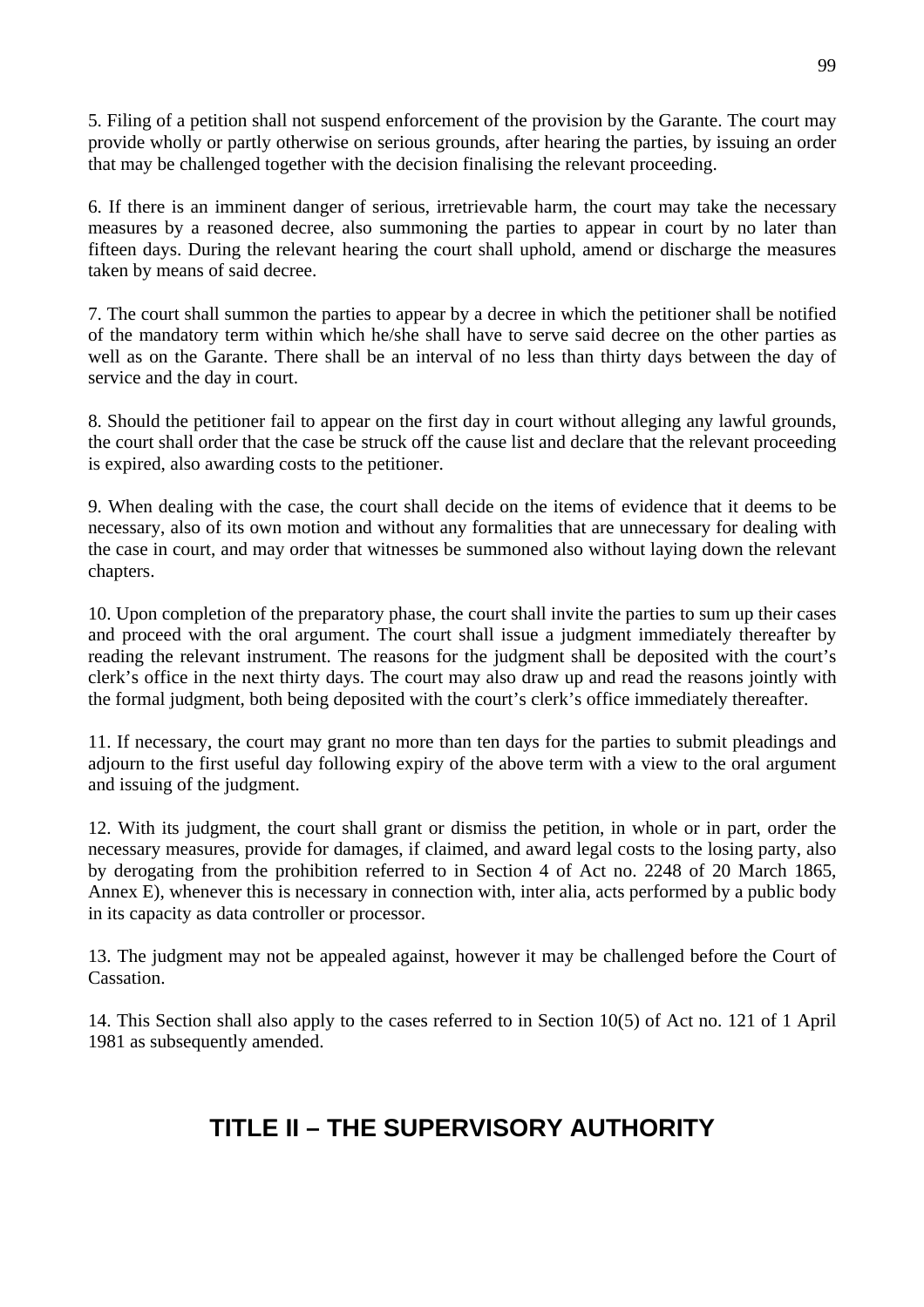5. Filing of a petition shall not suspend enforcement of the provision by the Garante. The court may provide wholly or partly otherwise on serious grounds, after hearing the parties, by issuing an order that may be challenged together with the decision finalising the relevant proceeding.

6. If there is an imminent danger of serious, irretrievable harm, the court may take the necessary measures by a reasoned decree, also summoning the parties to appear in court by no later than fifteen days. During the relevant hearing the court shall uphold, amend or discharge the measures taken by means of said decree.

7. The court shall summon the parties to appear by a decree in which the petitioner shall be notified of the mandatory term within which he/she shall have to serve said decree on the other parties as well as on the Garante. There shall be an interval of no less than thirty days between the day of service and the day in court.

8. Should the petitioner fail to appear on the first day in court without alleging any lawful grounds, the court shall order that the case be struck off the cause list and declare that the relevant proceeding is expired, also awarding costs to the petitioner.

9. When dealing with the case, the court shall decide on the items of evidence that it deems to be necessary, also of its own motion and without any formalities that are unnecessary for dealing with the case in court, and may order that witnesses be summoned also without laying down the relevant chapters.

10. Upon completion of the preparatory phase, the court shall invite the parties to sum up their cases and proceed with the oral argument. The court shall issue a judgment immediately thereafter by reading the relevant instrument. The reasons for the judgment shall be deposited with the court's clerk's office in the next thirty days. The court may also draw up and read the reasons jointly with the formal judgment, both being deposited with the court's clerk's office immediately thereafter.

11. If necessary, the court may grant no more than ten days for the parties to submit pleadings and adjourn to the first useful day following expiry of the above term with a view to the oral argument and issuing of the judgment.

12. With its judgment, the court shall grant or dismiss the petition, in whole or in part, order the necessary measures, provide for damages, if claimed, and award legal costs to the losing party, also by derogating from the prohibition referred to in Section 4 of Act no. 2248 of 20 March 1865, Annex E), whenever this is necessary in connection with, inter alia, acts performed by a public body in its capacity as data controller or processor.

13. The judgment may not be appealed against, however it may be challenged before the Court of Cassation.

14. This Section shall also apply to the cases referred to in Section 10(5) of Act no. 121 of 1 April 1981 as subsequently amended.

## TITLE II – THE SUPERVISORY AUTHORITY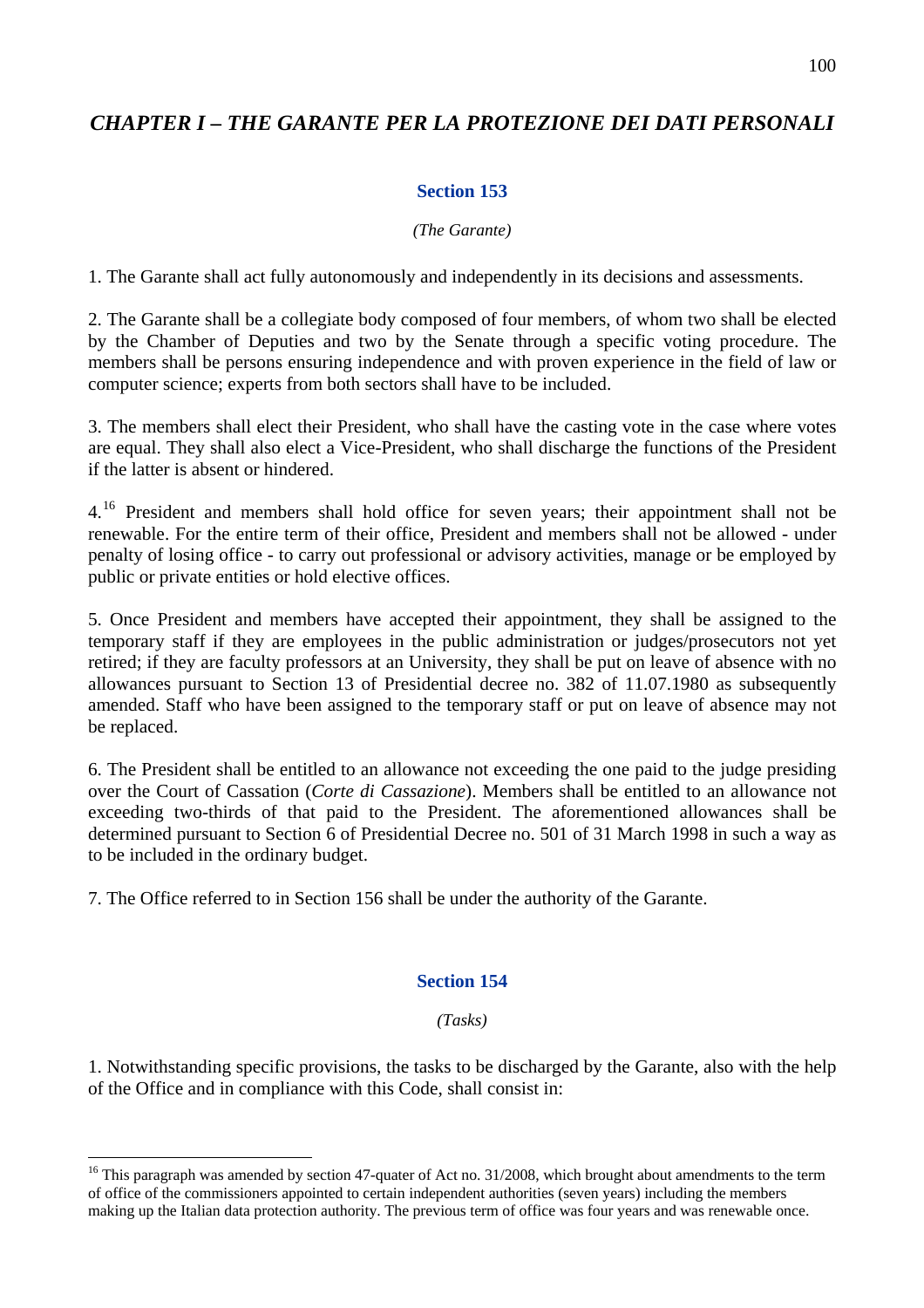## *CHAPTER I – THE GARANTE PER LA PROTEZIONE DEI DATI PERSONALI*

### Section 153

*(The Garante)*

1. The Garante shall act fully autonomously and independently in its decisions and assessments.

2. The Garante shall be a collegiate body composed of four members, of whom two shall be elected by the Chamber of Deputies and two by the Senate through a specific voting procedure. The members shall be persons ensuring independence and with proven experience in the field of law or computer science; experts from both sectors shall have to be included.

3. The members shall elect their President, who shall have the casting vote in the case where votes are equal. They shall also elect a Vice-President, who shall discharge the functions of the President if the latter is absent or hindered.

4.[16] President and members shall hold office for seven years; their appointment shall not be renewable. For the entire term of their office, President and members shall not be allowed - under penalty of losing office - to carry out professional or advisory activities, manage or be employed by public or private entities or hold elective offices.

5. Once President and members have accepted their appointment, they shall be assigned to the temporary staff if they are employees in the public administration or judges/prosecutors not yet retired; if they are faculty professors at an University, they shall be put on leave of absence with no allowances pursuant to Section 13 of Presidential decree no. 382 of 11.07.1980 as subsequently amended. Staff who have been assigned to the temporary staff or put on leave of absence may not be replaced.

6. The President shall be entitled to an allowance not exceeding the one paid to the judge presiding over the Court of Cassation (*Corte di Cassazione*). Members shall be entitled to an allowance not exceeding two-thirds of that paid to the President. The aforementioned allowances shall be determined pursuant to Section 6 of Presidential Decree no. 501 of 31 March 1998 in such a way as to be included in the ordinary budget.

7. The Office referred to in Section 156 shall be under the authority of the Garante.

### Section 154

*(Tasks)*

1. Notwithstanding specific provisions, the tasks to be discharged by the Garante, also with the help of the Office and in compliance with this Code, shall consist in:

---

[16] This paragraph was amended by section 47-quater of Act no. 31/2008, which brought about amendments to the term of office of the commissioners appointed to certain independent authorities (seven years) including the members making up the Italian data protection authority. The previous term of office was four years and was renewable once.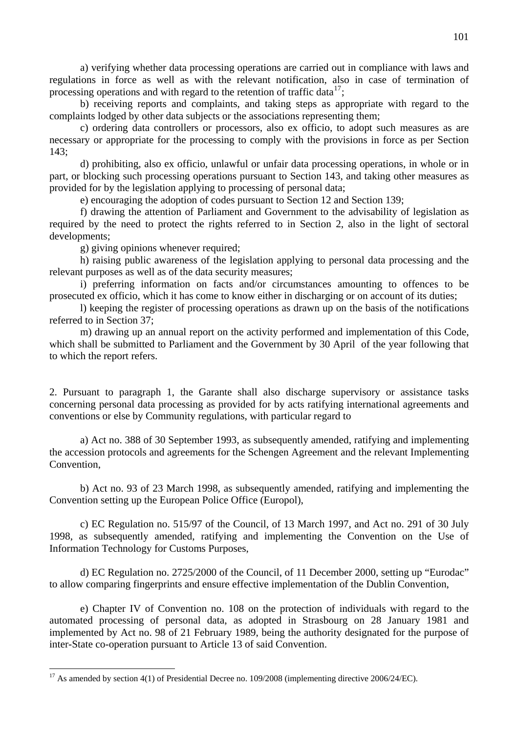a) verifying whether data processing operations are carried out in compliance with laws and regulations in force as well as with the relevant notification, also in case of termination of processing operations and with regard to the retention of traffic data[17];

b) receiving reports and complaints, and taking steps as appropriate with regard to the complaints lodged by other data subjects or the associations representing them;

c) ordering data controllers or processors, also ex officio, to adopt such measures as are necessary or appropriate for the processing to comply with the provisions in force as per Section 143;

d) prohibiting, also ex officio, unlawful or unfair data processing operations, in whole or in part, or blocking such processing operations pursuant to Section 143, and taking other measures as provided for by the legislation applying to processing of personal data;

e) encouraging the adoption of codes pursuant to Section 12 and Section 139;

f) drawing the attention of Parliament and Government to the advisability of legislation as required by the need to protect the rights referred to in Section 2, also in the light of sectoral developments;

g) giving opinions whenever required;

h) raising public awareness of the legislation applying to personal data processing and the relevant purposes as well as of the data security measures;

i) preferring information on facts and/or circumstances amounting to offences to be prosecuted ex officio, which it has come to know either in discharging or on account of its duties;

l) keeping the register of processing operations as drawn up on the basis of the notifications referred to in Section 37;

m) drawing up an annual report on the activity performed and implementation of this Code, which shall be submitted to Parliament and the Government by 30 April of the year following that to which the report refers.

2. Pursuant to paragraph 1, the Garante shall also discharge supervisory or assistance tasks concerning personal data processing as provided for by acts ratifying international agreements and conventions or else by Community regulations, with particular regard to

a) Act no. 388 of 30 September 1993, as subsequently amended, ratifying and implementing the accession protocols and agreements for the Schengen Agreement and the relevant Implementing Convention,

b) Act no. 93 of 23 March 1998, as subsequently amended, ratifying and implementing the Convention setting up the European Police Office (Europol),

c) EC Regulation no. 515/97 of the Council, of 13 March 1997, and Act no. 291 of 30 July 1998, as subsequently amended, ratifying and implementing the Convention on the Use of Information Technology for Customs Purposes,

d) EC Regulation no. 2725/2000 of the Council, of 11 December 2000, setting up "Eurodac" to allow comparing fingerprints and ensure effective implementation of the Dublin Convention,

e) Chapter IV of Convention no. 108 on the protection of individuals with regard to the automated processing of personal data, as adopted in Strasbourg on 28 January 1981 and implemented by Act no. 98 of 21 February 1989, being the authority designated for the purpose of inter-State co-operation pursuant to Article 13 of said Convention.

---

[17] As amended by section 4(1) of Presidential Decree no. 109/2008 (implementing directive 2006/24/EC).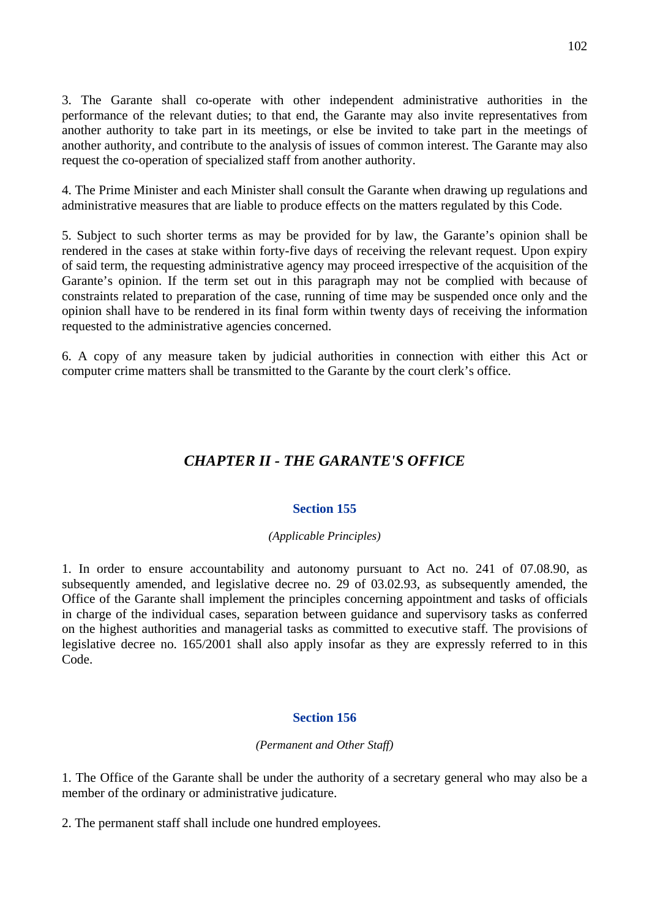3. The Garante shall co-operate with other independent administrative authorities in the performance of the relevant duties; to that end, the Garante may also invite representatives from another authority to take part in its meetings, or else be invited to take part in the meetings of another authority, and contribute to the analysis of issues of common interest. The Garante may also request the co-operation of specialized staff from another authority.

4. The Prime Minister and each Minister shall consult the Garante when drawing up regulations and administrative measures that are liable to produce effects on the matters regulated by this Code.

5. Subject to such shorter terms as may be provided for by law, the Garante's opinion shall be rendered in the cases at stake within forty-five days of receiving the relevant request. Upon expiry of said term, the requesting administrative agency may proceed irrespective of the acquisition of the Garante's opinion. If the term set out in this paragraph may not be complied with because of constraints related to preparation of the case, running of time may be suspended once only and the opinion shall have to be rendered in its final form within twenty days of receiving the information requested to the administrative agencies concerned.

6. A copy of any measure taken by judicial authorities in connection with either this Act or computer crime matters shall be transmitted to the Garante by the court clerk's office.

## *CHAPTER II - THE GARANTE'S OFFICE*

### Section 155

*(Applicable Principles)*

1. In order to ensure accountability and autonomy pursuant to Act no. 241 of 07.08.90, as subsequently amended, and legislative decree no. 29 of 03.02.93, as subsequently amended, the Office of the Garante shall implement the principles concerning appointment and tasks of officials in charge of the individual cases, separation between guidance and supervisory tasks as conferred on the highest authorities and managerial tasks as committed to executive staff. The provisions of legislative decree no. 165/2001 shall also apply insofar as they are expressly referred to in this Code.

### Section 156

*(Permanent and Other Staff)*

1. The Office of the Garante shall be under the authority of a secretary general who may also be a member of the ordinary or administrative judicature.

2. The permanent staff shall include one hundred employees.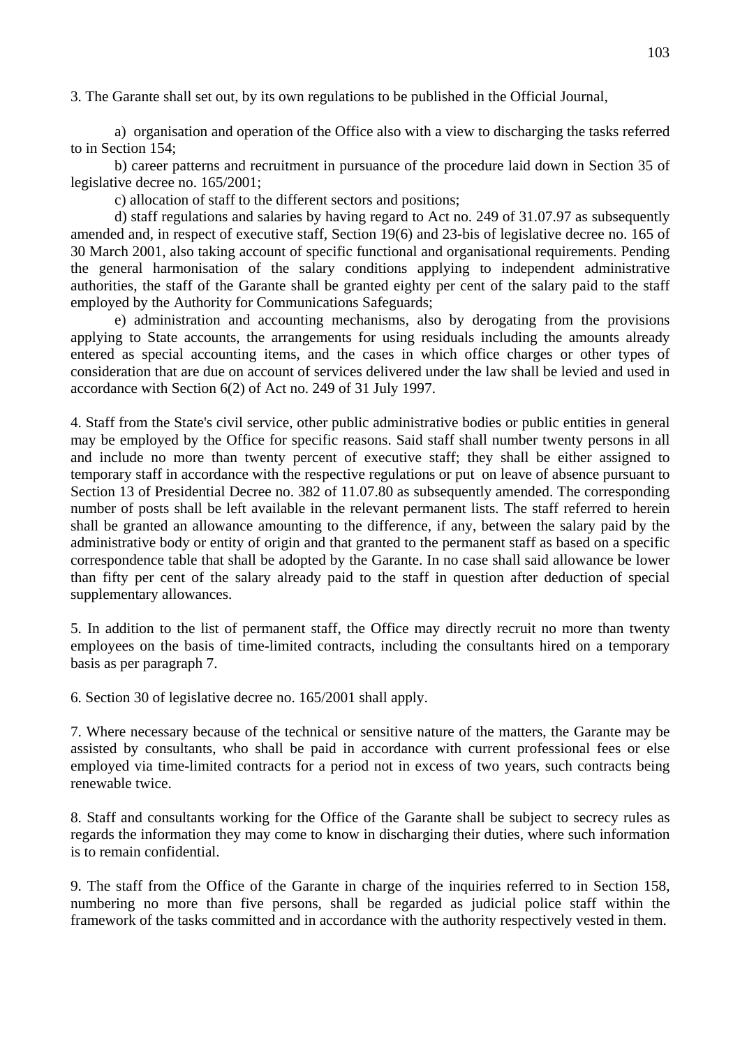3. The Garante shall set out, by its own regulations to be published in the Official Journal,

a) organisation and operation of the Office also with a view to discharging the tasks referred to in Section 154;

b) career patterns and recruitment in pursuance of the procedure laid down in Section 35 of legislative decree no. 165/2001;

c) allocation of staff to the different sectors and positions;

d) staff regulations and salaries by having regard to Act no. 249 of 31.07.97 as subsequently amended and, in respect of executive staff, Section 19(6) and 23-bis of legislative decree no. 165 of 30 March 2001, also taking account of specific functional and organisational requirements. Pending the general harmonisation of the salary conditions applying to independent administrative authorities, the staff of the Garante shall be granted eighty per cent of the salary paid to the staff employed by the Authority for Communications Safeguards;

e) administration and accounting mechanisms, also by derogating from the provisions applying to State accounts, the arrangements for using residuals including the amounts already entered as special accounting items, and the cases in which office charges or other types of consideration that are due on account of services delivered under the law shall be levied and used in accordance with Section 6(2) of Act no. 249 of 31 July 1997.

4. Staff from the State's civil service, other public administrative bodies or public entities in general may be employed by the Office for specific reasons. Said staff shall number twenty persons in all and include no more than twenty percent of executive staff; they shall be either assigned to temporary staff in accordance with the respective regulations or put on leave of absence pursuant to Section 13 of Presidential Decree no. 382 of 11.07.80 as subsequently amended. The corresponding number of posts shall be left available in the relevant permanent lists. The staff referred to herein shall be granted an allowance amounting to the difference, if any, between the salary paid by the administrative body or entity of origin and that granted to the permanent staff as based on a specific correspondence table that shall be adopted by the Garante. In no case shall said allowance be lower than fifty per cent of the salary already paid to the staff in question after deduction of special supplementary allowances.

5. In addition to the list of permanent staff, the Office may directly recruit no more than twenty employees on the basis of time-limited contracts, including the consultants hired on a temporary basis as per paragraph 7.

6. Section 30 of legislative decree no. 165/2001 shall apply.

7. Where necessary because of the technical or sensitive nature of the matters, the Garante may be assisted by consultants, who shall be paid in accordance with current professional fees or else employed via time-limited contracts for a period not in excess of two years, such contracts being renewable twice.

8. Staff and consultants working for the Office of the Garante shall be subject to secrecy rules as regards the information they may come to know in discharging their duties, where such information is to remain confidential.

9. The staff from the Office of the Garante in charge of the inquiries referred to in Section 158, numbering no more than five persons, shall be regarded as judicial police staff within the framework of the tasks committed and in accordance with the authority respectively vested in them.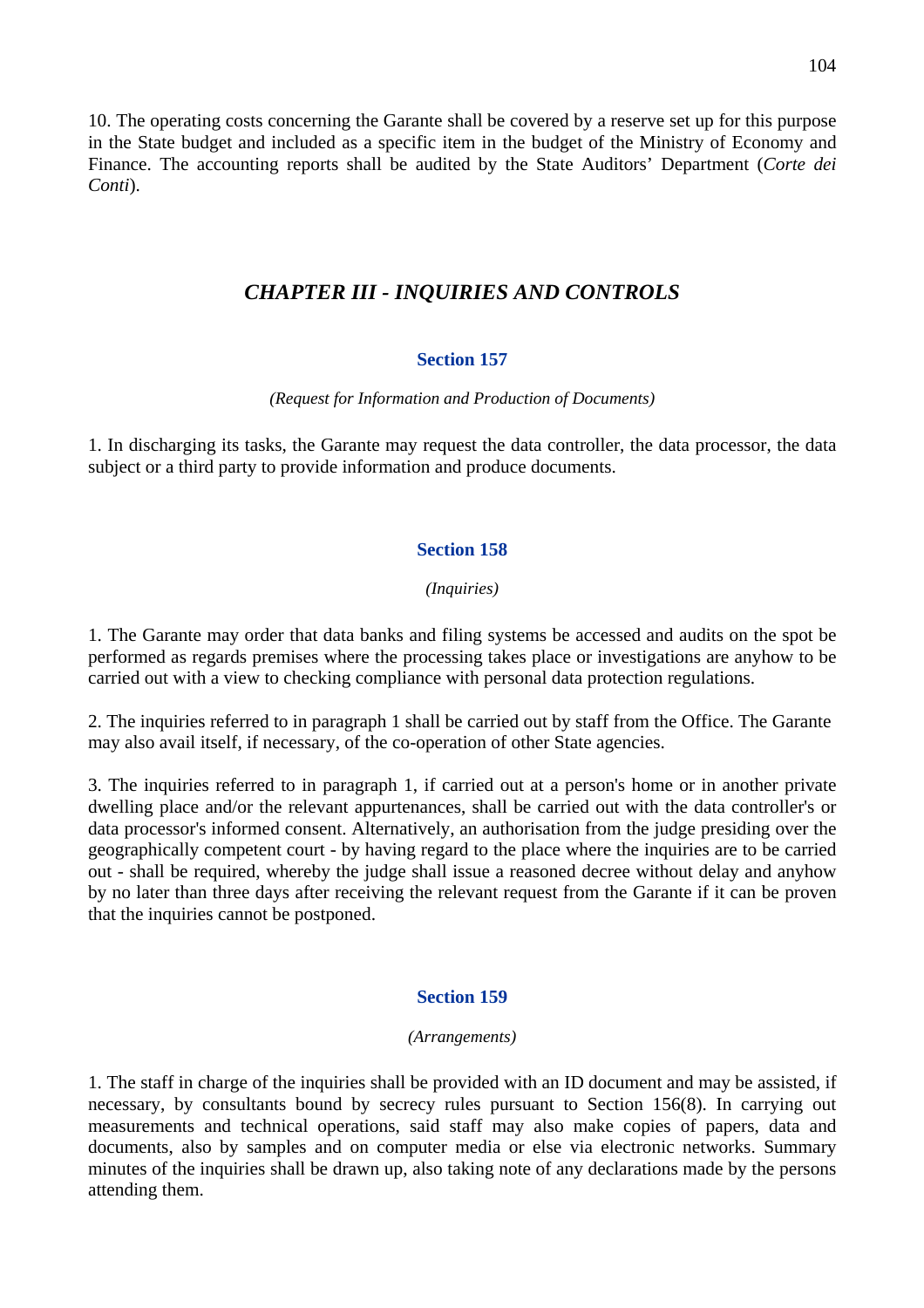10. The operating costs concerning the Garante shall be covered by a reserve set up for this purpose in the State budget and included as a specific item in the budget of the Ministry of Economy and Finance. The accounting reports shall be audited by the State Auditors' Department (*Corte dei Conti*).

## *CHAPTER III - INQUIRIES AND CONTROLS*

### Section 157

*(Request for Information and Production of Documents)*

1. In discharging its tasks, the Garante may request the data controller, the data processor, the data subject or a third party to provide information and produce documents.

### Section 158

*(Inquiries)*

1. The Garante may order that data banks and filing systems be accessed and audits on the spot be performed as regards premises where the processing takes place or investigations are anyhow to be carried out with a view to checking compliance with personal data protection regulations.

2. The inquiries referred to in paragraph 1 shall be carried out by staff from the Office. The Garante may also avail itself, if necessary, of the co-operation of other State agencies.

3. The inquiries referred to in paragraph 1, if carried out at a person's home or in another private dwelling place and/or the relevant appurtenances, shall be carried out with the data controller's or data processor's informed consent. Alternatively, an authorisation from the judge presiding over the geographically competent court - by having regard to the place where the inquiries are to be carried out - shall be required, whereby the judge shall issue a reasoned decree without delay and anyhow by no later than three days after receiving the relevant request from the Garante if it can be proven that the inquiries cannot be postponed.

### Section 159

*(Arrangements)*

1. The staff in charge of the inquiries shall be provided with an ID document and may be assisted, if necessary, by consultants bound by secrecy rules pursuant to Section 156(8). In carrying out measurements and technical operations, said staff may also make copies of papers, data and documents, also by samples and on computer media or else via electronic networks. Summary minutes of the inquiries shall be drawn up, also taking note of any declarations made by the persons attending them.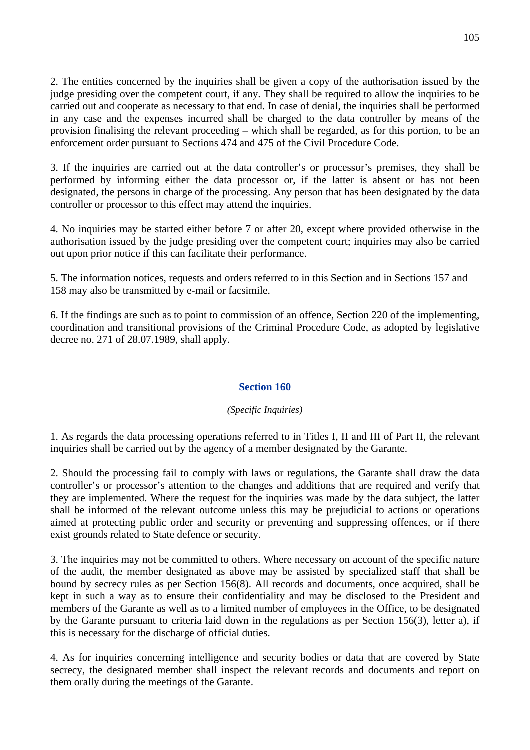2. The entities concerned by the inquiries shall be given a copy of the authorisation issued by the judge presiding over the competent court, if any. They shall be required to allow the inquiries to be carried out and cooperate as necessary to that end. In case of denial, the inquiries shall be performed in any case and the expenses incurred shall be charged to the data controller by means of the provision finalising the relevant proceeding – which shall be regarded, as for this portion, to be an enforcement order pursuant to Sections 474 and 475 of the Civil Procedure Code.

3. If the inquiries are carried out at the data controller's or processor's premises, they shall be performed by informing either the data processor or, if the latter is absent or has not been designated, the persons in charge of the processing. Any person that has been designated by the data controller or processor to this effect may attend the inquiries.

4. No inquiries may be started either before 7 or after 20, except where provided otherwise in the authorisation issued by the judge presiding over the competent court; inquiries may also be carried out upon prior notice if this can facilitate their performance.

5. The information notices, requests and orders referred to in this Section and in Sections 157 and 158 may also be transmitted by e-mail or facsimile.

6. If the findings are such as to point to commission of an offence, Section 220 of the implementing, coordination and transitional provisions of the Criminal Procedure Code, as adopted by legislative decree no. 271 of 28.07.1989, shall apply.

## Section 160

*(Specific Inquiries)*

1. As regards the data processing operations referred to in Titles I, II and III of Part II, the relevant inquiries shall be carried out by the agency of a member designated by the Garante.

2. Should the processing fail to comply with laws or regulations, the Garante shall draw the data controller's or processor's attention to the changes and additions that are required and verify that they are implemented. Where the request for the inquiries was made by the data subject, the latter shall be informed of the relevant outcome unless this may be prejudicial to actions or operations aimed at protecting public order and security or preventing and suppressing offences, or if there exist grounds related to State defence or security.

3. The inquiries may not be committed to others. Where necessary on account of the specific nature of the audit, the member designated as above may be assisted by specialized staff that shall be bound by secrecy rules as per Section 156(8). All records and documents, once acquired, shall be kept in such a way as to ensure their confidentiality and may be disclosed to the President and members of the Garante as well as to a limited number of employees in the Office, to be designated by the Garante pursuant to criteria laid down in the regulations as per Section 156(3), letter a), if this is necessary for the discharge of official duties.

4. As for inquiries concerning intelligence and security bodies or data that are covered by State secrecy, the designated member shall inspect the relevant records and documents and report on them orally during the meetings of the Garante.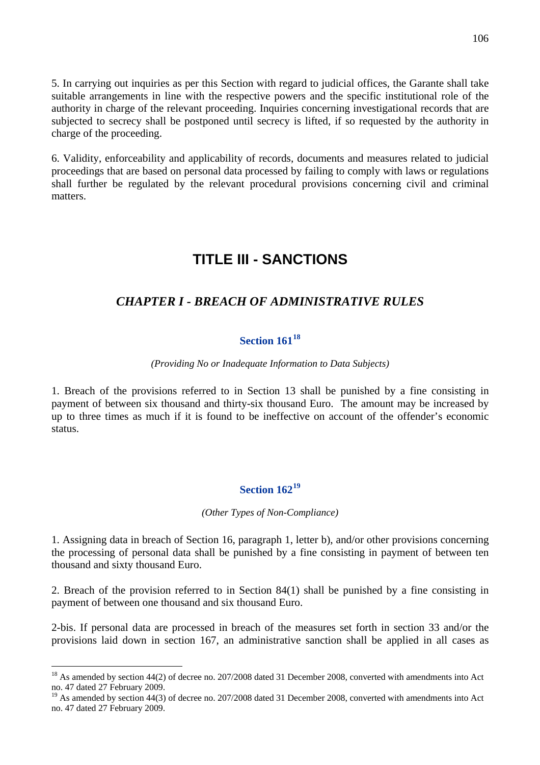5. In carrying out inquiries as per this Section with regard to judicial offices, the Garante shall take suitable arrangements in line with the respective powers and the specific institutional role of the authority in charge of the relevant proceeding. Inquiries concerning investigational records that are subjected to secrecy shall be postponed until secrecy is lifted, if so requested by the authority in charge of the proceeding.

6. Validity, enforceability and applicability of records, documents and measures related to judicial proceedings that are based on personal data processed by failing to comply with laws or regulations shall further be regulated by the relevant procedural provisions concerning civil and criminal matters.

# TITLE III - SANCTIONS

## *CHAPTER I - BREACH OF ADMINISTRATIVE RULES*

### Section 161[18]

*(Providing No or Inadequate Information to Data Subjects)*

1. Breach of the provisions referred to in Section 13 shall be punished by a fine consisting in payment of between six thousand and thirty-six thousand Euro. The amount may be increased by up to three times as much if it is found to be ineffective on account of the offender's economic status.

### Section 162[19]

*(Other Types of Non-Compliance)*

1. Assigning data in breach of Section 16, paragraph 1, letter b), and/or other provisions concerning the processing of personal data shall be punished by a fine consisting in payment of between ten thousand and sixty thousand Euro.

2. Breach of the provision referred to in Section 84(1) shall be punished by a fine consisting in payment of between one thousand and six thousand Euro.

2-bis. If personal data are processed in breach of the measures set forth in section 33 and/or the provisions laid down in section 167, an administrative sanction shall be applied in all cases as

---

[18] As amended by section 44(2) of decree no. 207/2008 dated 31 December 2008, converted with amendments into Act no. 47 dated 27 February 2009.

[19] As amended by section 44(3) of decree no. 207/2008 dated 31 December 2008, converted with amendments into Act no. 47 dated 27 February 2009.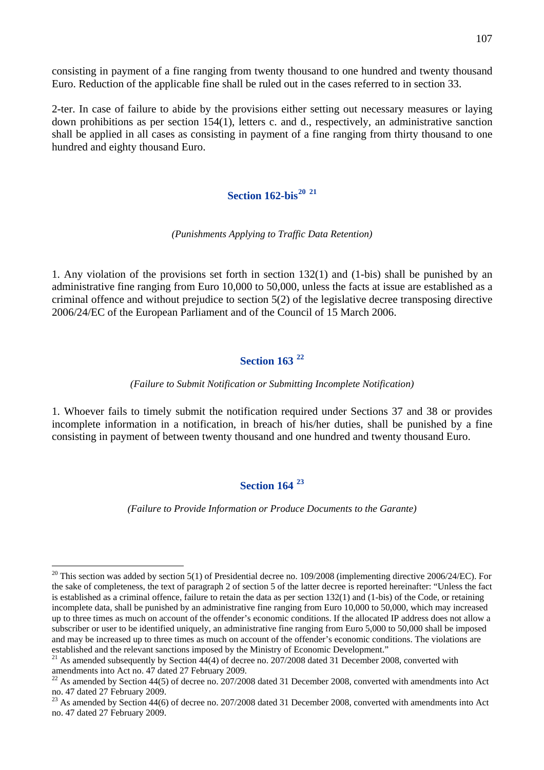consisting in payment of a fine ranging from twenty thousand to one hundred and twenty thousand Euro. Reduction of the applicable fine shall be ruled out in the cases referred to in section 33.

2-ter. In case of failure to abide by the provisions either setting out necessary measures or laying down prohibitions as per section 154(1), letters c. and d., respectively, an administrative sanction shall be applied in all cases as consisting in payment of a fine ranging from thirty thousand to one hundred and eighty thousand Euro.

## Section 162-bis[20] [21]

*(Punishments Applying to Traffic Data Retention)*

1. Any violation of the provisions set forth in section 132(1) and (1-bis) shall be punished by an administrative fine ranging from Euro 10,000 to 50,000, unless the facts at issue are established as a criminal offence and without prejudice to section 5(2) of the legislative decree transposing directive 2006/24/EC of the European Parliament and of the Council of 15 March 2006.

## Section 163 [22]

*(Failure to Submit Notification or Submitting Incomplete Notification)*

1. Whoever fails to timely submit the notification required under Sections 37 and 38 or provides incomplete information in a notification, in breach of his/her duties, shall be punished by a fine consisting in payment of between twenty thousand and one hundred and twenty thousand Euro.

## Section 164 [23]

*(Failure to Provide Information or Produce Documents to the Garante)*

---

[20] This section was added by section 5(1) of Presidential decree no. 109/2008 (implementing directive 2006/24/EC). For the sake of completeness, the text of paragraph 2 of section 5 of the latter decree is reported hereinafter: "Unless the fact is established as a criminal offence, failure to retain the data as per section 132(1) and (1-bis) of the Code, or retaining incomplete data, shall be punished by an administrative fine ranging from Euro 10,000 to 50,000, which may increased up to three times as much on account of the offender's economic conditions. If the allocated IP address does not allow a subscriber or user to be identified uniquely, an administrative fine ranging from Euro 5,000 to 50,000 shall be imposed and may be increased up to three times as much on account of the offender's economic conditions. The violations are established and the relevant sanctions imposed by the Ministry of Economic Development."

[21] As amended subsequently by Section 44(4) of decree no. 207/2008 dated 31 December 2008, converted with amendments into Act no. 47 dated 27 February 2009.

[22] As amended by Section 44(5) of decree no. 207/2008 dated 31 December 2008, converted with amendments into Act no. 47 dated 27 February 2009.

[23] As amended by Section 44(6) of decree no. 207/2008 dated 31 December 2008, converted with amendments into Act no. 47 dated 27 February 2009.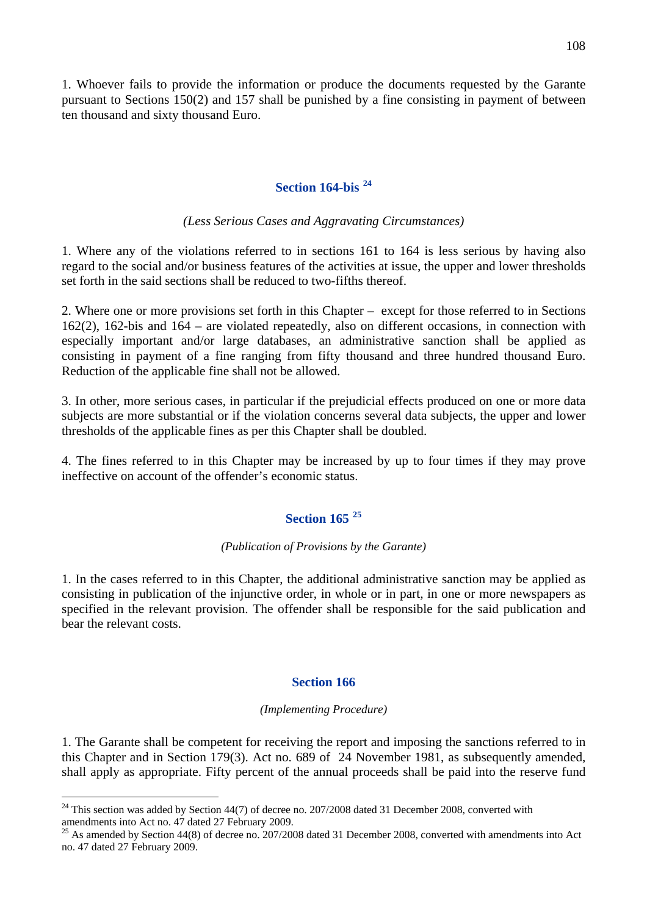1. Whoever fails to provide the information or produce the documents requested by the Garante pursuant to Sections 150(2) and 157 shall be punished by a fine consisting in payment of between ten thousand and sixty thousand Euro.

## Section 164-bis [24]

*(Less Serious Cases and Aggravating Circumstances)*

1. Where any of the violations referred to in sections 161 to 164 is less serious by having also regard to the social and/or business features of the activities at issue, the upper and lower thresholds set forth in the said sections shall be reduced to two-fifths thereof.

2. Where one or more provisions set forth in this Chapter – except for those referred to in Sections 162(2), 162-bis and 164 – are violated repeatedly, also on different occasions, in connection with especially important and/or large databases, an administrative sanction shall be applied as consisting in payment of a fine ranging from fifty thousand and three hundred thousand Euro. Reduction of the applicable fine shall not be allowed.

3. In other, more serious cases, in particular if the prejudicial effects produced on one or more data subjects are more substantial or if the violation concerns several data subjects, the upper and lower thresholds of the applicable fines as per this Chapter shall be doubled.

4. The fines referred to in this Chapter may be increased by up to four times if they may prove ineffective on account of the offender's economic status.

## Section 165 [25]

*(Publication of Provisions by the Garante)*

1. In the cases referred to in this Chapter, the additional administrative sanction may be applied as consisting in publication of the injunctive order, in whole or in part, in one or more newspapers as specified in the relevant provision. The offender shall be responsible for the said publication and bear the relevant costs.

## Section 166

*(Implementing Procedure)*

1. The Garante shall be competent for receiving the report and imposing the sanctions referred to in this Chapter and in Section 179(3). Act no. 689 of 24 November 1981, as subsequently amended, shall apply as appropriate. Fifty percent of the annual proceeds shall be paid into the reserve fund

---

[24] This section was added by Section 44(7) of decree no. 207/2008 dated 31 December 2008, converted with amendments into Act no. 47 dated 27 February 2009.

[25] As amended by Section 44(8) of decree no. 207/2008 dated 31 December 2008, converted with amendments into Act no. 47 dated 27 February 2009.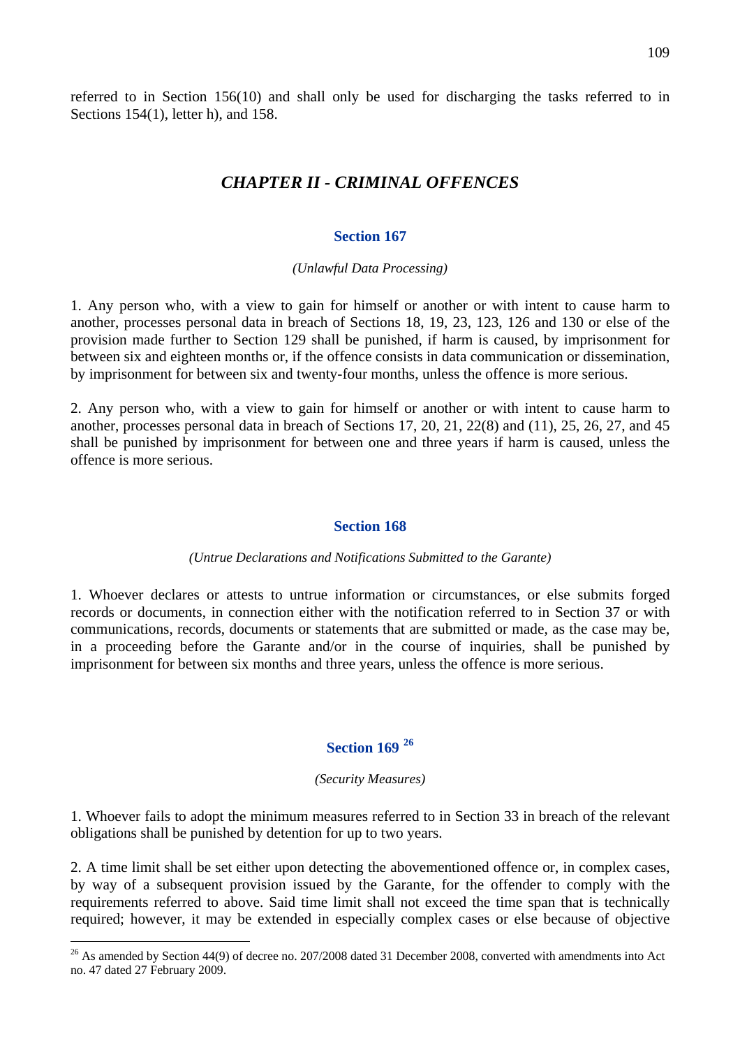referred to in Section 156(10) and shall only be used for discharging the tasks referred to in Sections 154(1), letter h), and 158.

## *CHAPTER II - CRIMINAL OFFENCES*

### Section 167

*(Unlawful Data Processing)*

1. Any person who, with a view to gain for himself or another or with intent to cause harm to another, processes personal data in breach of Sections 18, 19, 23, 123, 126 and 130 or else of the provision made further to Section 129 shall be punished, if harm is caused, by imprisonment for between six and eighteen months or, if the offence consists in data communication or dissemination, by imprisonment for between six and twenty-four months, unless the offence is more serious.

2. Any person who, with a view to gain for himself or another or with intent to cause harm to another, processes personal data in breach of Sections 17, 20, 21, 22(8) and (11), 25, 26, 27, and 45 shall be punished by imprisonment for between one and three years if harm is caused, unless the offence is more serious.

### Section 168

*(Untrue Declarations and Notifications Submitted to the Garante)*

1. Whoever declares or attests to untrue information or circumstances, or else submits forged records or documents, in connection either with the notification referred to in Section 37 or with communications, records, documents or statements that are submitted or made, as the case may be, in a proceeding before the Garante and/or in the course of inquiries, shall be punished by imprisonment for between six months and three years, unless the offence is more serious.

### Section 169 [26]

*(Security Measures)*

1. Whoever fails to adopt the minimum measures referred to in Section 33 in breach of the relevant obligations shall be punished by detention for up to two years.

2. A time limit shall be set either upon detecting the abovementioned offence or, in complex cases, by way of a subsequent provision issued by the Garante, for the offender to comply with the requirements referred to above. Said time limit shall not exceed the time span that is technically required; however, it may be extended in especially complex cases or else because of objective

[26] As amended by Section 44(9) of decree no. 207/2008 dated 31 December 2008, converted with amendments into Act no. 47 dated 27 February 2009.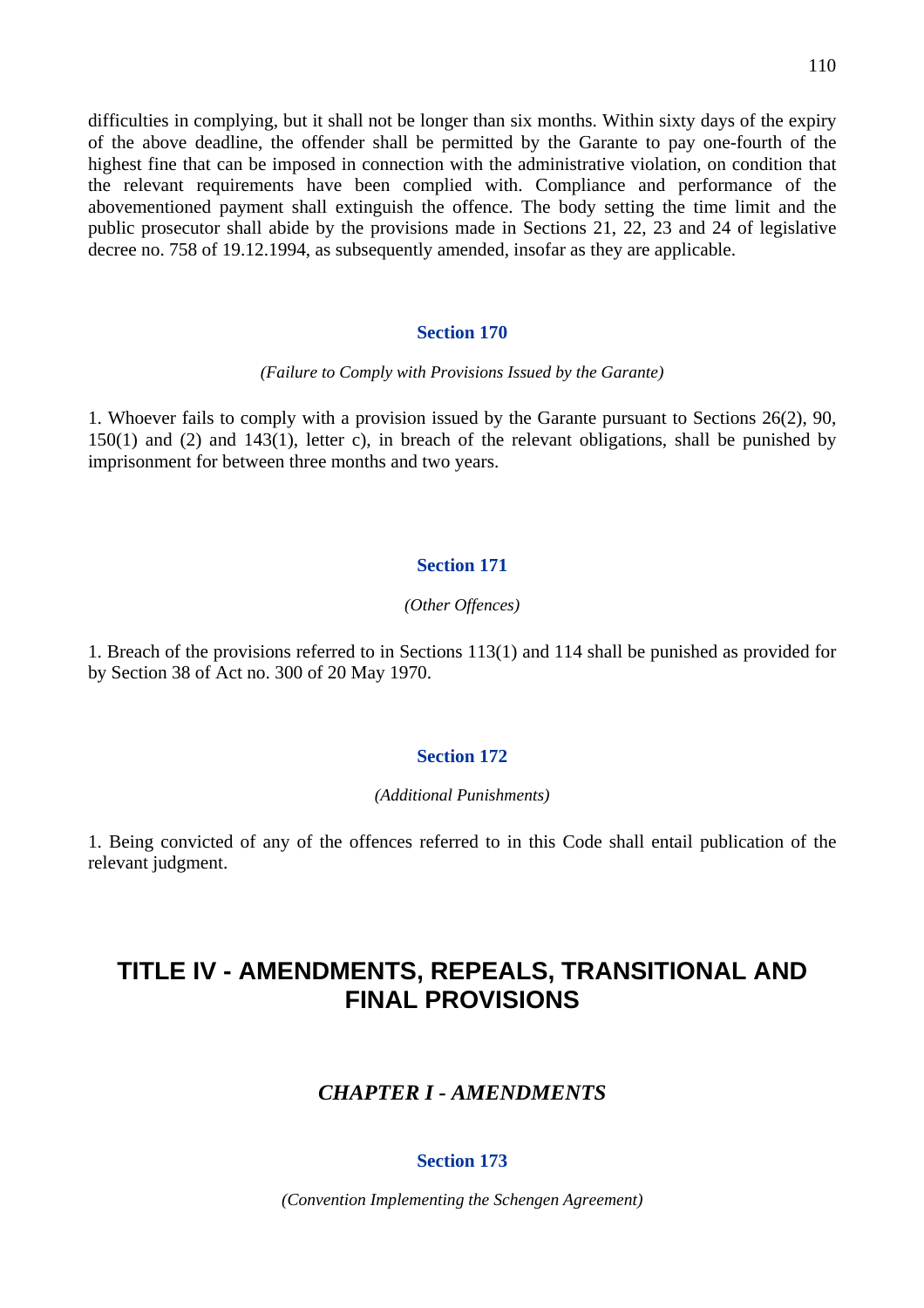difficulties in complying, but it shall not be longer than six months. Within sixty days of the expiry of the above deadline, the offender shall be permitted by the Garante to pay one-fourth of the highest fine that can be imposed in connection with the administrative violation, on condition that the relevant requirements have been complied with. Compliance and performance of the abovementioned payment shall extinguish the offence. The body setting the time limit and the public prosecutor shall abide by the provisions made in Sections 21, 22, 23 and 24 of legislative decree no. 758 of 19.12.1994, as subsequently amended, insofar as they are applicable.

### Section 170

*(Failure to Comply with Provisions Issued by the Garante)*

1. Whoever fails to comply with a provision issued by the Garante pursuant to Sections 26(2), 90, 150(1) and (2) and 143(1), letter c), in breach of the relevant obligations, shall be punished by imprisonment for between three months and two years.

### Section 171

*(Other Offences)*

1. Breach of the provisions referred to in Sections 113(1) and 114 shall be punished as provided for by Section 38 of Act no. 300 of 20 May 1970.

### Section 172

*(Additional Punishments)*

1. Being convicted of any of the offences referred to in this Code shall entail publication of the relevant judgment.

# TITLE IV - AMENDMENTS, REPEALS, TRANSITIONAL AND FINAL PROVISIONS

## *CHAPTER I - AMENDMENTS*

### Section 173

*(Convention Implementing the Schengen Agreement)*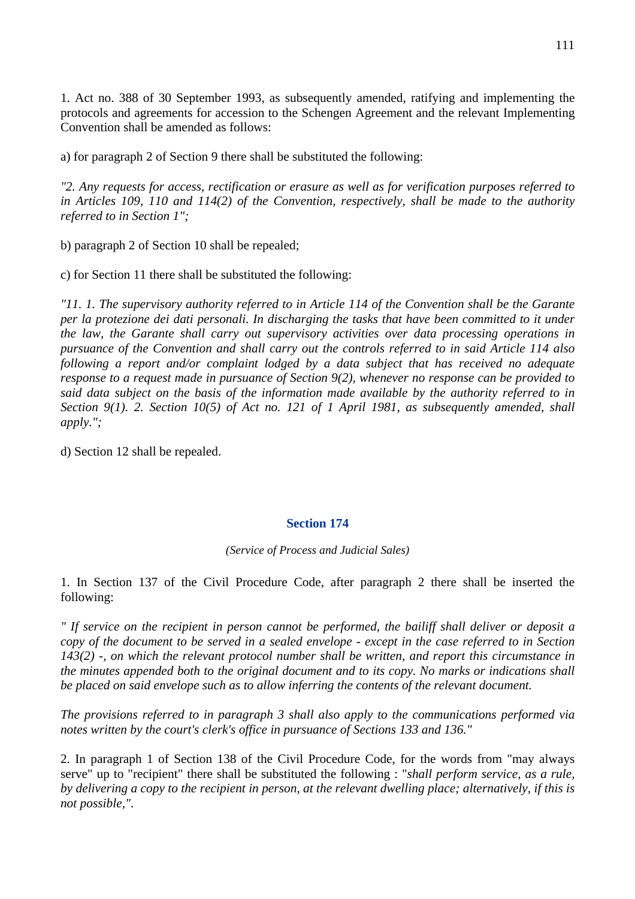1. Act no. 388 of 30 September 1993, as subsequently amended, ratifying and implementing the protocols and agreements for accession to the Schengen Agreement and the relevant Implementing Convention shall be amended as follows:

a) for paragraph 2 of Section 9 there shall be substituted the following:

*"2. Any requests for access, rectification or erasure as well as for verification purposes referred to in Articles 109, 110 and 114(2) of the Convention, respectively, shall be made to the authority referred to in Section 1";*

b) paragraph 2 of Section 10 shall be repealed;

c) for Section 11 there shall be substituted the following:

*"11. 1. The supervisory authority referred to in Article 114 of the Convention shall be the Garante per la protezione dei dati personali. In discharging the tasks that have been committed to it under the law, the Garante shall carry out supervisory activities over data processing operations in pursuance of the Convention and shall carry out the controls referred to in said Article 114 also following a report and/or complaint lodged by a data subject that has received no adequate response to a request made in pursuance of Section 9(2), whenever no response can be provided to said data subject on the basis of the information made available by the authority referred to in Section 9(1). 2. Section 10(5) of Act no. 121 of 1 April 1981, as subsequently amended, shall apply.";*

d) Section 12 shall be repealed.

## Section 174

*(Service of Process and Judicial Sales)*

1. In Section 137 of the Civil Procedure Code, after paragraph 2 there shall be inserted the following:

*" If service on the recipient in person cannot be performed, the bailiff shall deliver or deposit a copy of the document to be served in a sealed envelope - except in the case referred to in Section 143(2) -, on which the relevant protocol number shall be written, and report this circumstance in the minutes appended both to the original document and to its copy. No marks or indications shall be placed on said envelope such as to allow inferring the contents of the relevant document.*

*The provisions referred to in paragraph 3 shall also apply to the communications performed via notes written by the court's clerk's office in pursuance of Sections 133 and 136."*

2. In paragraph 1 of Section 138 of the Civil Procedure Code, for the words from "may always serve" up to "recipient" there shall be substituted the following : "*shall perform service, as a rule, by delivering a copy to the recipient in person, at the relevant dwelling place; alternatively, if this is not possible,*".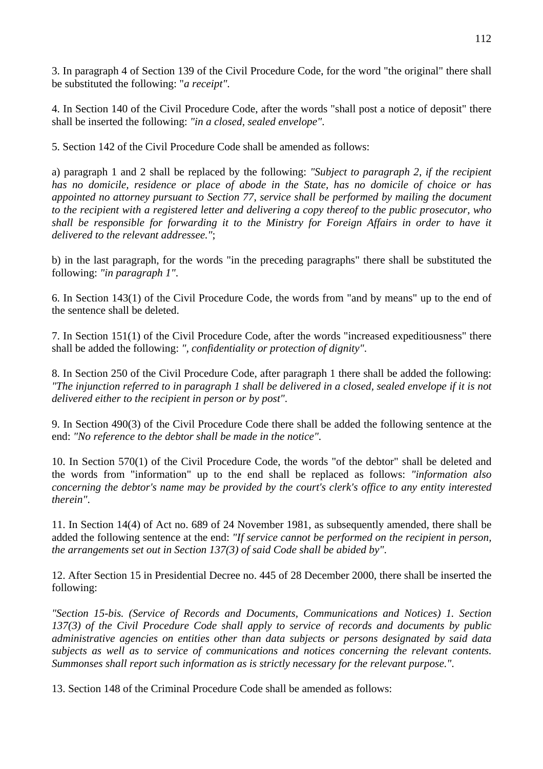3. In paragraph 4 of Section 139 of the Civil Procedure Code, for the word "the original" there shall be substituted the following: "*a receipt"*.

4. In Section 140 of the Civil Procedure Code, after the words "shall post a notice of deposit" there shall be inserted the following: *"in a closed, sealed envelope"*.

5. Section 142 of the Civil Procedure Code shall be amended as follows:

a) paragraph 1 and 2 shall be replaced by the following: *"Subject to paragraph 2, if the recipient has no domicile, residence or place of abode in the State, has no domicile of choice or has appointed no attorney pursuant to Section 77, service shall be performed by mailing the document to the recipient with a registered letter and delivering a copy thereof to the public prosecutor, who shall be responsible for forwarding it to the Ministry for Foreign Affairs in order to have it delivered to the relevant addressee."*;

b) in the last paragraph, for the words "in the preceding paragraphs" there shall be substituted the following: *"in paragraph 1"*.

6. In Section 143(1) of the Civil Procedure Code, the words from "and by means" up to the end of the sentence shall be deleted.

7. In Section 151(1) of the Civil Procedure Code, after the words "increased expeditiousness" there shall be added the following: *", confidentiality or protection of dignity"*.

8. In Section 250 of the Civil Procedure Code, after paragraph 1 there shall be added the following: *"The injunction referred to in paragraph 1 shall be delivered in a closed, sealed envelope if it is not delivered either to the recipient in person or by post"*.

9. In Section 490(3) of the Civil Procedure Code there shall be added the following sentence at the end: *"No reference to the debtor shall be made in the notice"*.

10. In Section 570(1) of the Civil Procedure Code, the words "of the debtor" shall be deleted and the words from "information" up to the end shall be replaced as follows: *"information also concerning the debtor's name may be provided by the court's clerk's office to any entity interested therein"*.

11. In Section 14(4) of Act no. 689 of 24 November 1981, as subsequently amended, there shall be added the following sentence at the end: *"If service cannot be performed on the recipient in person, the arrangements set out in Section 137(3) of said Code shall be abided by"*.

12. After Section 15 in Presidential Decree no. 445 of 28 December 2000, there shall be inserted the following:

*"Section 15-bis. (Service of Records and Documents, Communications and Notices) 1. Section 137(3) of the Civil Procedure Code shall apply to service of records and documents by public administrative agencies on entities other than data subjects or persons designated by said data subjects as well as to service of communications and notices concerning the relevant contents. Summonses shall report such information as is strictly necessary for the relevant purpose."*.

13. Section 148 of the Criminal Procedure Code shall be amended as follows: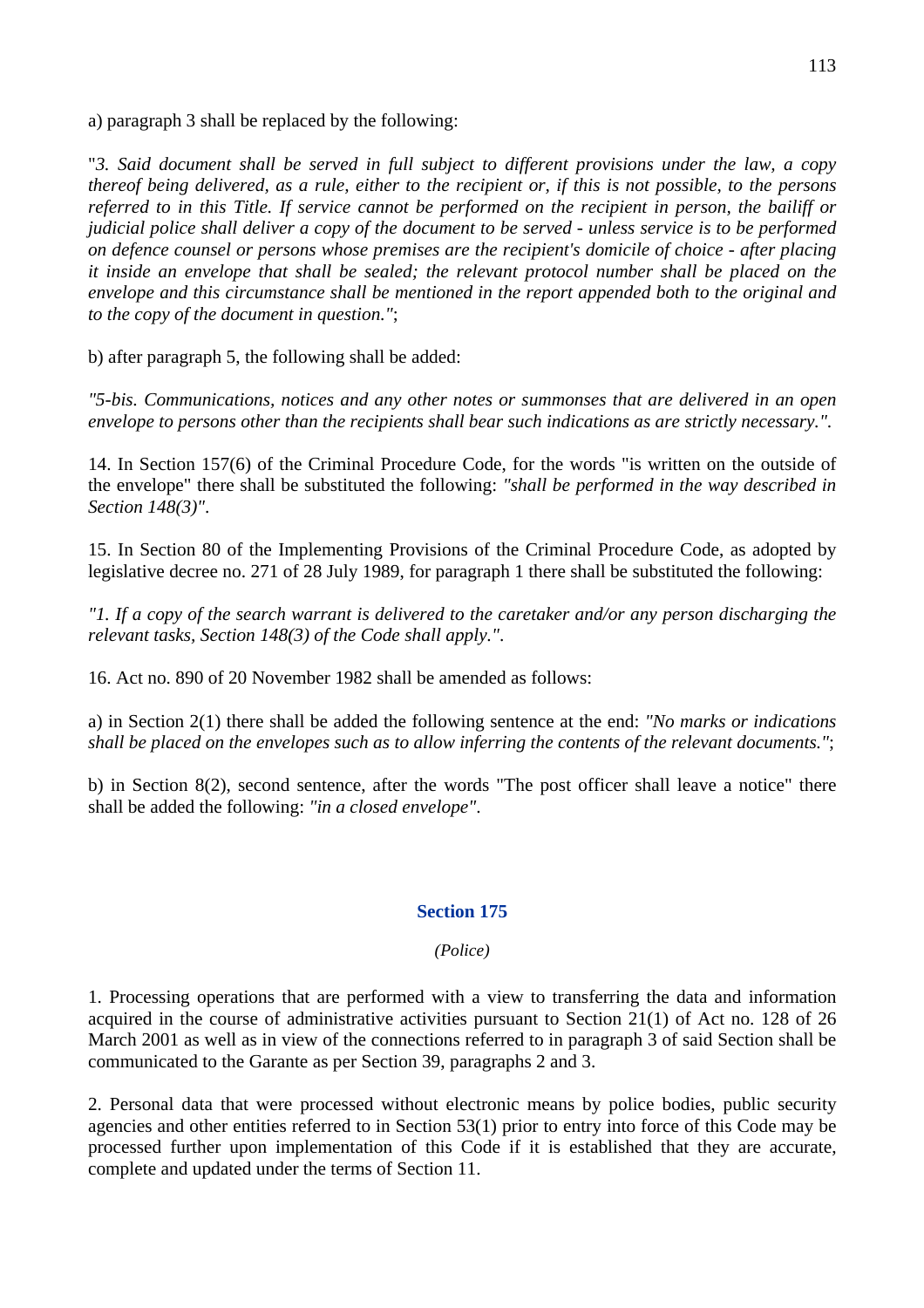a) paragraph 3 shall be replaced by the following:

"*3. Said document shall be served in full subject to different provisions under the law, a copy thereof being delivered, as a rule, either to the recipient or, if this is not possible, to the persons referred to in this Title. If service cannot be performed on the recipient in person, the bailiff or judicial police shall deliver a copy of the document to be served - unless service is to be performed on defence counsel or persons whose premises are the recipient's domicile of choice - after placing it inside an envelope that shall be sealed; the relevant protocol number shall be placed on the envelope and this circumstance shall be mentioned in the report appended both to the original and to the copy of the document in question."*;

b) after paragraph 5, the following shall be added:

*"5-bis. Communications, notices and any other notes or summonses that are delivered in an open envelope to persons other than the recipients shall bear such indications as are strictly necessary."*.

14. In Section 157(6) of the Criminal Procedure Code, for the words "is written on the outside of the envelope" there shall be substituted the following: *"shall be performed in the way described in Section 148(3)"*.

15. In Section 80 of the Implementing Provisions of the Criminal Procedure Code, as adopted by legislative decree no. 271 of 28 July 1989, for paragraph 1 there shall be substituted the following:

*"1. If a copy of the search warrant is delivered to the caretaker and/or any person discharging the relevant tasks, Section 148(3) of the Code shall apply."*.

16. Act no. 890 of 20 November 1982 shall be amended as follows:

a) in Section 2(1) there shall be added the following sentence at the end: *"No marks or indications shall be placed on the envelopes such as to allow inferring the contents of the relevant documents."*;

b) in Section 8(2), second sentence, after the words "The post officer shall leave a notice" there shall be added the following: *"in a closed envelope"*.

## Section 175

*(Police)*

1. Processing operations that are performed with a view to transferring the data and information acquired in the course of administrative activities pursuant to Section 21(1) of Act no. 128 of 26 March 2001 as well as in view of the connections referred to in paragraph 3 of said Section shall be communicated to the Garante as per Section 39, paragraphs 2 and 3.

2. Personal data that were processed without electronic means by police bodies, public security agencies and other entities referred to in Section 53(1) prior to entry into force of this Code may be processed further upon implementation of this Code if it is established that they are accurate, complete and updated under the terms of Section 11.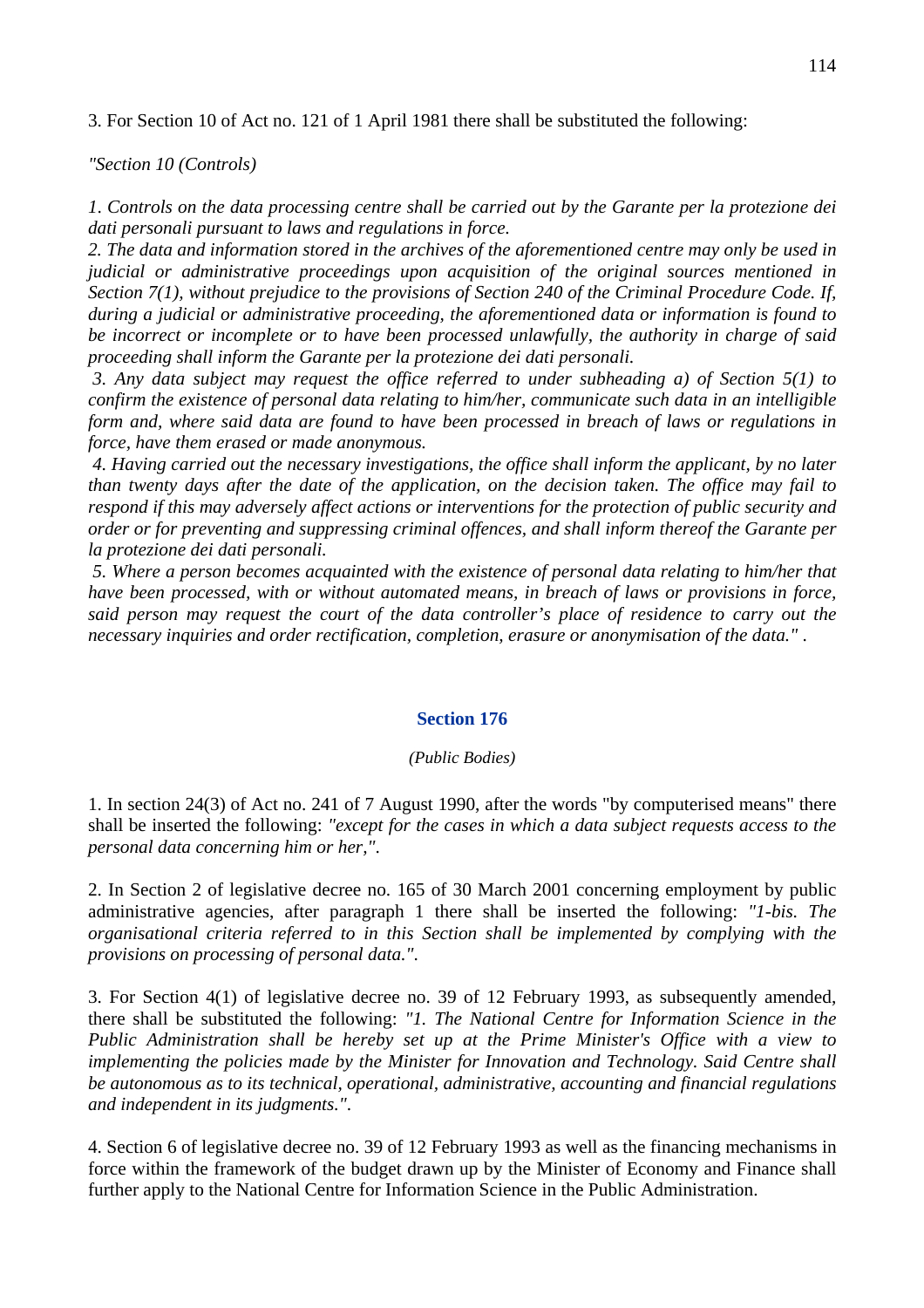3. For Section 10 of Act no. 121 of 1 April 1981 there shall be substituted the following:

*"Section 10 (Controls)*

*1. Controls on the data processing centre shall be carried out by the Garante per la protezione dei dati personali pursuant to laws and regulations in force.*
*2. The data and information stored in the archives of the aforementioned centre may only be used in judicial or administrative proceedings upon acquisition of the original sources mentioned in Section 7(1), without prejudice to the provisions of Section 240 of the Criminal Procedure Code. If, during a judicial or administrative proceeding, the aforementioned data or information is found to be incorrect or incomplete or to have been processed unlawfully, the authority in charge of said proceeding shall inform the Garante per la protezione dei dati personali.*
*3. Any data subject may request the office referred to under subheading a) of Section 5(1) to confirm the existence of personal data relating to him/her, communicate such data in an intelligible form and, where said data are found to have been processed in breach of laws or regulations in force, have them erased or made anonymous.*
*4. Having carried out the necessary investigations, the office shall inform the applicant, by no later than twenty days after the date of the application, on the decision taken. The office may fail to respond if this may adversely affect actions or interventions for the protection of public security and order or for preventing and suppressing criminal offences, and shall inform thereof the Garante per la protezione dei dati personali.*
*5. Where a person becomes acquainted with the existence of personal data relating to him/her that have been processed, with or without automated means, in breach of laws or provisions in force, said person may request the court of the data controller's place of residence to carry out the necessary inquiries and order rectification, completion, erasure or anonymisation of the data."* .

## Section 176

*(Public Bodies)*

1. In section 24(3) of Act no. 241 of 7 August 1990, after the words "by computerised means" there shall be inserted the following: *"except for the cases in which a data subject requests access to the personal data concerning him or her,"*.

2. In Section 2 of legislative decree no. 165 of 30 March 2001 concerning employment by public administrative agencies, after paragraph 1 there shall be inserted the following: *"1-bis. The organisational criteria referred to in this Section shall be implemented by complying with the provisions on processing of personal data."*.

3. For Section 4(1) of legislative decree no. 39 of 12 February 1993, as subsequently amended, there shall be substituted the following: *"1. The National Centre for Information Science in the Public Administration shall be hereby set up at the Prime Minister's Office with a view to implementing the policies made by the Minister for Innovation and Technology. Said Centre shall be autonomous as to its technical, operational, administrative, accounting and financial regulations and independent in its judgments."*.

4. Section 6 of legislative decree no. 39 of 12 February 1993 as well as the financing mechanisms in force within the framework of the budget drawn up by the Minister of Economy and Finance shall further apply to the National Centre for Information Science in the Public Administration.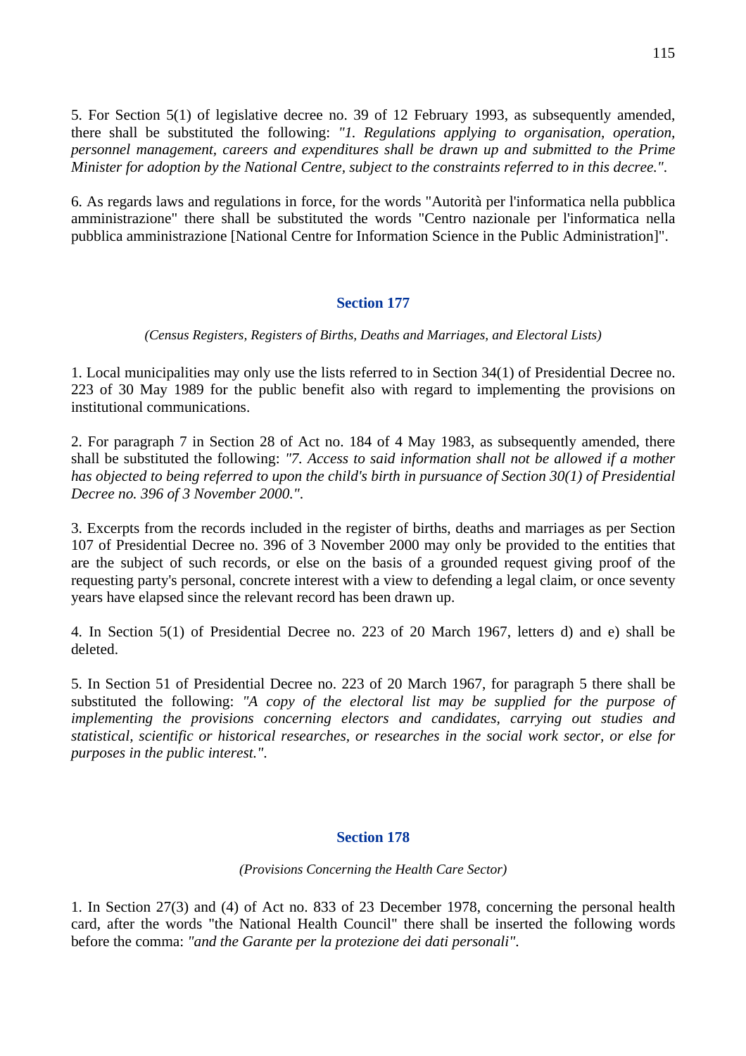5. For Section 5(1) of legislative decree no. 39 of 12 February 1993, as subsequently amended, there shall be substituted the following: *"1. Regulations applying to organisation, operation, personnel management, careers and expenditures shall be drawn up and submitted to the Prime Minister for adoption by the National Centre, subject to the constraints referred to in this decree."*.

6. As regards laws and regulations in force, for the words "Autorità per l'informatica nella pubblica amministrazione" there shall be substituted the words "Centro nazionale per l'informatica nella pubblica amministrazione [National Centre for Information Science in the Public Administration]".

## Section 177

*(Census Registers, Registers of Births, Deaths and Marriages, and Electoral Lists)*

1. Local municipalities may only use the lists referred to in Section 34(1) of Presidential Decree no. 223 of 30 May 1989 for the public benefit also with regard to implementing the provisions on institutional communications.

2. For paragraph 7 in Section 28 of Act no. 184 of 4 May 1983, as subsequently amended, there shall be substituted the following: *"7. Access to said information shall not be allowed if a mother has objected to being referred to upon the child's birth in pursuance of Section 30(1) of Presidential Decree no. 396 of 3 November 2000."*.

3. Excerpts from the records included in the register of births, deaths and marriages as per Section 107 of Presidential Decree no. 396 of 3 November 2000 may only be provided to the entities that are the subject of such records, or else on the basis of a grounded request giving proof of the requesting party's personal, concrete interest with a view to defending a legal claim, or once seventy years have elapsed since the relevant record has been drawn up.

4. In Section 5(1) of Presidential Decree no. 223 of 20 March 1967, letters d) and e) shall be deleted.

5. In Section 51 of Presidential Decree no. 223 of 20 March 1967, for paragraph 5 there shall be substituted the following: *"A copy of the electoral list may be supplied for the purpose of implementing the provisions concerning electors and candidates, carrying out studies and statistical, scientific or historical researches, or researches in the social work sector, or else for purposes in the public interest."*.

## Section 178

*(Provisions Concerning the Health Care Sector)*

1. In Section 27(3) and (4) of Act no. 833 of 23 December 1978, concerning the personal health card, after the words "the National Health Council" there shall be inserted the following words before the comma: *"and the Garante per la protezione dei dati personali"*.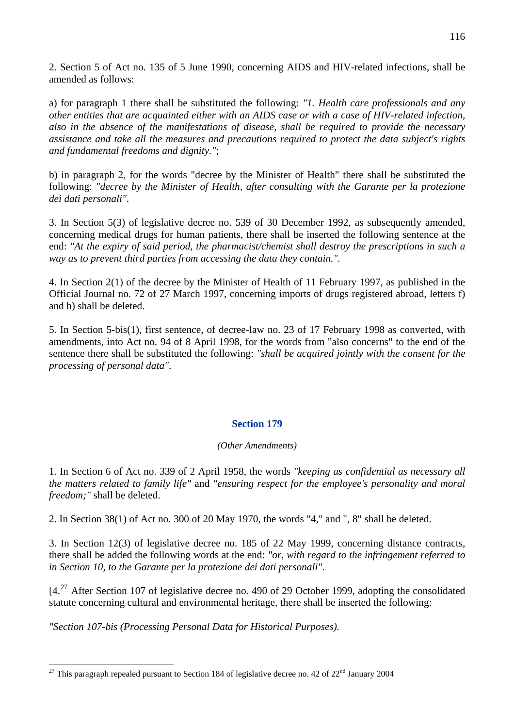2. Section 5 of Act no. 135 of 5 June 1990, concerning AIDS and HIV-related infections, shall be amended as follows:

a) for paragraph 1 there shall be substituted the following: *"1. Health care professionals and any other entities that are acquainted either with an AIDS case or with a case of HIV-related infection, also in the absence of the manifestations of disease, shall be required to provide the necessary assistance and take all the measures and precautions required to protect the data subject's rights and fundamental freedoms and dignity."*;

b) in paragraph 2, for the words "decree by the Minister of Health" there shall be substituted the following: *"decree by the Minister of Health, after consulting with the Garante per la protezione dei dati personali".*

3. In Section 5(3) of legislative decree no. 539 of 30 December 1992, as subsequently amended, concerning medical drugs for human patients, there shall be inserted the following sentence at the end: *"At the expiry of said period, the pharmacist/chemist shall destroy the prescriptions in such a way as to prevent third parties from accessing the data they contain.".*

4. In Section 2(1) of the decree by the Minister of Health of 11 February 1997, as published in the Official Journal no. 72 of 27 March 1997, concerning imports of drugs registered abroad, letters f) and h) shall be deleted.

5. In Section 5-bis(1), first sentence, of decree-law no. 23 of 17 February 1998 as converted, with amendments, into Act no. 94 of 8 April 1998, for the words from "also concerns" to the end of the sentence there shall be substituted the following: *"shall be acquired jointly with the consent for the processing of personal data"*.

## Section 179

*(Other Amendments)*

1. In Section 6 of Act no. 339 of 2 April 1958, the words *"keeping as confidential as necessary all the matters related to family life"* and *"ensuring respect for the employee's personality and moral freedom;"* shall be deleted.

2. In Section 38(1) of Act no. 300 of 20 May 1970, the words "4," and ", 8" shall be deleted.

3. In Section 12(3) of legislative decree no. 185 of 22 May 1999, concerning distance contracts, there shall be added the following words at the end: *"or, with regard to the infringement referred to in Section 10, to the Garante per la protezione dei dati personali"*.

[4.[27] After Section 107 of legislative decree no. 490 of 29 October 1999, adopting the consolidated statute concerning cultural and environmental heritage, there shall be inserted the following:

*"Section 107-bis (Processing Personal Data for Historical Purposes).*

---

[27] This paragraph repealed pursuant to Section 184 of legislative decree no. 42 of 22nd January 2004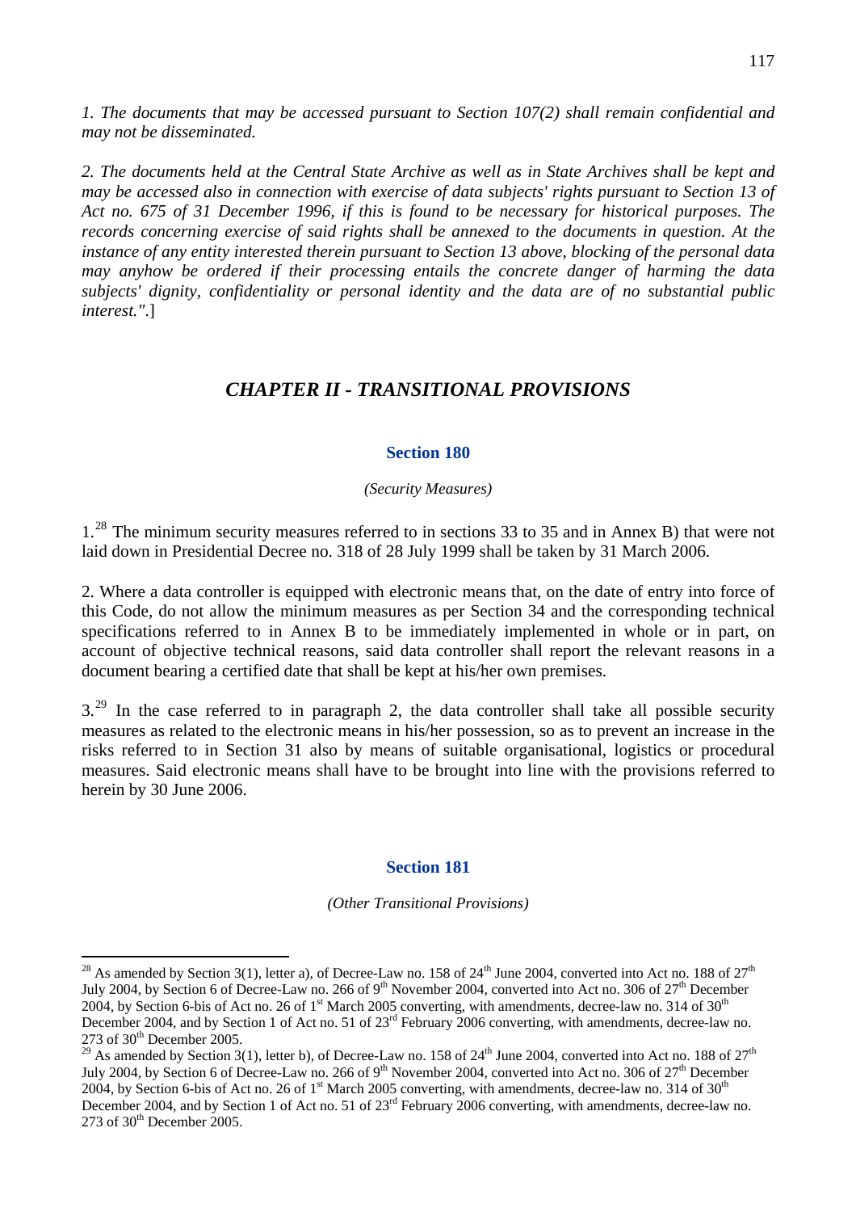*1. The documents that may be accessed pursuant to Section 107(2) shall remain confidential and may not be disseminated.*

*2. The documents held at the Central State Archive as well as in State Archives shall be kept and may be accessed also in connection with exercise of data subjects' rights pursuant to Section 13 of Act no. 675 of 31 December 1996, if this is found to be necessary for historical purposes. The records concerning exercise of said rights shall be annexed to the documents in question. At the instance of any entity interested therein pursuant to Section 13 above, blocking of the personal data may anyhow be ordered if their processing entails the concrete danger of harming the data subjects' dignity, confidentiality or personal identity and the data are of no substantial public interest.".*]

## *CHAPTER II - TRANSITIONAL PROVISIONS*

### Section 180

*(Security Measures)*

1.[28] The minimum security measures referred to in sections 33 to 35 and in Annex B) that were not laid down in Presidential Decree no. 318 of 28 July 1999 shall be taken by 31 March 2006.

2. Where a data controller is equipped with electronic means that, on the date of entry into force of this Code, do not allow the minimum measures as per Section 34 and the corresponding technical specifications referred to in Annex B to be immediately implemented in whole or in part, on account of objective technical reasons, said data controller shall report the relevant reasons in a document bearing a certified date that shall be kept at his/her own premises.

3.[29] In the case referred to in paragraph 2, the data controller shall take all possible security measures as related to the electronic means in his/her possession, so as to prevent an increase in the risks referred to in Section 31 also by means of suitable organisational, logistics or procedural measures. Said electronic means shall have to be brought into line with the provisions referred to herein by 30 June 2006.

### Section 181

*(Other Transitional Provisions)*

---

[28] As amended by Section 3(1), letter a), of Decree-Law no. 158 of 24th June 2004, converted into Act no. 188 of 27th July 2004, by Section 6 of Decree-Law no. 266 of 9th November 2004, converted into Act no. 306 of 27th December 2004, by Section 6-bis of Act no. 26 of 1st March 2005 converting, with amendments, decree-law no. 314 of 30th December 2004, and by Section 1 of Act no. 51 of 23rd February 2006 converting, with amendments, decree-law no. 273 of 30th December 2005.

[29] As amended by Section 3(1), letter b), of Decree-Law no. 158 of 24th June 2004, converted into Act no. 188 of 27th July 2004, by Section 6 of Decree-Law no. 266 of 9th November 2004, converted into Act no. 306 of 27th December 2004, by Section 6-bis of Act no. 26 of 1st March 2005 converting, with amendments, decree-law no. 314 of 30th December 2004, and by Section 1 of Act no. 51 of 23rd February 2006 converting, with amendments, decree-law no. 273 of 30th December 2005.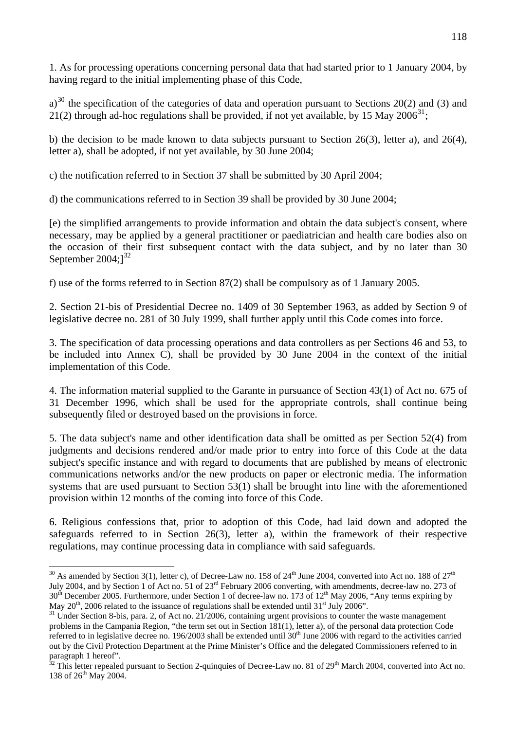1. As for processing operations concerning personal data that had started prior to 1 January 2004, by having regard to the initial implementing phase of this Code,

a)[30] the specification of the categories of data and operation pursuant to Sections 20(2) and (3) and 21(2) through ad-hoc regulations shall be provided, if not yet available, by 15 May 2006[31];

b) the decision to be made known to data subjects pursuant to Section 26(3), letter a), and 26(4), letter a), shall be adopted, if not yet available, by 30 June 2004;

c) the notification referred to in Section 37 shall be submitted by 30 April 2004;

d) the communications referred to in Section 39 shall be provided by 30 June 2004;

[e) the simplified arrangements to provide information and obtain the data subject's consent, where necessary, may be applied by a general practitioner or paediatrician and health care bodies also on the occasion of their first subsequent contact with the data subject, and by no later than 30 September 2004;][32]

f) use of the forms referred to in Section 87(2) shall be compulsory as of 1 January 2005.

2. Section 21-bis of Presidential Decree no. 1409 of 30 September 1963, as added by Section 9 of legislative decree no. 281 of 30 July 1999, shall further apply until this Code comes into force.

3. The specification of data processing operations and data controllers as per Sections 46 and 53, to be included into Annex C), shall be provided by 30 June 2004 in the context of the initial implementation of this Code.

4. The information material supplied to the Garante in pursuance of Section 43(1) of Act no. 675 of 31 December 1996, which shall be used for the appropriate controls, shall continue being subsequently filed or destroyed based on the provisions in force.

5. The data subject's name and other identification data shall be omitted as per Section 52(4) from judgments and decisions rendered and/or made prior to entry into force of this Code at the data subject's specific instance and with regard to documents that are published by means of electronic communications networks and/or the new products on paper or electronic media. The information systems that are used pursuant to Section 53(1) shall be brought into line with the aforementioned provision within 12 months of the coming into force of this Code.

6. Religious confessions that, prior to adoption of this Code, had laid down and adopted the safeguards referred to in Section 26(3), letter a), within the framework of their respective regulations, may continue processing data in compliance with said safeguards.

---

[30] As amended by Section 3(1), letter c), of Decree-Law no. 158 of 24th June 2004, converted into Act no. 188 of 27th July 2004, and by Section 1 of Act no. 51 of 23rd February 2006 converting, with amendments, decree-law no. 273 of 30th December 2005. Furthermore, under Section 1 of decree-law no. 173 of 12th May 2006, "Any terms expiring by May 20th, 2006 related to the issuance of regulations shall be extended until 31st July 2006".

[31] Under Section 8-bis, para. 2, of Act no. 21/2006, containing urgent provisions to counter the waste management problems in the Campania Region, "the term set out in Section 181(1), letter a), of the personal data protection Code referred to in legislative decree no. 196/2003 shall be extended until 30th June 2006 with regard to the activities carried out by the Civil Protection Department at the Prime Minister's Office and the delegated Commissioners referred to in paragraph 1 hereof".

[32] This letter repealed pursuant to Section 2-quinquies of Decree-Law no. 81 of 29th March 2004, converted into Act no. 138 of 26th May 2004.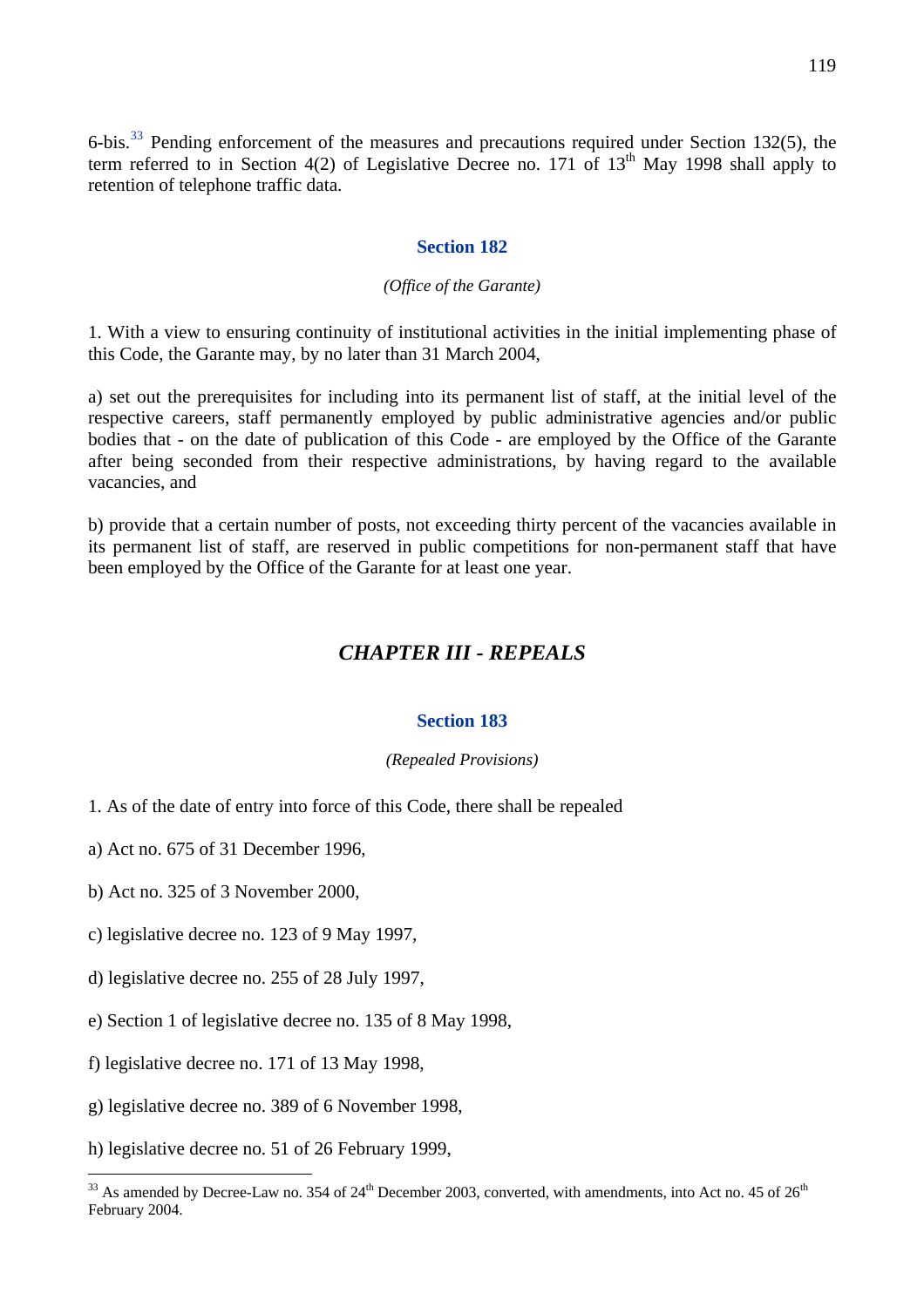6-bis.[33] Pending enforcement of the measures and precautions required under Section 132(5), the term referred to in Section 4(2) of Legislative Decree no. 171 of 13th May 1998 shall apply to retention of telephone traffic data.

### Section 182

*(Office of the Garante)*

1. With a view to ensuring continuity of institutional activities in the initial implementing phase of this Code, the Garante may, by no later than 31 March 2004,

a) set out the prerequisites for including into its permanent list of staff, at the initial level of the respective careers, staff permanently employed by public administrative agencies and/or public bodies that - on the date of publication of this Code - are employed by the Office of the Garante after being seconded from their respective administrations, by having regard to the available vacancies, and

b) provide that a certain number of posts, not exceeding thirty percent of the vacancies available in its permanent list of staff, are reserved in public competitions for non-permanent staff that have been employed by the Office of the Garante for at least one year.

## *CHAPTER III - REPEALS*

### Section 183

*(Repealed Provisions)*

1. As of the date of entry into force of this Code, there shall be repealed

a) Act no. 675 of 31 December 1996,

b) Act no. 325 of 3 November 2000,

c) legislative decree no. 123 of 9 May 1997,

d) legislative decree no. 255 of 28 July 1997,

e) Section 1 of legislative decree no. 135 of 8 May 1998,

f) legislative decree no. 171 of 13 May 1998,

g) legislative decree no. 389 of 6 November 1998,

h) legislative decree no. 51 of 26 February 1999,

---

[33] As amended by Decree-Law no. 354 of 24th December 2003, converted, with amendments, into Act no. 45 of 26th February 2004.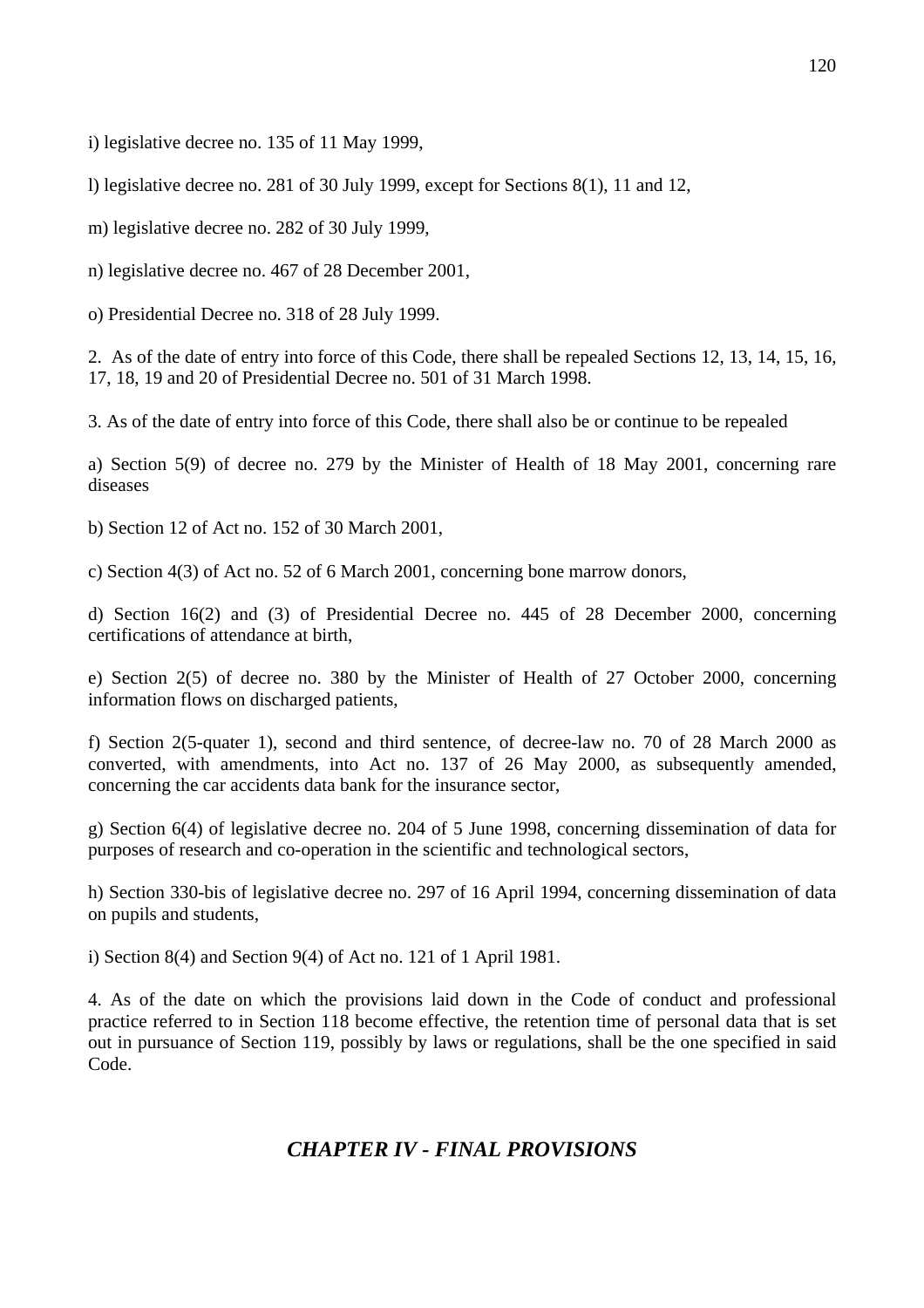i) legislative decree no. 135 of 11 May 1999,

l) legislative decree no. 281 of 30 July 1999, except for Sections 8(1), 11 and 12,

m) legislative decree no. 282 of 30 July 1999,

n) legislative decree no. 467 of 28 December 2001,

o) Presidential Decree no. 318 of 28 July 1999.

2. As of the date of entry into force of this Code, there shall be repealed Sections 12, 13, 14, 15, 16, 17, 18, 19 and 20 of Presidential Decree no. 501 of 31 March 1998.

3. As of the date of entry into force of this Code, there shall also be or continue to be repealed

a) Section 5(9) of decree no. 279 by the Minister of Health of 18 May 2001, concerning rare diseases

b) Section 12 of Act no. 152 of 30 March 2001,

c) Section 4(3) of Act no. 52 of 6 March 2001, concerning bone marrow donors,

d) Section 16(2) and (3) of Presidential Decree no. 445 of 28 December 2000, concerning certifications of attendance at birth,

e) Section 2(5) of decree no. 380 by the Minister of Health of 27 October 2000, concerning information flows on discharged patients,

f) Section 2(5-quater 1), second and third sentence, of decree-law no. 70 of 28 March 2000 as converted, with amendments, into Act no. 137 of 26 May 2000, as subsequently amended, concerning the car accidents data bank for the insurance sector,

g) Section 6(4) of legislative decree no. 204 of 5 June 1998, concerning dissemination of data for purposes of research and co-operation in the scientific and technological sectors,

h) Section 330-bis of legislative decree no. 297 of 16 April 1994, concerning dissemination of data on pupils and students,

i) Section 8(4) and Section 9(4) of Act no. 121 of 1 April 1981.

4. As of the date on which the provisions laid down in the Code of conduct and professional practice referred to in Section 118 become effective, the retention time of personal data that is set out in pursuance of Section 119, possibly by laws or regulations, shall be the one specified in said Code.

## *CHAPTER IV - FINAL PROVISIONS*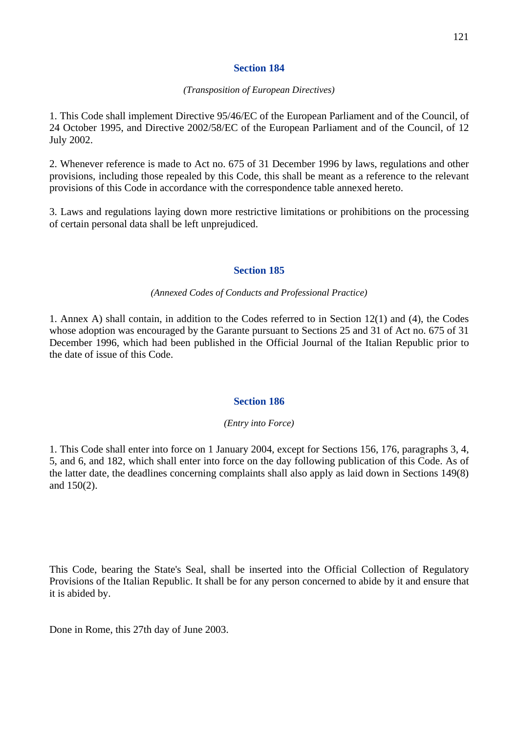### Section 184

*(Transposition of European Directives)*

1. This Code shall implement Directive 95/46/EC of the European Parliament and of the Council, of 24 October 1995, and Directive 2002/58/EC of the European Parliament and of the Council, of 12 July 2002.

2. Whenever reference is made to Act no. 675 of 31 December 1996 by laws, regulations and other provisions, including those repealed by this Code, this shall be meant as a reference to the relevant provisions of this Code in accordance with the correspondence table annexed hereto.

3. Laws and regulations laying down more restrictive limitations or prohibitions on the processing of certain personal data shall be left unprejudiced.

### Section 185

*(Annexed Codes of Conducts and Professional Practice)*

1. Annex A) shall contain, in addition to the Codes referred to in Section 12(1) and (4), the Codes whose adoption was encouraged by the Garante pursuant to Sections 25 and 31 of Act no. 675 of 31 December 1996, which had been published in the Official Journal of the Italian Republic prior to the date of issue of this Code.

### Section 186

*(Entry into Force)*

1. This Code shall enter into force on 1 January 2004, except for Sections 156, 176, paragraphs 3, 4, 5, and 6, and 182, which shall enter into force on the day following publication of this Code. As of the latter date, the deadlines concerning complaints shall also apply as laid down in Sections 149(8) and 150(2).

This Code, bearing the State's Seal, shall be inserted into the Official Collection of Regulatory Provisions of the Italian Republic. It shall be for any person concerned to abide by it and ensure that it is abided by.

Done in Rome, this 27th day of June 2003.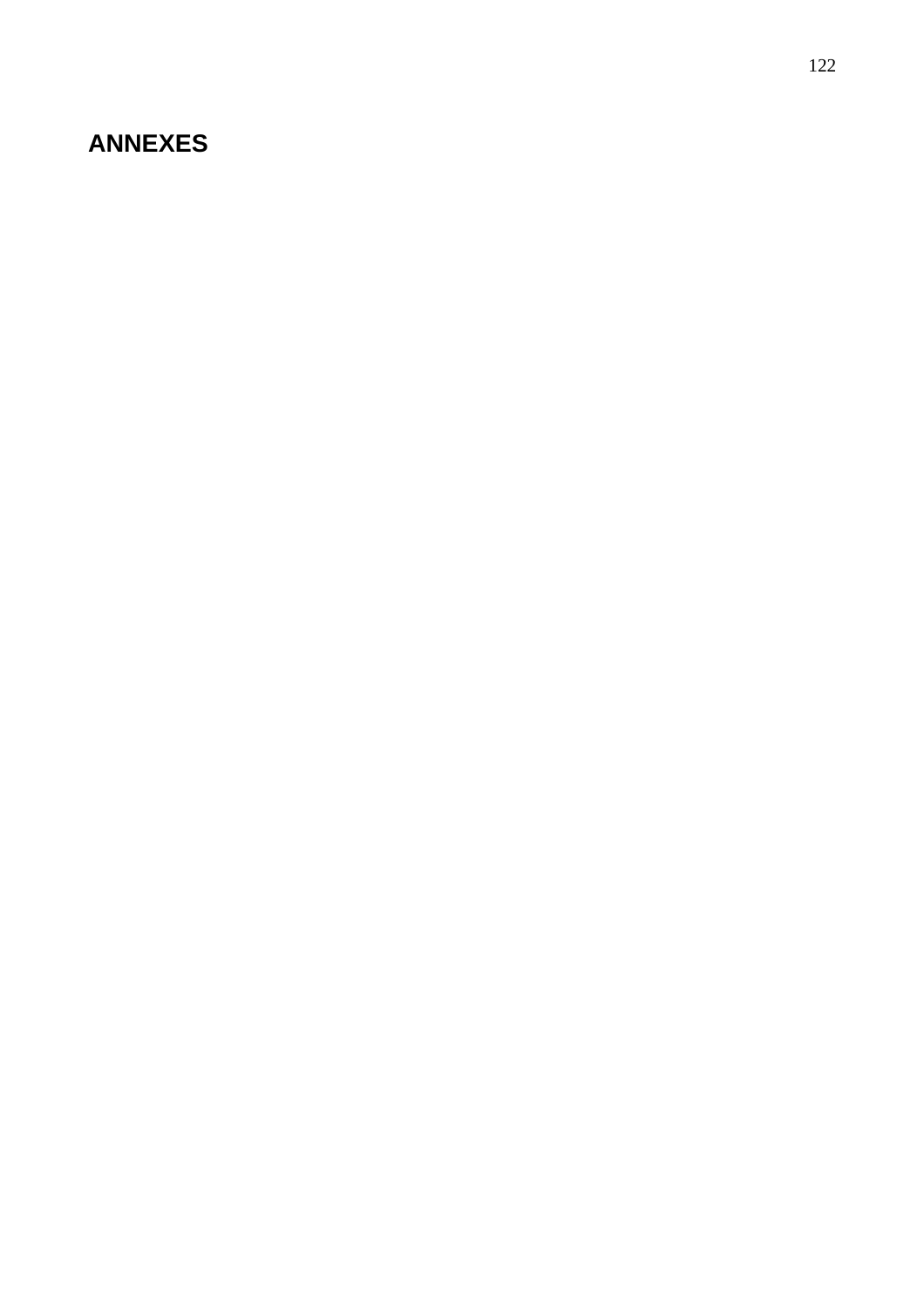# ANNEXES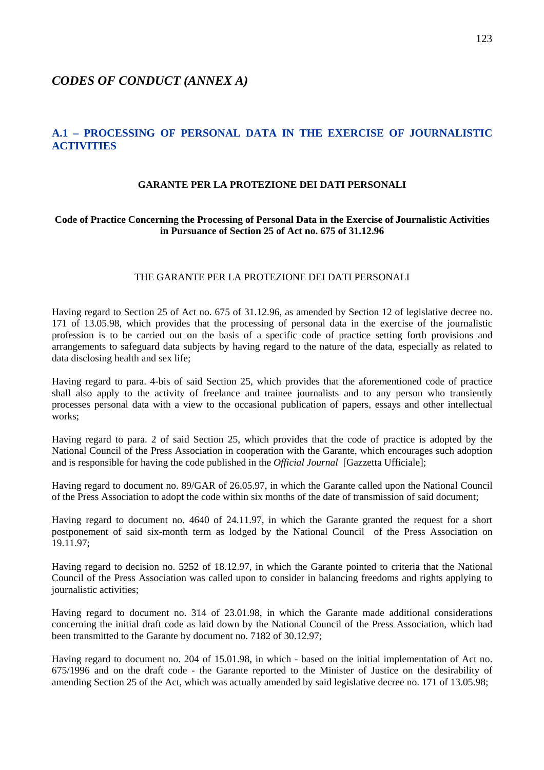# *CODES OF CONDUCT (ANNEX A)*

## A.1 – PROCESSING OF PERSONAL DATA IN THE EXERCISE OF JOURNALISTIC ACTIVITIES

**GARANTE PER LA PROTEZIONE DEI DATI PERSONALI**

**Code of Practice Concerning the Processing of Personal Data in the Exercise of Journalistic Activities in Pursuance of Section 25 of Act no. 675 of 31.12.96**

THE GARANTE PER LA PROTEZIONE DEI DATI PERSONALI

Having regard to Section 25 of Act no. 675 of 31.12.96, as amended by Section 12 of legislative decree no. 171 of 13.05.98, which provides that the processing of personal data in the exercise of the journalistic profession is to be carried out on the basis of a specific code of practice setting forth provisions and arrangements to safeguard data subjects by having regard to the nature of the data, especially as related to data disclosing health and sex life;

Having regard to para. 4-bis of said Section 25, which provides that the aforementioned code of practice shall also apply to the activity of freelance and trainee journalists and to any person who transiently processes personal data with a view to the occasional publication of papers, essays and other intellectual works;

Having regard to para. 2 of said Section 25, which provides that the code of practice is adopted by the National Council of the Press Association in cooperation with the Garante, which encourages such adoption and is responsible for having the code published in the *Official Journal* [Gazzetta Ufficiale];

Having regard to document no. 89/GAR of 26.05.97, in which the Garante called upon the National Council of the Press Association to adopt the code within six months of the date of transmission of said document;

Having regard to document no. 4640 of 24.11.97, in which the Garante granted the request for a short postponement of said six-month term as lodged by the National Council of the Press Association on 19.11.97;

Having regard to decision no. 5252 of 18.12.97, in which the Garante pointed to criteria that the National Council of the Press Association was called upon to consider in balancing freedoms and rights applying to journalistic activities;

Having regard to document no. 314 of 23.01.98, in which the Garante made additional considerations concerning the initial draft code as laid down by the National Council of the Press Association, which had been transmitted to the Garante by document no. 7182 of 30.12.97;

Having regard to document no. 204 of 15.01.98, in which - based on the initial implementation of Act no. 675/1996 and on the draft code - the Garante reported to the Minister of Justice on the desirability of amending Section 25 of the Act, which was actually amended by said legislative decree no. 171 of 13.05.98;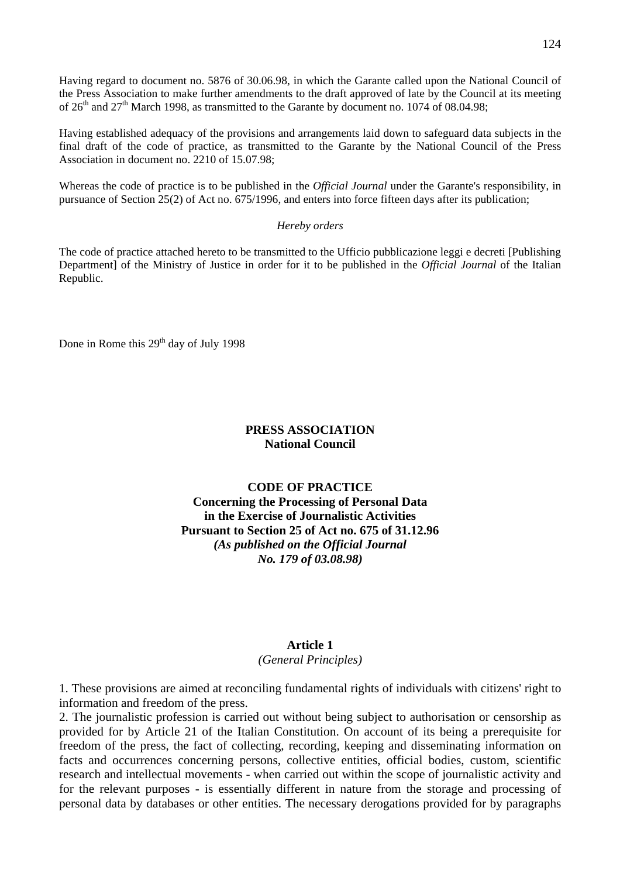Having regard to document no. 5876 of 30.06.98, in which the Garante called upon the National Council of the Press Association to make further amendments to the draft approved of late by the Council at its meeting of 26th and 27th March 1998, as transmitted to the Garante by document no. 1074 of 08.04.98;

Having established adequacy of the provisions and arrangements laid down to safeguard data subjects in the final draft of the code of practice, as transmitted to the Garante by the National Council of the Press Association in document no. 2210 of 15.07.98;

Whereas the code of practice is to be published in the *Official Journal* under the Garante's responsibility, in pursuance of Section 25(2) of Act no. 675/1996, and enters into force fifteen days after its publication;

*Hereby orders*

The code of practice attached hereto to be transmitted to the Ufficio pubblicazione leggi e decreti [Publishing Department] of the Ministry of Justice in order for it to be published in the *Official Journal* of the Italian Republic.

Done in Rome this 29th day of July 1998

**PRESS ASSOCIATION**
**National Council**

## CODE OF PRACTICE
### Concerning the Processing of Personal Data in the Exercise of Journalistic Activities Pursuant to Section 25 of Act no. 675 of 31.12.96
***(As published on the Official Journal No. 179 of 03.08.98)***

### Article 1
*(General Principles)*

1. These provisions are aimed at reconciling fundamental rights of individuals with citizens' right to information and freedom of the press.
2. The journalistic profession is carried out without being subject to authorisation or censorship as provided for by Article 21 of the Italian Constitution. On account of its being a prerequisite for freedom of the press, the fact of collecting, recording, keeping and disseminating information on facts and occurrences concerning persons, collective entities, official bodies, custom, scientific research and intellectual movements - when carried out within the scope of journalistic activity and for the relevant purposes - is essentially different in nature from the storage and processing of personal data by databases or other entities. The necessary derogations provided for by paragraphs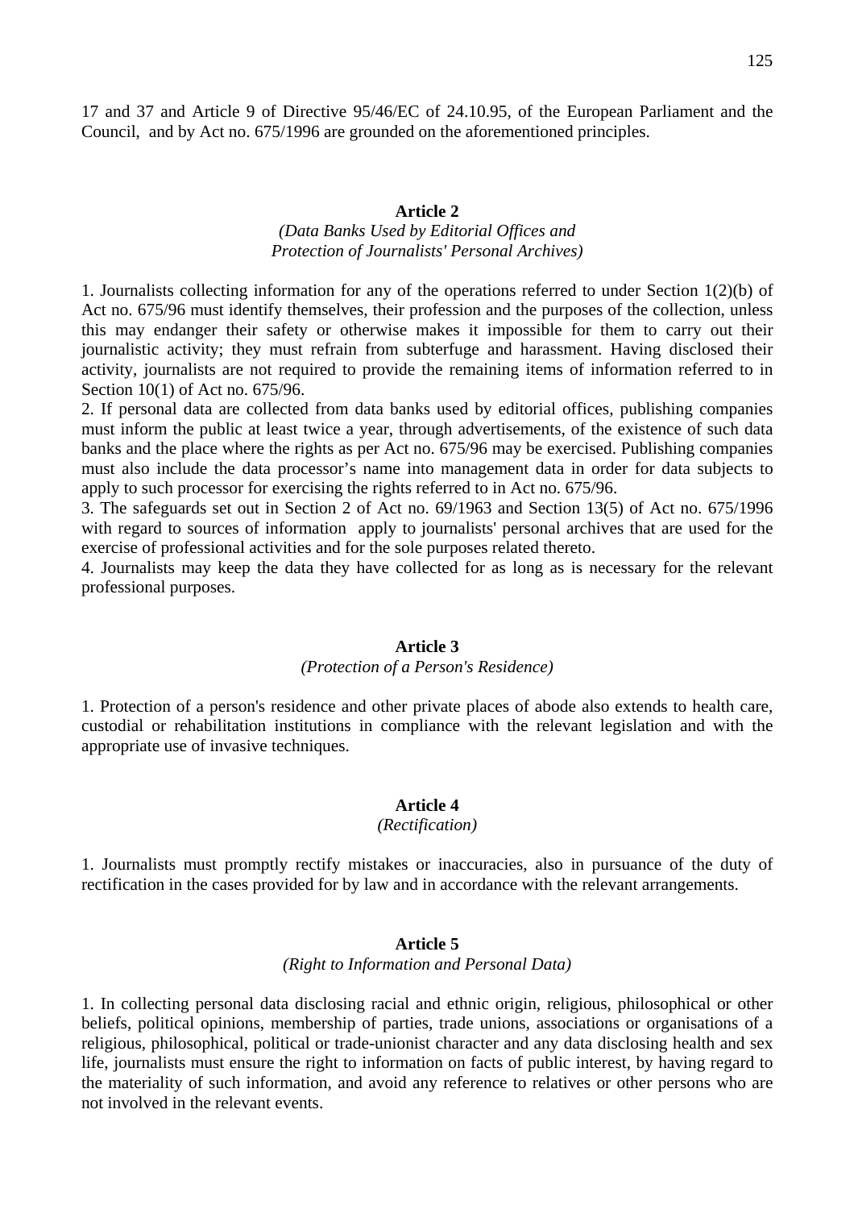17 and 37 and Article 9 of Directive 95/46/EC of 24.10.95, of the European Parliament and the Council, and by Act no. 675/1996 are grounded on the aforementioned principles.

**Article 2**

*(Data Banks Used by Editorial Offices and Protection of Journalists' Personal Archives)*

1. Journalists collecting information for any of the operations referred to under Section 1(2)(b) of Act no. 675/96 must identify themselves, their profession and the purposes of the collection, unless this may endanger their safety or otherwise makes it impossible for them to carry out their journalistic activity; they must refrain from subterfuge and harassment. Having disclosed their activity, journalists are not required to provide the remaining items of information referred to in Section 10(1) of Act no. 675/96.
2. If personal data are collected from data banks used by editorial offices, publishing companies must inform the public at least twice a year, through advertisements, of the existence of such data banks and the place where the rights as per Act no. 675/96 may be exercised. Publishing companies must also include the data processor's name into management data in order for data subjects to apply to such processor for exercising the rights referred to in Act no. 675/96.
3. The safeguards set out in Section 2 of Act no. 69/1963 and Section 13(5) of Act no. 675/1996 with regard to sources of information apply to journalists' personal archives that are used for the exercise of professional activities and for the sole purposes related thereto.
4. Journalists may keep the data they have collected for as long as is necessary for the relevant professional purposes.

**Article 3**

*(Protection of a Person's Residence)*

1. Protection of a person's residence and other private places of abode also extends to health care, custodial or rehabilitation institutions in compliance with the relevant legislation and with the appropriate use of invasive techniques.

**Article 4**

*(Rectification)*

1. Journalists must promptly rectify mistakes or inaccuracies, also in pursuance of the duty of rectification in the cases provided for by law and in accordance with the relevant arrangements.

**Article 5**

*(Right to Information and Personal Data)*

1. In collecting personal data disclosing racial and ethnic origin, religious, philosophical or other beliefs, political opinions, membership of parties, trade unions, associations or organisations of a religious, philosophical, political or trade-unionist character and any data disclosing health and sex life, journalists must ensure the right to information on facts of public interest, by having regard to the materiality of such information, and avoid any reference to relatives or other persons who are not involved in the relevant events.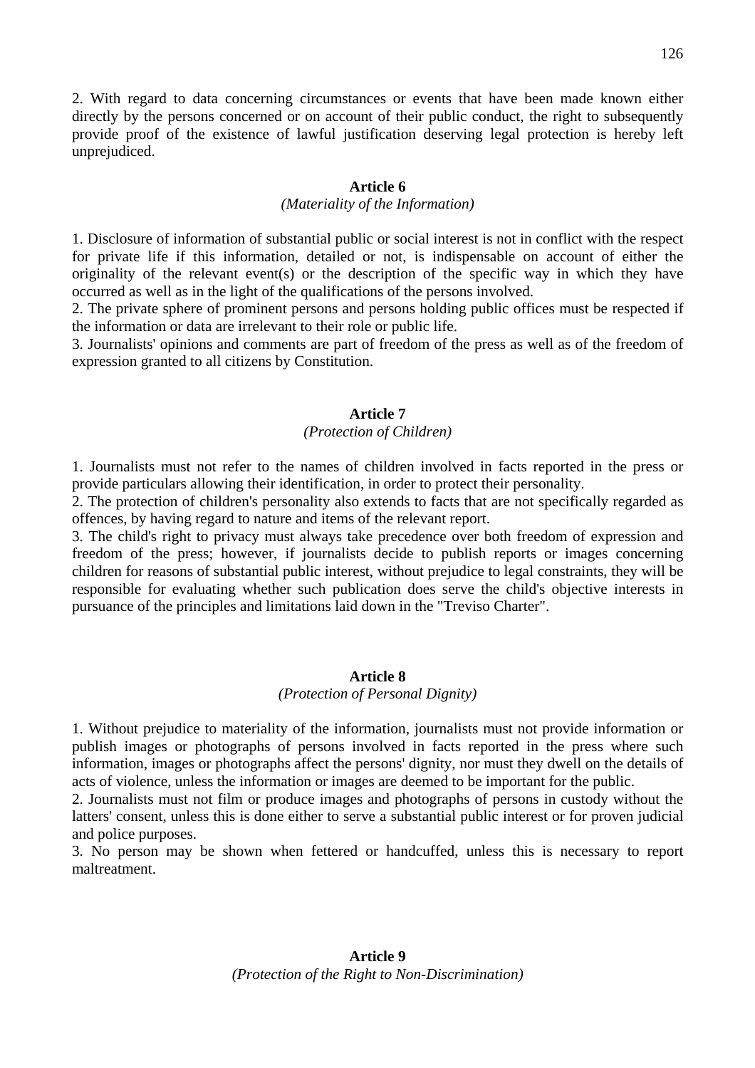2. With regard to data concerning circumstances or events that have been made known either directly by the persons concerned or on account of their public conduct, the right to subsequently provide proof of the existence of lawful justification deserving legal protection is hereby left unprejudiced.

**Article 6**

*(Materiality of the Information)*

1. Disclosure of information of substantial public or social interest is not in conflict with the respect for private life if this information, detailed or not, is indispensable on account of either the originality of the relevant event(s) or the description of the specific way in which they have occurred as well as in the light of the qualifications of the persons involved.
2. The private sphere of prominent persons and persons holding public offices must be respected if the information or data are irrelevant to their role or public life.
3. Journalists' opinions and comments are part of freedom of the press as well as of the freedom of expression granted to all citizens by Constitution.

**Article 7**

*(Protection of Children)*

1. Journalists must not refer to the names of children involved in facts reported in the press or provide particulars allowing their identification, in order to protect their personality.
2. The protection of children's personality also extends to facts that are not specifically regarded as offences, by having regard to nature and items of the relevant report.
3. The child's right to privacy must always take precedence over both freedom of expression and freedom of the press; however, if journalists decide to publish reports or images concerning children for reasons of substantial public interest, without prejudice to legal constraints, they will be responsible for evaluating whether such publication does serve the child's objective interests in pursuance of the principles and limitations laid down in the "Treviso Charter".

**Article 8**

*(Protection of Personal Dignity)*

1. Without prejudice to materiality of the information, journalists must not provide information or publish images or photographs of persons involved in facts reported in the press where such information, images or photographs affect the persons' dignity, nor must they dwell on the details of acts of violence, unless the information or images are deemed to be important for the public.
2. Journalists must not film or produce images and photographs of persons in custody without the latters' consent, unless this is done either to serve a substantial public interest or for proven judicial and police purposes.
3. No person may be shown when fettered or handcuffed, unless this is necessary to report maltreatment.

**Article 9**

*(Protection of the Right to Non-Discrimination)*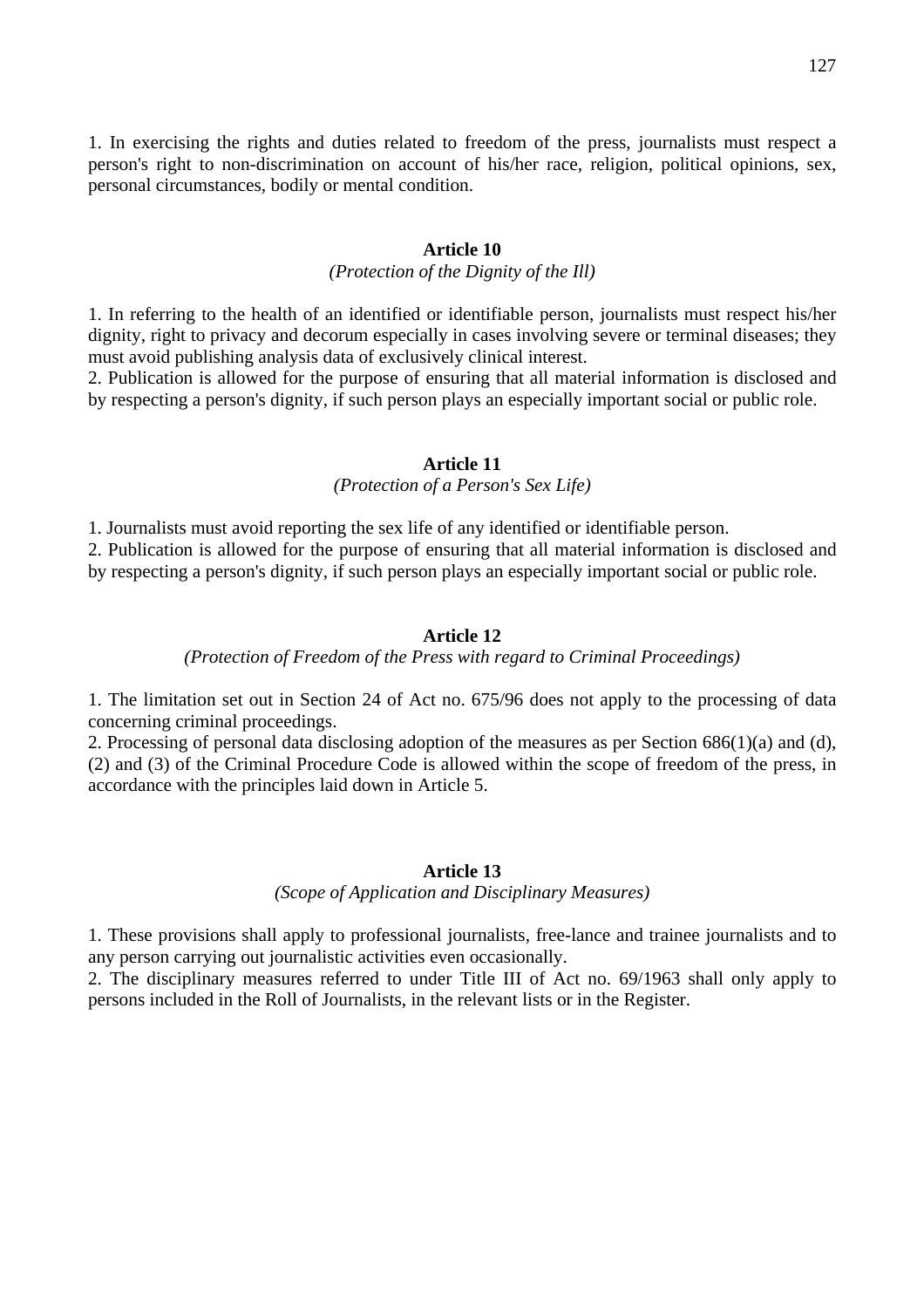1. In exercising the rights and duties related to freedom of the press, journalists must respect a person's right to non-discrimination on account of his/her race, religion, political opinions, sex, personal circumstances, bodily or mental condition.

**Article 10**

*(Protection of the Dignity of the Ill)*

1. In referring to the health of an identified or identifiable person, journalists must respect his/her dignity, right to privacy and decorum especially in cases involving severe or terminal diseases; they must avoid publishing analysis data of exclusively clinical interest.
2. Publication is allowed for the purpose of ensuring that all material information is disclosed and by respecting a person's dignity, if such person plays an especially important social or public role.

**Article 11**

*(Protection of a Person's Sex Life)*

1. Journalists must avoid reporting the sex life of any identified or identifiable person.
2. Publication is allowed for the purpose of ensuring that all material information is disclosed and by respecting a person's dignity, if such person plays an especially important social or public role.

**Article 12**

*(Protection of Freedom of the Press with regard to Criminal Proceedings)*

1. The limitation set out in Section 24 of Act no. 675/96 does not apply to the processing of data concerning criminal proceedings.
2. Processing of personal data disclosing adoption of the measures as per Section 686(1)(a) and (d), (2) and (3) of the Criminal Procedure Code is allowed within the scope of freedom of the press, in accordance with the principles laid down in Article 5.

**Article 13**

*(Scope of Application and Disciplinary Measures)*

1. These provisions shall apply to professional journalists, free-lance and trainee journalists and to any person carrying out journalistic activities even occasionally.
2. The disciplinary measures referred to under Title III of Act no. 69/1963 shall only apply to persons included in the Roll of Journalists, in the relevant lists or in the Register.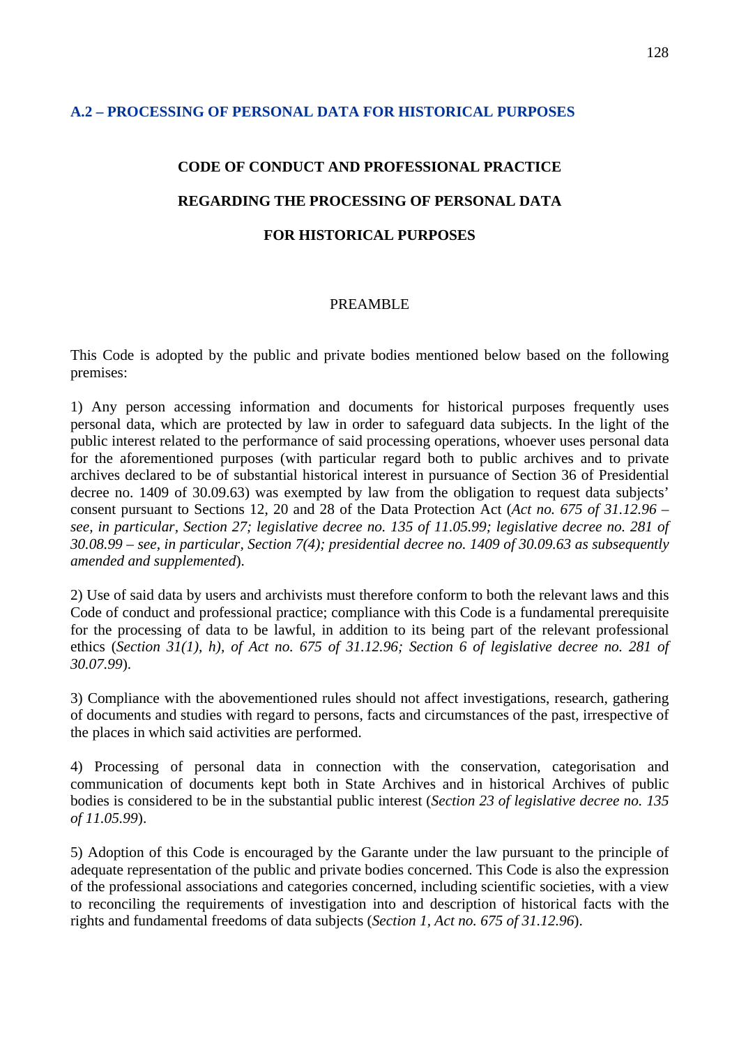## A.2 – PROCESSING OF PERSONAL DATA FOR HISTORICAL PURPOSES

### CODE OF CONDUCT AND PROFESSIONAL PRACTICE REGARDING THE PROCESSING OF PERSONAL DATA FOR HISTORICAL PURPOSES

PREAMBLE

This Code is adopted by the public and private bodies mentioned below based on the following premises:

1) Any person accessing information and documents for historical purposes frequently uses personal data, which are protected by law in order to safeguard data subjects. In the light of the public interest related to the performance of said processing operations, whoever uses personal data for the aforementioned purposes (with particular regard both to public archives and to private archives declared to be of substantial historical interest in pursuance of Section 36 of Presidential decree no. 1409 of 30.09.63) was exempted by law from the obligation to request data subjects' consent pursuant to Sections 12, 20 and 28 of the Data Protection Act (*Act no. 675 of 31.12.96 – see, in particular, Section 27; legislative decree no. 135 of 11.05.99; legislative decree no. 281 of 30.08.99 – see, in particular, Section 7(4); presidential decree no. 1409 of 30.09.63 as subsequently amended and supplemented*).

2) Use of said data by users and archivists must therefore conform to both the relevant laws and this Code of conduct and professional practice; compliance with this Code is a fundamental prerequisite for the processing of data to be lawful, in addition to its being part of the relevant professional ethics (*Section 31(1), h), of Act no. 675 of 31.12.96; Section 6 of legislative decree no. 281 of 30.07.99*).

3) Compliance with the abovementioned rules should not affect investigations, research, gathering of documents and studies with regard to persons, facts and circumstances of the past, irrespective of the places in which said activities are performed.

4) Processing of personal data in connection with the conservation, categorisation and communication of documents kept both in State Archives and in historical Archives of public bodies is considered to be in the substantial public interest (*Section 23 of legislative decree no. 135 of 11.05.99*).

5) Adoption of this Code is encouraged by the Garante under the law pursuant to the principle of adequate representation of the public and private bodies concerned. This Code is also the expression of the professional associations and categories concerned, including scientific societies, with a view to reconciling the requirements of investigation into and description of historical facts with the rights and fundamental freedoms of data subjects (*Section 1, Act no. 675 of 31.12.96*).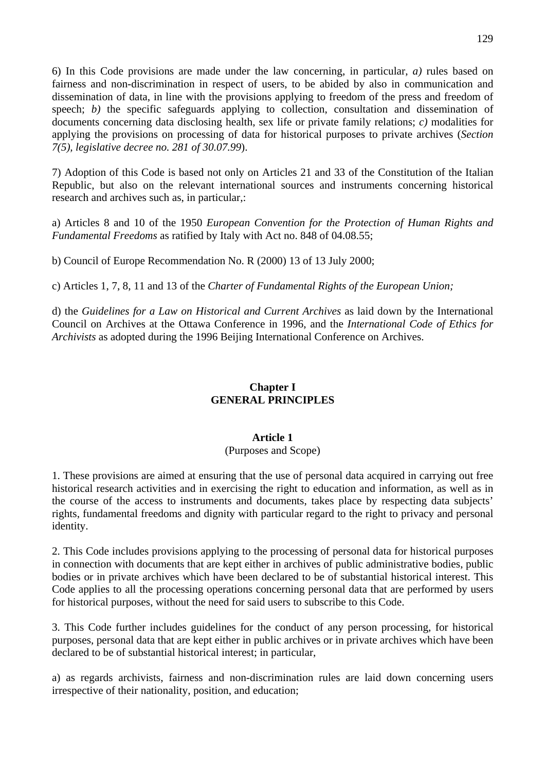6) In this Code provisions are made under the law concerning, in particular, *a)* rules based on fairness and non-discrimination in respect of users, to be abided by also in communication and dissemination of data, in line with the provisions applying to freedom of the press and freedom of speech; *b)* the specific safeguards applying to collection, consultation and dissemination of documents concerning data disclosing health, sex life or private family relations; *c)* modalities for applying the provisions on processing of data for historical purposes to private archives (*Section 7(5), legislative decree no. 281 of 30.07.99*).

7) Adoption of this Code is based not only on Articles 21 and 33 of the Constitution of the Italian Republic, but also on the relevant international sources and instruments concerning historical research and archives such as, in particular,:

a) Articles 8 and 10 of the 1950 *European Convention for the Protection of Human Rights and Fundamental Freedoms* as ratified by Italy with Act no. 848 of 04.08.55;

b) Council of Europe Recommendation No. R (2000) 13 of 13 July 2000;

c) Articles 1, 7, 8, 11 and 13 of the *Charter of Fundamental Rights of the European Union;*

d) the *Guidelines for a Law on Historical and Current Archives* as laid down by the International Council on Archives at the Ottawa Conference in 1996, and the *International Code of Ethics for Archivists* as adopted during the 1996 Beijing International Conference on Archives.

## Chapter I
## GENERAL PRINCIPLES

### Article 1
(Purposes and Scope)

1. These provisions are aimed at ensuring that the use of personal data acquired in carrying out free historical research activities and in exercising the right to education and information, as well as in the course of the access to instruments and documents, takes place by respecting data subjects' rights, fundamental freedoms and dignity with particular regard to the right to privacy and personal identity.

2. This Code includes provisions applying to the processing of personal data for historical purposes in connection with documents that are kept either in archives of public administrative bodies, public bodies or in private archives which have been declared to be of substantial historical interest. This Code applies to all the processing operations concerning personal data that are performed by users for historical purposes, without the need for said users to subscribe to this Code.

3. This Code further includes guidelines for the conduct of any person processing, for historical purposes, personal data that are kept either in public archives or in private archives which have been declared to be of substantial historical interest; in particular,

a) as regards archivists, fairness and non-discrimination rules are laid down concerning users irrespective of their nationality, position, and education;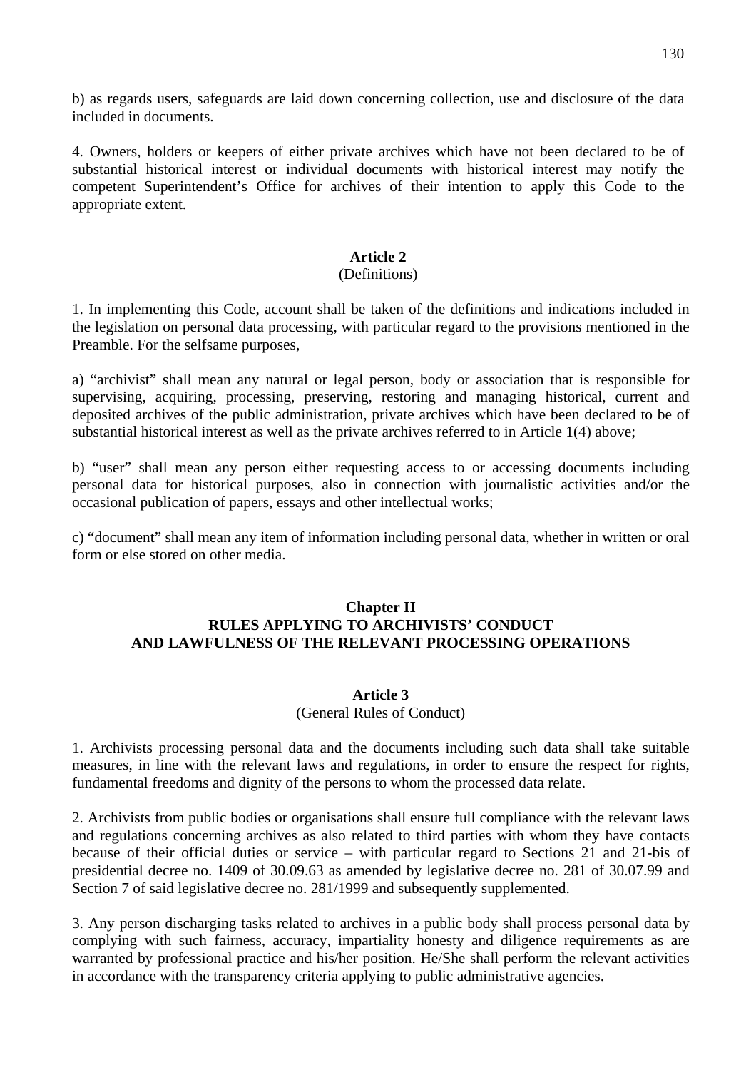b) as regards users, safeguards are laid down concerning collection, use and disclosure of the data included in documents.

4. Owners, holders or keepers of either private archives which have not been declared to be of substantial historical interest or individual documents with historical interest may notify the competent Superintendent's Office for archives of their intention to apply this Code to the appropriate extent.

**Article 2**
(Definitions)

1. In implementing this Code, account shall be taken of the definitions and indications included in the legislation on personal data processing, with particular regard to the provisions mentioned in the Preamble. For the selfsame purposes,

a) "archivist" shall mean any natural or legal person, body or association that is responsible for supervising, acquiring, processing, preserving, restoring and managing historical, current and deposited archives of the public administration, private archives which have been declared to be of substantial historical interest as well as the private archives referred to in Article 1(4) above;

b) "user" shall mean any person either requesting access to or accessing documents including personal data for historical purposes, also in connection with journalistic activities and/or the occasional publication of papers, essays and other intellectual works;

c) "document" shall mean any item of information including personal data, whether in written or oral form or else stored on other media.

## Chapter II
## RULES APPLYING TO ARCHIVISTS' CONDUCT AND LAWFULNESS OF THE RELEVANT PROCESSING OPERATIONS

**Article 3**
(General Rules of Conduct)

1. Archivists processing personal data and the documents including such data shall take suitable measures, in line with the relevant laws and regulations, in order to ensure the respect for rights, fundamental freedoms and dignity of the persons to whom the processed data relate.

2. Archivists from public bodies or organisations shall ensure full compliance with the relevant laws and regulations concerning archives as also related to third parties with whom they have contacts because of their official duties or service – with particular regard to Sections 21 and 21-bis of presidential decree no. 1409 of 30.09.63 as amended by legislative decree no. 281 of 30.07.99 and Section 7 of said legislative decree no. 281/1999 and subsequently supplemented.

3. Any person discharging tasks related to archives in a public body shall process personal data by complying with such fairness, accuracy, impartiality honesty and diligence requirements as are warranted by professional practice and his/her position. He/She shall perform the relevant activities in accordance with the transparency criteria applying to public administrative agencies.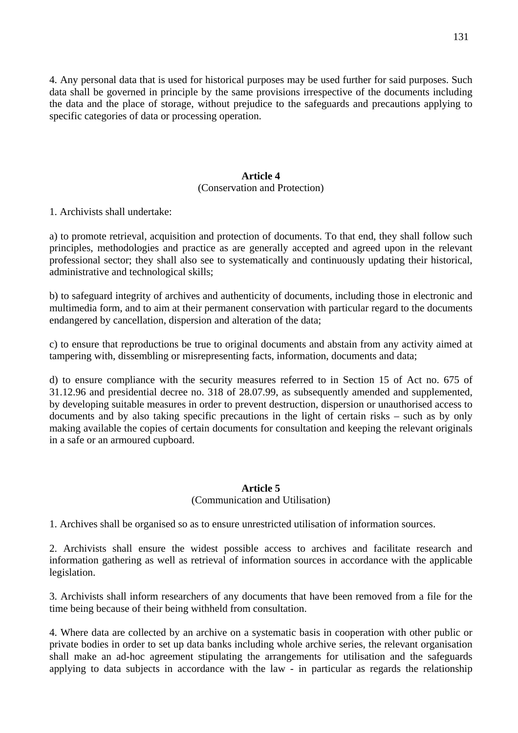4. Any personal data that is used for historical purposes may be used further for said purposes. Such data shall be governed in principle by the same provisions irrespective of the documents including the data and the place of storage, without prejudice to the safeguards and precautions applying to specific categories of data or processing operation.

### Article 4
(Conservation and Protection)

1. Archivists shall undertake:

a) to promote retrieval, acquisition and protection of documents. To that end, they shall follow such principles, methodologies and practice as are generally accepted and agreed upon in the relevant professional sector; they shall also see to systematically and continuously updating their historical, administrative and technological skills;

b) to safeguard integrity of archives and authenticity of documents, including those in electronic and multimedia form, and to aim at their permanent conservation with particular regard to the documents endangered by cancellation, dispersion and alteration of the data;

c) to ensure that reproductions be true to original documents and abstain from any activity aimed at tampering with, dissembling or misrepresenting facts, information, documents and data;

d) to ensure compliance with the security measures referred to in Section 15 of Act no. 675 of 31.12.96 and presidential decree no. 318 of 28.07.99, as subsequently amended and supplemented, by developing suitable measures in order to prevent destruction, dispersion or unauthorised access to documents and by also taking specific precautions in the light of certain risks – such as by only making available the copies of certain documents for consultation and keeping the relevant originals in a safe or an armoured cupboard.

### Article 5
(Communication and Utilisation)

1. Archives shall be organised so as to ensure unrestricted utilisation of information sources.

2. Archivists shall ensure the widest possible access to archives and facilitate research and information gathering as well as retrieval of information sources in accordance with the applicable legislation.

3. Archivists shall inform researchers of any documents that have been removed from a file for the time being because of their being withheld from consultation.

4. Where data are collected by an archive on a systematic basis in cooperation with other public or private bodies in order to set up data banks including whole archive series, the relevant organisation shall make an ad-hoc agreement stipulating the arrangements for utilisation and the safeguards applying to data subjects in accordance with the law - in particular as regards the relationship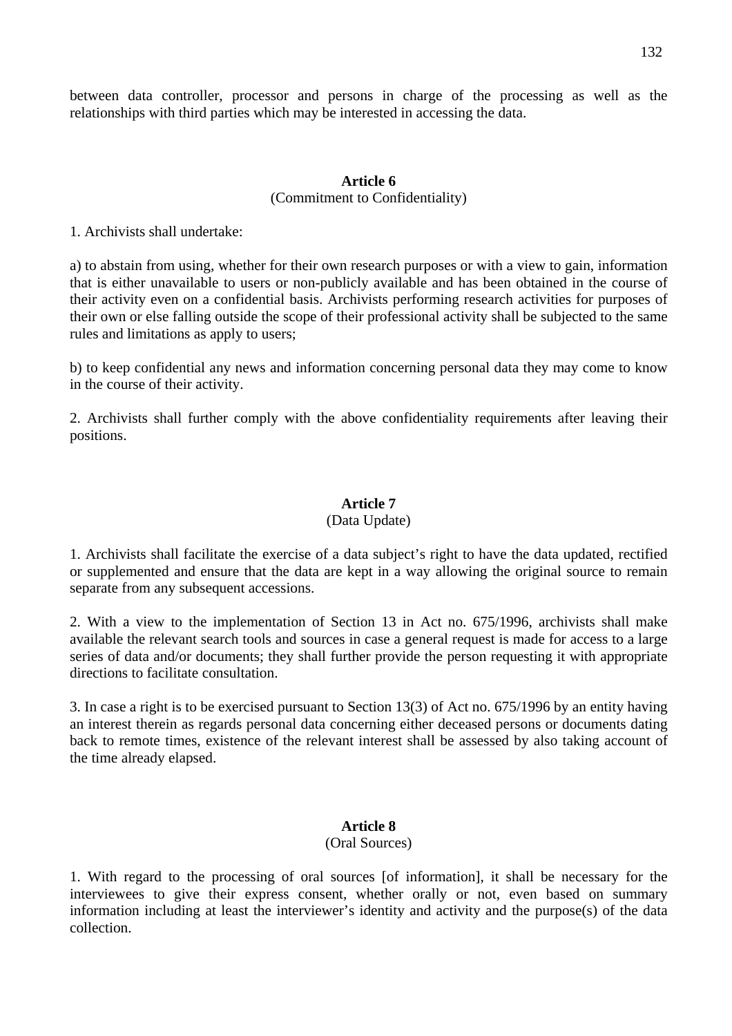between data controller, processor and persons in charge of the processing as well as the relationships with third parties which may be interested in accessing the data.

**Article 6**
(Commitment to Confidentiality)

1. Archivists shall undertake:

a) to abstain from using, whether for their own research purposes or with a view to gain, information that is either unavailable to users or non-publicly available and has been obtained in the course of their activity even on a confidential basis. Archivists performing research activities for purposes of their own or else falling outside the scope of their professional activity shall be subjected to the same rules and limitations as apply to users;

b) to keep confidential any news and information concerning personal data they may come to know in the course of their activity.

2. Archivists shall further comply with the above confidentiality requirements after leaving their positions.

**Article 7**
(Data Update)

1. Archivists shall facilitate the exercise of a data subject's right to have the data updated, rectified or supplemented and ensure that the data are kept in a way allowing the original source to remain separate from any subsequent accessions.

2. With a view to the implementation of Section 13 in Act no. 675/1996, archivists shall make available the relevant search tools and sources in case a general request is made for access to a large series of data and/or documents; they shall further provide the person requesting it with appropriate directions to facilitate consultation.

3. In case a right is to be exercised pursuant to Section 13(3) of Act no. 675/1996 by an entity having an interest therein as regards personal data concerning either deceased persons or documents dating back to remote times, existence of the relevant interest shall be assessed by also taking account of the time already elapsed.

**Article 8**
(Oral Sources)

1. With regard to the processing of oral sources [of information], it shall be necessary for the interviewees to give their express consent, whether orally or not, even based on summary information including at least the interviewer's identity and activity and the purpose(s) of the data collection.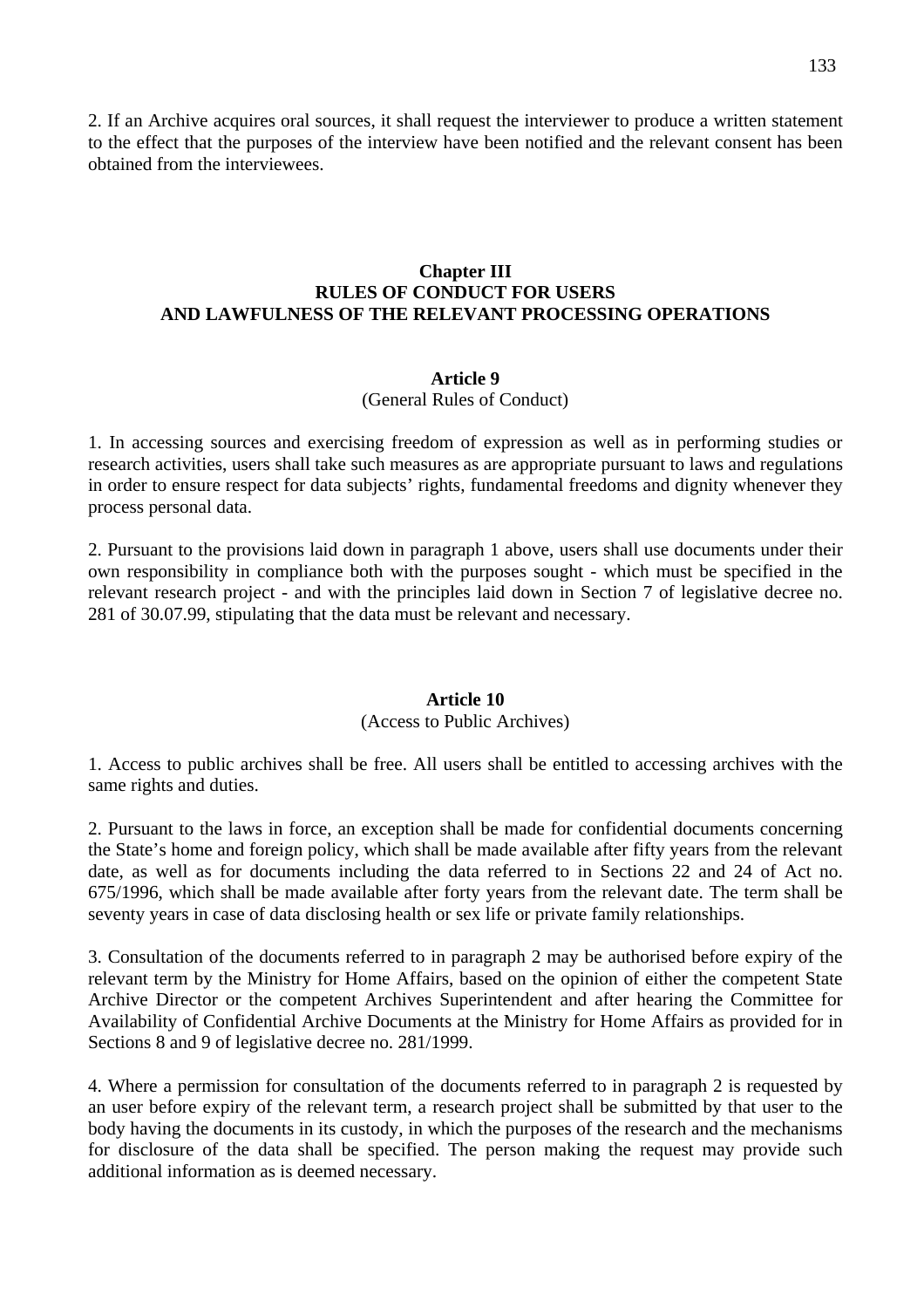2. If an Archive acquires oral sources, it shall request the interviewer to produce a written statement to the effect that the purposes of the interview have been notified and the relevant consent has been obtained from the interviewees.

## Chapter III
## RULES OF CONDUCT FOR USERS AND LAWFULNESS OF THE RELEVANT PROCESSING OPERATIONS

### Article 9

(General Rules of Conduct)

1. In accessing sources and exercising freedom of expression as well as in performing studies or research activities, users shall take such measures as are appropriate pursuant to laws and regulations in order to ensure respect for data subjects' rights, fundamental freedoms and dignity whenever they process personal data.

2. Pursuant to the provisions laid down in paragraph 1 above, users shall use documents under their own responsibility in compliance both with the purposes sought - which must be specified in the relevant research project - and with the principles laid down in Section 7 of legislative decree no. 281 of 30.07.99, stipulating that the data must be relevant and necessary.

### Article 10

(Access to Public Archives)

1. Access to public archives shall be free. All users shall be entitled to accessing archives with the same rights and duties.

2. Pursuant to the laws in force, an exception shall be made for confidential documents concerning the State's home and foreign policy, which shall be made available after fifty years from the relevant date, as well as for documents including the data referred to in Sections 22 and 24 of Act no. 675/1996, which shall be made available after forty years from the relevant date. The term shall be seventy years in case of data disclosing health or sex life or private family relationships.

3. Consultation of the documents referred to in paragraph 2 may be authorised before expiry of the relevant term by the Ministry for Home Affairs, based on the opinion of either the competent State Archive Director or the competent Archives Superintendent and after hearing the Committee for Availability of Confidential Archive Documents at the Ministry for Home Affairs as provided for in Sections 8 and 9 of legislative decree no. 281/1999.

4. Where a permission for consultation of the documents referred to in paragraph 2 is requested by an user before expiry of the relevant term, a research project shall be submitted by that user to the body having the documents in its custody, in which the purposes of the research and the mechanisms for disclosure of the data shall be specified. The person making the request may provide such additional information as is deemed necessary.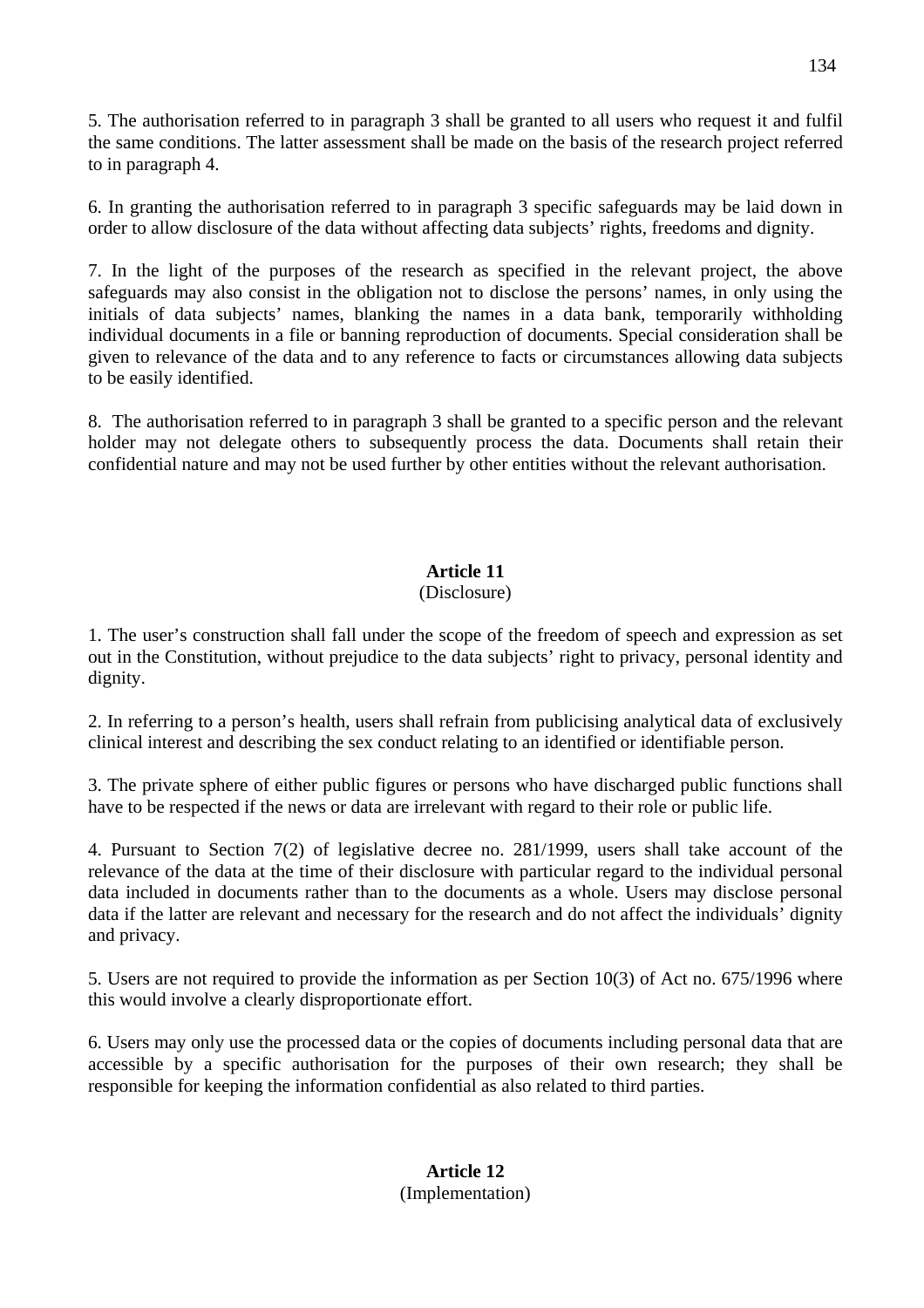5. The authorisation referred to in paragraph 3 shall be granted to all users who request it and fulfil the same conditions. The latter assessment shall be made on the basis of the research project referred to in paragraph 4.

6. In granting the authorisation referred to in paragraph 3 specific safeguards may be laid down in order to allow disclosure of the data without affecting data subjects' rights, freedoms and dignity.

7. In the light of the purposes of the research as specified in the relevant project, the above safeguards may also consist in the obligation not to disclose the persons' names, in only using the initials of data subjects' names, blanking the names in a data bank, temporarily withholding individual documents in a file or banning reproduction of documents. Special consideration shall be given to relevance of the data and to any reference to facts or circumstances allowing data subjects to be easily identified.

8. The authorisation referred to in paragraph 3 shall be granted to a specific person and the relevant holder may not delegate others to subsequently process the data. Documents shall retain their confidential nature and may not be used further by other entities without the relevant authorisation.

**Article 11**
(Disclosure)

1. The user's construction shall fall under the scope of the freedom of speech and expression as set out in the Constitution, without prejudice to the data subjects' right to privacy, personal identity and dignity.

2. In referring to a person's health, users shall refrain from publicising analytical data of exclusively clinical interest and describing the sex conduct relating to an identified or identifiable person.

3. The private sphere of either public figures or persons who have discharged public functions shall have to be respected if the news or data are irrelevant with regard to their role or public life.

4. Pursuant to Section 7(2) of legislative decree no. 281/1999, users shall take account of the relevance of the data at the time of their disclosure with particular regard to the individual personal data included in documents rather than to the documents as a whole. Users may disclose personal data if the latter are relevant and necessary for the research and do not affect the individuals' dignity and privacy.

5. Users are not required to provide the information as per Section 10(3) of Act no. 675/1996 where this would involve a clearly disproportionate effort.

6. Users may only use the processed data or the copies of documents including personal data that are accessible by a specific authorisation for the purposes of their own research; they shall be responsible for keeping the information confidential as also related to third parties.

**Article 12**
(Implementation)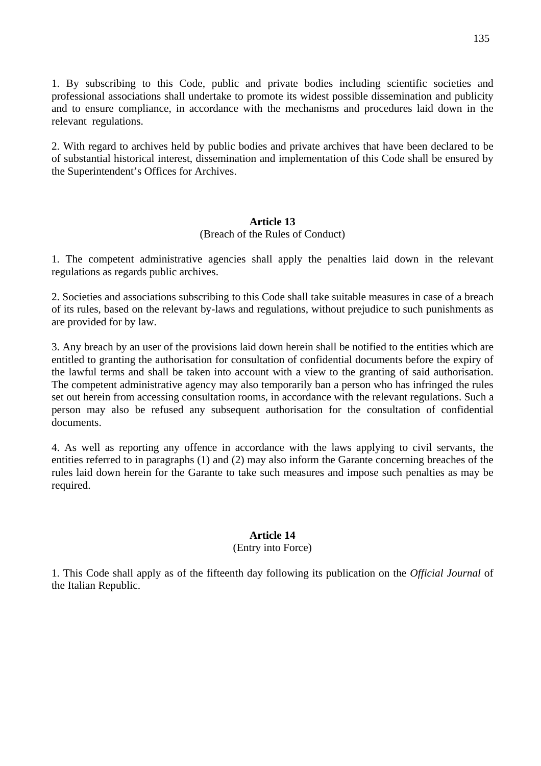1. By subscribing to this Code, public and private bodies including scientific societies and professional associations shall undertake to promote its widest possible dissemination and publicity and to ensure compliance, in accordance with the mechanisms and procedures laid down in the relevant regulations.

2. With regard to archives held by public bodies and private archives that have been declared to be of substantial historical interest, dissemination and implementation of this Code shall be ensured by the Superintendent's Offices for Archives.

**Article 13**

(Breach of the Rules of Conduct)

1. The competent administrative agencies shall apply the penalties laid down in the relevant regulations as regards public archives.

2. Societies and associations subscribing to this Code shall take suitable measures in case of a breach of its rules, based on the relevant by-laws and regulations, without prejudice to such punishments as are provided for by law.

3. Any breach by an user of the provisions laid down herein shall be notified to the entities which are entitled to granting the authorisation for consultation of confidential documents before the expiry of the lawful terms and shall be taken into account with a view to the granting of said authorisation. The competent administrative agency may also temporarily ban a person who has infringed the rules set out herein from accessing consultation rooms, in accordance with the relevant regulations. Such a person may also be refused any subsequent authorisation for the consultation of confidential documents.

4. As well as reporting any offence in accordance with the laws applying to civil servants, the entities referred to in paragraphs (1) and (2) may also inform the Garante concerning breaches of the rules laid down herein for the Garante to take such measures and impose such penalties as may be required.

**Article 14**

(Entry into Force)

1. This Code shall apply as of the fifteenth day following its publication on the *Official Journal* of the Italian Republic.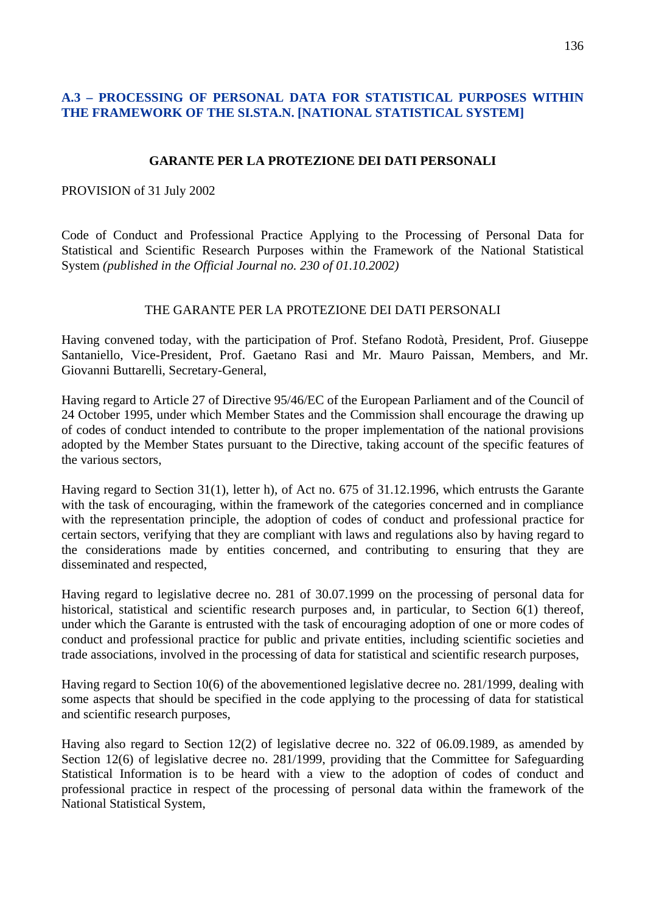## A.3 – PROCESSING OF PERSONAL DATA FOR STATISTICAL PURPOSES WITHIN THE FRAMEWORK OF THE SI.STA.N. [NATIONAL STATISTICAL SYSTEM]

**GARANTE PER LA PROTEZIONE DEI DATI PERSONALI**

PROVISION of 31 July 2002

Code of Conduct and Professional Practice Applying to the Processing of Personal Data for Statistical and Scientific Research Purposes within the Framework of the National Statistical System *(published in the Official Journal no. 230 of 01.10.2002)*

THE GARANTE PER LA PROTEZIONE DEI DATI PERSONALI

Having convened today, with the participation of Prof. Stefano Rodotà, President, Prof. Giuseppe Santaniello, Vice-President, Prof. Gaetano Rasi and Mr. Mauro Paissan, Members, and Mr. Giovanni Buttarelli, Secretary-General,

Having regard to Article 27 of Directive 95/46/EC of the European Parliament and of the Council of 24 October 1995, under which Member States and the Commission shall encourage the drawing up of codes of conduct intended to contribute to the proper implementation of the national provisions adopted by the Member States pursuant to the Directive, taking account of the specific features of the various sectors,

Having regard to Section 31(1), letter h), of Act no. 675 of 31.12.1996, which entrusts the Garante with the task of encouraging, within the framework of the categories concerned and in compliance with the representation principle, the adoption of codes of conduct and professional practice for certain sectors, verifying that they are compliant with laws and regulations also by having regard to the considerations made by entities concerned, and contributing to ensuring that they are disseminated and respected,

Having regard to legislative decree no. 281 of 30.07.1999 on the processing of personal data for historical, statistical and scientific research purposes and, in particular, to Section 6(1) thereof, under which the Garante is entrusted with the task of encouraging adoption of one or more codes of conduct and professional practice for public and private entities, including scientific societies and trade associations, involved in the processing of data for statistical and scientific research purposes,

Having regard to Section 10(6) of the abovementioned legislative decree no. 281/1999, dealing with some aspects that should be specified in the code applying to the processing of data for statistical and scientific research purposes,

Having also regard to Section 12(2) of legislative decree no. 322 of 06.09.1989, as amended by Section 12(6) of legislative decree no. 281/1999, providing that the Committee for Safeguarding Statistical Information is to be heard with a view to the adoption of codes of conduct and professional practice in respect of the processing of personal data within the framework of the National Statistical System,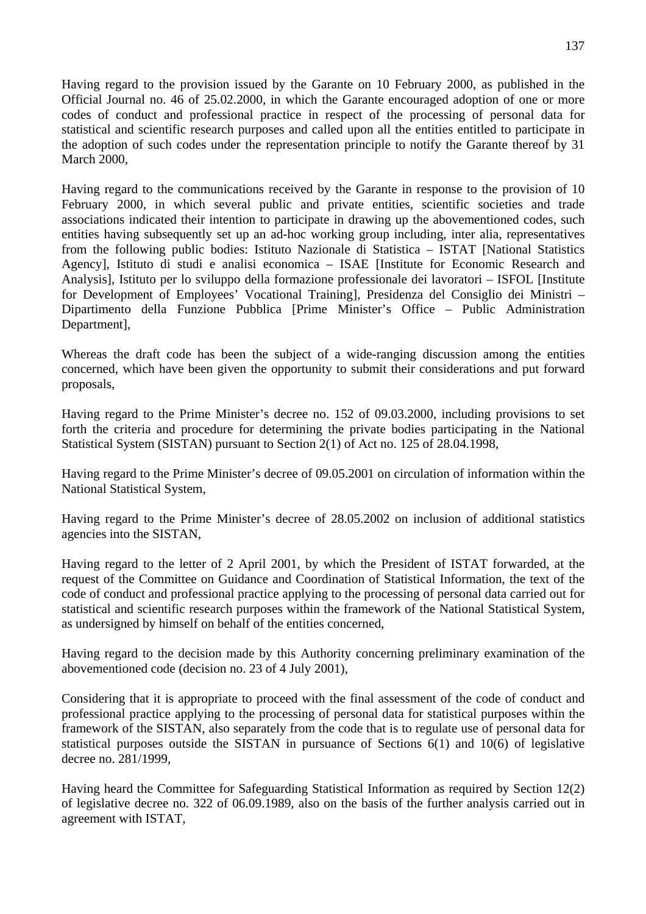Having regard to the provision issued by the Garante on 10 February 2000, as published in the Official Journal no. 46 of 25.02.2000, in which the Garante encouraged adoption of one or more codes of conduct and professional practice in respect of the processing of personal data for statistical and scientific research purposes and called upon all the entities entitled to participate in the adoption of such codes under the representation principle to notify the Garante thereof by 31 March 2000,

Having regard to the communications received by the Garante in response to the provision of 10 February 2000, in which several public and private entities, scientific societies and trade associations indicated their intention to participate in drawing up the abovementioned codes, such entities having subsequently set up an ad-hoc working group including, inter alia, representatives from the following public bodies: Istituto Nazionale di Statistica – ISTAT [National Statistics Agency], Istituto di studi e analisi economica – ISAE [Institute for Economic Research and Analysis], Istituto per lo sviluppo della formazione professionale dei lavoratori – ISFOL [Institute for Development of Employees' Vocational Training], Presidenza del Consiglio dei Ministri – Dipartimento della Funzione Pubblica [Prime Minister's Office – Public Administration Department],

Whereas the draft code has been the subject of a wide-ranging discussion among the entities concerned, which have been given the opportunity to submit their considerations and put forward proposals,

Having regard to the Prime Minister's decree no. 152 of 09.03.2000, including provisions to set forth the criteria and procedure for determining the private bodies participating in the National Statistical System (SISTAN) pursuant to Section 2(1) of Act no. 125 of 28.04.1998,

Having regard to the Prime Minister's decree of 09.05.2001 on circulation of information within the National Statistical System,

Having regard to the Prime Minister's decree of 28.05.2002 on inclusion of additional statistics agencies into the SISTAN,

Having regard to the letter of 2 April 2001, by which the President of ISTAT forwarded, at the request of the Committee on Guidance and Coordination of Statistical Information, the text of the code of conduct and professional practice applying to the processing of personal data carried out for statistical and scientific research purposes within the framework of the National Statistical System, as undersigned by himself on behalf of the entities concerned,

Having regard to the decision made by this Authority concerning preliminary examination of the abovementioned code (decision no. 23 of 4 July 2001),

Considering that it is appropriate to proceed with the final assessment of the code of conduct and professional practice applying to the processing of personal data for statistical purposes within the framework of the SISTAN, also separately from the code that is to regulate use of personal data for statistical purposes outside the SISTAN in pursuance of Sections 6(1) and 10(6) of legislative decree no. 281/1999,

Having heard the Committee for Safeguarding Statistical Information as required by Section 12(2) of legislative decree no. 322 of 06.09.1989, also on the basis of the further analysis carried out in agreement with ISTAT,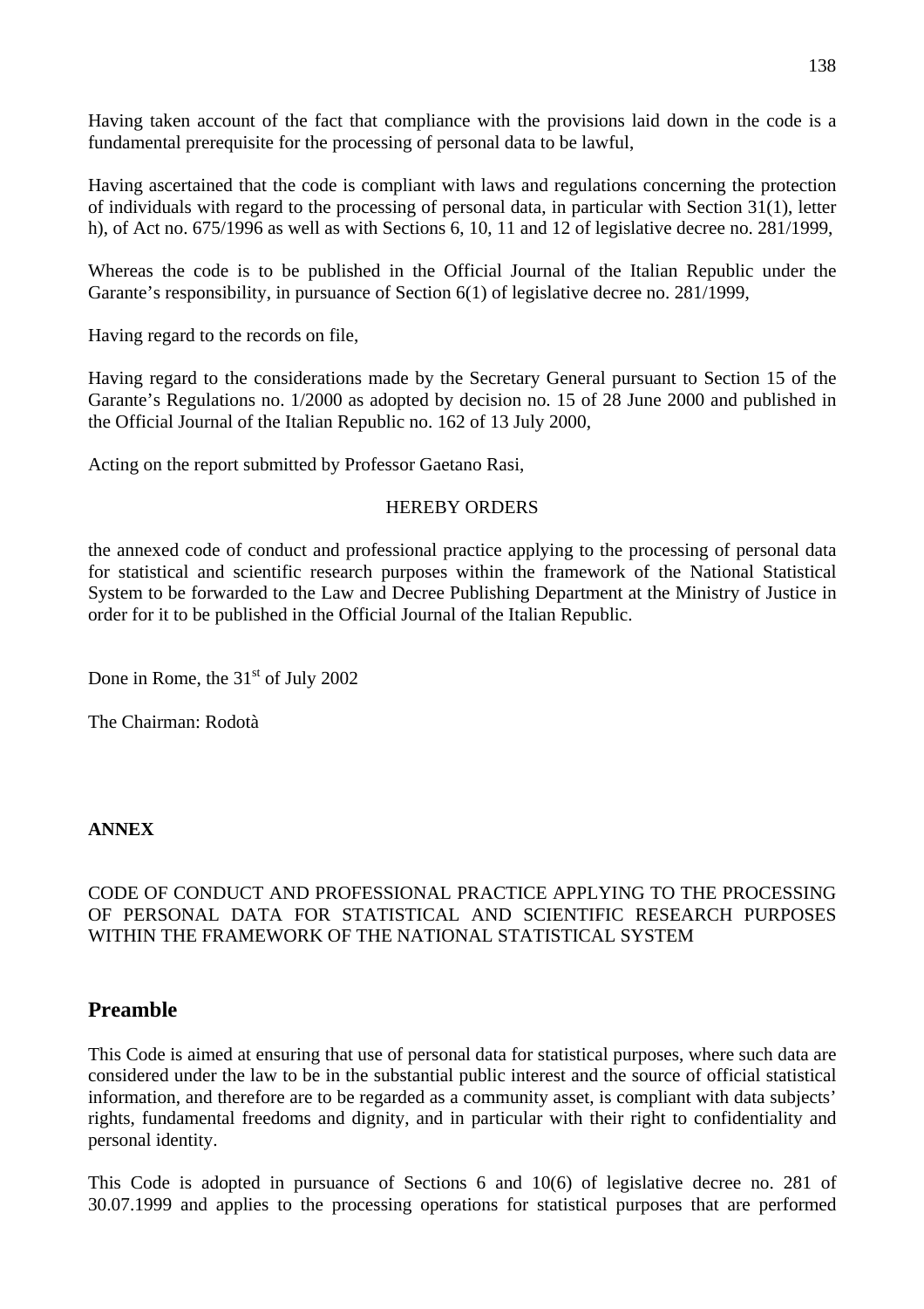Having taken account of the fact that compliance with the provisions laid down in the code is a fundamental prerequisite for the processing of personal data to be lawful,

Having ascertained that the code is compliant with laws and regulations concerning the protection of individuals with regard to the processing of personal data, in particular with Section 31(1), letter h), of Act no. 675/1996 as well as with Sections 6, 10, 11 and 12 of legislative decree no. 281/1999,

Whereas the code is to be published in the Official Journal of the Italian Republic under the Garante's responsibility, in pursuance of Section 6(1) of legislative decree no. 281/1999,

Having regard to the records on file,

Having regard to the considerations made by the Secretary General pursuant to Section 15 of the Garante's Regulations no. 1/2000 as adopted by decision no. 15 of 28 June 2000 and published in the Official Journal of the Italian Republic no. 162 of 13 July 2000,

Acting on the report submitted by Professor Gaetano Rasi,

HEREBY ORDERS

the annexed code of conduct and professional practice applying to the processing of personal data for statistical and scientific research purposes within the framework of the National Statistical System to be forwarded to the Law and Decree Publishing Department at the Ministry of Justice in order for it to be published in the Official Journal of the Italian Republic.

Done in Rome, the 31st of July 2002

The Chairman: Rodotà

**ANNEX**

CODE OF CONDUCT AND PROFESSIONAL PRACTICE APPLYING TO THE PROCESSING OF PERSONAL DATA FOR STATISTICAL AND SCIENTIFIC RESEARCH PURPOSES WITHIN THE FRAMEWORK OF THE NATIONAL STATISTICAL SYSTEM

## Preamble

This Code is aimed at ensuring that use of personal data for statistical purposes, where such data are considered under the law to be in the substantial public interest and the source of official statistical information, and therefore are to be regarded as a community asset, is compliant with data subjects' rights, fundamental freedoms and dignity, and in particular with their right to confidentiality and personal identity.

This Code is adopted in pursuance of Sections 6 and 10(6) of legislative decree no. 281 of 30.07.1999 and applies to the processing operations for statistical purposes that are performed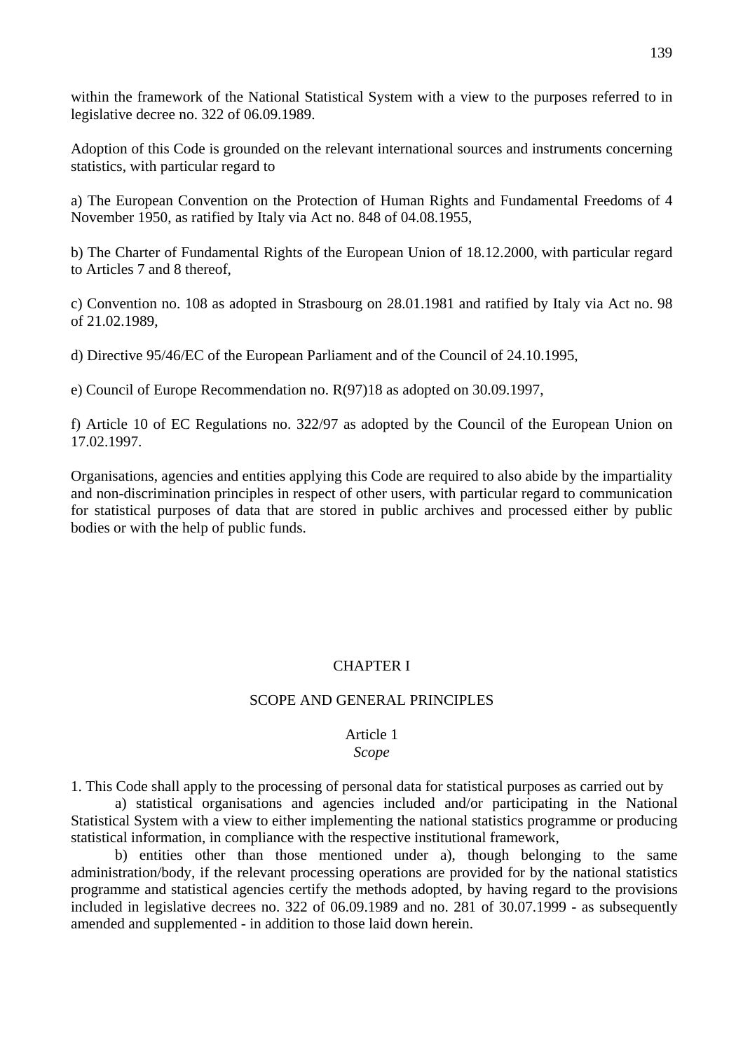within the framework of the National Statistical System with a view to the purposes referred to in legislative decree no. 322 of 06.09.1989.

Adoption of this Code is grounded on the relevant international sources and instruments concerning statistics, with particular regard to

a) The European Convention on the Protection of Human Rights and Fundamental Freedoms of 4 November 1950, as ratified by Italy via Act no. 848 of 04.08.1955,

b) The Charter of Fundamental Rights of the European Union of 18.12.2000, with particular regard to Articles 7 and 8 thereof,

c) Convention no. 108 as adopted in Strasbourg on 28.01.1981 and ratified by Italy via Act no. 98 of 21.02.1989,

d) Directive 95/46/EC of the European Parliament and of the Council of 24.10.1995,

e) Council of Europe Recommendation no. R(97)18 as adopted on 30.09.1997,

f) Article 10 of EC Regulations no. 322/97 as adopted by the Council of the European Union on 17.02.1997.

Organisations, agencies and entities applying this Code are required to also abide by the impartiality and non-discrimination principles in respect of other users, with particular regard to communication for statistical purposes of data that are stored in public archives and processed either by public bodies or with the help of public funds.

## CHAPTER I

## SCOPE AND GENERAL PRINCIPLES

### Article 1
*Scope*

1. This Code shall apply to the processing of personal data for statistical purposes as carried out by

a) statistical organisations and agencies included and/or participating in the National Statistical System with a view to either implementing the national statistics programme or producing statistical information, in compliance with the respective institutional framework,

b) entities other than those mentioned under a), though belonging to the same administration/body, if the relevant processing operations are provided for by the national statistics programme and statistical agencies certify the methods adopted, by having regard to the provisions included in legislative decrees no. 322 of 06.09.1989 and no. 281 of 30.07.1999 - as subsequently amended and supplemented - in addition to those laid down herein.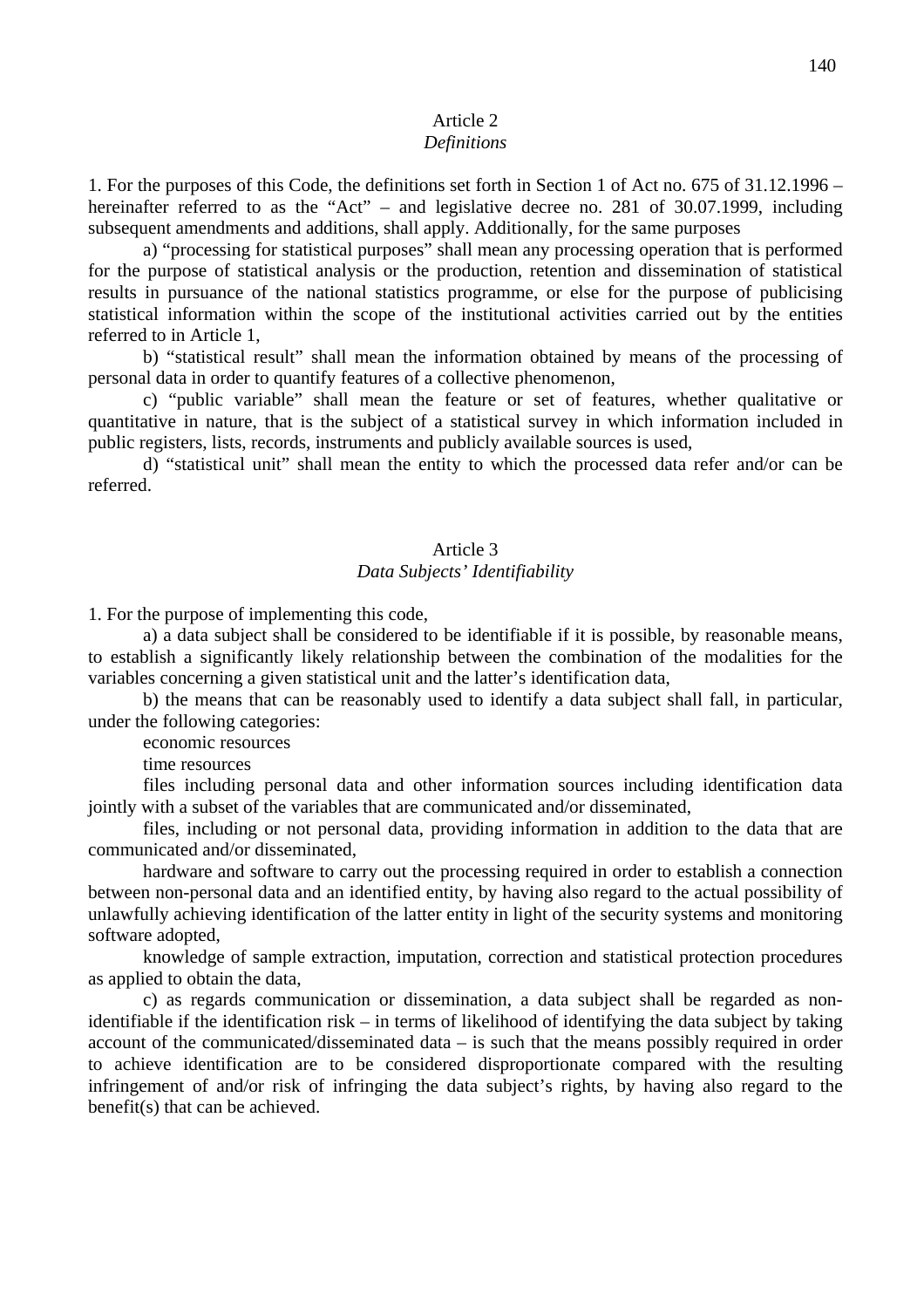## Article 2
*Definitions*

1. For the purposes of this Code, the definitions set forth in Section 1 of Act no. 675 of 31.12.1996 – hereinafter referred to as the "Act" – and legislative decree no. 281 of 30.07.1999, including subsequent amendments and additions, shall apply. Additionally, for the same purposes

a) "processing for statistical purposes" shall mean any processing operation that is performed for the purpose of statistical analysis or the production, retention and dissemination of statistical results in pursuance of the national statistics programme, or else for the purpose of publicising statistical information within the scope of the institutional activities carried out by the entities referred to in Article 1,

b) "statistical result" shall mean the information obtained by means of the processing of personal data in order to quantify features of a collective phenomenon,

c) "public variable" shall mean the feature or set of features, whether qualitative or quantitative in nature, that is the subject of a statistical survey in which information included in public registers, lists, records, instruments and publicly available sources is used,

d) "statistical unit" shall mean the entity to which the processed data refer and/or can be referred.

## Article 3
*Data Subjects' Identifiability*

1. For the purpose of implementing this code,

a) a data subject shall be considered to be identifiable if it is possible, by reasonable means, to establish a significantly likely relationship between the combination of the modalities for the variables concerning a given statistical unit and the latter's identification data,

b) the means that can be reasonably used to identify a data subject shall fall, in particular, under the following categories:

economic resources

time resources

files including personal data and other information sources including identification data jointly with a subset of the variables that are communicated and/or disseminated,

files, including or not personal data, providing information in addition to the data that are communicated and/or disseminated,

hardware and software to carry out the processing required in order to establish a connection between non-personal data and an identified entity, by having also regard to the actual possibility of unlawfully achieving identification of the latter entity in light of the security systems and monitoring software adopted,

knowledge of sample extraction, imputation, correction and statistical protection procedures as applied to obtain the data,

c) as regards communication or dissemination, a data subject shall be regarded as non-identifiable if the identification risk – in terms of likelihood of identifying the data subject by taking account of the communicated/disseminated data – is such that the means possibly required in order to achieve identification are to be considered disproportionate compared with the resulting infringement of and/or risk of infringing the data subject's rights, by having also regard to the benefit(s) that can be achieved.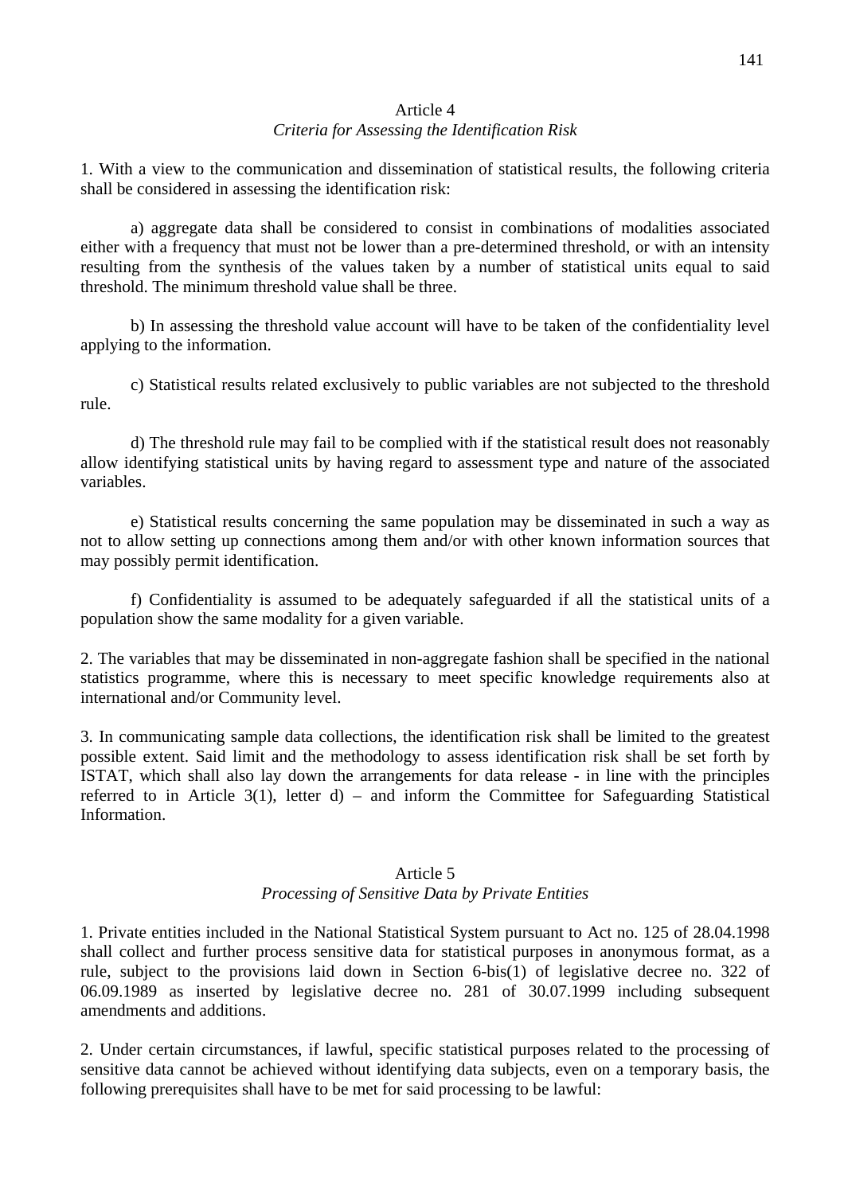## Article 4

### *Criteria for Assessing the Identification Risk*

1. With a view to the communication and dissemination of statistical results, the following criteria shall be considered in assessing the identification risk:

a) aggregate data shall be considered to consist in combinations of modalities associated either with a frequency that must not be lower than a pre-determined threshold, or with an intensity resulting from the synthesis of the values taken by a number of statistical units equal to said threshold. The minimum threshold value shall be three.

b) In assessing the threshold value account will have to be taken of the confidentiality level applying to the information.

c) Statistical results related exclusively to public variables are not subjected to the threshold rule.

d) The threshold rule may fail to be complied with if the statistical result does not reasonably allow identifying statistical units by having regard to assessment type and nature of the associated variables.

e) Statistical results concerning the same population may be disseminated in such a way as not to allow setting up connections among them and/or with other known information sources that may possibly permit identification.

f) Confidentiality is assumed to be adequately safeguarded if all the statistical units of a population show the same modality for a given variable.

2. The variables that may be disseminated in non-aggregate fashion shall be specified in the national statistics programme, where this is necessary to meet specific knowledge requirements also at international and/or Community level.

3. In communicating sample data collections, the identification risk shall be limited to the greatest possible extent. Said limit and the methodology to assess identification risk shall be set forth by ISTAT, which shall also lay down the arrangements for data release - in line with the principles referred to in Article 3(1), letter d) – and inform the Committee for Safeguarding Statistical Information.

## Article 5

### *Processing of Sensitive Data by Private Entities*

1. Private entities included in the National Statistical System pursuant to Act no. 125 of 28.04.1998 shall collect and further process sensitive data for statistical purposes in anonymous format, as a rule, subject to the provisions laid down in Section 6-bis(1) of legislative decree no. 322 of 06.09.1989 as inserted by legislative decree no. 281 of 30.07.1999 including subsequent amendments and additions.

2. Under certain circumstances, if lawful, specific statistical purposes related to the processing of sensitive data cannot be achieved without identifying data subjects, even on a temporary basis, the following prerequisites shall have to be met for said processing to be lawful: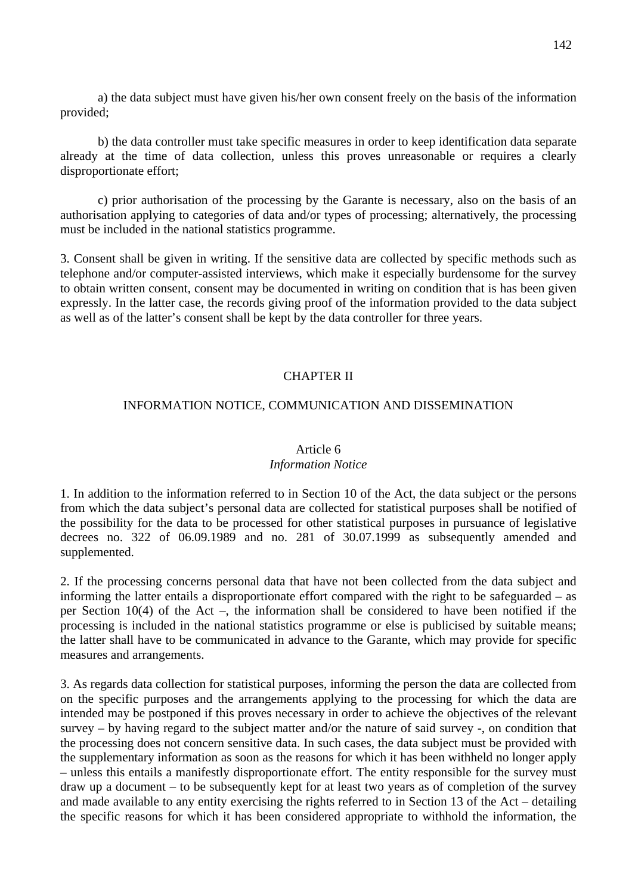a) the data subject must have given his/her own consent freely on the basis of the information provided;

b) the data controller must take specific measures in order to keep identification data separate already at the time of data collection, unless this proves unreasonable or requires a clearly disproportionate effort;

c) prior authorisation of the processing by the Garante is necessary, also on the basis of an authorisation applying to categories of data and/or types of processing; alternatively, the processing must be included in the national statistics programme.

3. Consent shall be given in writing. If the sensitive data are collected by specific methods such as telephone and/or computer-assisted interviews, which make it especially burdensome for the survey to obtain written consent, consent may be documented in writing on condition that is has been given expressly. In the latter case, the records giving proof of the information provided to the data subject as well as of the latter's consent shall be kept by the data controller for three years.

## CHAPTER II

## INFORMATION NOTICE, COMMUNICATION AND DISSEMINATION

### Article 6
*Information Notice*

1. In addition to the information referred to in Section 10 of the Act, the data subject or the persons from which the data subject's personal data are collected for statistical purposes shall be notified of the possibility for the data to be processed for other statistical purposes in pursuance of legislative decrees no. 322 of 06.09.1989 and no. 281 of 30.07.1999 as subsequently amended and supplemented.

2. If the processing concerns personal data that have not been collected from the data subject and informing the latter entails a disproportionate effort compared with the right to be safeguarded – as per Section 10(4) of the Act –, the information shall be considered to have been notified if the processing is included in the national statistics programme or else is publicised by suitable means; the latter shall have to be communicated in advance to the Garante, which may provide for specific measures and arrangements.

3. As regards data collection for statistical purposes, informing the person the data are collected from on the specific purposes and the arrangements applying to the processing for which the data are intended may be postponed if this proves necessary in order to achieve the objectives of the relevant survey – by having regard to the subject matter and/or the nature of said survey -, on condition that the processing does not concern sensitive data. In such cases, the data subject must be provided with the supplementary information as soon as the reasons for which it has been withheld no longer apply – unless this entails a manifestly disproportionate effort. The entity responsible for the survey must draw up a document – to be subsequently kept for at least two years as of completion of the survey and made available to any entity exercising the rights referred to in Section 13 of the Act – detailing the specific reasons for which it has been considered appropriate to withhold the information, the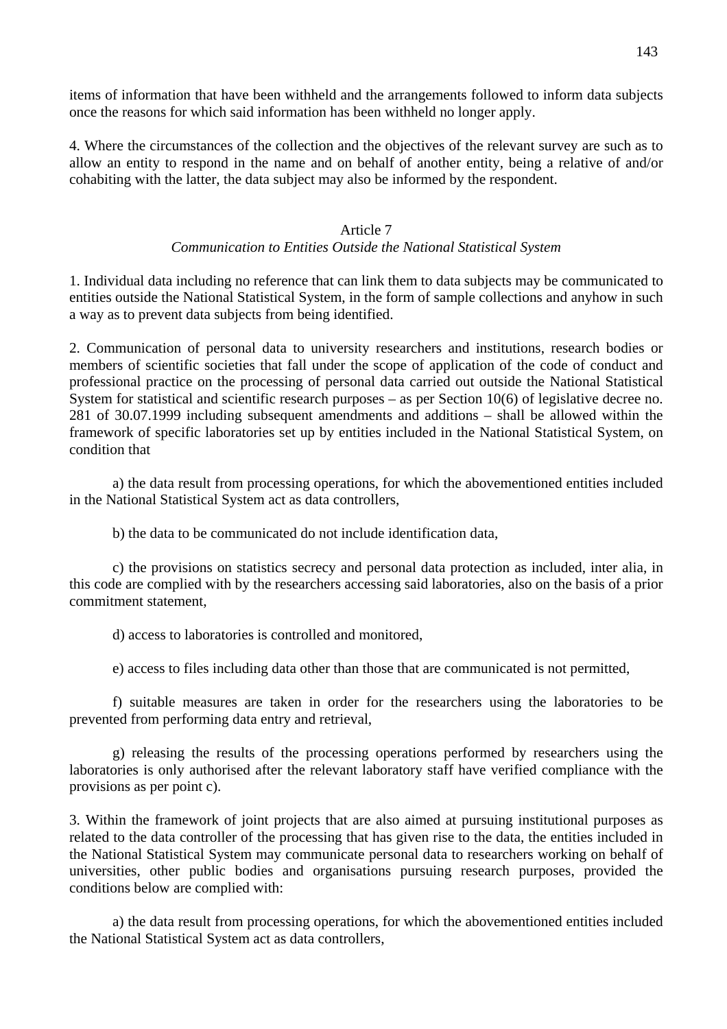items of information that have been withheld and the arrangements followed to inform data subjects once the reasons for which said information has been withheld no longer apply.

4. Where the circumstances of the collection and the objectives of the relevant survey are such as to allow an entity to respond in the name and on behalf of another entity, being a relative of and/or cohabiting with the latter, the data subject may also be informed by the respondent.

### Article 7
*Communication to Entities Outside the National Statistical System*

1. Individual data including no reference that can link them to data subjects may be communicated to entities outside the National Statistical System, in the form of sample collections and anyhow in such a way as to prevent data subjects from being identified.

2. Communication of personal data to university researchers and institutions, research bodies or members of scientific societies that fall under the scope of application of the code of conduct and professional practice on the processing of personal data carried out outside the National Statistical System for statistical and scientific research purposes – as per Section 10(6) of legislative decree no. 281 of 30.07.1999 including subsequent amendments and additions – shall be allowed within the framework of specific laboratories set up by entities included in the National Statistical System, on condition that

a) the data result from processing operations, for which the abovementioned entities included in the National Statistical System act as data controllers,

b) the data to be communicated do not include identification data,

c) the provisions on statistics secrecy and personal data protection as included, inter alia, in this code are complied with by the researchers accessing said laboratories, also on the basis of a prior commitment statement,

d) access to laboratories is controlled and monitored,

e) access to files including data other than those that are communicated is not permitted,

f) suitable measures are taken in order for the researchers using the laboratories to be prevented from performing data entry and retrieval,

g) releasing the results of the processing operations performed by researchers using the laboratories is only authorised after the relevant laboratory staff have verified compliance with the provisions as per point c).

3. Within the framework of joint projects that are also aimed at pursuing institutional purposes as related to the data controller of the processing that has given rise to the data, the entities included in the National Statistical System may communicate personal data to researchers working on behalf of universities, other public bodies and organisations pursuing research purposes, provided the conditions below are complied with:

a) the data result from processing operations, for which the abovementioned entities included the National Statistical System act as data controllers,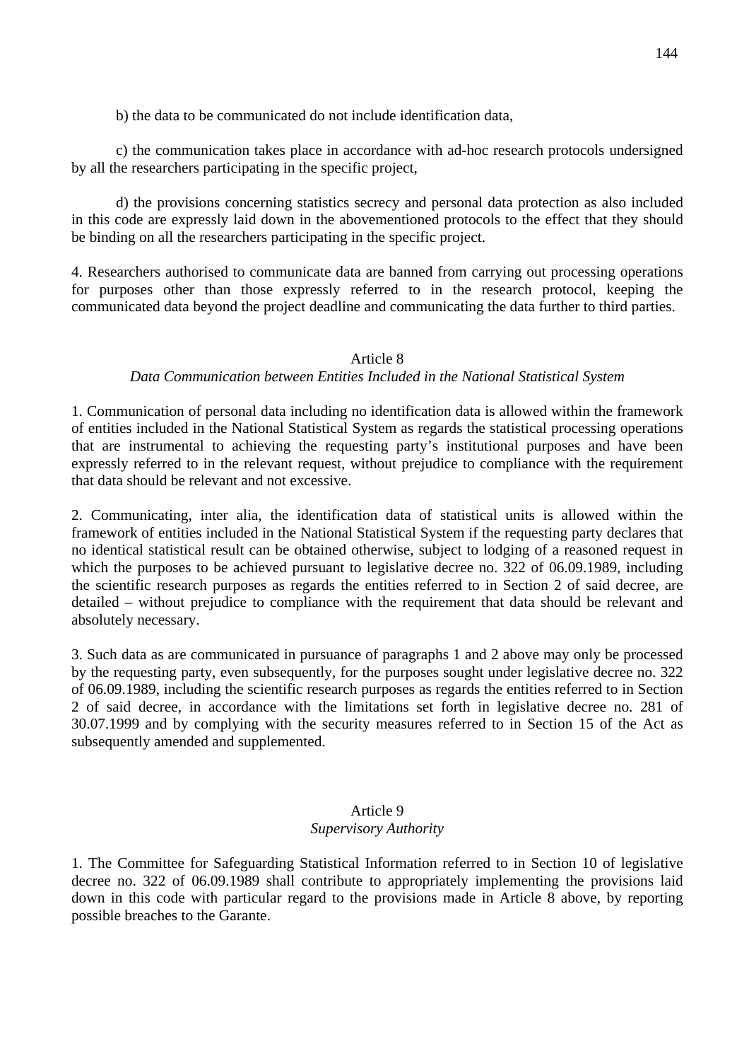b) the data to be communicated do not include identification data,

c) the communication takes place in accordance with ad-hoc research protocols undersigned by all the researchers participating in the specific project,

d) the provisions concerning statistics secrecy and personal data protection as also included in this code are expressly laid down in the abovementioned protocols to the effect that they should be binding on all the researchers participating in the specific project.

4. Researchers authorised to communicate data are banned from carrying out processing operations for purposes other than those expressly referred to in the research protocol, keeping the communicated data beyond the project deadline and communicating the data further to third parties.

### Article 8
*Data Communication between Entities Included in the National Statistical System*

1. Communication of personal data including no identification data is allowed within the framework of entities included in the National Statistical System as regards the statistical processing operations that are instrumental to achieving the requesting party's institutional purposes and have been expressly referred to in the relevant request, without prejudice to compliance with the requirement that data should be relevant and not excessive.

2. Communicating, inter alia, the identification data of statistical units is allowed within the framework of entities included in the National Statistical System if the requesting party declares that no identical statistical result can be obtained otherwise, subject to lodging of a reasoned request in which the purposes to be achieved pursuant to legislative decree no. 322 of 06.09.1989, including the scientific research purposes as regards the entities referred to in Section 2 of said decree, are detailed – without prejudice to compliance with the requirement that data should be relevant and absolutely necessary.

3. Such data as are communicated in pursuance of paragraphs 1 and 2 above may only be processed by the requesting party, even subsequently, for the purposes sought under legislative decree no. 322 of 06.09.1989, including the scientific research purposes as regards the entities referred to in Section 2 of said decree, in accordance with the limitations set forth in legislative decree no. 281 of 30.07.1999 and by complying with the security measures referred to in Section 15 of the Act as subsequently amended and supplemented.

### Article 9
*Supervisory Authority*

1. The Committee for Safeguarding Statistical Information referred to in Section 10 of legislative decree no. 322 of 06.09.1989 shall contribute to appropriately implementing the provisions laid down in this code with particular regard to the provisions made in Article 8 above, by reporting possible breaches to the Garante.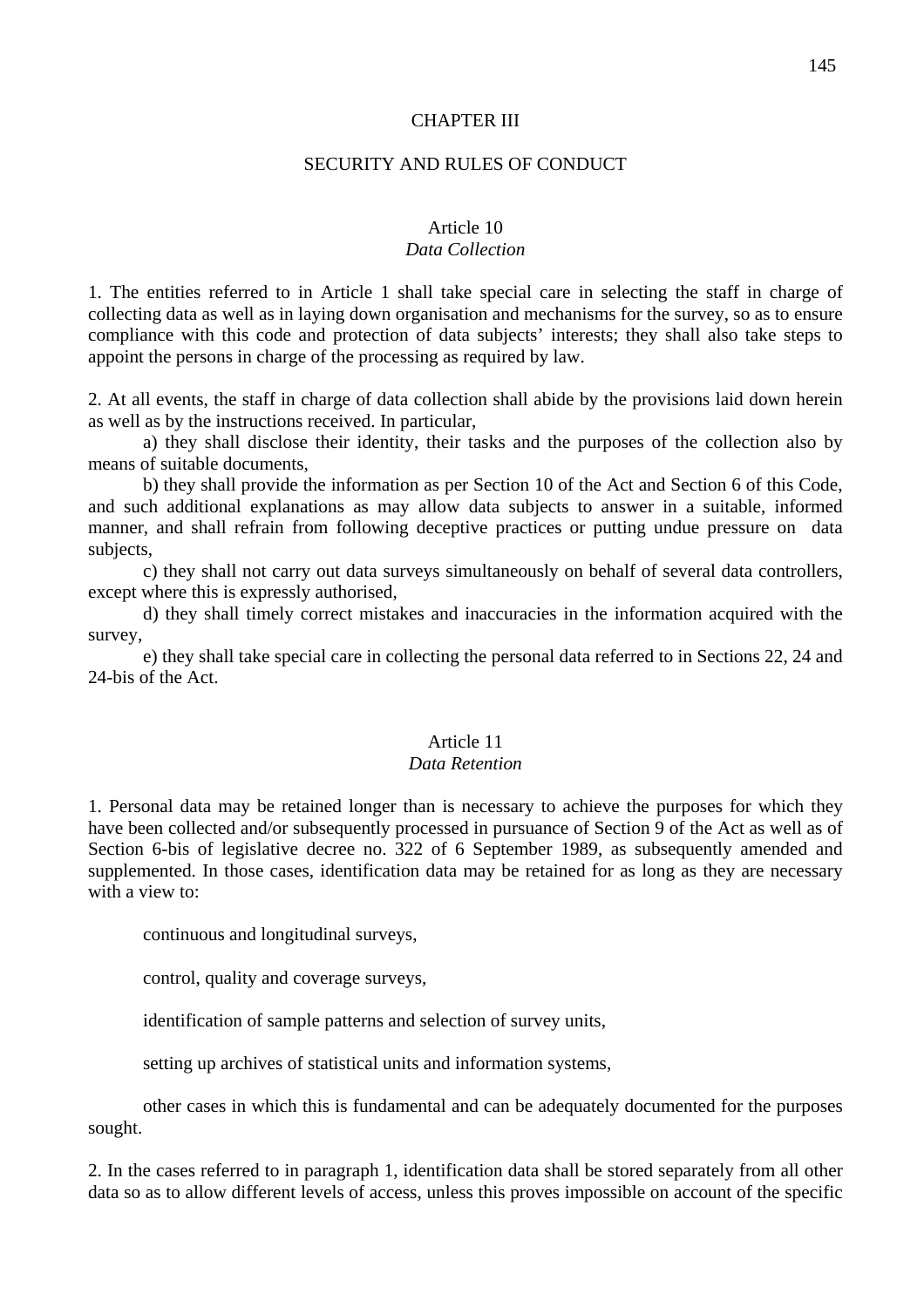## CHAPTER III

## SECURITY AND RULES OF CONDUCT

### Article 10
*Data Collection*

1. The entities referred to in Article 1 shall take special care in selecting the staff in charge of collecting data as well as in laying down organisation and mechanisms for the survey, so as to ensure compliance with this code and protection of data subjects' interests; they shall also take steps to appoint the persons in charge of the processing as required by law.

2. At all events, the staff in charge of data collection shall abide by the provisions laid down herein as well as by the instructions received. In particular,

a) they shall disclose their identity, their tasks and the purposes of the collection also by means of suitable documents,

b) they shall provide the information as per Section 10 of the Act and Section 6 of this Code, and such additional explanations as may allow data subjects to answer in a suitable, informed manner, and shall refrain from following deceptive practices or putting undue pressure on data subjects,

c) they shall not carry out data surveys simultaneously on behalf of several data controllers, except where this is expressly authorised,

d) they shall timely correct mistakes and inaccuracies in the information acquired with the survey,

e) they shall take special care in collecting the personal data referred to in Sections 22, 24 and 24-bis of the Act.

### Article 11
*Data Retention*

1. Personal data may be retained longer than is necessary to achieve the purposes for which they have been collected and/or subsequently processed in pursuance of Section 9 of the Act as well as of Section 6-bis of legislative decree no. 322 of 6 September 1989, as subsequently amended and supplemented. In those cases, identification data may be retained for as long as they are necessary with a view to:

continuous and longitudinal surveys,

control, quality and coverage surveys,

identification of sample patterns and selection of survey units,

setting up archives of statistical units and information systems,

other cases in which this is fundamental and can be adequately documented for the purposes sought.

2. In the cases referred to in paragraph 1, identification data shall be stored separately from all other data so as to allow different levels of access, unless this proves impossible on account of the specific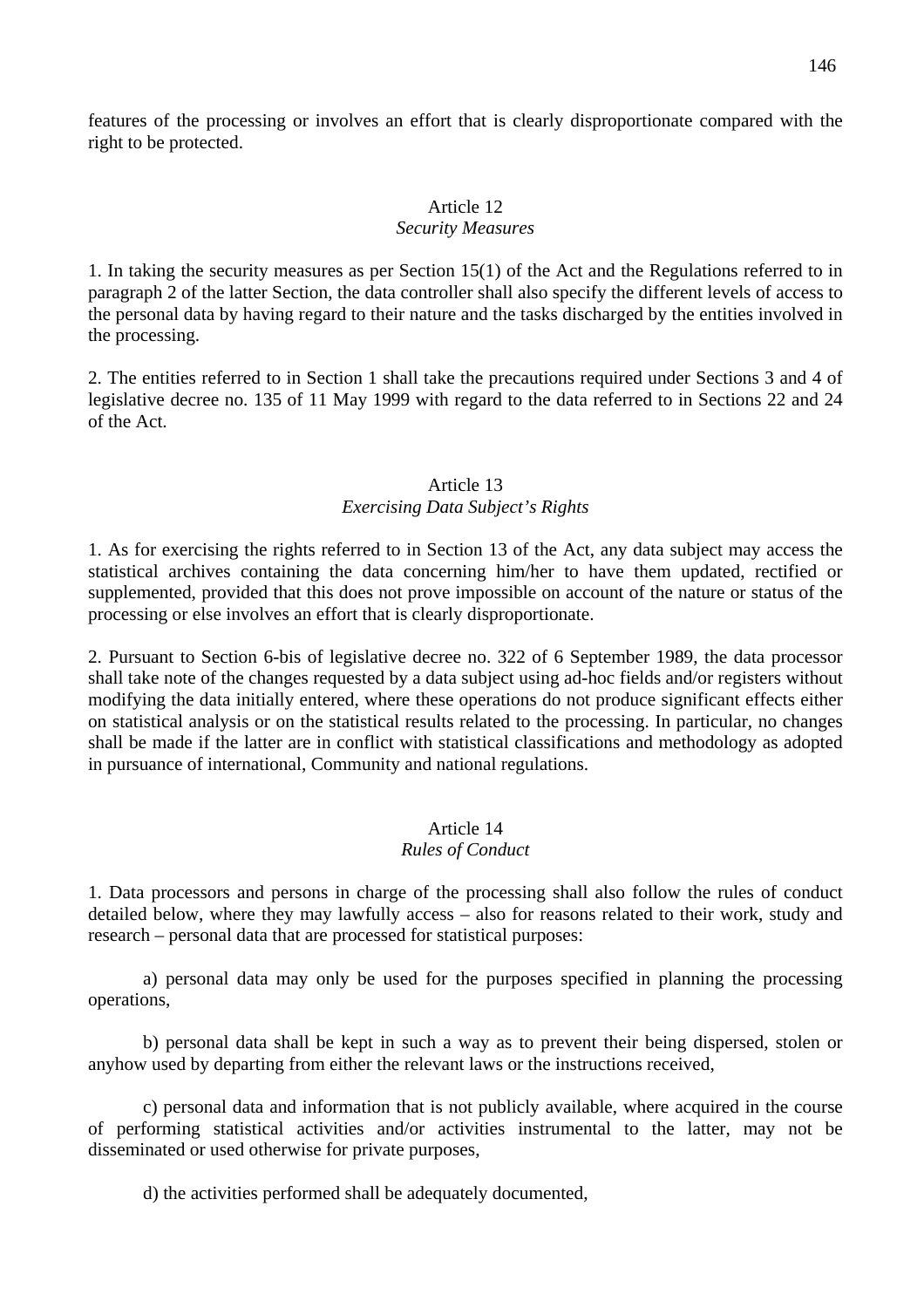features of the processing or involves an effort that is clearly disproportionate compared with the right to be protected.

### Article 12
*Security Measures*

1. In taking the security measures as per Section 15(1) of the Act and the Regulations referred to in paragraph 2 of the latter Section, the data controller shall also specify the different levels of access to the personal data by having regard to their nature and the tasks discharged by the entities involved in the processing.

2. The entities referred to in Section 1 shall take the precautions required under Sections 3 and 4 of legislative decree no. 135 of 11 May 1999 with regard to the data referred to in Sections 22 and 24 of the Act.

### Article 13
*Exercising Data Subject's Rights*

1. As for exercising the rights referred to in Section 13 of the Act, any data subject may access the statistical archives containing the data concerning him/her to have them updated, rectified or supplemented, provided that this does not prove impossible on account of the nature or status of the processing or else involves an effort that is clearly disproportionate.

2. Pursuant to Section 6-bis of legislative decree no. 322 of 6 September 1989, the data processor shall take note of the changes requested by a data subject using ad-hoc fields and/or registers without modifying the data initially entered, where these operations do not produce significant effects either on statistical analysis or on the statistical results related to the processing. In particular, no changes shall be made if the latter are in conflict with statistical classifications and methodology as adopted in pursuance of international, Community and national regulations.

### Article 14
*Rules of Conduct*

1. Data processors and persons in charge of the processing shall also follow the rules of conduct detailed below, where they may lawfully access – also for reasons related to their work, study and research – personal data that are processed for statistical purposes:

a) personal data may only be used for the purposes specified in planning the processing operations,

b) personal data shall be kept in such a way as to prevent their being dispersed, stolen or anyhow used by departing from either the relevant laws or the instructions received,

c) personal data and information that is not publicly available, where acquired in the course of performing statistical activities and/or activities instrumental to the latter, may not be disseminated or used otherwise for private purposes,

d) the activities performed shall be adequately documented,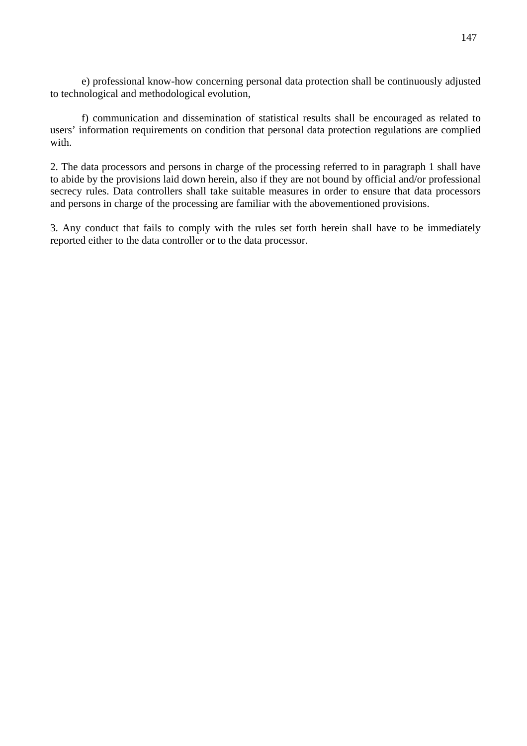e) professional know-how concerning personal data protection shall be continuously adjusted to technological and methodological evolution,

f) communication and dissemination of statistical results shall be encouraged as related to users' information requirements on condition that personal data protection regulations are complied with.

2. The data processors and persons in charge of the processing referred to in paragraph 1 shall have to abide by the provisions laid down herein, also if they are not bound by official and/or professional secrecy rules. Data controllers shall take suitable measures in order to ensure that data processors and persons in charge of the processing are familiar with the abovementioned provisions.

3. Any conduct that fails to comply with the rules set forth herein shall have to be immediately reported either to the data controller or to the data processor.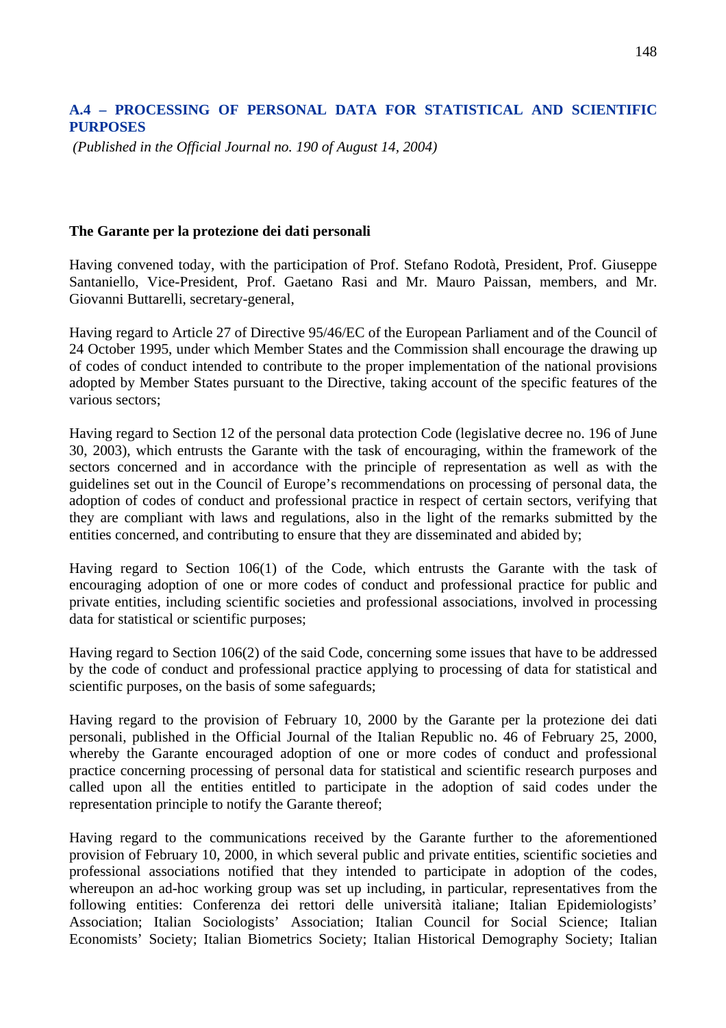## A.4 – PROCESSING OF PERSONAL DATA FOR STATISTICAL AND SCIENTIFIC PURPOSES

*(Published in the Official Journal no. 190 of August 14, 2004)*

**The Garante per la protezione dei dati personali**

Having convened today, with the participation of Prof. Stefano Rodotà, President, Prof. Giuseppe Santaniello, Vice-President, Prof. Gaetano Rasi and Mr. Mauro Paissan, members, and Mr. Giovanni Buttarelli, secretary-general,

Having regard to Article 27 of Directive 95/46/EC of the European Parliament and of the Council of 24 October 1995, under which Member States and the Commission shall encourage the drawing up of codes of conduct intended to contribute to the proper implementation of the national provisions adopted by Member States pursuant to the Directive, taking account of the specific features of the various sectors;

Having regard to Section 12 of the personal data protection Code (legislative decree no. 196 of June 30, 2003), which entrusts the Garante with the task of encouraging, within the framework of the sectors concerned and in accordance with the principle of representation as well as with the guidelines set out in the Council of Europe's recommendations on processing of personal data, the adoption of codes of conduct and professional practice in respect of certain sectors, verifying that they are compliant with laws and regulations, also in the light of the remarks submitted by the entities concerned, and contributing to ensure that they are disseminated and abided by;

Having regard to Section 106(1) of the Code, which entrusts the Garante with the task of encouraging adoption of one or more codes of conduct and professional practice for public and private entities, including scientific societies and professional associations, involved in processing data for statistical or scientific purposes;

Having regard to Section 106(2) of the said Code, concerning some issues that have to be addressed by the code of conduct and professional practice applying to processing of data for statistical and scientific purposes, on the basis of some safeguards;

Having regard to the provision of February 10, 2000 by the Garante per la protezione dei dati personali, published in the Official Journal of the Italian Republic no. 46 of February 25, 2000, whereby the Garante encouraged adoption of one or more codes of conduct and professional practice concerning processing of personal data for statistical and scientific research purposes and called upon all the entities entitled to participate in the adoption of said codes under the representation principle to notify the Garante thereof;

Having regard to the communications received by the Garante further to the aforementioned provision of February 10, 2000, in which several public and private entities, scientific societies and professional associations notified that they intended to participate in adoption of the codes, whereupon an ad-hoc working group was set up including, in particular, representatives from the following entities: Conferenza dei rettori delle università italiane; Italian Epidemiologists' Association; Italian Sociologists' Association; Italian Council for Social Science; Italian Economists' Society; Italian Biometrics Society; Italian Historical Demography Society; Italian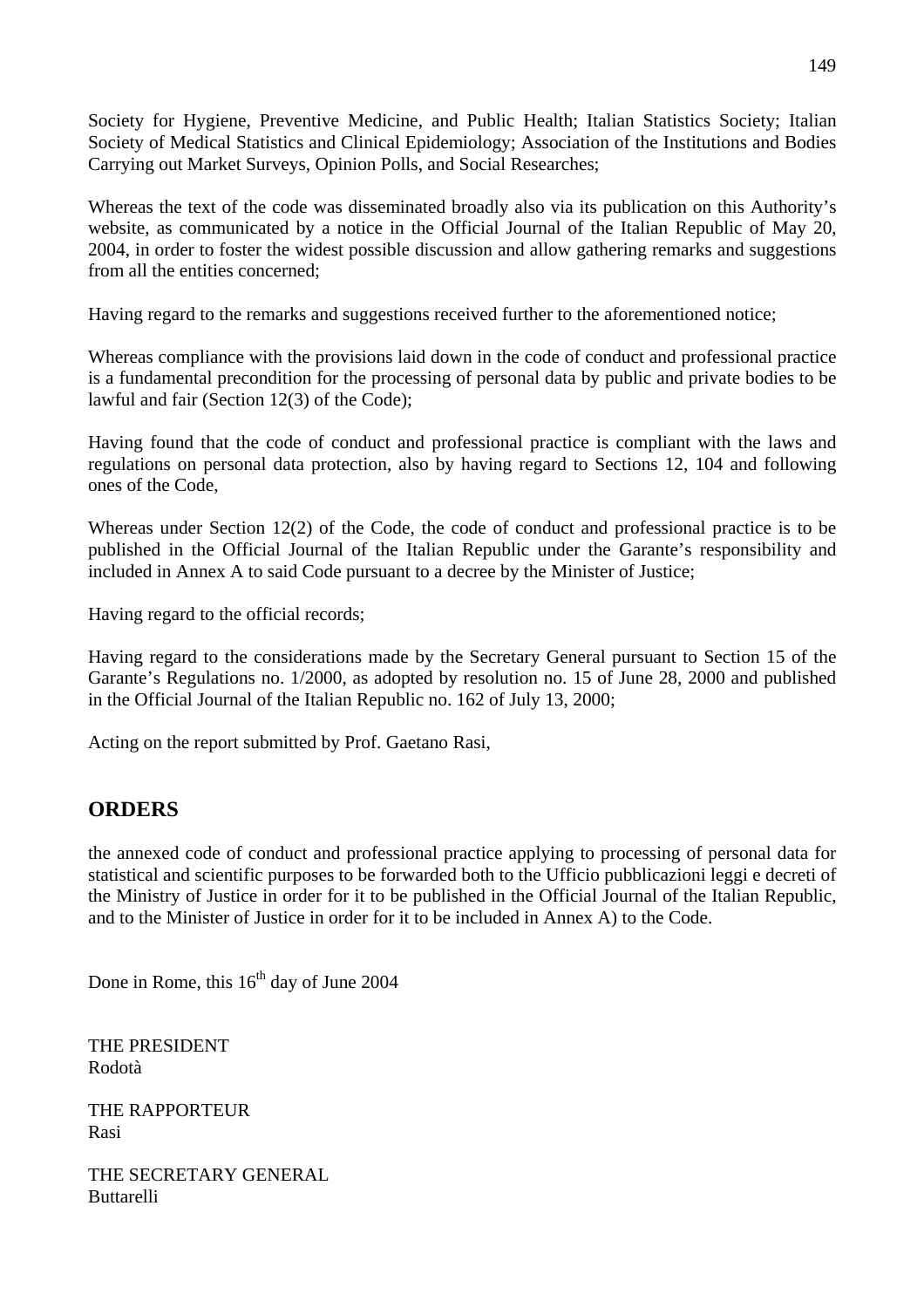Society for Hygiene, Preventive Medicine, and Public Health; Italian Statistics Society; Italian Society of Medical Statistics and Clinical Epidemiology; Association of the Institutions and Bodies Carrying out Market Surveys, Opinion Polls, and Social Researches;

Whereas the text of the code was disseminated broadly also via its publication on this Authority's website, as communicated by a notice in the Official Journal of the Italian Republic of May 20, 2004, in order to foster the widest possible discussion and allow gathering remarks and suggestions from all the entities concerned;

Having regard to the remarks and suggestions received further to the aforementioned notice;

Whereas compliance with the provisions laid down in the code of conduct and professional practice is a fundamental precondition for the processing of personal data by public and private bodies to be lawful and fair (Section 12(3) of the Code);

Having found that the code of conduct and professional practice is compliant with the laws and regulations on personal data protection, also by having regard to Sections 12, 104 and following ones of the Code,

Whereas under Section 12(2) of the Code, the code of conduct and professional practice is to be published in the Official Journal of the Italian Republic under the Garante's responsibility and included in Annex A to said Code pursuant to a decree by the Minister of Justice;

Having regard to the official records;

Having regard to the considerations made by the Secretary General pursuant to Section 15 of the Garante's Regulations no. 1/2000, as adopted by resolution no. 15 of June 28, 2000 and published in the Official Journal of the Italian Republic no. 162 of July 13, 2000;

Acting on the report submitted by Prof. Gaetano Rasi,

## ORDERS

the annexed code of conduct and professional practice applying to processing of personal data for statistical and scientific purposes to be forwarded both to the Ufficio pubblicazioni leggi e decreti of the Ministry of Justice in order for it to be published in the Official Journal of the Italian Republic, and to the Minister of Justice in order for it to be included in Annex A) to the Code.

Done in Rome, this 16th day of June 2004

THE PRESIDENT
Rodotà

THE RAPPORTEUR
Rasi

THE SECRETARY GENERAL
Buttarelli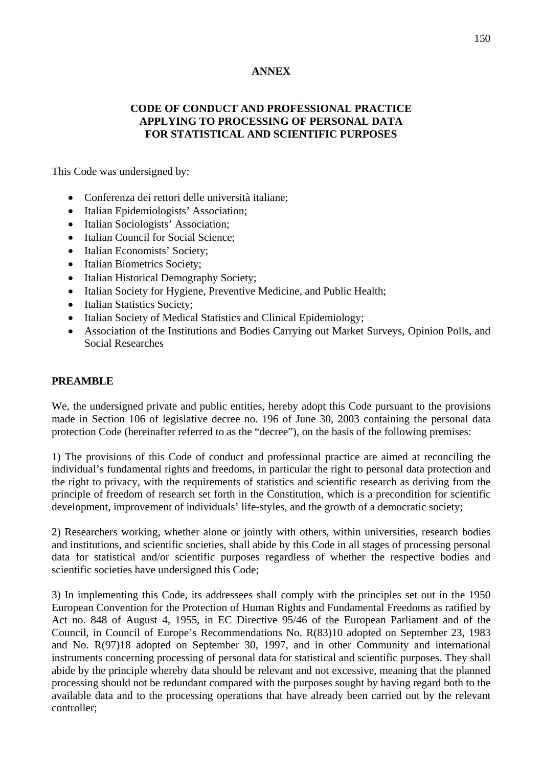# ANNEX

## CODE OF CONDUCT AND PROFESSIONAL PRACTICE APPLYING TO PROCESSING OF PERSONAL DATA FOR STATISTICAL AND SCIENTIFIC PURPOSES

This Code was undersigned by:

- Conferenza dei rettori delle università italiane;
- Italian Epidemiologists' Association;
- Italian Sociologists' Association;
- Italian Council for Social Science;
- Italian Economists' Society;
- Italian Biometrics Society;
- Italian Historical Demography Society;
- Italian Society for Hygiene, Preventive Medicine, and Public Health;
- Italian Statistics Society;
- Italian Society of Medical Statistics and Clinical Epidemiology;
- Association of the Institutions and Bodies Carrying out Market Surveys, Opinion Polls, and Social Researches

## PREAMBLE

We, the undersigned private and public entities, hereby adopt this Code pursuant to the provisions made in Section 106 of legislative decree no. 196 of June 30, 2003 containing the personal data protection Code (hereinafter referred to as the "decree"), on the basis of the following premises:

1) The provisions of this Code of conduct and professional practice are aimed at reconciling the individual's fundamental rights and freedoms, in particular the right to personal data protection and the right to privacy, with the requirements of statistics and scientific research as deriving from the principle of freedom of research set forth in the Constitution, which is a precondition for scientific development, improvement of individuals' life-styles, and the growth of a democratic society;

2) Researchers working, whether alone or jointly with others, within universities, research bodies and institutions, and scientific societies, shall abide by this Code in all stages of processing personal data for statistical and/or scientific purposes regardless of whether the respective bodies and scientific societies have undersigned this Code;

3) In implementing this Code, its addressees shall comply with the principles set out in the 1950 European Convention for the Protection of Human Rights and Fundamental Freedoms as ratified by Act no. 848 of August 4, 1955, in EC Directive 95/46 of the European Parliament and of the Council, in Council of Europe's Recommendations No. R(83)10 adopted on September 23, 1983 and No. R(97)18 adopted on September 30, 1997, and in other Community and international instruments concerning processing of personal data for statistical and scientific purposes. They shall abide by the principle whereby data should be relevant and not excessive, meaning that the planned processing should not be redundant compared with the purposes sought by having regard both to the available data and to the processing operations that have already been carried out by the relevant controller;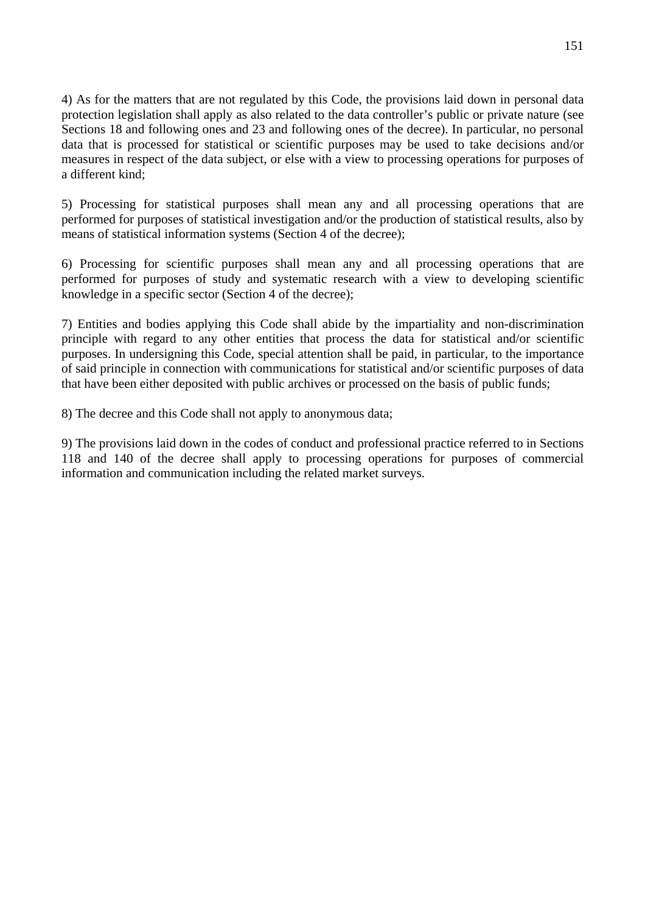4) As for the matters that are not regulated by this Code, the provisions laid down in personal data protection legislation shall apply as also related to the data controller's public or private nature (see Sections 18 and following ones and 23 and following ones of the decree). In particular, no personal data that is processed for statistical or scientific purposes may be used to take decisions and/or measures in respect of the data subject, or else with a view to processing operations for purposes of a different kind;

5) Processing for statistical purposes shall mean any and all processing operations that are performed for purposes of statistical investigation and/or the production of statistical results, also by means of statistical information systems (Section 4 of the decree);

6) Processing for scientific purposes shall mean any and all processing operations that are performed for purposes of study and systematic research with a view to developing scientific knowledge in a specific sector (Section 4 of the decree);

7) Entities and bodies applying this Code shall abide by the impartiality and non-discrimination principle with regard to any other entities that process the data for statistical and/or scientific purposes. In undersigning this Code, special attention shall be paid, in particular, to the importance of said principle in connection with communications for statistical and/or scientific purposes of data that have been either deposited with public archives or processed on the basis of public funds;

8) The decree and this Code shall not apply to anonymous data;

9) The provisions laid down in the codes of conduct and professional practice referred to in Sections 118 and 140 of the decree shall apply to processing operations for purposes of commercial information and communication including the related market surveys.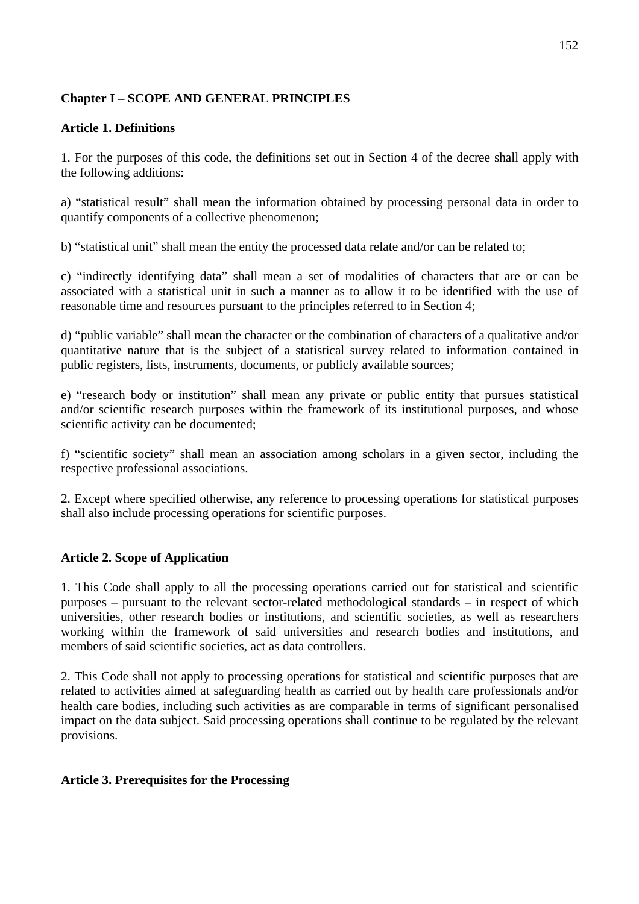## Chapter I – SCOPE AND GENERAL PRINCIPLES

### Article 1. Definitions

1. For the purposes of this code, the definitions set out in Section 4 of the decree shall apply with the following additions:

a) “statistical result” shall mean the information obtained by processing personal data in order to quantify components of a collective phenomenon;

b) “statistical unit” shall mean the entity the processed data relate and/or can be related to;

c) “indirectly identifying data” shall mean a set of modalities of characters that are or can be associated with a statistical unit in such a manner as to allow it to be identified with the use of reasonable time and resources pursuant to the principles referred to in Section 4;

d) “public variable” shall mean the character or the combination of characters of a qualitative and/or quantitative nature that is the subject of a statistical survey related to information contained in public registers, lists, instruments, documents, or publicly available sources;

e) “research body or institution” shall mean any private or public entity that pursues statistical and/or scientific research purposes within the framework of its institutional purposes, and whose scientific activity can be documented;

f) “scientific society” shall mean an association among scholars in a given sector, including the respective professional associations.

2. Except where specified otherwise, any reference to processing operations for statistical purposes shall also include processing operations for scientific purposes.

### Article 2. Scope of Application

1. This Code shall apply to all the processing operations carried out for statistical and scientific purposes – pursuant to the relevant sector-related methodological standards – in respect of which universities, other research bodies or institutions, and scientific societies, as well as researchers working within the framework of said universities and research bodies and institutions, and members of said scientific societies, act as data controllers.

2. This Code shall not apply to processing operations for statistical and scientific purposes that are related to activities aimed at safeguarding health as carried out by health care professionals and/or health care bodies, including such activities as are comparable in terms of significant personalised impact on the data subject. Said processing operations shall continue to be regulated by the relevant provisions.

### Article 3. Prerequisites for the Processing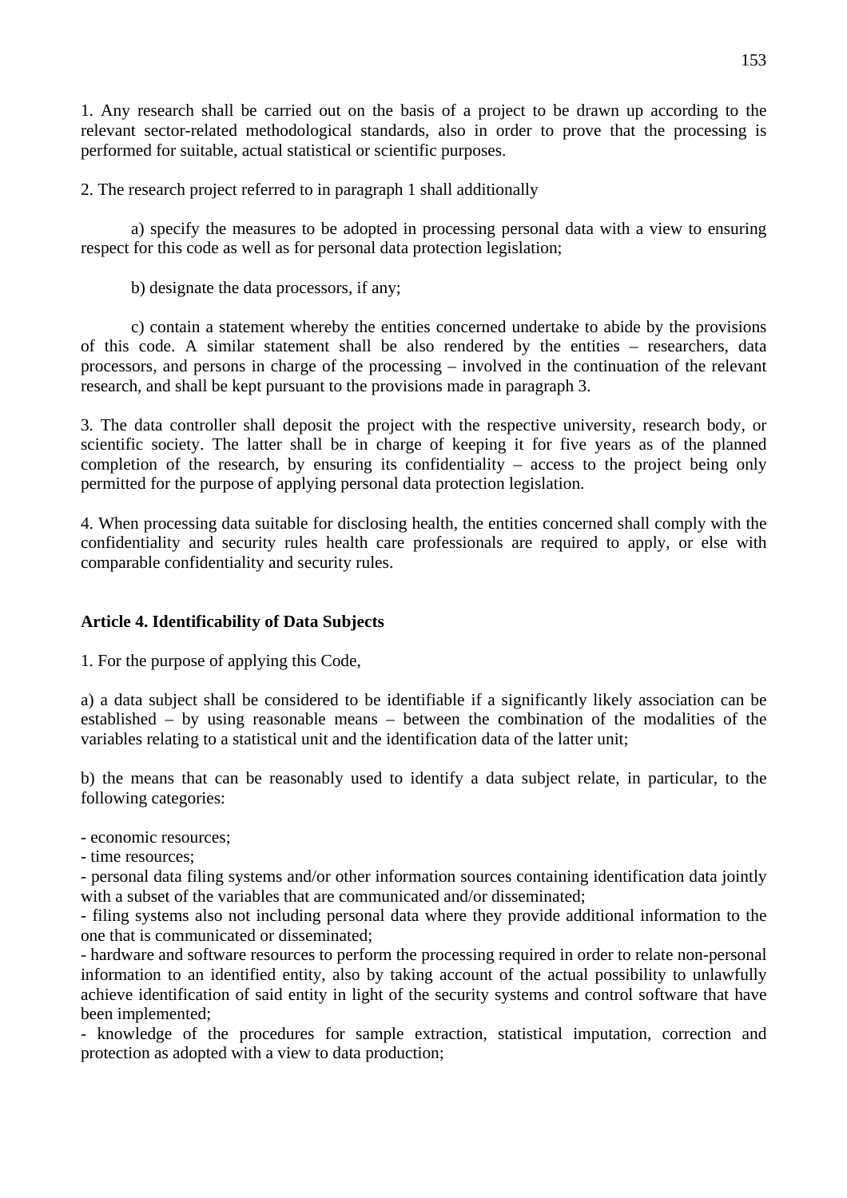1. Any research shall be carried out on the basis of a project to be drawn up according to the relevant sector-related methodological standards, also in order to prove that the processing is performed for suitable, actual statistical or scientific purposes.

2. The research project referred to in paragraph 1 shall additionally

a) specify the measures to be adopted in processing personal data with a view to ensuring respect for this code as well as for personal data protection legislation;

b) designate the data processors, if any;

c) contain a statement whereby the entities concerned undertake to abide by the provisions of this code. A similar statement shall be also rendered by the entities – researchers, data processors, and persons in charge of the processing – involved in the continuation of the relevant research, and shall be kept pursuant to the provisions made in paragraph 3.

3. The data controller shall deposit the project with the respective university, research body, or scientific society. The latter shall be in charge of keeping it for five years as of the planned completion of the research, by ensuring its confidentiality – access to the project being only permitted for the purpose of applying personal data protection legislation.

4. When processing data suitable for disclosing health, the entities concerned shall comply with the confidentiality and security rules health care professionals are required to apply, or else with comparable confidentiality and security rules.

**Article 4. Identificability of Data Subjects**

1. For the purpose of applying this Code,

a) a data subject shall be considered to be identifiable if a significantly likely association can be established – by using reasonable means – between the combination of the modalities of the variables relating to a statistical unit and the identification data of the latter unit;

b) the means that can be reasonably used to identify a data subject relate, in particular, to the following categories:

- economic resources;
- time resources;
- personal data filing systems and/or other information sources containing identification data jointly with a subset of the variables that are communicated and/or disseminated;
- filing systems also not including personal data where they provide additional information to the one that is communicated or disseminated;
- hardware and software resources to perform the processing required in order to relate non-personal information to an identified entity, also by taking account of the actual possibility to unlawfully achieve identification of said entity in light of the security systems and control software that have been implemented;
- knowledge of the procedures for sample extraction, statistical imputation, correction and protection as adopted with a view to data production;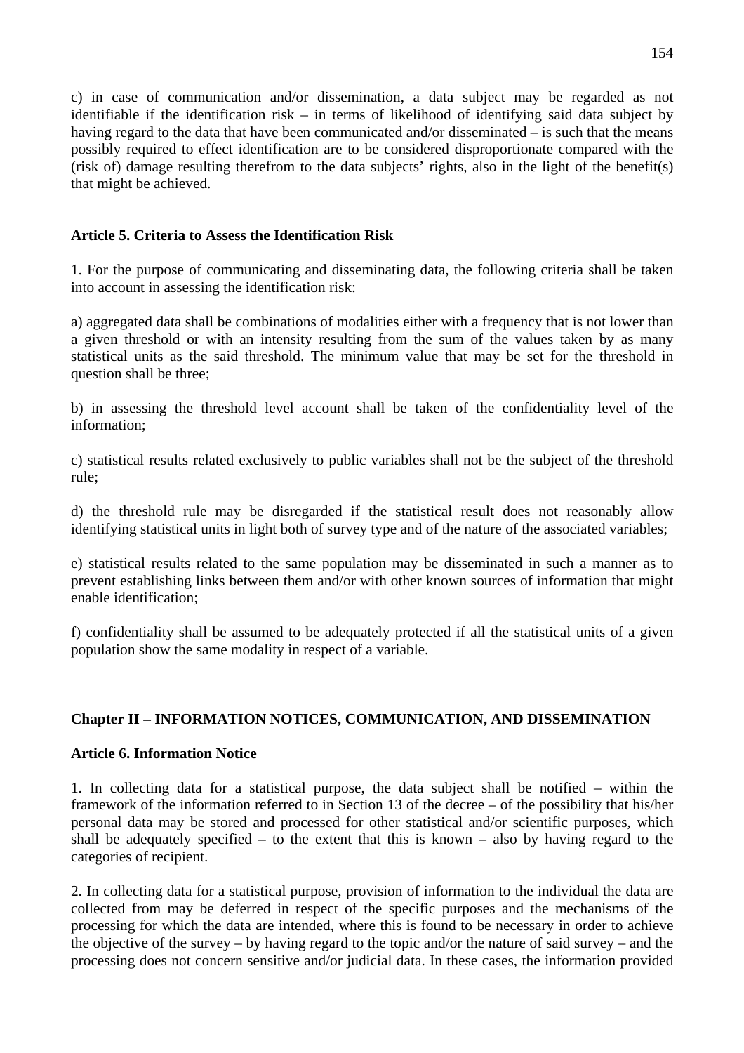c) in case of communication and/or dissemination, a data subject may be regarded as not identifiable if the identification risk – in terms of likelihood of identifying said data subject by having regard to the data that have been communicated and/or disseminated – is such that the means possibly required to effect identification are to be considered disproportionate compared with the (risk of) damage resulting therefrom to the data subjects' rights, also in the light of the benefit(s) that might be achieved.

**Article 5. Criteria to Assess the Identification Risk**

1. For the purpose of communicating and disseminating data, the following criteria shall be taken into account in assessing the identification risk:

a) aggregated data shall be combinations of modalities either with a frequency that is not lower than a given threshold or with an intensity resulting from the sum of the values taken by as many statistical units as the said threshold. The minimum value that may be set for the threshold in question shall be three;

b) in assessing the threshold level account shall be taken of the confidentiality level of the information;

c) statistical results related exclusively to public variables shall not be the subject of the threshold rule;

d) the threshold rule may be disregarded if the statistical result does not reasonably allow identifying statistical units in light both of survey type and of the nature of the associated variables;

e) statistical results related to the same population may be disseminated in such a manner as to prevent establishing links between them and/or with other known sources of information that might enable identification;

f) confidentiality shall be assumed to be adequately protected if all the statistical units of a given population show the same modality in respect of a variable.

## Chapter II – INFORMATION NOTICES, COMMUNICATION, AND DISSEMINATION

**Article 6. Information Notice**

1. In collecting data for a statistical purpose, the data subject shall be notified – within the framework of the information referred to in Section 13 of the decree – of the possibility that his/her personal data may be stored and processed for other statistical and/or scientific purposes, which shall be adequately specified – to the extent that this is known – also by having regard to the categories of recipient.

2. In collecting data for a statistical purpose, provision of information to the individual the data are collected from may be deferred in respect of the specific purposes and the mechanisms of the processing for which the data are intended, where this is found to be necessary in order to achieve the objective of the survey – by having regard to the topic and/or the nature of said survey – and the processing does not concern sensitive and/or judicial data. In these cases, the information provided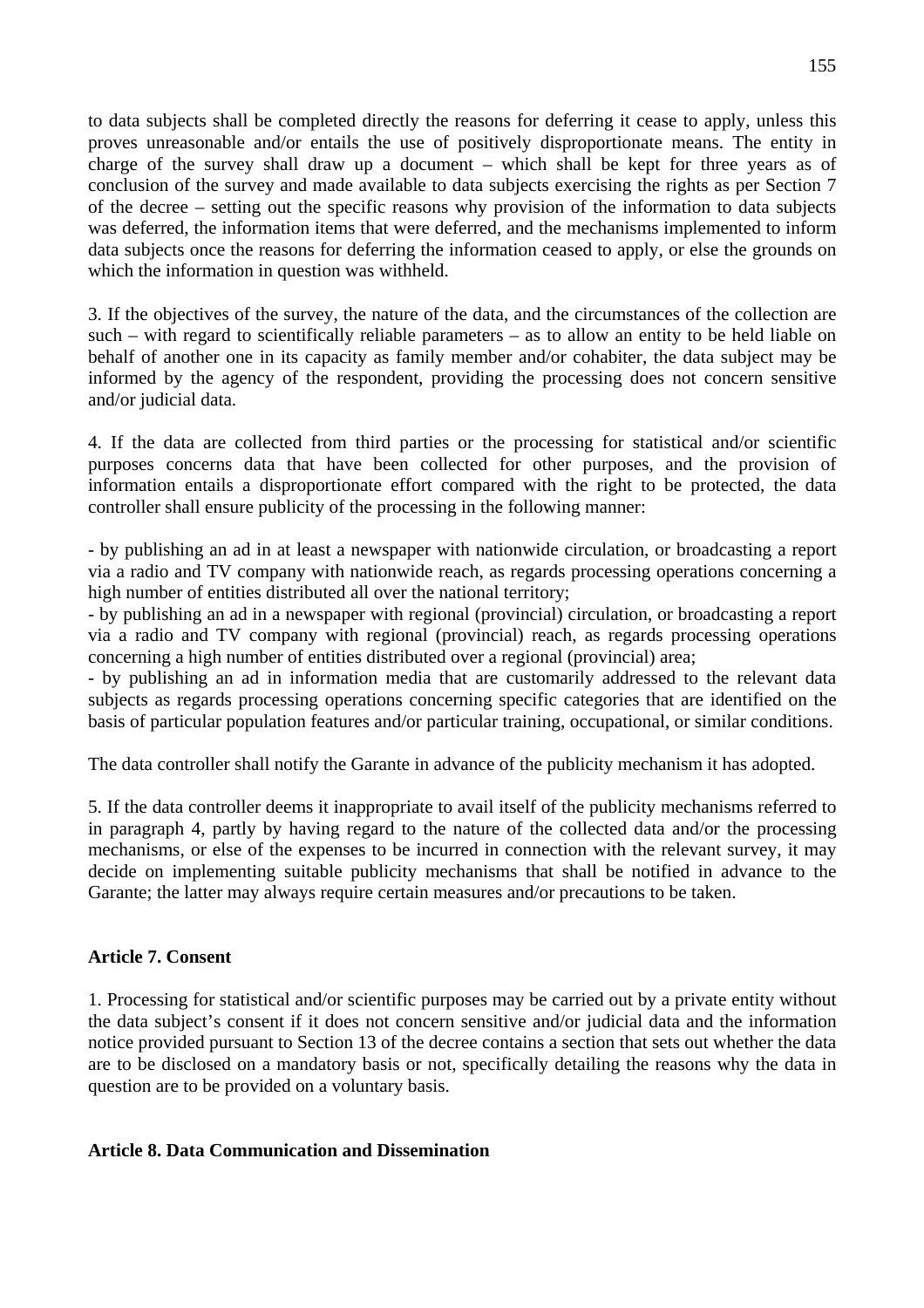to data subjects shall be completed directly the reasons for deferring it cease to apply, unless this proves unreasonable and/or entails the use of positively disproportionate means. The entity in charge of the survey shall draw up a document – which shall be kept for three years as of conclusion of the survey and made available to data subjects exercising the rights as per Section 7 of the decree – setting out the specific reasons why provision of the information to data subjects was deferred, the information items that were deferred, and the mechanisms implemented to inform data subjects once the reasons for deferring the information ceased to apply, or else the grounds on which the information in question was withheld.

3. If the objectives of the survey, the nature of the data, and the circumstances of the collection are such – with regard to scientifically reliable parameters – as to allow an entity to be held liable on behalf of another one in its capacity as family member and/or cohabiter, the data subject may be informed by the agency of the respondent, providing the processing does not concern sensitive and/or judicial data.

4. If the data are collected from third parties or the processing for statistical and/or scientific purposes concerns data that have been collected for other purposes, and the provision of information entails a disproportionate effort compared with the right to be protected, the data controller shall ensure publicity of the processing in the following manner:

- by publishing an ad in at least a newspaper with nationwide circulation, or broadcasting a report via a radio and TV company with nationwide reach, as regards processing operations concerning a high number of entities distributed all over the national territory;
- by publishing an ad in a newspaper with regional (provincial) circulation, or broadcasting a report via a radio and TV company with regional (provincial) reach, as regards processing operations concerning a high number of entities distributed over a regional (provincial) area;
- by publishing an ad in information media that are customarily addressed to the relevant data subjects as regards processing operations concerning specific categories that are identified on the basis of particular population features and/or particular training, occupational, or similar conditions.

The data controller shall notify the Garante in advance of the publicity mechanism it has adopted.

5. If the data controller deems it inappropriate to avail itself of the publicity mechanisms referred to in paragraph 4, partly by having regard to the nature of the collected data and/or the processing mechanisms, or else of the expenses to be incurred in connection with the relevant survey, it may decide on implementing suitable publicity mechanisms that shall be notified in advance to the Garante; the latter may always require certain measures and/or precautions to be taken.

**Article 7. Consent**

1. Processing for statistical and/or scientific purposes may be carried out by a private entity without the data subject's consent if it does not concern sensitive and/or judicial data and the information notice provided pursuant to Section 13 of the decree contains a section that sets out whether the data are to be disclosed on a mandatory basis or not, specifically detailing the reasons why the data in question are to be provided on a voluntary basis.

**Article 8. Data Communication and Dissemination**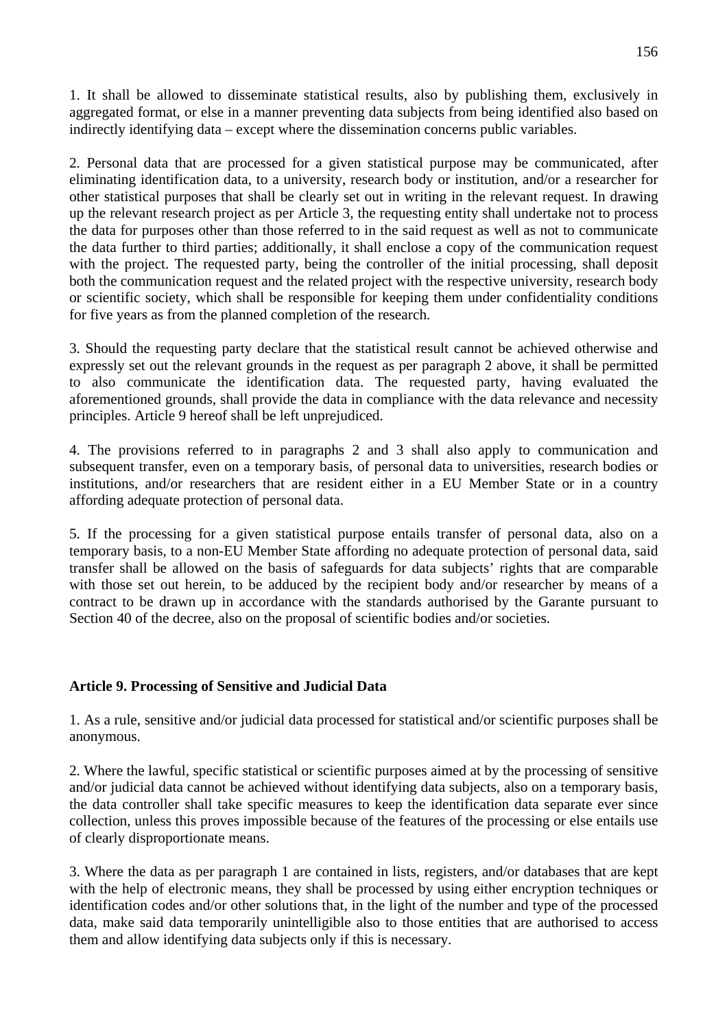1. It shall be allowed to disseminate statistical results, also by publishing them, exclusively in aggregated format, or else in a manner preventing data subjects from being identified also based on indirectly identifying data – except where the dissemination concerns public variables.

2. Personal data that are processed for a given statistical purpose may be communicated, after eliminating identification data, to a university, research body or institution, and/or a researcher for other statistical purposes that shall be clearly set out in writing in the relevant request. In drawing up the relevant research project as per Article 3, the requesting entity shall undertake not to process the data for purposes other than those referred to in the said request as well as not to communicate the data further to third parties; additionally, it shall enclose a copy of the communication request with the project. The requested party, being the controller of the initial processing, shall deposit both the communication request and the related project with the respective university, research body or scientific society, which shall be responsible for keeping them under confidentiality conditions for five years as from the planned completion of the research.

3. Should the requesting party declare that the statistical result cannot be achieved otherwise and expressly set out the relevant grounds in the request as per paragraph 2 above, it shall be permitted to also communicate the identification data. The requested party, having evaluated the aforementioned grounds, shall provide the data in compliance with the data relevance and necessity principles. Article 9 hereof shall be left unprejudiced.

4. The provisions referred to in paragraphs 2 and 3 shall also apply to communication and subsequent transfer, even on a temporary basis, of personal data to universities, research bodies or institutions, and/or researchers that are resident either in a EU Member State or in a country affording adequate protection of personal data.

5. If the processing for a given statistical purpose entails transfer of personal data, also on a temporary basis, to a non-EU Member State affording no adequate protection of personal data, said transfer shall be allowed on the basis of safeguards for data subjects' rights that are comparable with those set out herein, to be adduced by the recipient body and/or researcher by means of a contract to be drawn up in accordance with the standards authorised by the Garante pursuant to Section 40 of the decree, also on the proposal of scientific bodies and/or societies.

**Article 9. Processing of Sensitive and Judicial Data**

1. As a rule, sensitive and/or judicial data processed for statistical and/or scientific purposes shall be anonymous.

2. Where the lawful, specific statistical or scientific purposes aimed at by the processing of sensitive and/or judicial data cannot be achieved without identifying data subjects, also on a temporary basis, the data controller shall take specific measures to keep the identification data separate ever since collection, unless this proves impossible because of the features of the processing or else entails use of clearly disproportionate means.

3. Where the data as per paragraph 1 are contained in lists, registers, and/or databases that are kept with the help of electronic means, they shall be processed by using either encryption techniques or identification codes and/or other solutions that, in the light of the number and type of the processed data, make said data temporarily unintelligible also to those entities that are authorised to access them and allow identifying data subjects only if this is necessary.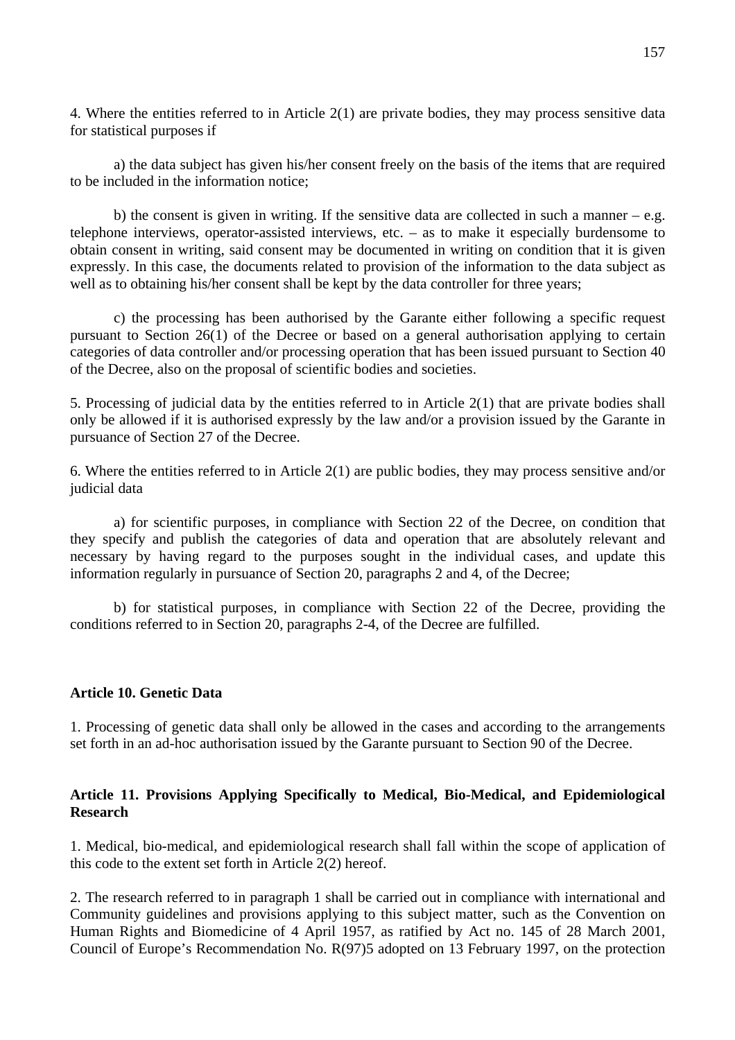4. Where the entities referred to in Article 2(1) are private bodies, they may process sensitive data for statistical purposes if

a) the data subject has given his/her consent freely on the basis of the items that are required to be included in the information notice;

b) the consent is given in writing. If the sensitive data are collected in such a manner – e.g. telephone interviews, operator-assisted interviews, etc. – as to make it especially burdensome to obtain consent in writing, said consent may be documented in writing on condition that it is given expressly. In this case, the documents related to provision of the information to the data subject as well as to obtaining his/her consent shall be kept by the data controller for three years;

c) the processing has been authorised by the Garante either following a specific request pursuant to Section 26(1) of the Decree or based on a general authorisation applying to certain categories of data controller and/or processing operation that has been issued pursuant to Section 40 of the Decree, also on the proposal of scientific bodies and societies.

5. Processing of judicial data by the entities referred to in Article 2(1) that are private bodies shall only be allowed if it is authorised expressly by the law and/or a provision issued by the Garante in pursuance of Section 27 of the Decree.

6. Where the entities referred to in Article 2(1) are public bodies, they may process sensitive and/or judicial data

a) for scientific purposes, in compliance with Section 22 of the Decree, on condition that they specify and publish the categories of data and operation that are absolutely relevant and necessary by having regard to the purposes sought in the individual cases, and update this information regularly in pursuance of Section 20, paragraphs 2 and 4, of the Decree;

b) for statistical purposes, in compliance with Section 22 of the Decree, providing the conditions referred to in Section 20, paragraphs 2-4, of the Decree are fulfilled.

**Article 10. Genetic Data**

1. Processing of genetic data shall only be allowed in the cases and according to the arrangements set forth in an ad-hoc authorisation issued by the Garante pursuant to Section 90 of the Decree.

**Article 11. Provisions Applying Specifically to Medical, Bio-Medical, and Epidemiological Research**

1. Medical, bio-medical, and epidemiological research shall fall within the scope of application of this code to the extent set forth in Article 2(2) hereof.

2. The research referred to in paragraph 1 shall be carried out in compliance with international and Community guidelines and provisions applying to this subject matter, such as the Convention on Human Rights and Biomedicine of 4 April 1957, as ratified by Act no. 145 of 28 March 2001, Council of Europe's Recommendation No. R(97)5 adopted on 13 February 1997, on the protection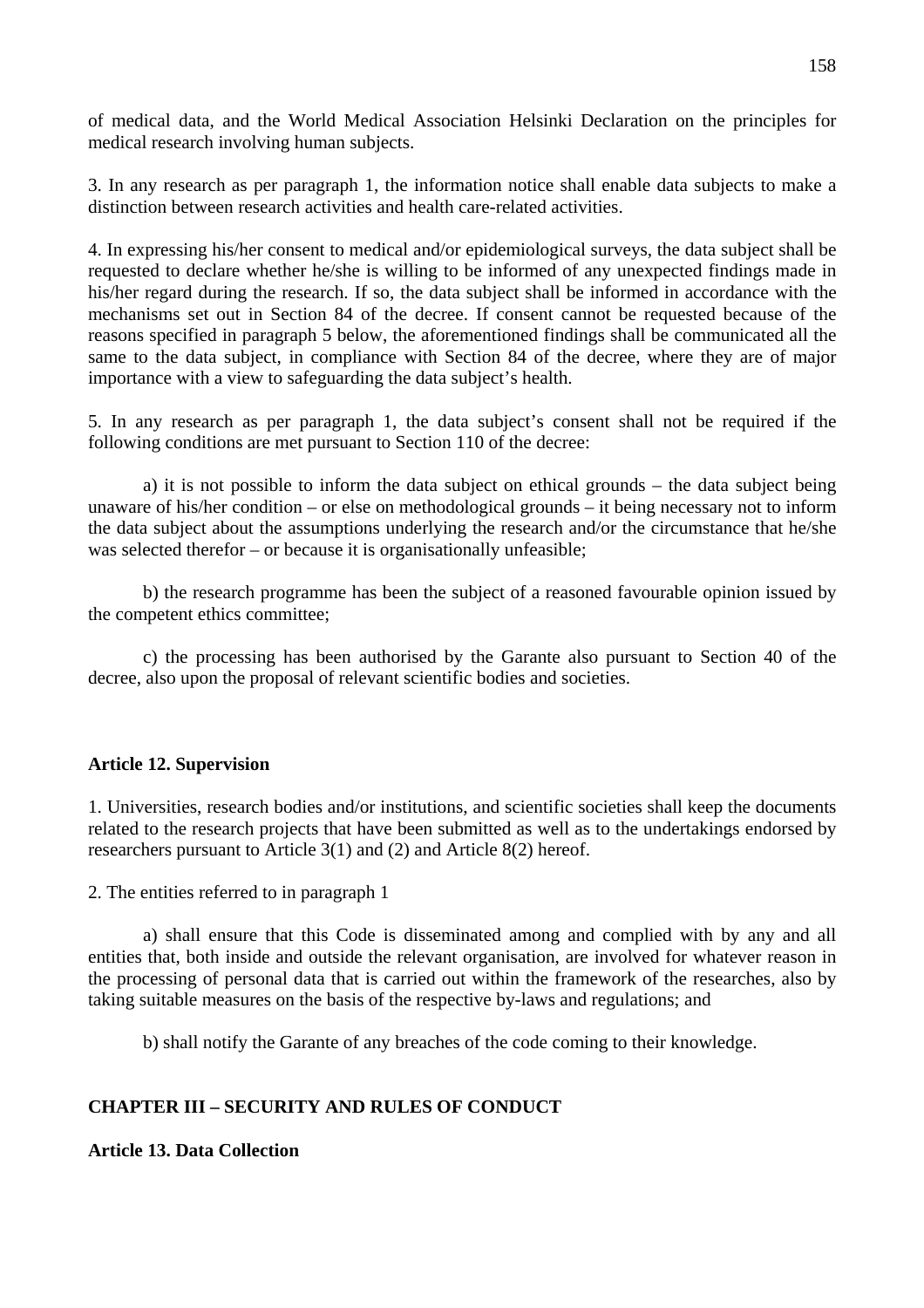of medical data, and the World Medical Association Helsinki Declaration on the principles for medical research involving human subjects.

3. In any research as per paragraph 1, the information notice shall enable data subjects to make a distinction between research activities and health care-related activities.

4. In expressing his/her consent to medical and/or epidemiological surveys, the data subject shall be requested to declare whether he/she is willing to be informed of any unexpected findings made in his/her regard during the research. If so, the data subject shall be informed in accordance with the mechanisms set out in Section 84 of the decree. If consent cannot be requested because of the reasons specified in paragraph 5 below, the aforementioned findings shall be communicated all the same to the data subject, in compliance with Section 84 of the decree, where they are of major importance with a view to safeguarding the data subject's health.

5. In any research as per paragraph 1, the data subject's consent shall not be required if the following conditions are met pursuant to Section 110 of the decree:

a) it is not possible to inform the data subject on ethical grounds – the data subject being unaware of his/her condition – or else on methodological grounds – it being necessary not to inform the data subject about the assumptions underlying the research and/or the circumstance that he/she was selected therefor – or because it is organisationally unfeasible;

b) the research programme has been the subject of a reasoned favourable opinion issued by the competent ethics committee;

c) the processing has been authorised by the Garante also pursuant to Section 40 of the decree, also upon the proposal of relevant scientific bodies and societies.

**Article 12. Supervision**

1. Universities, research bodies and/or institutions, and scientific societies shall keep the documents related to the research projects that have been submitted as well as to the undertakings endorsed by researchers pursuant to Article 3(1) and (2) and Article 8(2) hereof.

2. The entities referred to in paragraph 1

a) shall ensure that this Code is disseminated among and complied with by any and all entities that, both inside and outside the relevant organisation, are involved for whatever reason in the processing of personal data that is carried out within the framework of the researches, also by taking suitable measures on the basis of the respective by-laws and regulations; and

b) shall notify the Garante of any breaches of the code coming to their knowledge.

## CHAPTER III – SECURITY AND RULES OF CONDUCT

**Article 13. Data Collection**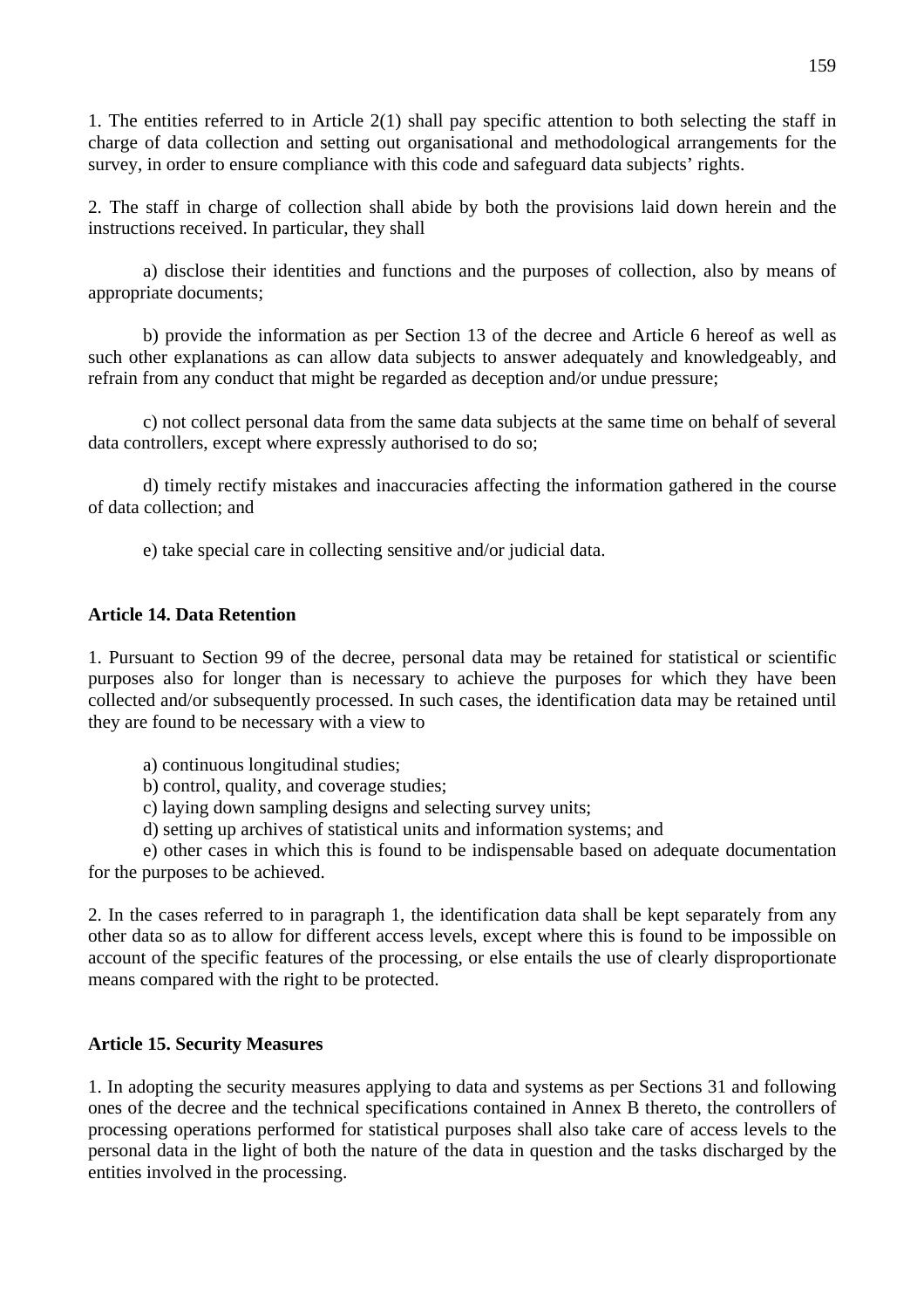1. The entities referred to in Article 2(1) shall pay specific attention to both selecting the staff in charge of data collection and setting out organisational and methodological arrangements for the survey, in order to ensure compliance with this code and safeguard data subjects' rights.

2. The staff in charge of collection shall abide by both the provisions laid down herein and the instructions received. In particular, they shall

a) disclose their identities and functions and the purposes of collection, also by means of appropriate documents;

b) provide the information as per Section 13 of the decree and Article 6 hereof as well as such other explanations as can allow data subjects to answer adequately and knowledgeably, and refrain from any conduct that might be regarded as deception and/or undue pressure;

c) not collect personal data from the same data subjects at the same time on behalf of several data controllers, except where expressly authorised to do so;

d) timely rectify mistakes and inaccuracies affecting the information gathered in the course of data collection; and

e) take special care in collecting sensitive and/or judicial data.

### Article 14. Data Retention

1. Pursuant to Section 99 of the decree, personal data may be retained for statistical or scientific purposes also for longer than is necessary to achieve the purposes for which they have been collected and/or subsequently processed. In such cases, the identification data may be retained until they are found to be necessary with a view to

a) continuous longitudinal studies;
b) control, quality, and coverage studies;
c) laying down sampling designs and selecting survey units;
d) setting up archives of statistical units and information systems; and
e) other cases in which this is found to be indispensable based on adequate documentation for the purposes to be achieved.

2. In the cases referred to in paragraph 1, the identification data shall be kept separately from any other data so as to allow for different access levels, except where this is found to be impossible on account of the specific features of the processing, or else entails the use of clearly disproportionate means compared with the right to be protected.

### Article 15. Security Measures

1. In adopting the security measures applying to data and systems as per Sections 31 and following ones of the decree and the technical specifications contained in Annex B thereto, the controllers of processing operations performed for statistical purposes shall also take care of access levels to the personal data in the light of both the nature of the data in question and the tasks discharged by the entities involved in the processing.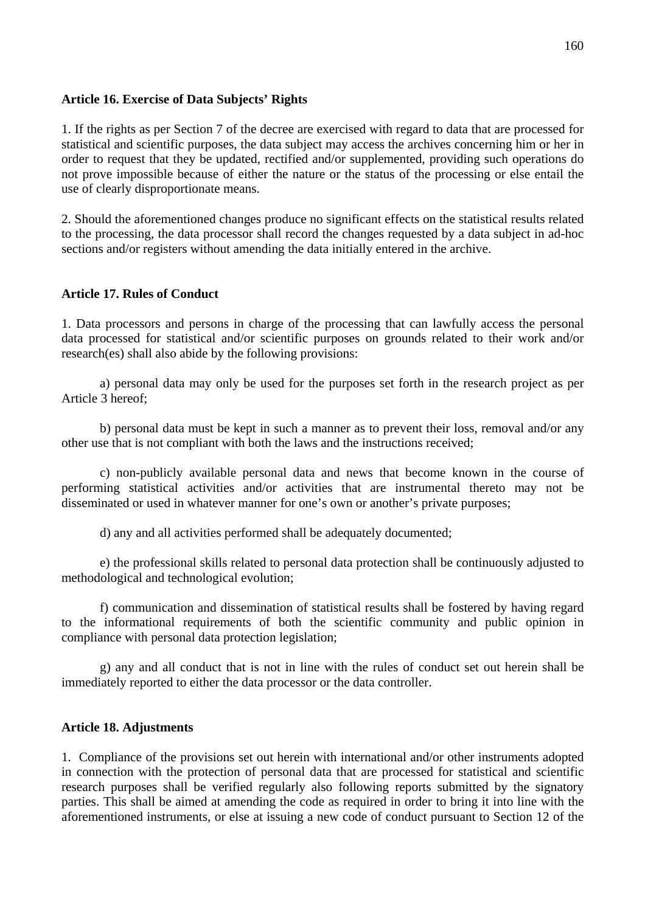### Article 16. Exercise of Data Subjects' Rights

1. If the rights as per Section 7 of the decree are exercised with regard to data that are processed for statistical and scientific purposes, the data subject may access the archives concerning him or her in order to request that they be updated, rectified and/or supplemented, providing such operations do not prove impossible because of either the nature or the status of the processing or else entail the use of clearly disproportionate means.

2. Should the aforementioned changes produce no significant effects on the statistical results related to the processing, the data processor shall record the changes requested by a data subject in ad-hoc sections and/or registers without amending the data initially entered in the archive.

### Article 17. Rules of Conduct

1. Data processors and persons in charge of the processing that can lawfully access the personal data processed for statistical and/or scientific purposes on grounds related to their work and/or research(es) shall also abide by the following provisions:

a) personal data may only be used for the purposes set forth in the research project as per Article 3 hereof;

b) personal data must be kept in such a manner as to prevent their loss, removal and/or any other use that is not compliant with both the laws and the instructions received;

c) non-publicly available personal data and news that become known in the course of performing statistical activities and/or activities that are instrumental thereto may not be disseminated or used in whatever manner for one's own or another's private purposes;

d) any and all activities performed shall be adequately documented;

e) the professional skills related to personal data protection shall be continuously adjusted to methodological and technological evolution;

f) communication and dissemination of statistical results shall be fostered by having regard to the informational requirements of both the scientific community and public opinion in compliance with personal data protection legislation;

g) any and all conduct that is not in line with the rules of conduct set out herein shall be immediately reported to either the data processor or the data controller.

### Article 18. Adjustments

1. Compliance of the provisions set out herein with international and/or other instruments adopted in connection with the protection of personal data that are processed for statistical and scientific research purposes shall be verified regularly also following reports submitted by the signatory parties. This shall be aimed at amending the code as required in order to bring it into line with the aforementioned instruments, or else at issuing a new code of conduct pursuant to Section 12 of the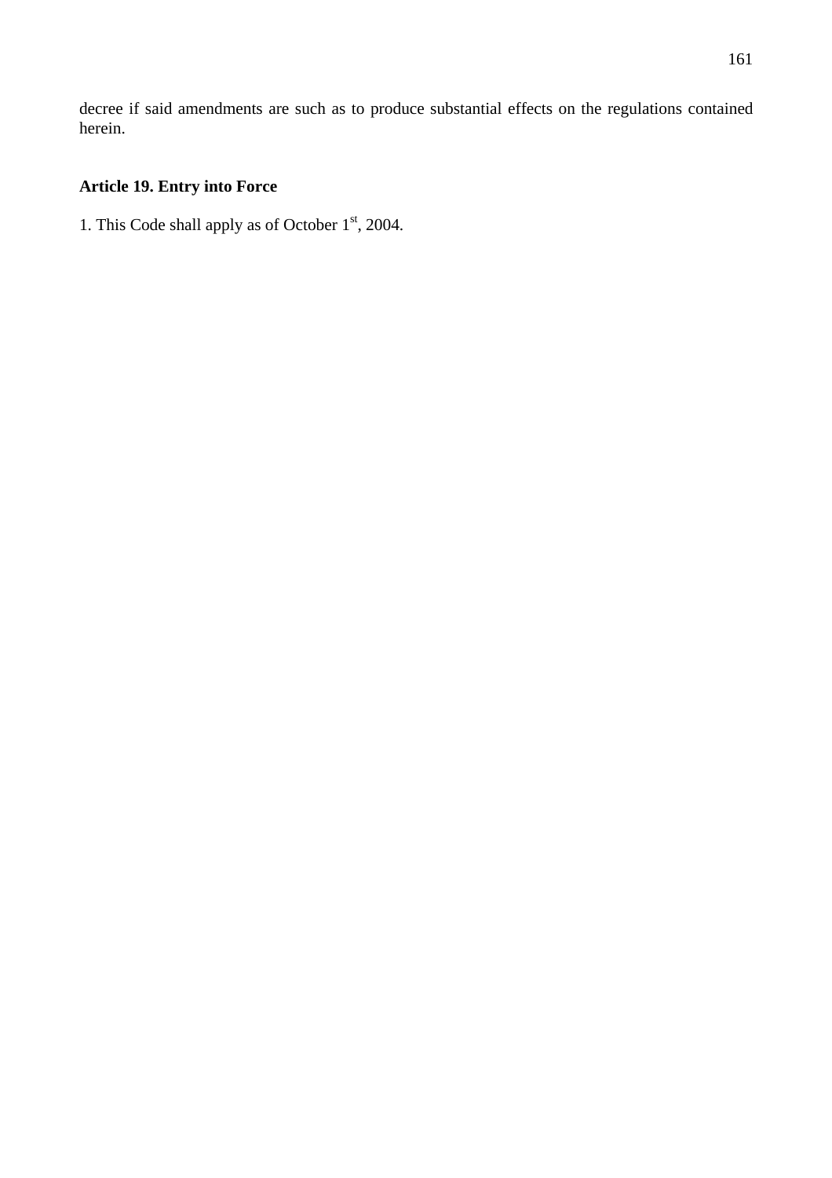decree if said amendments are such as to produce substantial effects on the regulations contained herein.

**Article 19. Entry into Force**

1. This Code shall apply as of October 1st, 2004.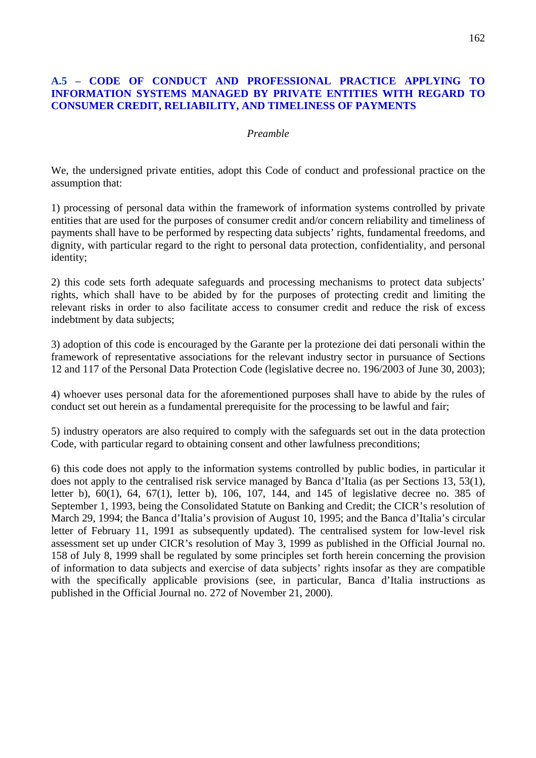## A.5 – CODE OF CONDUCT AND PROFESSIONAL PRACTICE APPLYING TO INFORMATION SYSTEMS MANAGED BY PRIVATE ENTITIES WITH REGARD TO CONSUMER CREDIT, RELIABILITY, AND TIMELINESS OF PAYMENTS

*Preamble*

We, the undersigned private entities, adopt this Code of conduct and professional practice on the assumption that:

1) processing of personal data within the framework of information systems controlled by private entities that are used for the purposes of consumer credit and/or concern reliability and timeliness of payments shall have to be performed by respecting data subjects' rights, fundamental freedoms, and dignity, with particular regard to the right to personal data protection, confidentiality, and personal identity;

2) this code sets forth adequate safeguards and processing mechanisms to protect data subjects' rights, which shall have to be abided by for the purposes of protecting credit and limiting the relevant risks in order to also facilitate access to consumer credit and reduce the risk of excess indebtment by data subjects;

3) adoption of this code is encouraged by the Garante per la protezione dei dati personali within the framework of representative associations for the relevant industry sector in pursuance of Sections 12 and 117 of the Personal Data Protection Code (legislative decree no. 196/2003 of June 30, 2003);

4) whoever uses personal data for the aforementioned purposes shall have to abide by the rules of conduct set out herein as a fundamental prerequisite for the processing to be lawful and fair;

5) industry operators are also required to comply with the safeguards set out in the data protection Code, with particular regard to obtaining consent and other lawfulness preconditions;

6) this code does not apply to the information systems controlled by public bodies, in particular it does not apply to the centralised risk service managed by Banca d'Italia (as per Sections 13, 53(1), letter b), 60(1), 64, 67(1), letter b), 106, 107, 144, and 145 of legislative decree no. 385 of September 1, 1993, being the Consolidated Statute on Banking and Credit; the CICR's resolution of March 29, 1994; the Banca d'Italia's provision of August 10, 1995; and the Banca d'Italia's circular letter of February 11, 1991 as subsequently updated). The centralised system for low-level risk assessment set up under CICR's resolution of May 3, 1999 as published in the Official Journal no. 158 of July 8, 1999 shall be regulated by some principles set forth herein concerning the provision of information to data subjects and exercise of data subjects' rights insofar as they are compatible with the specifically applicable provisions (see, in particular, Banca d'Italia instructions as published in the Official Journal no. 272 of November 21, 2000).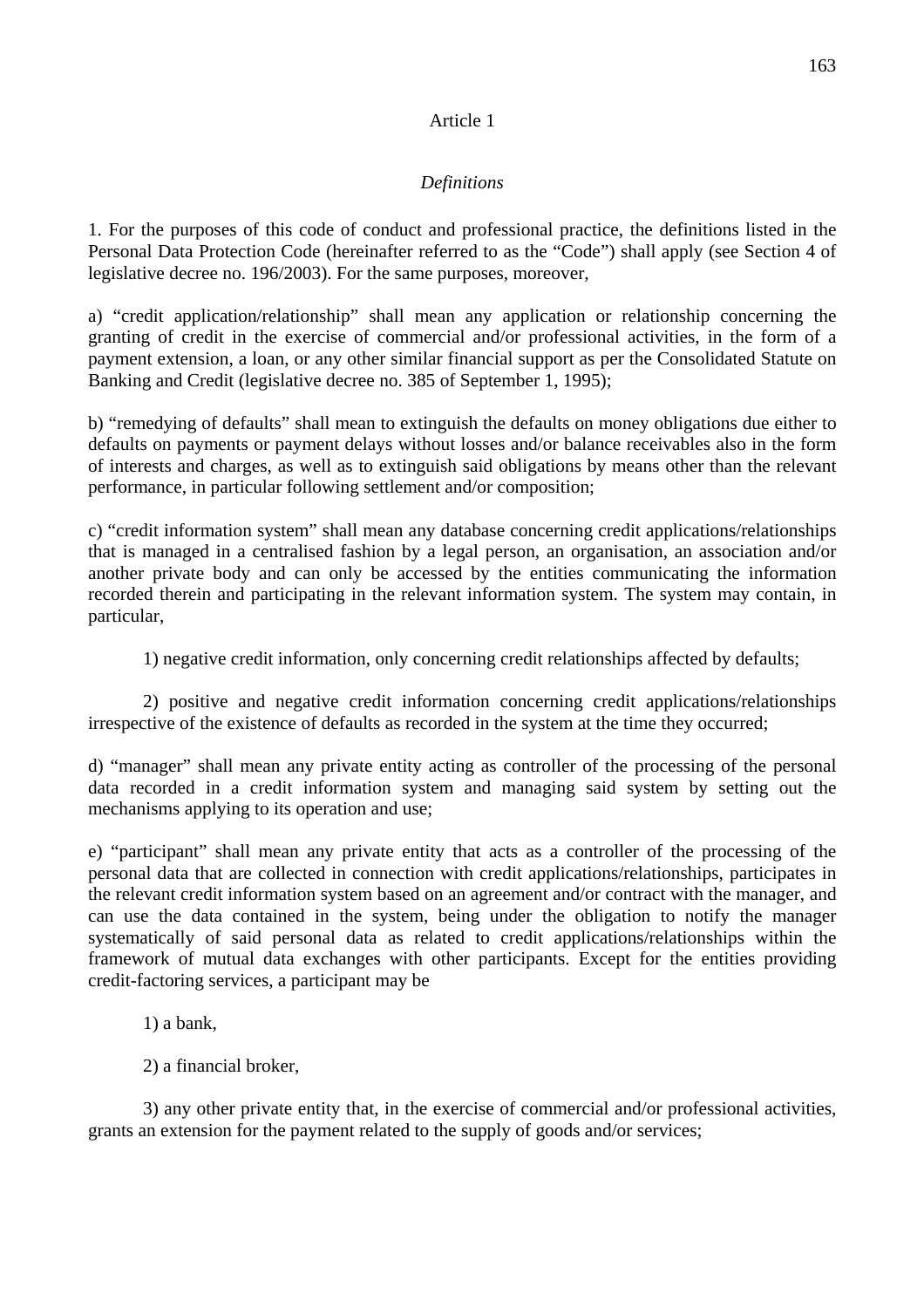## Article 1

### *Definitions*

1. For the purposes of this code of conduct and professional practice, the definitions listed in the Personal Data Protection Code (hereinafter referred to as the "Code") shall apply (see Section 4 of legislative decree no. 196/2003). For the same purposes, moreover,

a) "credit application/relationship" shall mean any application or relationship concerning the granting of credit in the exercise of commercial and/or professional activities, in the form of a payment extension, a loan, or any other similar financial support as per the Consolidated Statute on Banking and Credit (legislative decree no. 385 of September 1, 1995);

b) "remedying of defaults" shall mean to extinguish the defaults on money obligations due either to defaults on payments or payment delays without losses and/or balance receivables also in the form of interests and charges, as well as to extinguish said obligations by means other than the relevant performance, in particular following settlement and/or composition;

c) "credit information system" shall mean any database concerning credit applications/relationships that is managed in a centralised fashion by a legal person, an organisation, an association and/or another private body and can only be accessed by the entities communicating the information recorded therein and participating in the relevant information system. The system may contain, in particular,

1) negative credit information, only concerning credit relationships affected by defaults;

2) positive and negative credit information concerning credit applications/relationships irrespective of the existence of defaults as recorded in the system at the time they occurred;

d) "manager" shall mean any private entity acting as controller of the processing of the personal data recorded in a credit information system and managing said system by setting out the mechanisms applying to its operation and use;

e) "participant" shall mean any private entity that acts as a controller of the processing of the personal data that are collected in connection with credit applications/relationships, participates in the relevant credit information system based on an agreement and/or contract with the manager, and can use the data contained in the system, being under the obligation to notify the manager systematically of said personal data as related to credit applications/relationships within the framework of mutual data exchanges with other participants. Except for the entities providing credit-factoring services, a participant may be

1) a bank,

2) a financial broker,

3) any other private entity that, in the exercise of commercial and/or professional activities, grants an extension for the payment related to the supply of goods and/or services;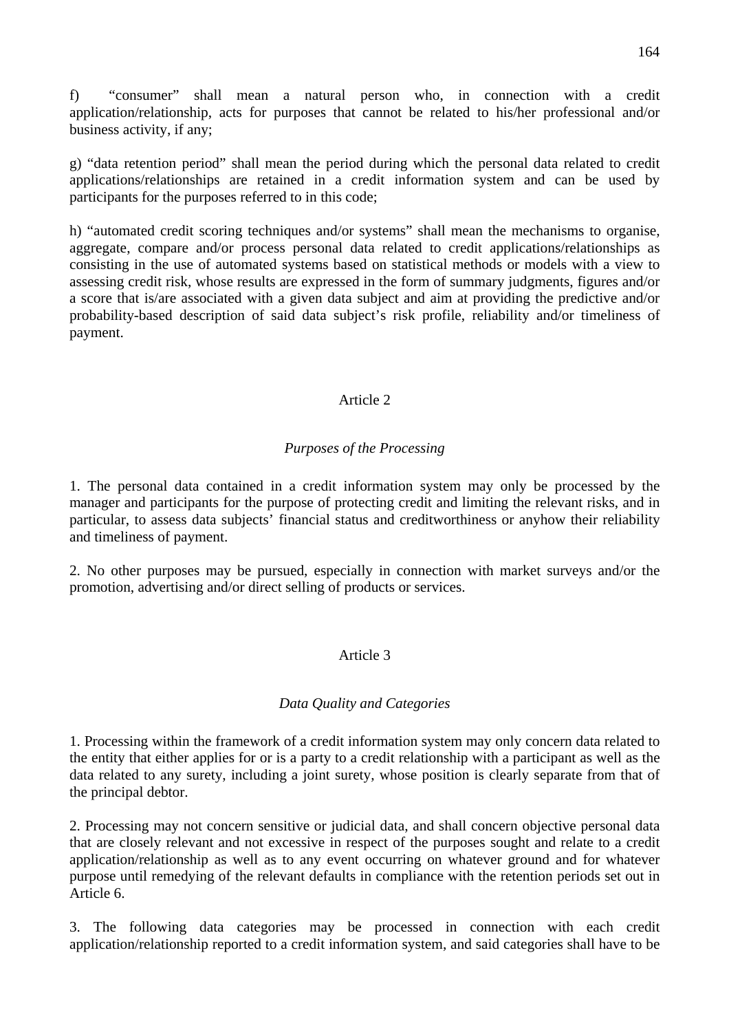f) “consumer” shall mean a natural person who, in connection with a credit application/relationship, acts for purposes that cannot be related to his/her professional and/or business activity, if any;

g) “data retention period” shall mean the period during which the personal data related to credit applications/relationships are retained in a credit information system and can be used by participants for the purposes referred to in this code;

h) “automated credit scoring techniques and/or systems” shall mean the mechanisms to organise, aggregate, compare and/or process personal data related to credit applications/relationships as consisting in the use of automated systems based on statistical methods or models with a view to assessing credit risk, whose results are expressed in the form of summary judgments, figures and/or a score that is/are associated with a given data subject and aim at providing the predictive and/or probability-based description of said data subject’s risk profile, reliability and/or timeliness of payment.

## Article 2

### *Purposes of the Processing*

1. The personal data contained in a credit information system may only be processed by the manager and participants for the purpose of protecting credit and limiting the relevant risks, and in particular, to assess data subjects’ financial status and creditworthiness or anyhow their reliability and timeliness of payment.

2. No other purposes may be pursued, especially in connection with market surveys and/or the promotion, advertising and/or direct selling of products or services.

## Article 3

### *Data Quality and Categories*

1. Processing within the framework of a credit information system may only concern data related to the entity that either applies for or is a party to a credit relationship with a participant as well as the data related to any surety, including a joint surety, whose position is clearly separate from that of the principal debtor.

2. Processing may not concern sensitive or judicial data, and shall concern objective personal data that are closely relevant and not excessive in respect of the purposes sought and relate to a credit application/relationship as well as to any event occurring on whatever ground and for whatever purpose until remedying of the relevant defaults in compliance with the retention periods set out in Article 6.

3. The following data categories may be processed in connection with each credit application/relationship reported to a credit information system, and said categories shall have to be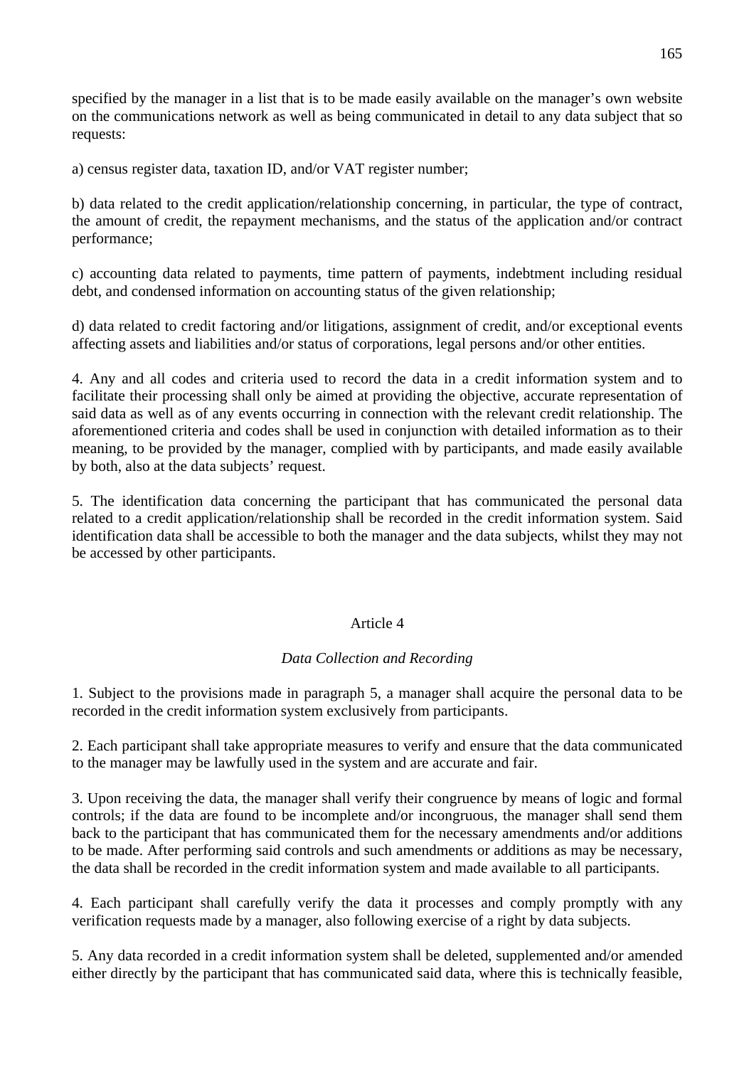specified by the manager in a list that is to be made easily available on the manager's own website on the communications network as well as being communicated in detail to any data subject that so requests:

a) census register data, taxation ID, and/or VAT register number;

b) data related to the credit application/relationship concerning, in particular, the type of contract, the amount of credit, the repayment mechanisms, and the status of the application and/or contract performance;

c) accounting data related to payments, time pattern of payments, indebtment including residual debt, and condensed information on accounting status of the given relationship;

d) data related to credit factoring and/or litigations, assignment of credit, and/or exceptional events affecting assets and liabilities and/or status of corporations, legal persons and/or other entities.

4. Any and all codes and criteria used to record the data in a credit information system and to facilitate their processing shall only be aimed at providing the objective, accurate representation of said data as well as of any events occurring in connection with the relevant credit relationship. The aforementioned criteria and codes shall be used in conjunction with detailed information as to their meaning, to be provided by the manager, complied with by participants, and made easily available by both, also at the data subjects' request.

5. The identification data concerning the participant that has communicated the personal data related to a credit application/relationship shall be recorded in the credit information system. Said identification data shall be accessible to both the manager and the data subjects, whilst they may not be accessed by other participants.

## Article 4

*Data Collection and Recording*

1. Subject to the provisions made in paragraph 5, a manager shall acquire the personal data to be recorded in the credit information system exclusively from participants.

2. Each participant shall take appropriate measures to verify and ensure that the data communicated to the manager may be lawfully used in the system and are accurate and fair.

3. Upon receiving the data, the manager shall verify their congruence by means of logic and formal controls; if the data are found to be incomplete and/or incongruous, the manager shall send them back to the participant that has communicated them for the necessary amendments and/or additions to be made. After performing said controls and such amendments or additions as may be necessary, the data shall be recorded in the credit information system and made available to all participants.

4. Each participant shall carefully verify the data it processes and comply promptly with any verification requests made by a manager, also following exercise of a right by data subjects.

5. Any data recorded in a credit information system shall be deleted, supplemented and/or amended either directly by the participant that has communicated said data, where this is technically feasible,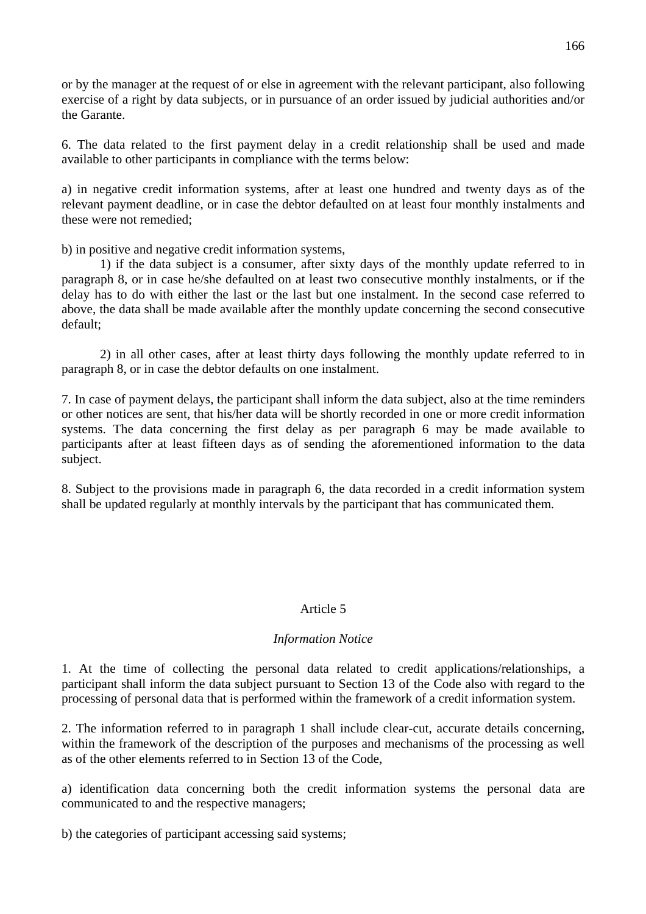or by the manager at the request of or else in agreement with the relevant participant, also following exercise of a right by data subjects, or in pursuance of an order issued by judicial authorities and/or the Garante.

6. The data related to the first payment delay in a credit relationship shall be used and made available to other participants in compliance with the terms below:

a) in negative credit information systems, after at least one hundred and twenty days as of the relevant payment deadline, or in case the debtor defaulted on at least four monthly instalments and these were not remedied;

b) in positive and negative credit information systems,

1) if the data subject is a consumer, after sixty days of the monthly update referred to in paragraph 8, or in case he/she defaulted on at least two consecutive monthly instalments, or if the delay has to do with either the last or the last but one instalment. In the second case referred to above, the data shall be made available after the monthly update concerning the second consecutive default;

2) in all other cases, after at least thirty days following the monthly update referred to in paragraph 8, or in case the debtor defaults on one instalment.

7. In case of payment delays, the participant shall inform the data subject, also at the time reminders or other notices are sent, that his/her data will be shortly recorded in one or more credit information systems. The data concerning the first delay as per paragraph 6 may be made available to participants after at least fifteen days as of sending the aforementioned information to the data subject.

8. Subject to the provisions made in paragraph 6, the data recorded in a credit information system shall be updated regularly at monthly intervals by the participant that has communicated them.

### Article 5

*Information Notice*

1. At the time of collecting the personal data related to credit applications/relationships, a participant shall inform the data subject pursuant to Section 13 of the Code also with regard to the processing of personal data that is performed within the framework of a credit information system.

2. The information referred to in paragraph 1 shall include clear-cut, accurate details concerning, within the framework of the description of the purposes and mechanisms of the processing as well as of the other elements referred to in Section 13 of the Code,

a) identification data concerning both the credit information systems the personal data are communicated to and the respective managers;

b) the categories of participant accessing said systems;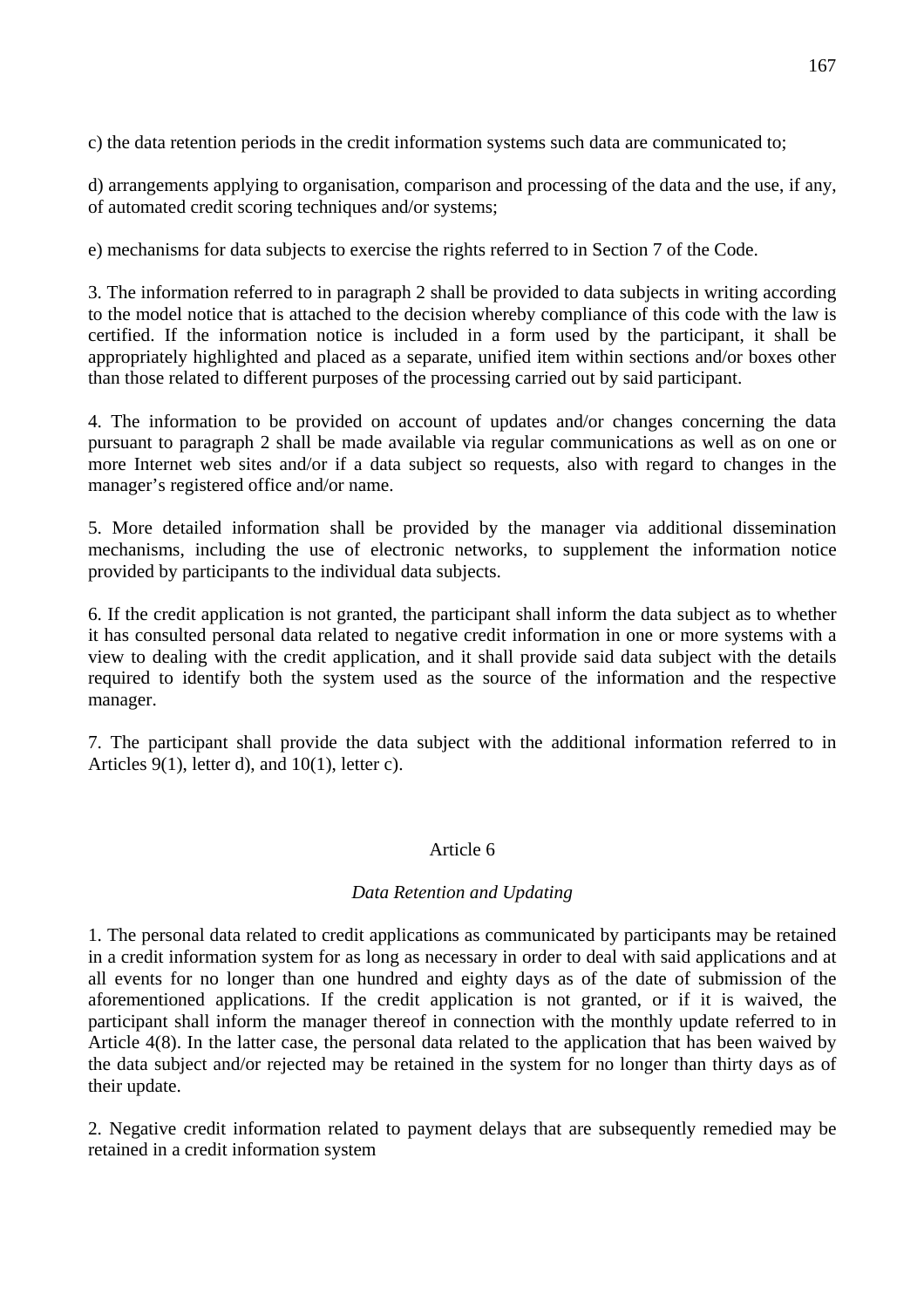c) the data retention periods in the credit information systems such data are communicated to;

d) arrangements applying to organisation, comparison and processing of the data and the use, if any, of automated credit scoring techniques and/or systems;

e) mechanisms for data subjects to exercise the rights referred to in Section 7 of the Code.

3. The information referred to in paragraph 2 shall be provided to data subjects in writing according to the model notice that is attached to the decision whereby compliance of this code with the law is certified. If the information notice is included in a form used by the participant, it shall be appropriately highlighted and placed as a separate, unified item within sections and/or boxes other than those related to different purposes of the processing carried out by said participant.

4. The information to be provided on account of updates and/or changes concerning the data pursuant to paragraph 2 shall be made available via regular communications as well as on one or more Internet web sites and/or if a data subject so requests, also with regard to changes in the manager's registered office and/or name.

5. More detailed information shall be provided by the manager via additional dissemination mechanisms, including the use of electronic networks, to supplement the information notice provided by participants to the individual data subjects.

6. If the credit application is not granted, the participant shall inform the data subject as to whether it has consulted personal data related to negative credit information in one or more systems with a view to dealing with the credit application, and it shall provide said data subject with the details required to identify both the system used as the source of the information and the respective manager.

7. The participant shall provide the data subject with the additional information referred to in Articles 9(1), letter d), and 10(1), letter c).

## Article 6

### *Data Retention and Updating*

1. The personal data related to credit applications as communicated by participants may be retained in a credit information system for as long as necessary in order to deal with said applications and at all events for no longer than one hundred and eighty days as of the date of submission of the aforementioned applications. If the credit application is not granted, or if it is waived, the participant shall inform the manager thereof in connection with the monthly update referred to in Article 4(8). In the latter case, the personal data related to the application that has been waived by the data subject and/or rejected may be retained in the system for no longer than thirty days as of their update.

2. Negative credit information related to payment delays that are subsequently remedied may be retained in a credit information system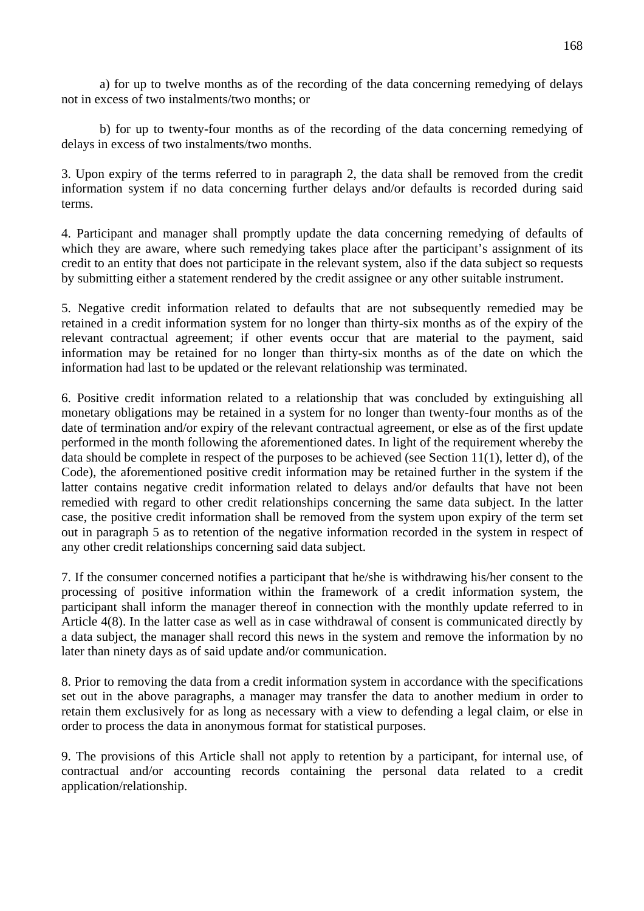a) for up to twelve months as of the recording of the data concerning remedying of delays not in excess of two instalments/two months; or

b) for up to twenty-four months as of the recording of the data concerning remedying of delays in excess of two instalments/two months.

3. Upon expiry of the terms referred to in paragraph 2, the data shall be removed from the credit information system if no data concerning further delays and/or defaults is recorded during said terms.

4. Participant and manager shall promptly update the data concerning remedying of defaults of which they are aware, where such remedying takes place after the participant's assignment of its credit to an entity that does not participate in the relevant system, also if the data subject so requests by submitting either a statement rendered by the credit assignee or any other suitable instrument.

5. Negative credit information related to defaults that are not subsequently remedied may be retained in a credit information system for no longer than thirty-six months as of the expiry of the relevant contractual agreement; if other events occur that are material to the payment, said information may be retained for no longer than thirty-six months as of the date on which the information had last to be updated or the relevant relationship was terminated.

6. Positive credit information related to a relationship that was concluded by extinguishing all monetary obligations may be retained in a system for no longer than twenty-four months as of the date of termination and/or expiry of the relevant contractual agreement, or else as of the first update performed in the month following the aforementioned dates. In light of the requirement whereby the data should be complete in respect of the purposes to be achieved (see Section 11(1), letter d), of the Code), the aforementioned positive credit information may be retained further in the system if the latter contains negative credit information related to delays and/or defaults that have not been remedied with regard to other credit relationships concerning the same data subject. In the latter case, the positive credit information shall be removed from the system upon expiry of the term set out in paragraph 5 as to retention of the negative information recorded in the system in respect of any other credit relationships concerning said data subject.

7. If the consumer concerned notifies a participant that he/she is withdrawing his/her consent to the processing of positive information within the framework of a credit information system, the participant shall inform the manager thereof in connection with the monthly update referred to in Article 4(8). In the latter case as well as in case withdrawal of consent is communicated directly by a data subject, the manager shall record this news in the system and remove the information by no later than ninety days as of said update and/or communication.

8. Prior to removing the data from a credit information system in accordance with the specifications set out in the above paragraphs, a manager may transfer the data to another medium in order to retain them exclusively for as long as necessary with a view to defending a legal claim, or else in order to process the data in anonymous format for statistical purposes.

9. The provisions of this Article shall not apply to retention by a participant, for internal use, of contractual and/or accounting records containing the personal data related to a credit application/relationship.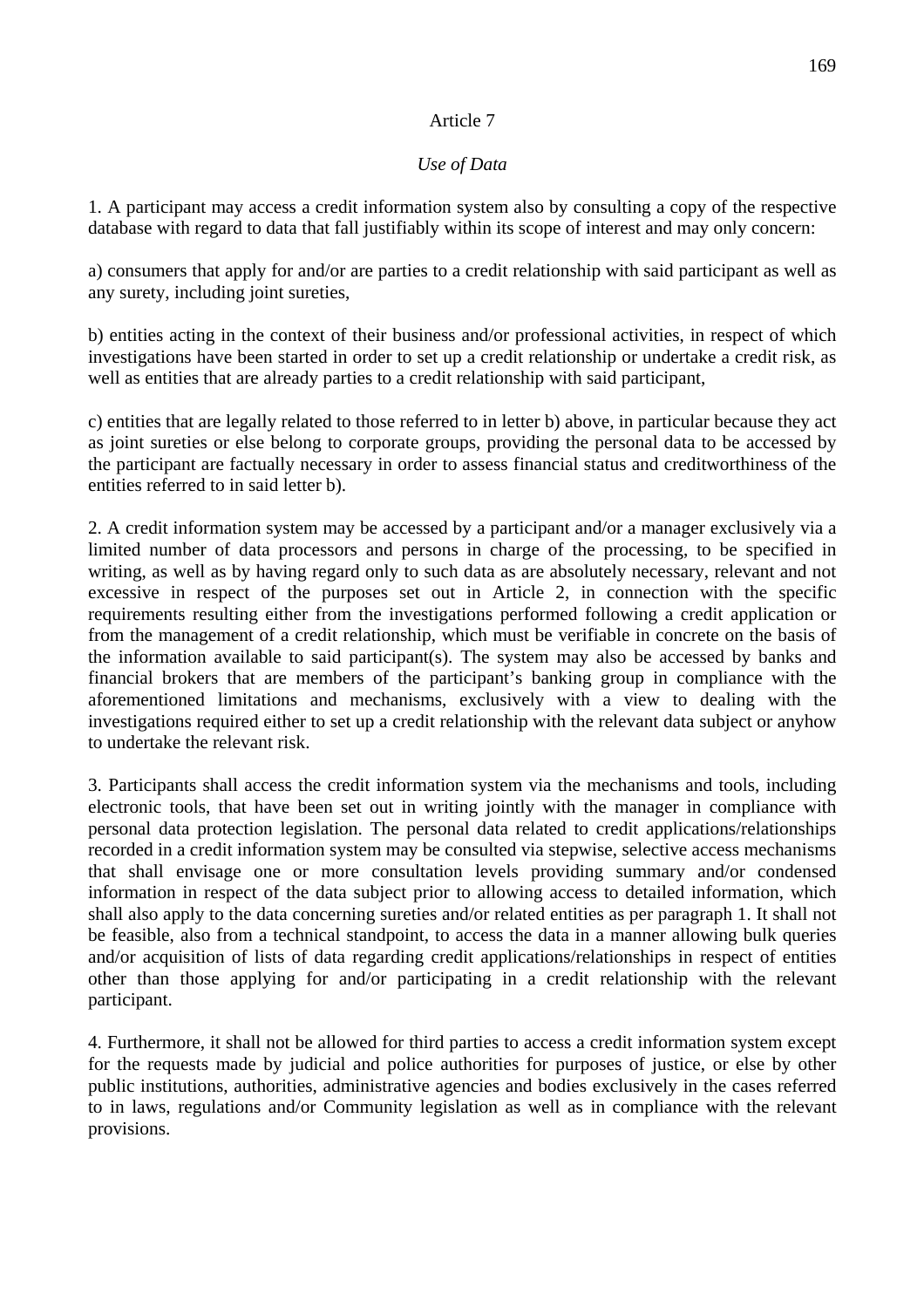## Article 7

### *Use of Data*

1. A participant may access a credit information system also by consulting a copy of the respective database with regard to data that fall justifiably within its scope of interest and may only concern:

a) consumers that apply for and/or are parties to a credit relationship with said participant as well as any surety, including joint sureties,

b) entities acting in the context of their business and/or professional activities, in respect of which investigations have been started in order to set up a credit relationship or undertake a credit risk, as well as entities that are already parties to a credit relationship with said participant,

c) entities that are legally related to those referred to in letter b) above, in particular because they act as joint sureties or else belong to corporate groups, providing the personal data to be accessed by the participant are factually necessary in order to assess financial status and creditworthiness of the entities referred to in said letter b).

2. A credit information system may be accessed by a participant and/or a manager exclusively via a limited number of data processors and persons in charge of the processing, to be specified in writing, as well as by having regard only to such data as are absolutely necessary, relevant and not excessive in respect of the purposes set out in Article 2, in connection with the specific requirements resulting either from the investigations performed following a credit application or from the management of a credit relationship, which must be verifiable in concrete on the basis of the information available to said participant(s). The system may also be accessed by banks and financial brokers that are members of the participant's banking group in compliance with the aforementioned limitations and mechanisms, exclusively with a view to dealing with the investigations required either to set up a credit relationship with the relevant data subject or anyhow to undertake the relevant risk.

3. Participants shall access the credit information system via the mechanisms and tools, including electronic tools, that have been set out in writing jointly with the manager in compliance with personal data protection legislation. The personal data related to credit applications/relationships recorded in a credit information system may be consulted via stepwise, selective access mechanisms that shall envisage one or more consultation levels providing summary and/or condensed information in respect of the data subject prior to allowing access to detailed information, which shall also apply to the data concerning sureties and/or related entities as per paragraph 1. It shall not be feasible, also from a technical standpoint, to access the data in a manner allowing bulk queries and/or acquisition of lists of data regarding credit applications/relationships in respect of entities other than those applying for and/or participating in a credit relationship with the relevant participant.

4. Furthermore, it shall not be allowed for third parties to access a credit information system except for the requests made by judicial and police authorities for purposes of justice, or else by other public institutions, authorities, administrative agencies and bodies exclusively in the cases referred to in laws, regulations and/or Community legislation as well as in compliance with the relevant provisions.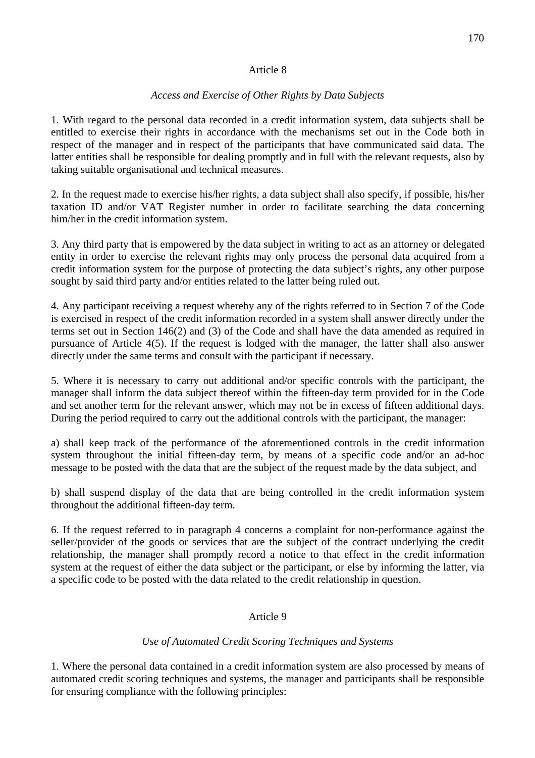## Article 8

*Access and Exercise of Other Rights by Data Subjects*

1. With regard to the personal data recorded in a credit information system, data subjects shall be entitled to exercise their rights in accordance with the mechanisms set out in the Code both in respect of the manager and in respect of the participants that have communicated said data. The latter entities shall be responsible for dealing promptly and in full with the relevant requests, also by taking suitable organisational and technical measures.

2. In the request made to exercise his/her rights, a data subject shall also specify, if possible, his/her taxation ID and/or VAT Register number in order to facilitate searching the data concerning him/her in the credit information system.

3. Any third party that is empowered by the data subject in writing to act as an attorney or delegated entity in order to exercise the relevant rights may only process the personal data acquired from a credit information system for the purpose of protecting the data subject's rights, any other purpose sought by said third party and/or entities related to the latter being ruled out.

4. Any participant receiving a request whereby any of the rights referred to in Section 7 of the Code is exercised in respect of the credit information recorded in a system shall answer directly under the terms set out in Section 146(2) and (3) of the Code and shall have the data amended as required in pursuance of Article 4(5). If the request is lodged with the manager, the latter shall also answer directly under the same terms and consult with the participant if necessary.

5. Where it is necessary to carry out additional and/or specific controls with the participant, the manager shall inform the data subject thereof within the fifteen-day term provided for in the Code and set another term for the relevant answer, which may not be in excess of fifteen additional days. During the period required to carry out the additional controls with the participant, the manager:

a) shall keep track of the performance of the aforementioned controls in the credit information system throughout the initial fifteen-day term, by means of a specific code and/or an ad-hoc message to be posted with the data that are the subject of the request made by the data subject, and

b) shall suspend display of the data that are being controlled in the credit information system throughout the additional fifteen-day term.

6. If the request referred to in paragraph 4 concerns a complaint for non-performance against the seller/provider of the goods or services that are the subject of the contract underlying the credit relationship, the manager shall promptly record a notice to that effect in the credit information system at the request of either the data subject or the participant, or else by informing the latter, via a specific code to be posted with the data related to the credit relationship in question.

## Article 9

*Use of Automated Credit Scoring Techniques and Systems*

1. Where the personal data contained in a credit information system are also processed by means of automated credit scoring techniques and systems, the manager and participants shall be responsible for ensuring compliance with the following principles: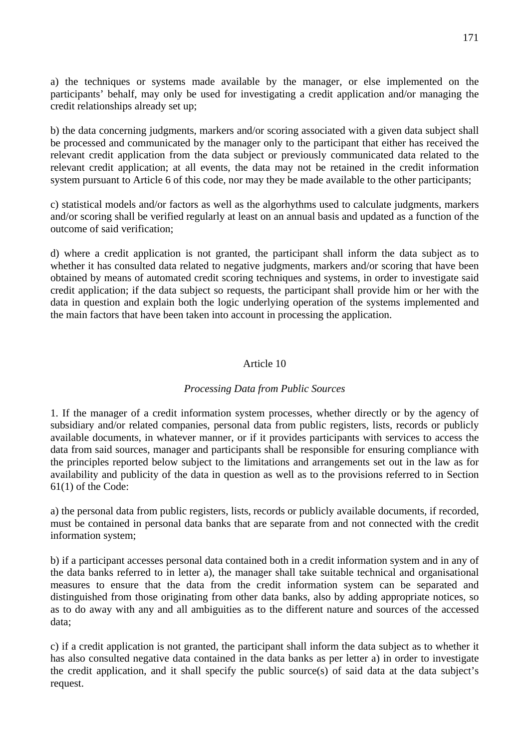a) the techniques or systems made available by the manager, or else implemented on the participants' behalf, may only be used for investigating a credit application and/or managing the credit relationships already set up;

b) the data concerning judgments, markers and/or scoring associated with a given data subject shall be processed and communicated by the manager only to the participant that either has received the relevant credit application from the data subject or previously communicated data related to the relevant credit application; at all events, the data may not be retained in the credit information system pursuant to Article 6 of this code, nor may they be made available to the other participants;

c) statistical models and/or factors as well as the algorhythms used to calculate judgments, markers and/or scoring shall be verified regularly at least on an annual basis and updated as a function of the outcome of said verification;

d) where a credit application is not granted, the participant shall inform the data subject as to whether it has consulted data related to negative judgments, markers and/or scoring that have been obtained by means of automated credit scoring techniques and systems, in order to investigate said credit application; if the data subject so requests, the participant shall provide him or her with the data in question and explain both the logic underlying operation of the systems implemented and the main factors that have been taken into account in processing the application.

## Article 10

*Processing Data from Public Sources*

1. If the manager of a credit information system processes, whether directly or by the agency of subsidiary and/or related companies, personal data from public registers, lists, records or publicly available documents, in whatever manner, or if it provides participants with services to access the data from said sources, manager and participants shall be responsible for ensuring compliance with the principles reported below subject to the limitations and arrangements set out in the law as for availability and publicity of the data in question as well as to the provisions referred to in Section 61(1) of the Code:

a) the personal data from public registers, lists, records or publicly available documents, if recorded, must be contained in personal data banks that are separate from and not connected with the credit information system;

b) if a participant accesses personal data contained both in a credit information system and in any of the data banks referred to in letter a), the manager shall take suitable technical and organisational measures to ensure that the data from the credit information system can be separated and distinguished from those originating from other data banks, also by adding appropriate notices, so as to do away with any and all ambiguities as to the different nature and sources of the accessed data;

c) if a credit application is not granted, the participant shall inform the data subject as to whether it has also consulted negative data contained in the data banks as per letter a) in order to investigate the credit application, and it shall specify the public source(s) of said data at the data subject's request.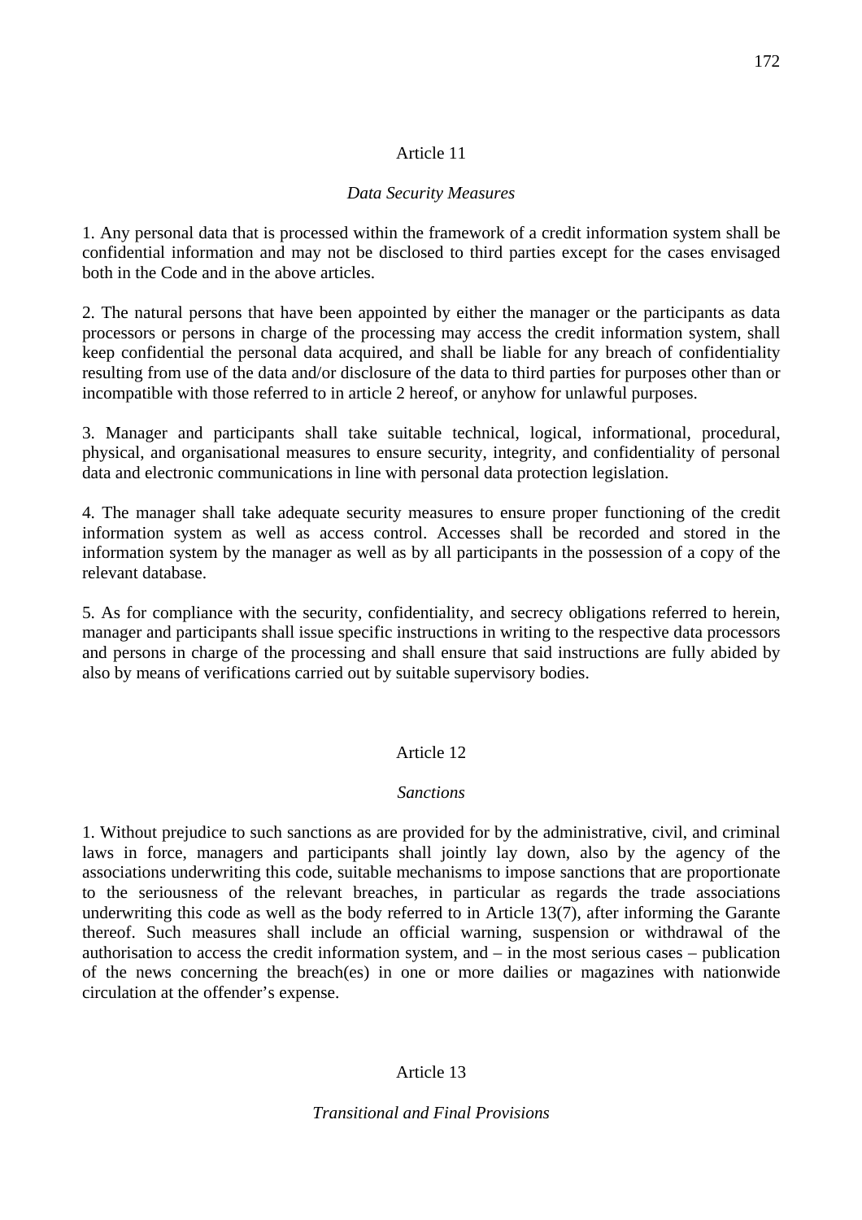## Article 11

### *Data Security Measures*

1. Any personal data that is processed within the framework of a credit information system shall be confidential information and may not be disclosed to third parties except for the cases envisaged both in the Code and in the above articles.

2. The natural persons that have been appointed by either the manager or the participants as data processors or persons in charge of the processing may access the credit information system, shall keep confidential the personal data acquired, and shall be liable for any breach of confidentiality resulting from use of the data and/or disclosure of the data to third parties for purposes other than or incompatible with those referred to in article 2 hereof, or anyhow for unlawful purposes.

3. Manager and participants shall take suitable technical, logical, informational, procedural, physical, and organisational measures to ensure security, integrity, and confidentiality of personal data and electronic communications in line with personal data protection legislation.

4. The manager shall take adequate security measures to ensure proper functioning of the credit information system as well as access control. Accesses shall be recorded and stored in the information system by the manager as well as by all participants in the possession of a copy of the relevant database.

5. As for compliance with the security, confidentiality, and secrecy obligations referred to herein, manager and participants shall issue specific instructions in writing to the respective data processors and persons in charge of the processing and shall ensure that said instructions are fully abided by also by means of verifications carried out by suitable supervisory bodies.

## Article 12

### *Sanctions*

1. Without prejudice to such sanctions as are provided for by the administrative, civil, and criminal laws in force, managers and participants shall jointly lay down, also by the agency of the associations underwriting this code, suitable mechanisms to impose sanctions that are proportionate to the seriousness of the relevant breaches, in particular as regards the trade associations underwriting this code as well as the body referred to in Article 13(7), after informing the Garante thereof. Such measures shall include an official warning, suspension or withdrawal of the authorisation to access the credit information system, and – in the most serious cases – publication of the news concerning the breach(es) in one or more dailies or magazines with nationwide circulation at the offender's expense.

## Article 13

### *Transitional and Final Provisions*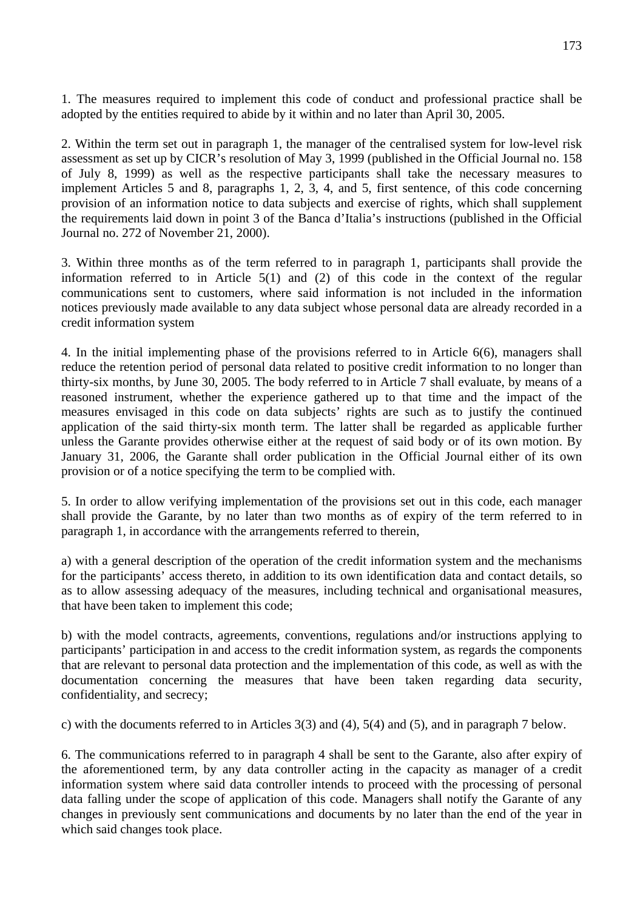1. The measures required to implement this code of conduct and professional practice shall be adopted by the entities required to abide by it within and no later than April 30, 2005.

2. Within the term set out in paragraph 1, the manager of the centralised system for low-level risk assessment as set up by CICR's resolution of May 3, 1999 (published in the Official Journal no. 158 of July 8, 1999) as well as the respective participants shall take the necessary measures to implement Articles 5 and 8, paragraphs 1, 2, 3, 4, and 5, first sentence, of this code concerning provision of an information notice to data subjects and exercise of rights, which shall supplement the requirements laid down in point 3 of the Banca d'Italia's instructions (published in the Official Journal no. 272 of November 21, 2000).

3. Within three months as of the term referred to in paragraph 1, participants shall provide the information referred to in Article 5(1) and (2) of this code in the context of the regular communications sent to customers, where said information is not included in the information notices previously made available to any data subject whose personal data are already recorded in a credit information system

4. In the initial implementing phase of the provisions referred to in Article 6(6), managers shall reduce the retention period of personal data related to positive credit information to no longer than thirty-six months, by June 30, 2005. The body referred to in Article 7 shall evaluate, by means of a reasoned instrument, whether the experience gathered up to that time and the impact of the measures envisaged in this code on data subjects' rights are such as to justify the continued application of the said thirty-six month term. The latter shall be regarded as applicable further unless the Garante provides otherwise either at the request of said body or of its own motion. By January 31, 2006, the Garante shall order publication in the Official Journal either of its own provision or of a notice specifying the term to be complied with.

5. In order to allow verifying implementation of the provisions set out in this code, each manager shall provide the Garante, by no later than two months as of expiry of the term referred to in paragraph 1, in accordance with the arrangements referred to therein,

a) with a general description of the operation of the credit information system and the mechanisms for the participants' access thereto, in addition to its own identification data and contact details, so as to allow assessing adequacy of the measures, including technical and organisational measures, that have been taken to implement this code;

b) with the model contracts, agreements, conventions, regulations and/or instructions applying to participants' participation in and access to the credit information system, as regards the components that are relevant to personal data protection and the implementation of this code, as well as with the documentation concerning the measures that have been taken regarding data security, confidentiality, and secrecy;

c) with the documents referred to in Articles 3(3) and (4), 5(4) and (5), and in paragraph 7 below.

6. The communications referred to in paragraph 4 shall be sent to the Garante, also after expiry of the aforementioned term, by any data controller acting in the capacity as manager of a credit information system where said data controller intends to proceed with the processing of personal data falling under the scope of application of this code. Managers shall notify the Garante of any changes in previously sent communications and documents by no later than the end of the year in which said changes took place.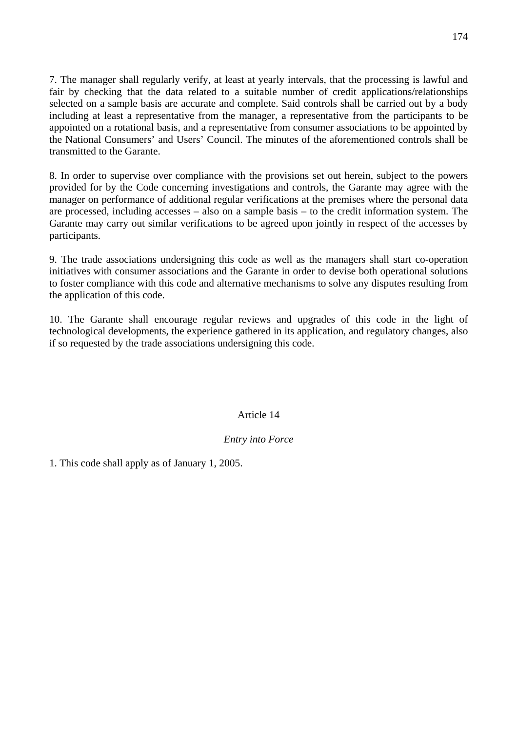7. The manager shall regularly verify, at least at yearly intervals, that the processing is lawful and fair by checking that the data related to a suitable number of credit applications/relationships selected on a sample basis are accurate and complete. Said controls shall be carried out by a body including at least a representative from the manager, a representative from the participants to be appointed on a rotational basis, and a representative from consumer associations to be appointed by the National Consumers' and Users' Council. The minutes of the aforementioned controls shall be transmitted to the Garante.

8. In order to supervise over compliance with the provisions set out herein, subject to the powers provided for by the Code concerning investigations and controls, the Garante may agree with the manager on performance of additional regular verifications at the premises where the personal data are processed, including accesses – also on a sample basis – to the credit information system. The Garante may carry out similar verifications to be agreed upon jointly in respect of the accesses by participants.

9. The trade associations undersigning this code as well as the managers shall start co-operation initiatives with consumer associations and the Garante in order to devise both operational solutions to foster compliance with this code and alternative mechanisms to solve any disputes resulting from the application of this code.

10. The Garante shall encourage regular reviews and upgrades of this code in the light of technological developments, the experience gathered in its application, and regulatory changes, also if so requested by the trade associations undersigning this code.

## Article 14

*Entry into Force*

1. This code shall apply as of January 1, 2005.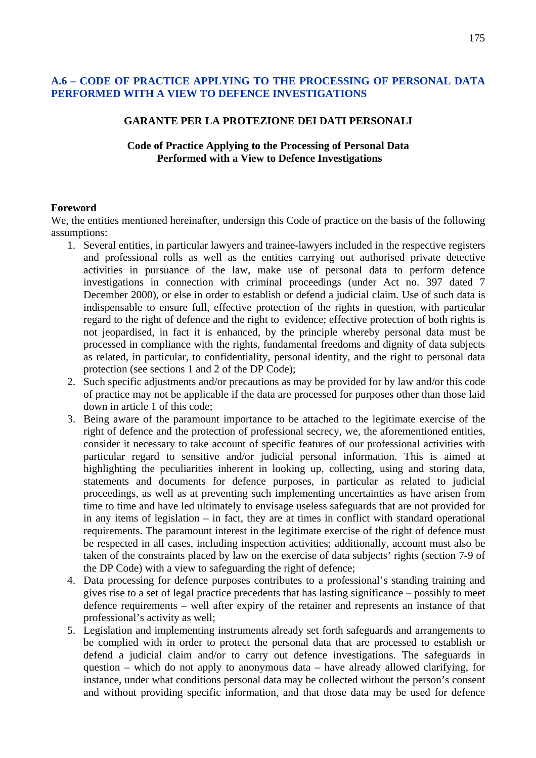## A.6 – CODE OF PRACTICE APPLYING TO THE PROCESSING OF PERSONAL DATA PERFORMED WITH A VIEW TO DEFENCE INVESTIGATIONS

**GARANTE PER LA PROTEZIONE DEI DATI PERSONALI**

**Code of Practice Applying to the Processing of Personal Data Performed with a View to Defence Investigations**

**Foreword**

We, the entities mentioned hereinafter, undersign this Code of practice on the basis of the following assumptions:

1. Several entities, in particular lawyers and trainee-lawyers included in the respective registers and professional rolls as well as the entities carrying out authorised private detective activities in pursuance of the law, make use of personal data to perform defence investigations in connection with criminal proceedings (under Act no. 397 dated 7 December 2000), or else in order to establish or defend a judicial claim. Use of such data is indispensable to ensure full, effective protection of the rights in question, with particular regard to the right of defence and the right to evidence; effective protection of both rights is not jeopardised, in fact it is enhanced, by the principle whereby personal data must be processed in compliance with the rights, fundamental freedoms and dignity of data subjects as related, in particular, to confidentiality, personal identity, and the right to personal data protection (see sections 1 and 2 of the DP Code);
2. Such specific adjustments and/or precautions as may be provided for by law and/or this code of practice may not be applicable if the data are processed for purposes other than those laid down in article 1 of this code;
3. Being aware of the paramount importance to be attached to the legitimate exercise of the right of defence and the protection of professional secrecy, we, the aforementioned entities, consider it necessary to take account of specific features of our professional activities with particular regard to sensitive and/or judicial personal information. This is aimed at highlighting the peculiarities inherent in looking up, collecting, using and storing data, statements and documents for defence purposes, in particular as related to judicial proceedings, as well as at preventing such implementing uncertainties as have arisen from time to time and have led ultimately to envisage useless safeguards that are not provided for in any items of legislation – in fact, they are at times in conflict with standard operational requirements. The paramount interest in the legitimate exercise of the right of defence must be respected in all cases, including inspection activities; additionally, account must also be taken of the constraints placed by law on the exercise of data subjects' rights (section 7-9 of the DP Code) with a view to safeguarding the right of defence;
4. Data processing for defence purposes contributes to a professional's standing training and gives rise to a set of legal practice precedents that has lasting significance – possibly to meet defence requirements – well after expiry of the retainer and represents an instance of that professional's activity as well;
5. Legislation and implementing instruments already set forth safeguards and arrangements to be complied with in order to protect the personal data that are processed to establish or defend a judicial claim and/or to carry out defence investigations. The safeguards in question – which do not apply to anonymous data – have already allowed clarifying, for instance, under what conditions personal data may be collected without the person's consent and without providing specific information, and that those data may be used for defence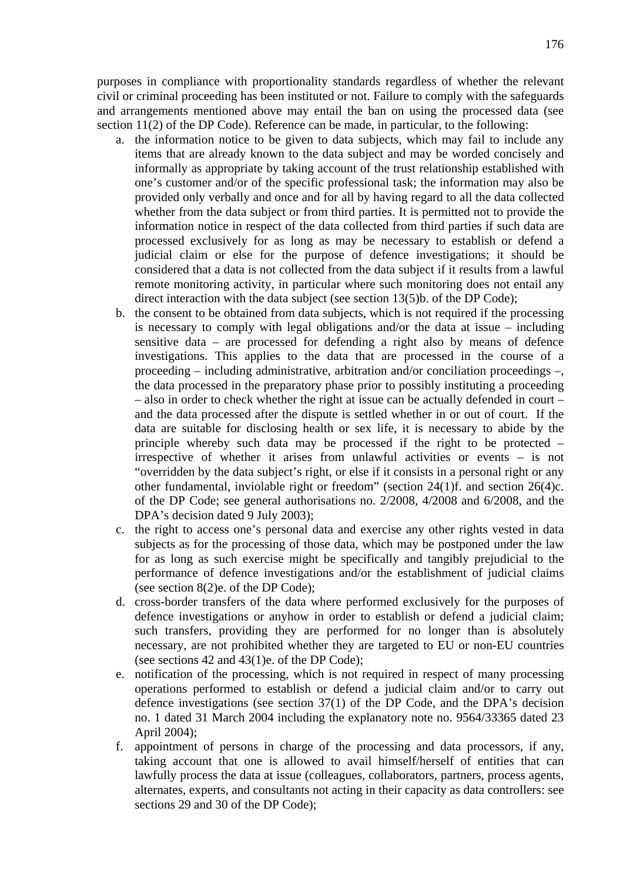purposes in compliance with proportionality standards regardless of whether the relevant civil or criminal proceeding has been instituted or not. Failure to comply with the safeguards and arrangements mentioned above may entail the ban on using the processed data (see section 11(2) of the DP Code). Reference can be made, in particular, to the following:

a. the information notice to be given to data subjects, which may fail to include any items that are already known to the data subject and may be worded concisely and informally as appropriate by taking account of the trust relationship established with one's customer and/or of the specific professional task; the information may also be provided only verbally and once and for all by having regard to all the data collected whether from the data subject or from third parties. It is permitted not to provide the information notice in respect of the data collected from third parties if such data are processed exclusively for as long as may be necessary to establish or defend a judicial claim or else for the purpose of defence investigations; it should be considered that a data is not collected from the data subject if it results from a lawful remote monitoring activity, in particular where such monitoring does not entail any direct interaction with the data subject (see section 13(5)b. of the DP Code);
b. the consent to be obtained from data subjects, which is not required if the processing is necessary to comply with legal obligations and/or the data at issue – including sensitive data – are processed for defending a right also by means of defence investigations. This applies to the data that are processed in the course of a proceeding – including administrative, arbitration and/or conciliation proceedings –, the data processed in the preparatory phase prior to possibly instituting a proceeding – also in order to check whether the right at issue can be actually defended in court – and the data processed after the dispute is settled whether in or out of court. If the data are suitable for disclosing health or sex life, it is necessary to abide by the principle whereby such data may be processed if the right to be protected – irrespective of whether it arises from unlawful activities or events – is not "overridden by the data subject's right, or else if it consists in a personal right or any other fundamental, inviolable right or freedom" (section 24(1)f. and section 26(4)c. of the DP Code; see general authorisations no. 2/2008, 4/2008 and 6/2008, and the DPA's decision dated 9 July 2003);
c. the right to access one's personal data and exercise any other rights vested in data subjects as for the processing of those data, which may be postponed under the law for as long as such exercise might be specifically and tangibly prejudicial to the performance of defence investigations and/or the establishment of judicial claims (see section 8(2)e. of the DP Code);
d. cross-border transfers of the data where performed exclusively for the purposes of defence investigations or anyhow in order to establish or defend a judicial claim; such transfers, providing they are performed for no longer than is absolutely necessary, are not prohibited whether they are targeted to EU or non-EU countries (see sections 42 and 43(1)e. of the DP Code);
e. notification of the processing, which is not required in respect of many processing operations performed to establish or defend a judicial claim and/or to carry out defence investigations (see section 37(1) of the DP Code, and the DPA's decision no. 1 dated 31 March 2004 including the explanatory note no. 9564/33365 dated 23 April 2004);
f. appointment of persons in charge of the processing and data processors, if any, taking account that one is allowed to avail himself/herself of entities that can lawfully process the data at issue (colleagues, collaborators, partners, process agents, alternates, experts, and consultants not acting in their capacity as data controllers: see sections 29 and 30 of the DP Code);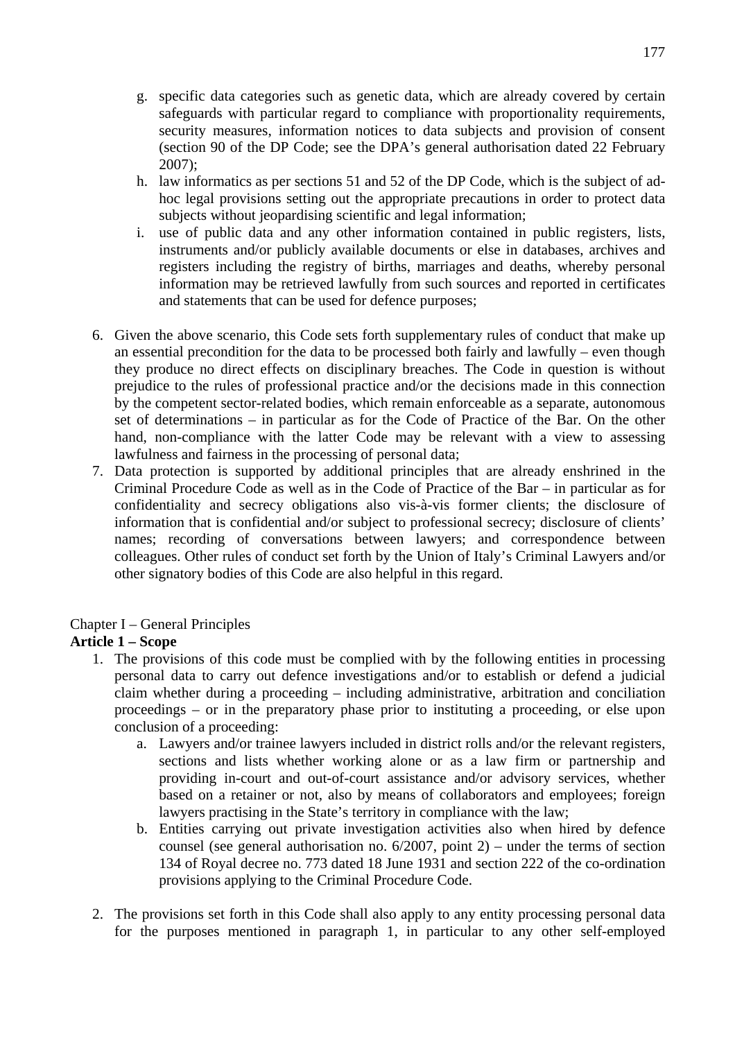g. specific data categories such as genetic data, which are already covered by certain safeguards with particular regard to compliance with proportionality requirements, security measures, information notices to data subjects and provision of consent (section 90 of the DP Code; see the DPA's general authorisation dated 22 February 2007);
   h. law informatics as per sections 51 and 52 of the DP Code, which is the subject of ad-hoc legal provisions setting out the appropriate precautions in order to protect data subjects without jeopardising scientific and legal information;
   i. use of public data and any other information contained in public registers, lists, instruments and/or publicly available documents or else in databases, archives and registers including the registry of births, marriages and deaths, whereby personal information may be retrieved lawfully from such sources and reported in certificates and statements that can be used for defence purposes;

6. Given the above scenario, this Code sets forth supplementary rules of conduct that make up an essential precondition for the data to be processed both fairly and lawfully – even though they produce no direct effects on disciplinary breaches. The Code in question is without prejudice to the rules of professional practice and/or the decisions made in this connection by the competent sector-related bodies, which remain enforceable as a separate, autonomous set of determinations – in particular as for the Code of Practice of the Bar. On the other hand, non-compliance with the latter Code may be relevant with a view to assessing lawfulness and fairness in the processing of personal data;
7. Data protection is supported by additional principles that are already enshrined in the Criminal Procedure Code as well as in the Code of Practice of the Bar – in particular as for confidentiality and secrecy obligations also vis-à-vis former clients; the disclosure of information that is confidential and/or subject to professional secrecy; disclosure of clients' names; recording of conversations between lawyers; and correspondence between colleagues. Other rules of conduct set forth by the Union of Italy's Criminal Lawyers and/or other signatory bodies of this Code are also helpful in this regard.

Chapter I – General Principles

**Article 1 – Scope**

1. The provisions of this code must be complied with by the following entities in processing personal data to carry out defence investigations and/or to establish or defend a judicial claim whether during a proceeding – including administrative, arbitration and conciliation proceedings – or in the preparatory phase prior to instituting a proceeding, or else upon conclusion of a proceeding:
   a. Lawyers and/or trainee lawyers included in district rolls and/or the relevant registers, sections and lists whether working alone or as a law firm or partnership and providing in-court and out-of-court assistance and/or advisory services, whether based on a retainer or not, also by means of collaborators and employees; foreign lawyers practising in the State's territory in compliance with the law;
   b. Entities carrying out private investigation activities also when hired by defence counsel (see general authorisation no. 6/2007, point 2) – under the terms of section 134 of Royal decree no. 773 dated 18 June 1931 and section 222 of the co-ordination provisions applying to the Criminal Procedure Code.

2. The provisions set forth in this Code shall also apply to any entity processing personal data for the purposes mentioned in paragraph 1, in particular to any other self-employed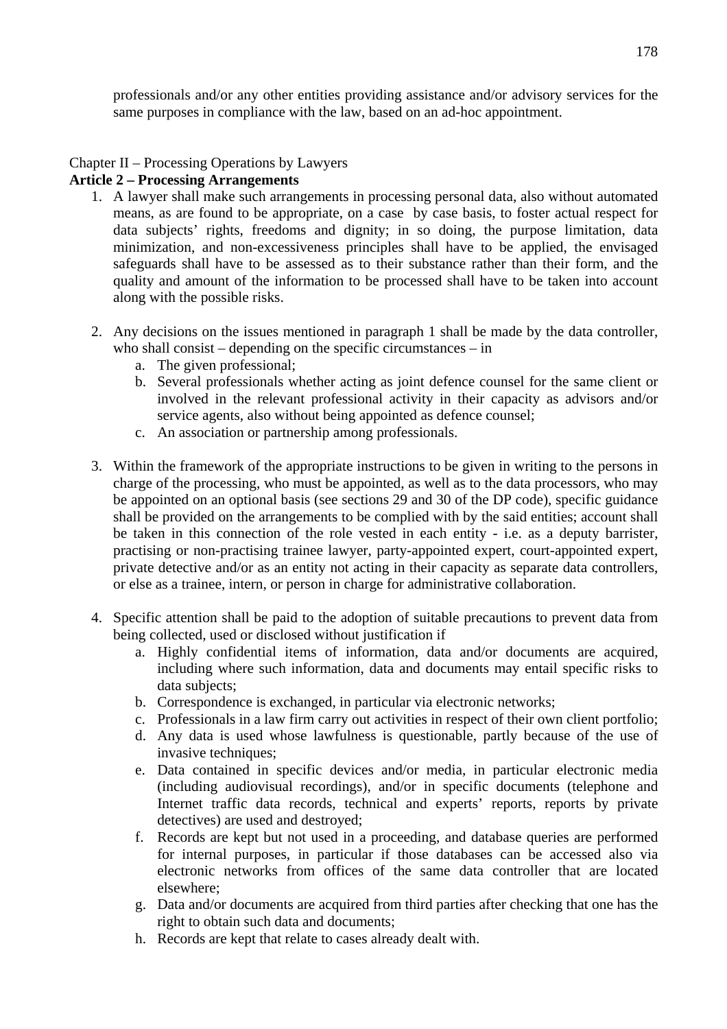professionals and/or any other entities providing assistance and/or advisory services for the same purposes in compliance with the law, based on an ad-hoc appointment.

Chapter II – Processing Operations by Lawyers

**Article 2 – Processing Arrangements**

1. A lawyer shall make such arrangements in processing personal data, also without automated means, as are found to be appropriate, on a case by case basis, to foster actual respect for data subjects' rights, freedoms and dignity; in so doing, the purpose limitation, data minimization, and non-excessiveness principles shall have to be applied, the envisaged safeguards shall have to be assessed as to their substance rather than their form, and the quality and amount of the information to be processed shall have to be taken into account along with the possible risks.

2. Any decisions on the issues mentioned in paragraph 1 shall be made by the data controller, who shall consist – depending on the specific circumstances – in
   a. The given professional;
   b. Several professionals whether acting as joint defence counsel for the same client or involved in the relevant professional activity in their capacity as advisors and/or service agents, also without being appointed as defence counsel;
   c. An association or partnership among professionals.

3. Within the framework of the appropriate instructions to be given in writing to the persons in charge of the processing, who must be appointed, as well as to the data processors, who may be appointed on an optional basis (see sections 29 and 30 of the DP code), specific guidance shall be provided on the arrangements to be complied with by the said entities; account shall be taken in this connection of the role vested in each entity - i.e. as a deputy barrister, practising or non-practising trainee lawyer, party-appointed expert, court-appointed expert, private detective and/or as an entity not acting in their capacity as separate data controllers, or else as a trainee, intern, or person in charge for administrative collaboration.

4. Specific attention shall be paid to the adoption of suitable precautions to prevent data from being collected, used or disclosed without justification if
   a. Highly confidential items of information, data and/or documents are acquired, including where such information, data and documents may entail specific risks to data subjects;
   b. Correspondence is exchanged, in particular via electronic networks;
   c. Professionals in a law firm carry out activities in respect of their own client portfolio;
   d. Any data is used whose lawfulness is questionable, partly because of the use of invasive techniques;
   e. Data contained in specific devices and/or media, in particular electronic media (including audiovisual recordings), and/or in specific documents (telephone and Internet traffic data records, technical and experts' reports, reports by private detectives) are used and destroyed;
   f. Records are kept but not used in a proceeding, and database queries are performed for internal purposes, in particular if those databases can be accessed also via electronic networks from offices of the same data controller that are located elsewhere;
   g. Data and/or documents are acquired from third parties after checking that one has the right to obtain such data and documents;
   h. Records are kept that relate to cases already dealt with.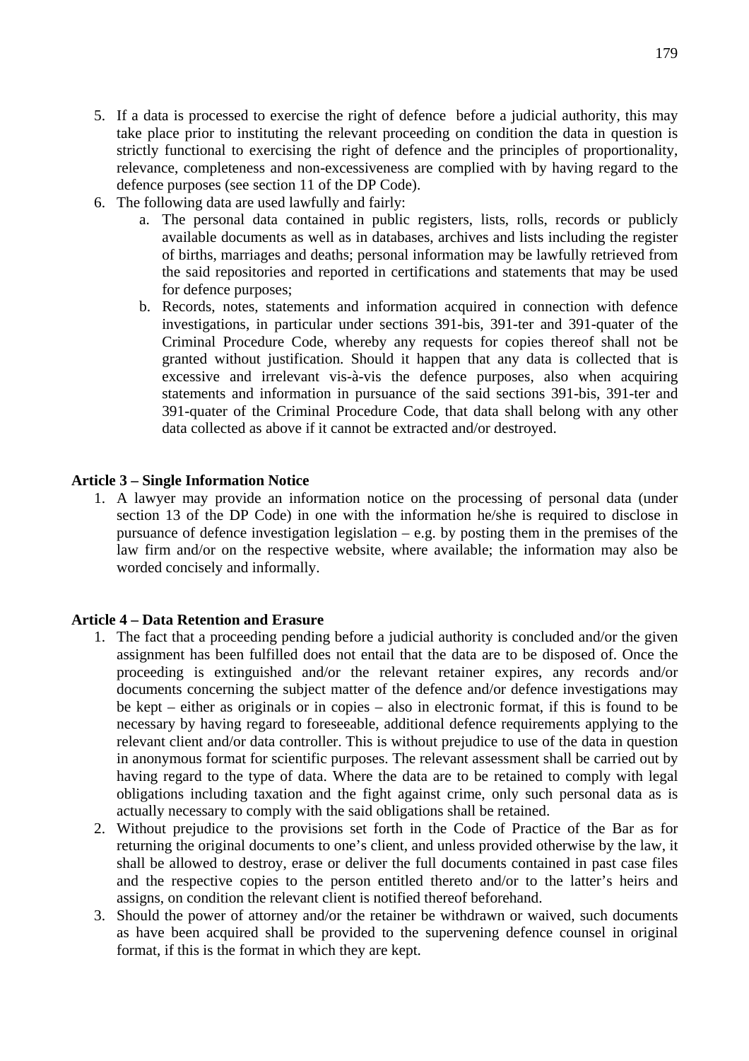5. If a data is processed to exercise the right of defence before a judicial authority, this may take place prior to instituting the relevant proceeding on condition the data in question is strictly functional to exercising the right of defence and the principles of proportionality, relevance, completeness and non-excessiveness are complied with by having regard to the defence purposes (see section 11 of the DP Code).
6. The following data are used lawfully and fairly:
    a. The personal data contained in public registers, lists, rolls, records or publicly available documents as well as in databases, archives and lists including the register of births, marriages and deaths; personal information may be lawfully retrieved from the said repositories and reported in certifications and statements that may be used for defence purposes;
    b. Records, notes, statements and information acquired in connection with defence investigations, in particular under sections 391-bis, 391-ter and 391-quater of the Criminal Procedure Code, whereby any requests for copies thereof shall not be granted without justification. Should it happen that any data is collected that is excessive and irrelevant vis-à-vis the defence purposes, also when acquiring statements and information in pursuance of the said sections 391-bis, 391-ter and 391-quater of the Criminal Procedure Code, that data shall belong with any other data collected as above if it cannot be extracted and/or destroyed.

**Article 3 – Single Information Notice**

1. A lawyer may provide an information notice on the processing of personal data (under section 13 of the DP Code) in one with the information he/she is required to disclose in pursuance of defence investigation legislation – e.g. by posting them in the premises of the law firm and/or on the respective website, where available; the information may also be worded concisely and informally.

**Article 4 – Data Retention and Erasure**

1. The fact that a proceeding pending before a judicial authority is concluded and/or the given assignment has been fulfilled does not entail that the data are to be disposed of. Once the proceeding is extinguished and/or the relevant retainer expires, any records and/or documents concerning the subject matter of the defence and/or defence investigations may be kept – either as originals or in copies – also in electronic format, if this is found to be necessary by having regard to foreseeable, additional defence requirements applying to the relevant client and/or data controller. This is without prejudice to use of the data in question in anonymous format for scientific purposes. The relevant assessment shall be carried out by having regard to the type of data. Where the data are to be retained to comply with legal obligations including taxation and the fight against crime, only such personal data as is actually necessary to comply with the said obligations shall be retained.
2. Without prejudice to the provisions set forth in the Code of Practice of the Bar as for returning the original documents to one's client, and unless provided otherwise by the law, it shall be allowed to destroy, erase or deliver the full documents contained in past case files and the respective copies to the person entitled thereto and/or to the latter's heirs and assigns, on condition the relevant client is notified thereof beforehand.
3. Should the power of attorney and/or the retainer be withdrawn or waived, such documents as have been acquired shall be provided to the supervening defence counsel in original format, if this is the format in which they are kept.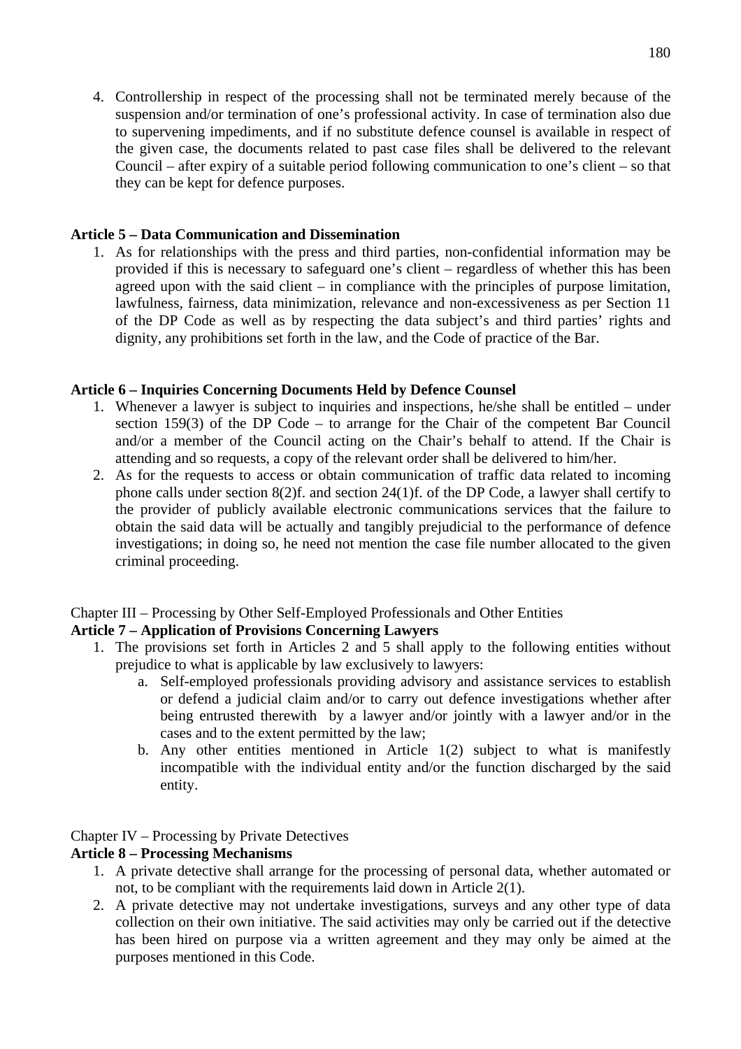4. Controllership in respect of the processing shall not be terminated merely because of the suspension and/or termination of one's professional activity. In case of termination also due to supervening impediments, and if no substitute defence counsel is available in respect of the given case, the documents related to past case files shall be delivered to the relevant Council – after expiry of a suitable period following communication to one's client – so that they can be kept for defence purposes.

**Article 5 – Data Communication and Dissemination**

1. As for relationships with the press and third parties, non-confidential information may be provided if this is necessary to safeguard one's client – regardless of whether this has been agreed upon with the said client – in compliance with the principles of purpose limitation, lawfulness, fairness, data minimization, relevance and non-excessiveness as per Section 11 of the DP Code as well as by respecting the data subject's and third parties' rights and dignity, any prohibitions set forth in the law, and the Code of practice of the Bar.

**Article 6 – Inquiries Concerning Documents Held by Defence Counsel**

1. Whenever a lawyer is subject to inquiries and inspections, he/she shall be entitled – under section 159(3) of the DP Code – to arrange for the Chair of the competent Bar Council and/or a member of the Council acting on the Chair's behalf to attend. If the Chair is attending and so requests, a copy of the relevant order shall be delivered to him/her.
2. As for the requests to access or obtain communication of traffic data related to incoming phone calls under section 8(2)f. and section 24(1)f. of the DP Code, a lawyer shall certify to the provider of publicly available electronic communications services that the failure to obtain the said data will be actually and tangibly prejudicial to the performance of defence investigations; in doing so, he need not mention the case file number allocated to the given criminal proceeding.

Chapter III – Processing by Other Self-Employed Professionals and Other Entities

**Article 7 – Application of Provisions Concerning Lawyers**

1. The provisions set forth in Articles 2 and 5 shall apply to the following entities without prejudice to what is applicable by law exclusively to lawyers:
    a. Self-employed professionals providing advisory and assistance services to establish or defend a judicial claim and/or to carry out defence investigations whether after being entrusted therewith by a lawyer and/or jointly with a lawyer and/or in the cases and to the extent permitted by the law;
    b. Any other entities mentioned in Article 1(2) subject to what is manifestly incompatible with the individual entity and/or the function discharged by the said entity.

Chapter IV – Processing by Private Detectives

**Article 8 – Processing Mechanisms**

1. A private detective shall arrange for the processing of personal data, whether automated or not, to be compliant with the requirements laid down in Article 2(1).
2. A private detective may not undertake investigations, surveys and any other type of data collection on their own initiative. The said activities may only be carried out if the detective has been hired on purpose via a written agreement and they may only be aimed at the purposes mentioned in this Code.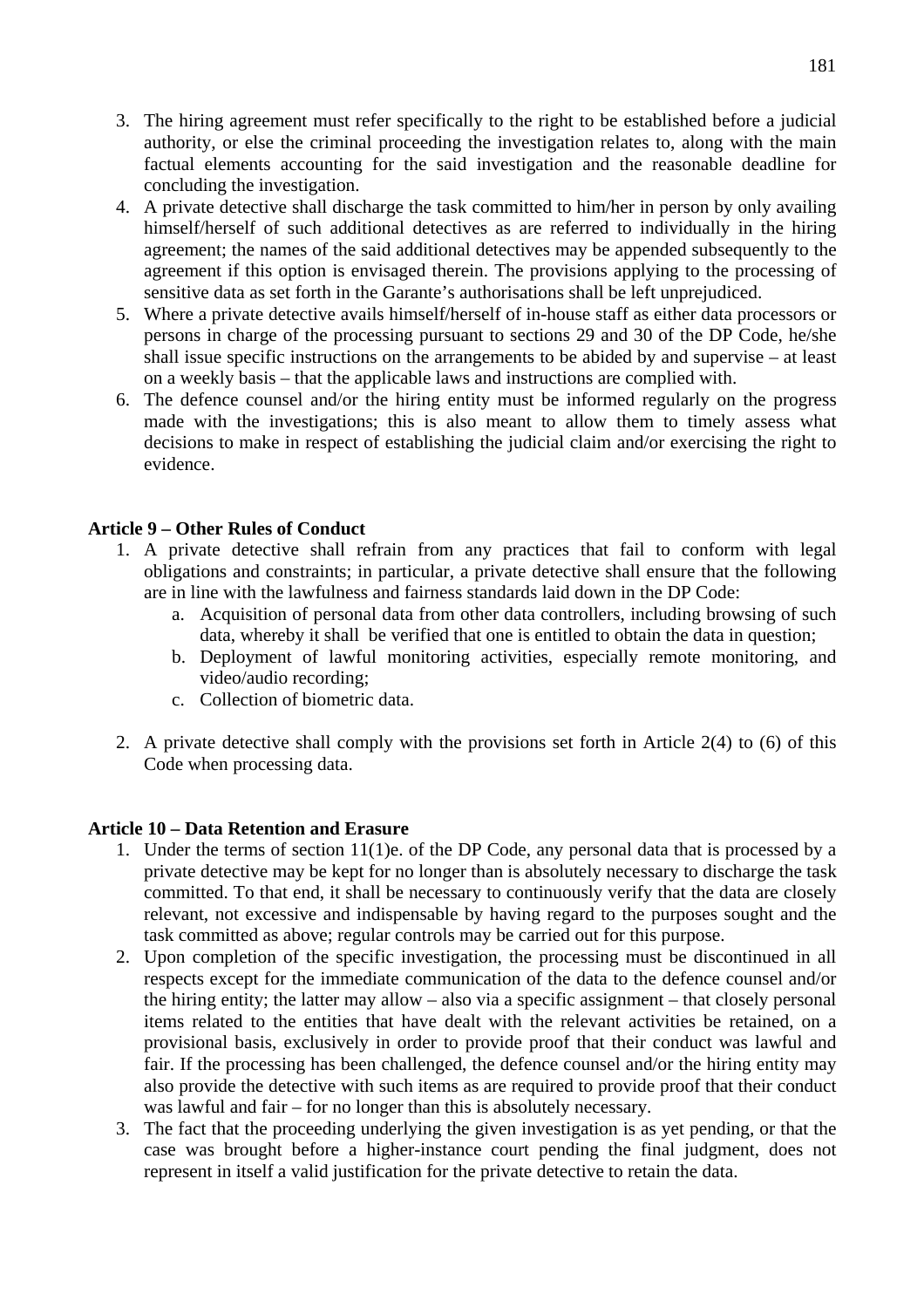3. The hiring agreement must refer specifically to the right to be established before a judicial authority, or else the criminal proceeding the investigation relates to, along with the main factual elements accounting for the said investigation and the reasonable deadline for concluding the investigation.
4. A private detective shall discharge the task committed to him/her in person by only availing himself/herself of such additional detectives as are referred to individually in the hiring agreement; the names of the said additional detectives may be appended subsequently to the agreement if this option is envisaged therein. The provisions applying to the processing of sensitive data as set forth in the Garante's authorisations shall be left unprejudiced.
5. Where a private detective avails himself/herself of in-house staff as either data processors or persons in charge of the processing pursuant to sections 29 and 30 of the DP Code, he/she shall issue specific instructions on the arrangements to be abided by and supervise – at least on a weekly basis – that the applicable laws and instructions are complied with.
6. The defence counsel and/or the hiring entity must be informed regularly on the progress made with the investigations; this is also meant to allow them to timely assess what decisions to make in respect of establishing the judicial claim and/or exercising the right to evidence.

**Article 9 – Other Rules of Conduct**

1. A private detective shall refrain from any practices that fail to conform with legal obligations and constraints; in particular, a private detective shall ensure that the following are in line with the lawfulness and fairness standards laid down in the DP Code:
   a. Acquisition of personal data from other data controllers, including browsing of such data, whereby it shall be verified that one is entitled to obtain the data in question;
   b. Deployment of lawful monitoring activities, especially remote monitoring, and video/audio recording;
   c. Collection of biometric data.

2. A private detective shall comply with the provisions set forth in Article 2(4) to (6) of this Code when processing data.

**Article 10 – Data Retention and Erasure**

1. Under the terms of section 11(1)e. of the DP Code, any personal data that is processed by a private detective may be kept for no longer than is absolutely necessary to discharge the task committed. To that end, it shall be necessary to continuously verify that the data are closely relevant, not excessive and indispensable by having regard to the purposes sought and the task committed as above; regular controls may be carried out for this purpose.
2. Upon completion of the specific investigation, the processing must be discontinued in all respects except for the immediate communication of the data to the defence counsel and/or the hiring entity; the latter may allow – also via a specific assignment – that closely personal items related to the entities that have dealt with the relevant activities be retained, on a provisional basis, exclusively in order to provide proof that their conduct was lawful and fair. If the processing has been challenged, the defence counsel and/or the hiring entity may also provide the detective with such items as are required to provide proof that their conduct was lawful and fair – for no longer than this is absolutely necessary.
3. The fact that the proceeding underlying the given investigation is as yet pending, or that the case was brought before a higher-instance court pending the final judgment, does not represent in itself a valid justification for the private detective to retain the data.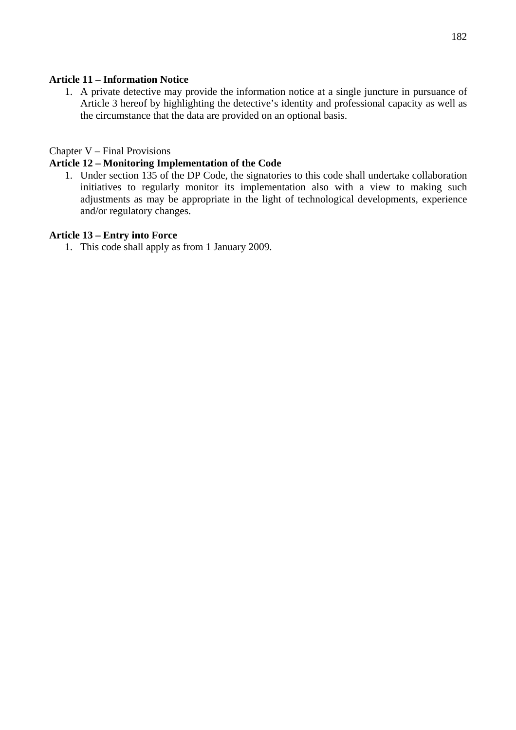**Article 11 – Information Notice**

1. A private detective may provide the information notice at a single juncture in pursuance of Article 3 hereof by highlighting the detective's identity and professional capacity as well as the circumstance that the data are provided on an optional basis.

Chapter V – Final Provisions

**Article 12 – Monitoring Implementation of the Code**

1. Under section 135 of the DP Code, the signatories to this code shall undertake collaboration initiatives to regularly monitor its implementation also with a view to making such adjustments as may be appropriate in the light of technological developments, experience and/or regulatory changes.

**Article 13 – Entry into Force**

1. This code shall apply as from 1 January 2009.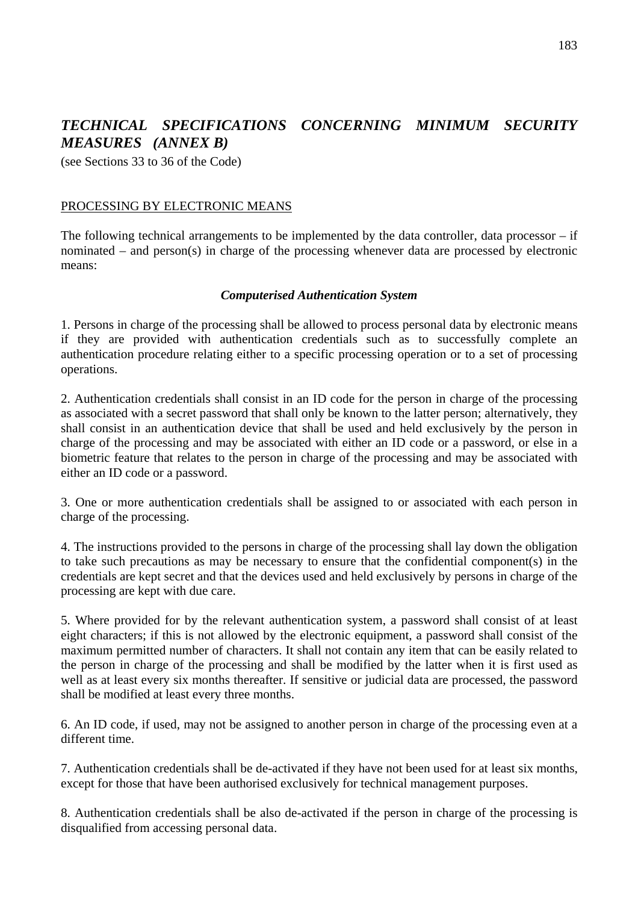## *TECHNICAL SPECIFICATIONS CONCERNING MINIMUM SECURITY MEASURES (ANNEX B)*

(see Sections 33 to 36 of the Code)

PROCESSING BY ELECTRONIC MEANS

The following technical arrangements to be implemented by the data controller, data processor – if nominated – and person(s) in charge of the processing whenever data are processed by electronic means:

### *Computerised Authentication System*

1. Persons in charge of the processing shall be allowed to process personal data by electronic means if they are provided with authentication credentials such as to successfully complete an authentication procedure relating either to a specific processing operation or to a set of processing operations.

2. Authentication credentials shall consist in an ID code for the person in charge of the processing as associated with a secret password that shall only be known to the latter person; alternatively, they shall consist in an authentication device that shall be used and held exclusively by the person in charge of the processing and may be associated with either an ID code or a password, or else in a biometric feature that relates to the person in charge of the processing and may be associated with either an ID code or a password.

3. One or more authentication credentials shall be assigned to or associated with each person in charge of the processing.

4. The instructions provided to the persons in charge of the processing shall lay down the obligation to take such precautions as may be necessary to ensure that the confidential component(s) in the credentials are kept secret and that the devices used and held exclusively by persons in charge of the processing are kept with due care.

5. Where provided for by the relevant authentication system, a password shall consist of at least eight characters; if this is not allowed by the electronic equipment, a password shall consist of the maximum permitted number of characters. It shall not contain any item that can be easily related to the person in charge of the processing and shall be modified by the latter when it is first used as well as at least every six months thereafter. If sensitive or judicial data are processed, the password shall be modified at least every three months.

6. An ID code, if used, may not be assigned to another person in charge of the processing even at a different time.

7. Authentication credentials shall be de-activated if they have not been used for at least six months, except for those that have been authorised exclusively for technical management purposes.

8. Authentication credentials shall be also de-activated if the person in charge of the processing is disqualified from accessing personal data.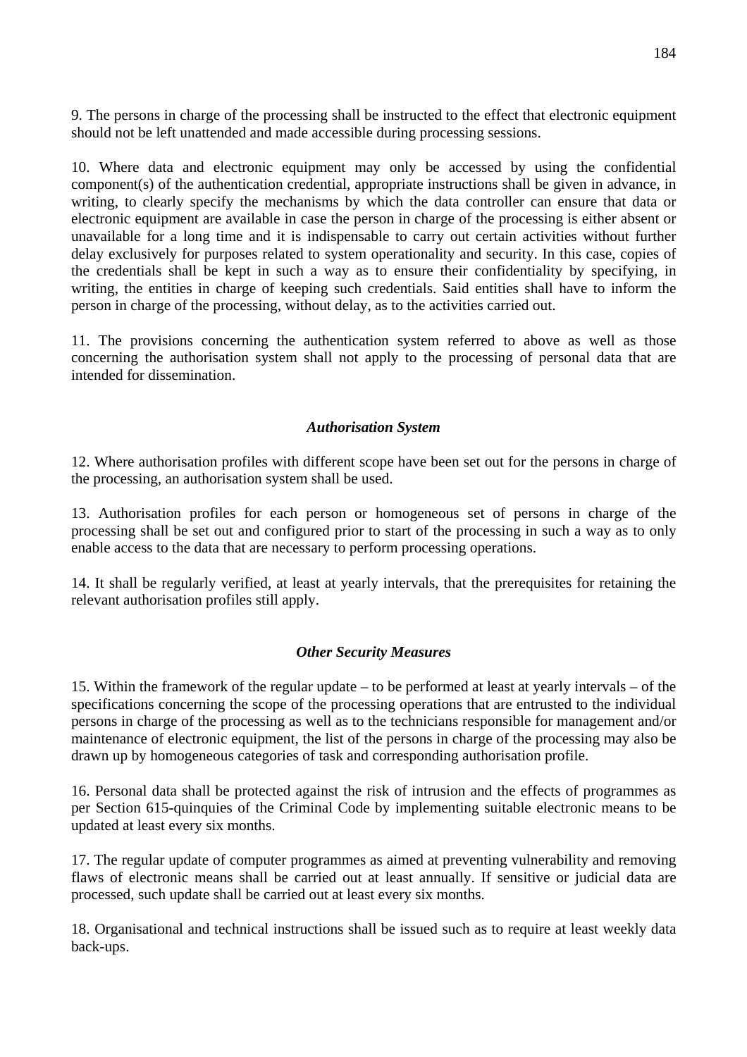9. The persons in charge of the processing shall be instructed to the effect that electronic equipment should not be left unattended and made accessible during processing sessions.

10. Where data and electronic equipment may only be accessed by using the confidential component(s) of the authentication credential, appropriate instructions shall be given in advance, in writing, to clearly specify the mechanisms by which the data controller can ensure that data or electronic equipment are available in case the person in charge of the processing is either absent or unavailable for a long time and it is indispensable to carry out certain activities without further delay exclusively for purposes related to system operationality and security. In this case, copies of the credentials shall be kept in such a way as to ensure their confidentiality by specifying, in writing, the entities in charge of keeping such credentials. Said entities shall have to inform the person in charge of the processing, without delay, as to the activities carried out.

11. The provisions concerning the authentication system referred to above as well as those concerning the authorisation system shall not apply to the processing of personal data that are intended for dissemination.

### *Authorisation System*

12. Where authorisation profiles with different scope have been set out for the persons in charge of the processing, an authorisation system shall be used.

13. Authorisation profiles for each person or homogeneous set of persons in charge of the processing shall be set out and configured prior to start of the processing in such a way as to only enable access to the data that are necessary to perform processing operations.

14. It shall be regularly verified, at least at yearly intervals, that the prerequisites for retaining the relevant authorisation profiles still apply.

### *Other Security Measures*

15. Within the framework of the regular update – to be performed at least at yearly intervals – of the specifications concerning the scope of the processing operations that are entrusted to the individual persons in charge of the processing as well as to the technicians responsible for management and/or maintenance of electronic equipment, the list of the persons in charge of the processing may also be drawn up by homogeneous categories of task and corresponding authorisation profile.

16. Personal data shall be protected against the risk of intrusion and the effects of programmes as per Section 615-quinquies of the Criminal Code by implementing suitable electronic means to be updated at least every six months.

17. The regular update of computer programmes as aimed at preventing vulnerability and removing flaws of electronic means shall be carried out at least annually. If sensitive or judicial data are processed, such update shall be carried out at least every six months.

18. Organisational and technical instructions shall be issued such as to require at least weekly data back-ups.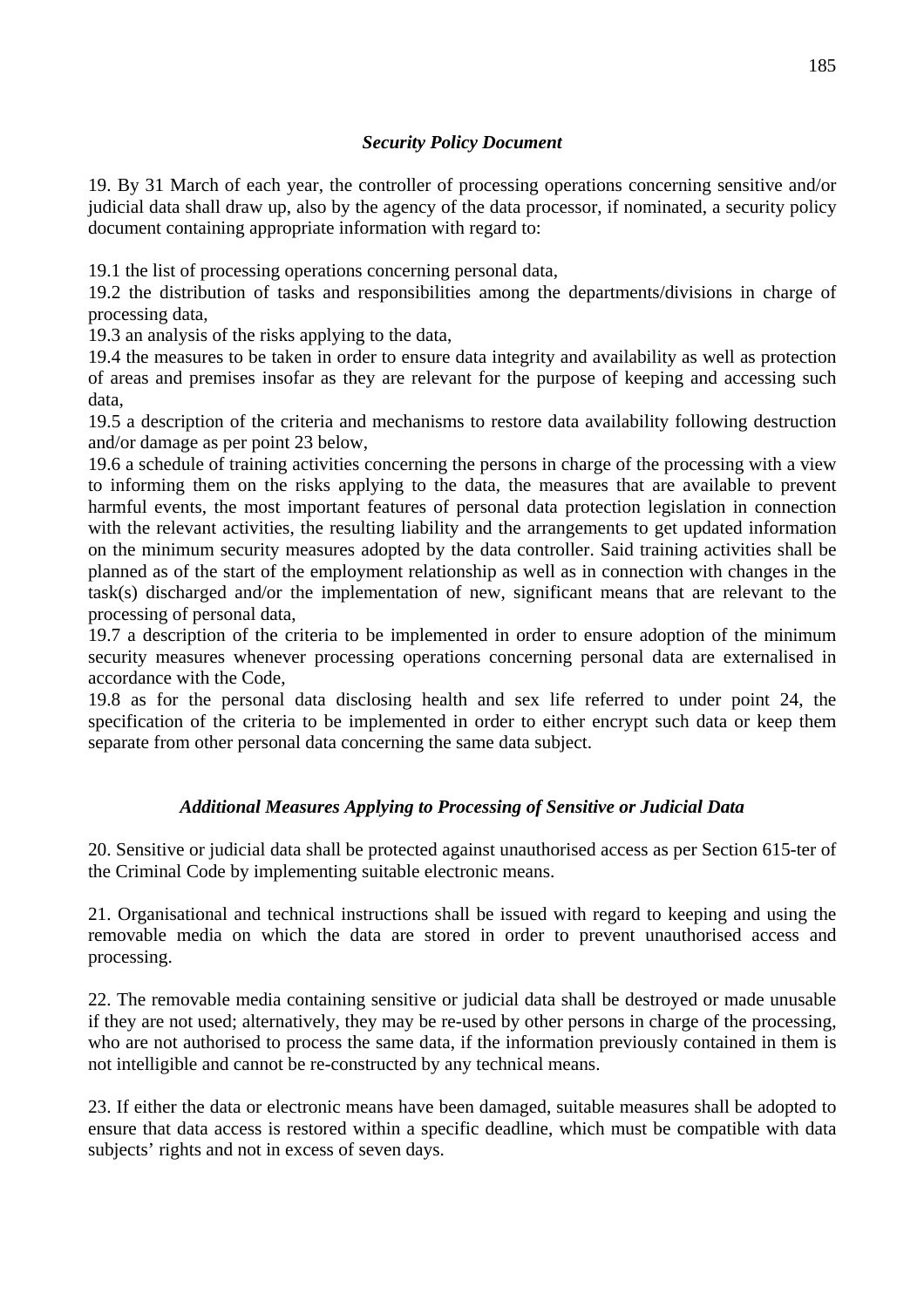### *Security Policy Document*

19. By 31 March of each year, the controller of processing operations concerning sensitive and/or judicial data shall draw up, also by the agency of the data processor, if nominated, a security policy document containing appropriate information with regard to:

19.1 the list of processing operations concerning personal data,
19.2 the distribution of tasks and responsibilities among the departments/divisions in charge of processing data,
19.3 an analysis of the risks applying to the data,
19.4 the measures to be taken in order to ensure data integrity and availability as well as protection of areas and premises insofar as they are relevant for the purpose of keeping and accessing such data,
19.5 a description of the criteria and mechanisms to restore data availability following destruction and/or damage as per point 23 below,
19.6 a schedule of training activities concerning the persons in charge of the processing with a view to informing them on the risks applying to the data, the measures that are available to prevent harmful events, the most important features of personal data protection legislation in connection with the relevant activities, the resulting liability and the arrangements to get updated information on the minimum security measures adopted by the data controller. Said training activities shall be planned as of the start of the employment relationship as well as in connection with changes in the task(s) discharged and/or the implementation of new, significant means that are relevant to the processing of personal data,
19.7 a description of the criteria to be implemented in order to ensure adoption of the minimum security measures whenever processing operations concerning personal data are externalised in accordance with the Code,
19.8 as for the personal data disclosing health and sex life referred to under point 24, the specification of the criteria to be implemented in order to either encrypt such data or keep them separate from other personal data concerning the same data subject.

### *Additional Measures Applying to Processing of Sensitive or Judicial Data*

20. Sensitive or judicial data shall be protected against unauthorised access as per Section 615-ter of the Criminal Code by implementing suitable electronic means.

21. Organisational and technical instructions shall be issued with regard to keeping and using the removable media on which the data are stored in order to prevent unauthorised access and processing.

22. The removable media containing sensitive or judicial data shall be destroyed or made unusable if they are not used; alternatively, they may be re-used by other persons in charge of the processing, who are not authorised to process the same data, if the information previously contained in them is not intelligible and cannot be re-constructed by any technical means.

23. If either the data or electronic means have been damaged, suitable measures shall be adopted to ensure that data access is restored within a specific deadline, which must be compatible with data subjects' rights and not in excess of seven days.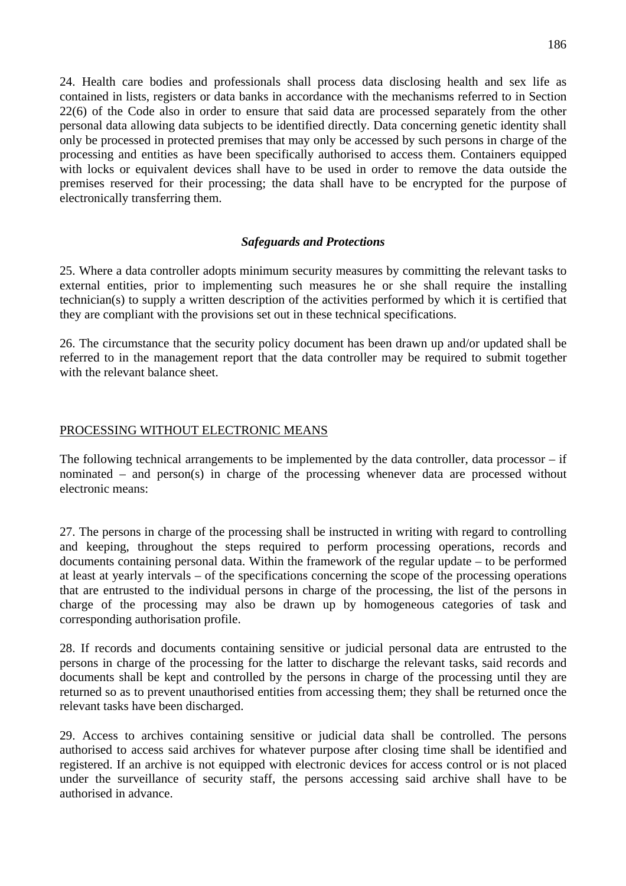24. Health care bodies and professionals shall process data disclosing health and sex life as contained in lists, registers or data banks in accordance with the mechanisms referred to in Section 22(6) of the Code also in order to ensure that said data are processed separately from the other personal data allowing data subjects to be identified directly. Data concerning genetic identity shall only be processed in protected premises that may only be accessed by such persons in charge of the processing and entities as have been specifically authorised to access them. Containers equipped with locks or equivalent devices shall have to be used in order to remove the data outside the premises reserved for their processing; the data shall have to be encrypted for the purpose of electronically transferring them.

***Safeguards and Protections***

25. Where a data controller adopts minimum security measures by committing the relevant tasks to external entities, prior to implementing such measures he or she shall require the installing technician(s) to supply a written description of the activities performed by which it is certified that they are compliant with the provisions set out in these technical specifications.

26. The circumstance that the security policy document has been drawn up and/or updated shall be referred to in the management report that the data controller may be required to submit together with the relevant balance sheet.

PROCESSING WITHOUT ELECTRONIC MEANS

The following technical arrangements to be implemented by the data controller, data processor – if nominated – and person(s) in charge of the processing whenever data are processed without electronic means:

27. The persons in charge of the processing shall be instructed in writing with regard to controlling and keeping, throughout the steps required to perform processing operations, records and documents containing personal data. Within the framework of the regular update – to be performed at least at yearly intervals – of the specifications concerning the scope of the processing operations that are entrusted to the individual persons in charge of the processing, the list of the persons in charge of the processing may also be drawn up by homogeneous categories of task and corresponding authorisation profile.

28. If records and documents containing sensitive or judicial personal data are entrusted to the persons in charge of the processing for the latter to discharge the relevant tasks, said records and documents shall be kept and controlled by the persons in charge of the processing until they are returned so as to prevent unauthorised entities from accessing them; they shall be returned once the relevant tasks have been discharged.

29. Access to archives containing sensitive or judicial data shall be controlled. The persons authorised to access said archives for whatever purpose after closing time shall be identified and registered. If an archive is not equipped with electronic devices for access control or is not placed under the surveillance of security staff, the persons accessing said archive shall have to be authorised in advance.